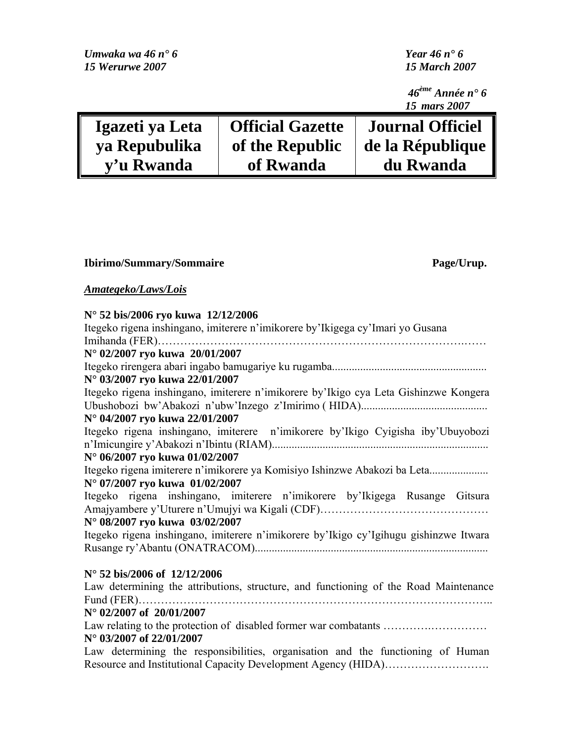*Umwaka wa 46 n° 6*
*15 Werurwe 2007*

*Year 46 n° 6*
*15 March 2007*

*46ème Année n° 6*
*15 mars 2007*

| Igazeti ya Leta ya Repubulika y'u Rwanda | Official Gazette of the Republic of Rwanda | Journal Officiel de la République du Rwanda |
|---|---|---|

**Ibirimo/Summary/Sommaire** **Page/Urup.**

***Amategeko/Laws/Lois***

**N° 52 bis/2006 ryo kuwa 12/12/2006**
Itegeko rigena inshingano, imiterere n'imikorere by'Ikigega cy'Imari yo Gusana Imihanda (FER)……………………………………………………………………….……

**N° 02/2007 ryo kuwa 20/01/2007**
Itegeko rirengera abari ingabo bamugariye ku rugamba.......................................................

**N° 03/2007 ryo kuwa 22/01/2007**
Itegeko rigena inshingano, imiterere n'imikorere by'Ikigo cya Leta Gishinzwe Kongera Ubushobozi bw'Abakozi n'ubw'Inzego z'Imirimo ( HIDA).............................................

**N° 04/2007 ryo kuwa 22/01/2007**
Itegeko rigena inshingano, imiterere n'imikorere by'Ikigo Cyigisha iby'Ubuyobozi n'Imicungire y'Abakozi n'Ibintu (RIAM)............................................................................

**N° 06/2007 ryo kuwa 01/02/2007**
Itegeko rigena imiterere n'imikorere ya Komisiyo Ishinzwe Abakozi ba Leta.....................

**N° 07/2007 ryo kuwa 01/02/2007**
Itegeko rigena inshingano, imiterere n'imikorere by'Ikigega Rusange Gitsura Amajyambere y'Uturere n'Umujyi wa Kigali (CDF)………………………………………

**N° 08/2007 ryo kuwa 03/02/2007**
Itegeko rigena inshingano, imiterere n'imikorere by'Ikigo cy'Igihugu gishinzwe Itwara Rusange ry'Abantu (ONATRACOM)..................................................................................

**N° 52 bis/2006 of 12/12/2006**
Law determining the attributions, structure, and functioning of the Road Maintenance Fund (FER)…………………………………………………………………………………..

**N° 02/2007 of 20/01/2007**
Law relating to the protection of disabled former war combatants ………….……………

**N° 03/2007 of 22/01/2007**
Law determining the responsibilities, organisation and the functioning of Human Resource and Institutional Capacity Development Agency (HIDA)……………………….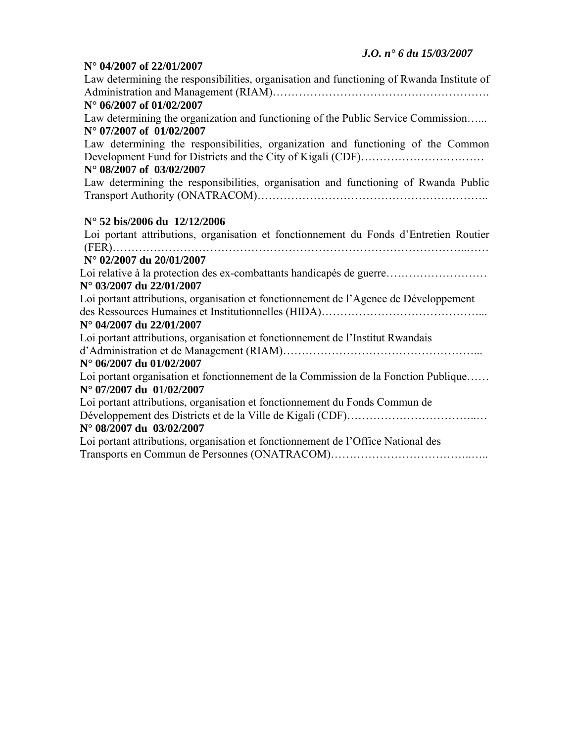**N° 04/2007 of 22/01/2007**

Law determining the responsibilities, organisation and functioning of Rwanda Institute of Administration and Management (RIAM)………………………………………………….

**N° 06/2007 of 01/02/2007**

Law determining the organization and functioning of the Public Service Commission…...

**N° 07/2007 of 01/02/2007**

Law determining the responsibilities, organization and functioning of the Common Development Fund for Districts and the City of Kigali (CDF)……………………….……

**N° 08/2007 of 03/02/2007**

Law determining the responsibilities, organisation and functioning of Rwanda Public Transport Authority (ONATRACOM)……………………………………………….……..

**N° 52 bis/2006 du 12/12/2006**

Loi portant attributions, organisation et fonctionnement du Fonds d'Entretien Routier (FER)……………………………………………………………………………………..……

**N° 02/2007 du 20/01/2007**

Loi relative à la protection des ex-combattants handicapés de guerre………………………

**N° 03/2007 du 22/01/2007**

Loi portant attributions, organisation et fonctionnement de l'Agence de Développement des Ressources Humaines et Institutionnelles (HIDA)……………………………………...

**N° 04/2007 du 22/01/2007**

Loi portant attributions, organisation et fonctionnement de l'Institut Rwandais d'Administration et de Management (RIAM)……………………………………………...

**N° 06/2007 du 01/02/2007**

Loi portant organisation et fonctionnement de la Commission de la Fonction Publique……

**N° 07/2007 du 01/02/2007**

Loi portant attributions, organisation et fonctionnement du Fonds Commun de Développement des Districts et de la Ville de Kigali (CDF)……………………………..…

**N° 08/2007 du 03/02/2007**

Loi portant attributions, organisation et fonctionnement de l'Office National des Transports en Commun de Personnes (ONATRACOM)………………………………..…..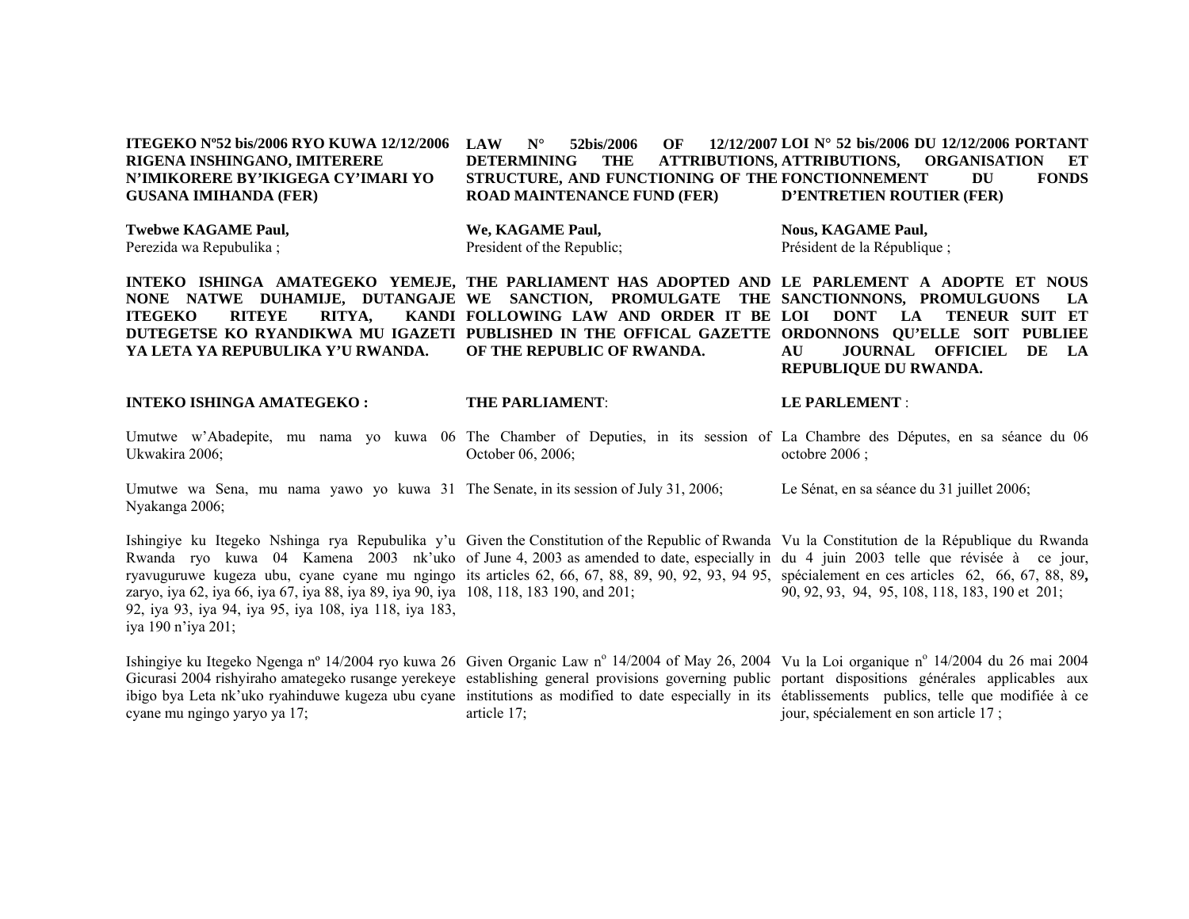**ITEGEKO Nº52 bis/2006 RYO KUWA 12/12/2006 RIGENA INSHINGANO, IMITERERE N'IMIKORERE BY'IKIGEGA CY'IMARI YO GUSANA IMIHANDA (FER)**

**Twebwe KAGAME Paul,**
Perezida wa Repubulika ;

**INTEKO ISHINGA AMATEGEKO YEMEJE, NONE NATWE DUHAMIJE, DUTANGAJE ITEGEKO RITEYE RITYA, KANDI DUTEGETSE KO RYANDIKWA MU IGAZETI YA LETA YA REPUBULIKA Y'U RWANDA.**

**INTEKO ISHINGA AMATEGEKO :**

Umutwe w'Abadepite, mu nama yo kuwa 06 Ukwakira 2006;

Umutwe wa Sena, mu nama yawo yo kuwa 31 Nyakanga 2006;

Ishingiye ku Itegeko Nshinga rya Repubulika y'u Rwanda ryo kuwa 04 Kamena 2003 nk'uko ryavuguruwe kugeza ubu, cyane cyane mu ngingo zaryo, iya 62, iya 66, iya 67, iya 88, iya 89, iya 90, iya 92, iya 93, iya 94, iya 95, iya 108, iya 118, iya 183, iya 190 n'iya 201;

Ishingiye ku Itegeko Ngenga nº 14/2004 ryo kuwa 26 Gicurasi 2004 rishyiraho amategeko rusange yerekeye ibigo bya Leta nk'uko ryahinduwe kugeza ubu cyane cyane mu ngingo yaryo ya 17;

**LAW N° 52bis/2006 OF 12/12/2007 DETERMINING THE ATTRIBUTIONS, STRUCTURE, AND FUNCTIONING OF THE ROAD MAINTENANCE FUND (FER)**

**We, KAGAME Paul,**
President of the Republic;

**THE PARLIAMENT HAS ADOPTED AND WE SANCTION, PROMULGATE THE FOLLOWING LAW AND ORDER IT BE PUBLISHED IN THE OFFICAL GAZETTE OF THE REPUBLIC OF RWANDA.**

**THE PARLIAMENT**:

The Chamber of Deputies, in its session of October 06, 2006;

The Senate, in its session of July 31, 2006;

Given the Constitution of the Republic of Rwanda of June 4, 2003 as amended to date, especially in its articles 62, 66, 67, 88, 89, 90, 92, 93, 94 95, 108, 118, 183 190, and 201;

Given Organic Law nº 14/2004 of May 26, 2004 establishing general provisions governing public institutions as modified to date especially in its article 17;

**LOI N° 52 bis/2006 DU 12/12/2006 PORTANT ATTRIBUTIONS, ORGANISATION ET FONCTIONNEMENT DU FONDS D'ENTRETIEN ROUTIER (FER)**

**Nous, KAGAME Paul,**
Président de la République ;

**LE PARLEMENT A ADOPTE ET NOUS SANCTIONNONS, PROMULGUONS LA LOI DONT LA TENEUR SUIT ET ORDONNONS QU'ELLE SOIT PUBLIEE AU JOURNAL OFFICIEL DE LA REPUBLIQUE DU RWANDA.**

**LE PARLEMENT** :

La Chambre des Députes, en sa séance du 06 octobre 2006 ;

Le Sénat, en sa séance du 31 juillet 2006;

Vu la Constitution de la République du Rwanda du 4 juin 2003 telle que révisée à ce jour, spécialement en ces articles 62, 66, 67, 88, 89**,** 90, 92, 93, 94, 95, 108, 118, 183, 190 et 201;

Vu la Loi organique nº 14/2004 du 26 mai 2004 portant dispositions générales applicables aux établissements publics, telle que modifiée à ce jour, spécialement en son article 17 ;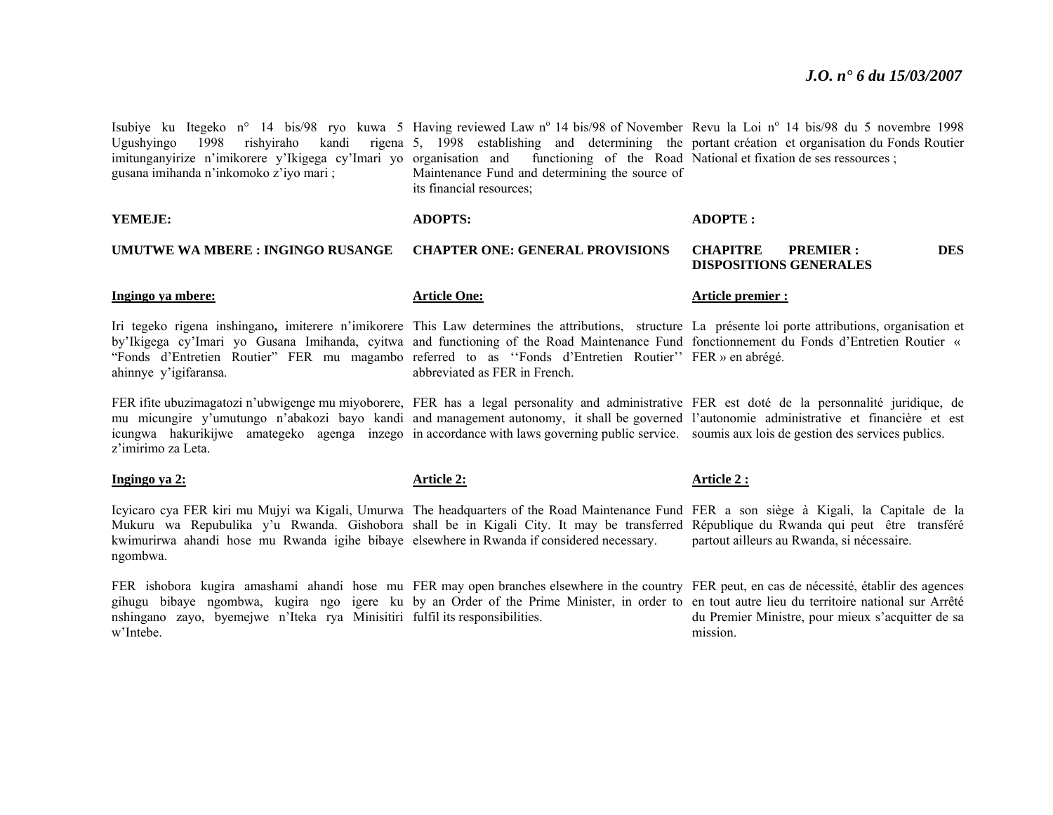Isubiye ku Itegeko n° 14 bis/98 ryo kuwa 5 Ugushyingo 1998 rishyiraho kandi rigena imitunganyirize n'imikorere y'Ikigega cy'Imari yo gusana imihanda n'inkomoko z'iyo mari ;

**YEMEJE:**

**UMUTWE WA MBERE : INGINGO RUSANGE**

**Ingingo ya mbere:**

Iri tegeko rigena inshingano**,** imiterere n'imikorere by'Ikigega cy'Imari yo Gusana Imihanda, cyitwa "Fonds d'Entretien Routier" FER mu magambo ahinnye y'igifaransa.

FER ifite ubuzimagatozi n'ubwigenge mu miyoborere, mu micungire y'umutungo n'abakozi bayo kandi icungwa hakurikijwe amategeko agenga inzego z'imirimo za Leta.

**Ingingo ya 2:**

Icyicaro cya FER kiri mu Mujyi wa Kigali, Umurwa Mukuru wa Repubulika y'u Rwanda. Gishobora kwimurirwa ahandi hose mu Rwanda igihe bibaye ngombwa.

FER ishobora kugira amashami ahandi hose mu gihugu bibaye ngombwa, kugira ngo igere ku nshingano zayo, byemejwe n'Iteka rya Minisitiri w'Intebe.

Having reviewed Law nº 14 bis/98 of November 5, 1998 establishing and determining the organisation and functioning of the Road Maintenance Fund and determining the source of its financial resources;

**ADOPTS:**

**CHAPTER ONE: GENERAL PROVISIONS**

**Article One:**

This Law determines the attributions, structure and functioning of the Road Maintenance Fund referred to as ''Fonds d'Entretien Routier'' abbreviated as FER in French.

FER has a legal personality and administrative and management autonomy, it shall be governed in accordance with laws governing public service.

**Article 2:**

The headquarters of the Road Maintenance Fund shall be in Kigali City. It may be transferred elsewhere in Rwanda if considered necessary.

FER may open branches elsewhere in the country by an Order of the Prime Minister, in order to fulfil its responsibilities.

Revu la Loi nº 14 bis/98 du 5 novembre 1998 portant création et organisation du Fonds Routier National et fixation de ses ressources ;

**ADOPTE :**

**CHAPITRE PREMIER : DES DISPOSITIONS GENERALES**

**Article premier :**

La présente loi porte attributions, organisation et fonctionnement du Fonds d'Entretien Routier « FER » en abrégé.

FER est doté de la personnalité juridique, de l'autonomie administrative et financière et est soumis aux lois de gestion des services publics.

**Article 2 :**

FER a son siège à Kigali, la Capitale de la République du Rwanda qui peut être transféré partout ailleurs au Rwanda, si nécessaire.

FER peut, en cas de nécessité, établir des agences en tout autre lieu du territoire national sur Arrêté du Premier Ministre, pour mieux s'acquitter de sa mission.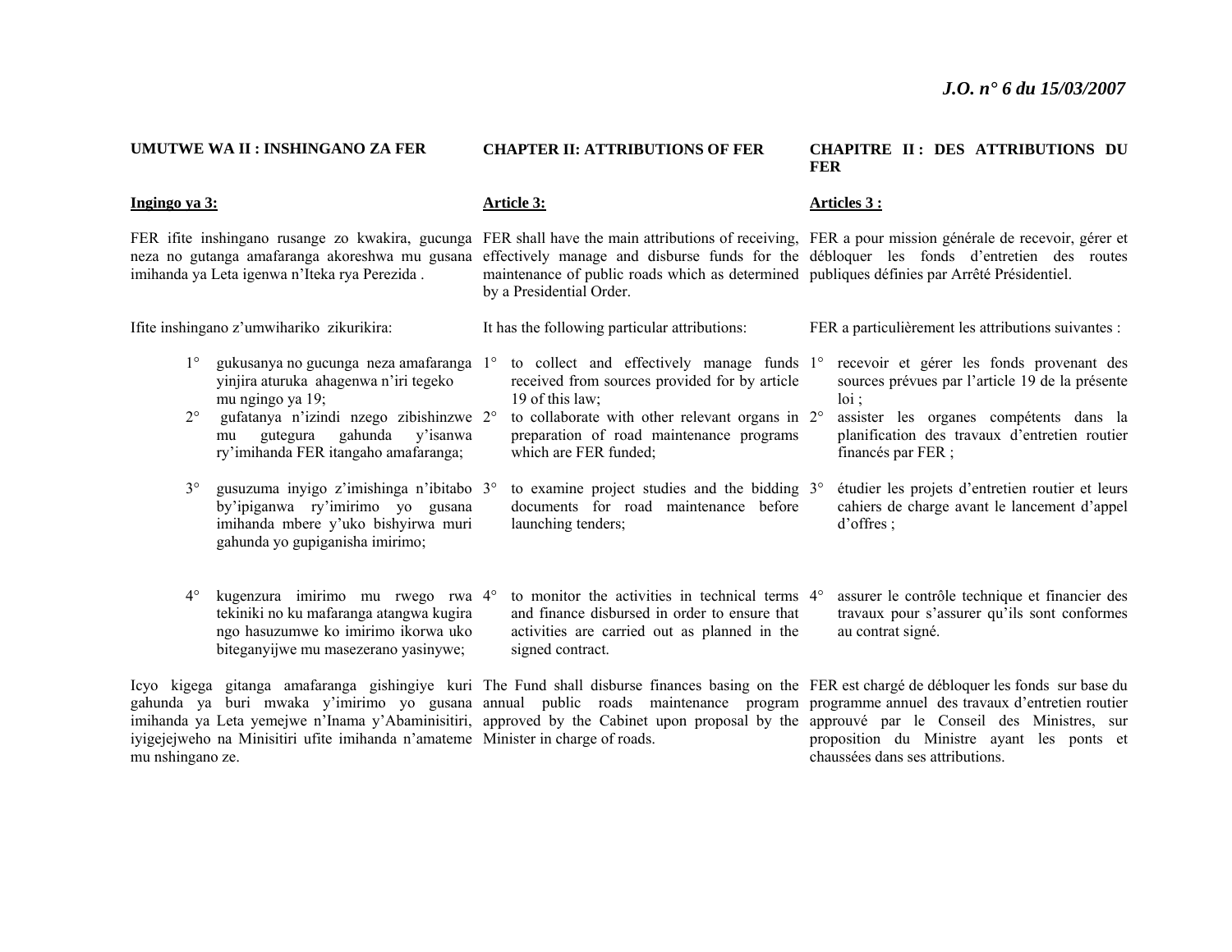## UMUTWE WA II : INSHINGANO ZA FER

**Ingingo ya 3:**

FER ifite inshingano rusange zo kwakira, gucunga neza no gutanga amafaranga akoreshwa mu gusana imihanda ya Leta igenwa n'Iteka rya Perezida .

Ifite inshingano z'umwihariko zikurikira:

1° gukusanya no gucunga neza amafaranga yinjira aturuka ahagenwa n'iri tegeko mu ngingo ya 19;

2° gufatanya n'izindi nzego zibishinzwe mu gutegura gahunda y'isanwa ry'imihanda FER itangaho amafaranga;

3° gusuzuma inyigo z'imishinga n'ibitabo by'ipiganwa ry'imirimo yo gusana imihanda mbere y'uko bishyirwa muri gahunda yo gupiganisha imirimo;

4° kugenzura imirimo mu rwego rwa tekiniki no ku mafaranga atangwa kugira ngo hasuzumwe ko imirimo ikorwa uko biteganyijwe mu masezerano yasinywe;

Icyo kigega gitanga amafaranga gishingiye kuri gahunda ya buri mwaka y'imirimo yo gusana imihanda ya Leta yemejwe n'Inama y'Abaminisitiri, iyigejejweho na Minisitiri ufite imihanda n'amateme mu nshingano ze.

## CHAPTER II: ATTRIBUTIONS OF FER

**Article 3:**

FER shall have the main attributions of receiving, effectively manage and disburse funds for the maintenance of public roads which as determined by a Presidential Order.

It has the following particular attributions:

1° to collect and effectively manage funds received from sources provided for by article 19 of this law;

2° to collaborate with other relevant organs in preparation of road maintenance programs which are FER funded;

3° to examine project studies and the bidding documents for road maintenance before launching tenders;

4° to monitor the activities in technical terms and finance disbursed in order to ensure that activities are carried out as planned in the signed contract.

The Fund shall disburse finances basing on the annual public roads maintenance program approved by the Cabinet upon proposal by the Minister in charge of roads.

## CHAPITRE II : DES ATTRIBUTIONS DU FER

**Articles 3 :**

FER a pour mission générale de recevoir, gérer et débloquer les fonds d'entretien des routes publiques définies par Arrêté Présidentiel.

FER a particulièrement les attributions suivantes :

1° recevoir et gérer les fonds provenant des sources prévues par l'article 19 de la présente loi ;

2° assister les organes compétents dans la planification des travaux d'entretien routier financés par FER ;

3° étudier les projets d'entretien routier et leurs cahiers de charge avant le lancement d'appel d'offres ;

4° assurer le contrôle technique et financier des travaux pour s'assurer qu'ils sont conformes au contrat signé.

FER est chargé de débloquer les fonds sur base du programme annuel des travaux d'entretien routier approuvé par le Conseil des Ministres, sur proposition du Ministre ayant les ponts et chaussées dans ses attributions.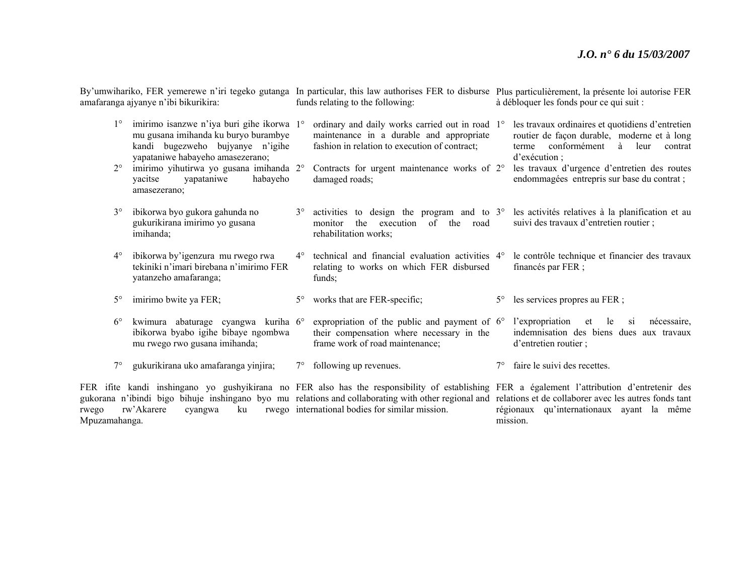By'umwihariko, FER yemerewe n'iri tegeko gutanga amafaranga ajyanye n'ibi bikurikira:

1° imirimo isanzwe n'iya buri gihe ikorwa mu gusana imihanda ku buryo burambye kandi bugezweho bujyanye n'igihe yapataniwe habayeho amasezerano;
2° imirimo yihutirwa yo gusana imihanda yacitse yapataniwe habayeho amasezerano;
3° ibikorwa byo gukora gahunda no gukurikirana imirimo yo gusana imihanda;
4° ibikorwa by'igenzura mu rwego rwa tekiniki n'imari birebana n'imirimo FER yatanzeho amafaranga;
5° imirimo bwite ya FER;
6° kwimura abaturage cyangwa kuriha ibikorwa byabo igihe bibaye ngombwa mu rwego rwo gusana imihanda;
7° gukurikirana uko amafaranga yinjira;

FER ifite kandi inshingano yo gushyikirana no gukorana n'ibindi bigo bihuje inshingano byo mu rwego rw'Akarere cyangwa ku rwego Mpuzamahanga.

In particular, this law authorises FER to disburse funds relating to the following:

1° ordinary and daily works carried out in road maintenance in a durable and appropriate fashion in relation to execution of contract;
2° Contracts for urgent maintenance works of damaged roads;
3° activities to design the program and to monitor the execution of the road rehabilitation works;
4° technical and financial evaluation activities relating to works on which FER disbursed funds;
5° works that are FER-specific;
6° expropriation of the public and payment of their compensation where necessary in the frame work of road maintenance;
7° following up revenues.

FER also has the responsibility of establishing relations and collaborating with other regional and international bodies for similar mission.

Plus particulièrement, la présente loi autorise FER à débloquer les fonds pour ce qui suit :

1° les travaux ordinaires et quotidiens d'entretien routier de façon durable, moderne et à long terme conformément à leur contrat d'exécution ;
2° les travaux d'urgence d'entretien des routes endommagées entrepris sur base du contrat ;
3° les activités relatives à la planification et au suivi des travaux d'entretien routier ;
4° le contrôle technique et financier des travaux financés par FER ;
5° les services propres au FER ;
6° l'expropriation et le si nécessaire, indemnisation des biens dues aux travaux d'entretien routier ;
7° faire le suivi des recettes.

FER a également l'attribution d'entretenir des relations et de collaborer avec les autres fonds tant régionaux qu'internationaux ayant la même mission.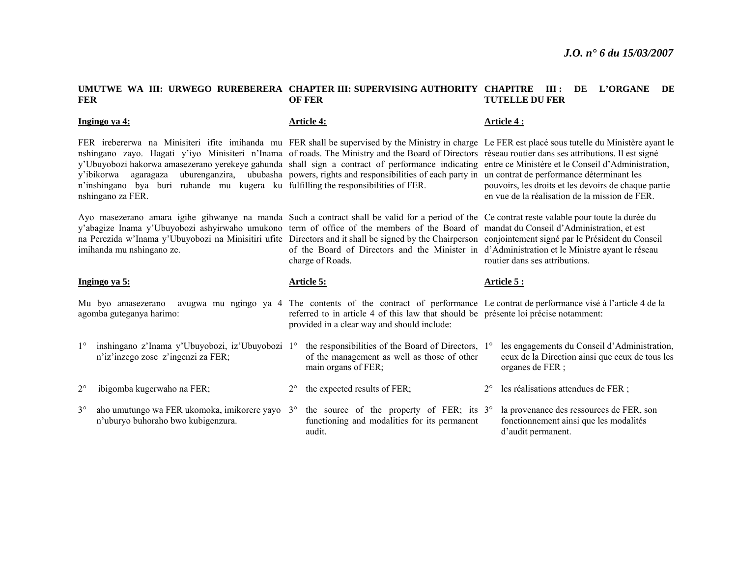## UMUTWE WA III: URWEGO RUREBERERA FER

**Ingingo ya 4:**

FER irebererwa na Minisiteri ifite imihanda mu nshingano zayo. Hagati y'iyo Minisiteri n'Inama y'Ubuyobozi hakorwa amasezerano yerekeye gahunda y'ibikorwa agaragaza uburenganzira, ububasha n'inshingano bya buri ruhande mu kugera ku nshingano za FER.

Ayo masezerano amara igihe gihwanye na manda y'abagize Inama y'Ubuyobozi ashyirwaho umukono na Perezida w'Inama y'Ubuyobozi na Minisitiri ufite imihanda mu nshingano ze.

**Ingingo ya 5:**

Mu byo amasezerano avugwa mu ngingo ya 4 agomba guteganya harimo:

1° inshingano z'Inama y'Ubuyobozi, iz'Ubuyobozi n'iz'inzego zose z'ingenzi za FER;

2° ibigomba kugerwaho na FER;

3° aho umutungo wa FER ukomoka, imikorere yayo n'uburyo buhoraho bwo kubigenzura.

## CHAPTER III: SUPERVISING AUTHORITY OF FER

**Article 4:**

FER shall be supervised by the Ministry in charge of roads. The Ministry and the Board of Directors shall sign a contract of performance indicating powers, rights and responsibilities of each party in fulfilling the responsibilities of FER.

Such a contract shall be valid for a period of the term of office of the members of the Board of Directors and it shall be signed by the Chairperson of the Board of Directors and the Minister in charge of Roads.

**Article 5:**

The contents of the contract of performance referred to in article 4 of this law that should be provided in a clear way and should include:

1° the responsibilities of the Board of Directors, of the management as well as those of other main organs of FER;

2° the expected results of FER;

3° the source of the property of FER; its functioning and modalities for its permanent audit.

## CHAPITRE III : DE L'ORGANE DE TUTELLE DU FER

**Article 4 :**

Le FER est placé sous tutelle du Ministère ayant le réseau routier dans ses attributions. Il est signé entre ce Ministère et le Conseil d'Administration, un contrat de performance déterminant les pouvoirs, les droits et les devoirs de chaque partie en vue de la réalisation de la mission de FER.

Ce contrat reste valable pour toute la durée du mandat du Conseil d'Administration, et est conjointement signé par le Président du Conseil d'Administration et le Ministre ayant le réseau routier dans ses attributions.

**Article 5 :**

Le contrat de performance visé à l'article 4 de la présente loi précise notamment:

1° les engagements du Conseil d'Administration, ceux de la Direction ainsi que ceux de tous les organes de FER ;

2° les réalisations attendues de FER ;

3° la provenance des ressources de FER, son fonctionnement ainsi que les modalités d'audit permanent.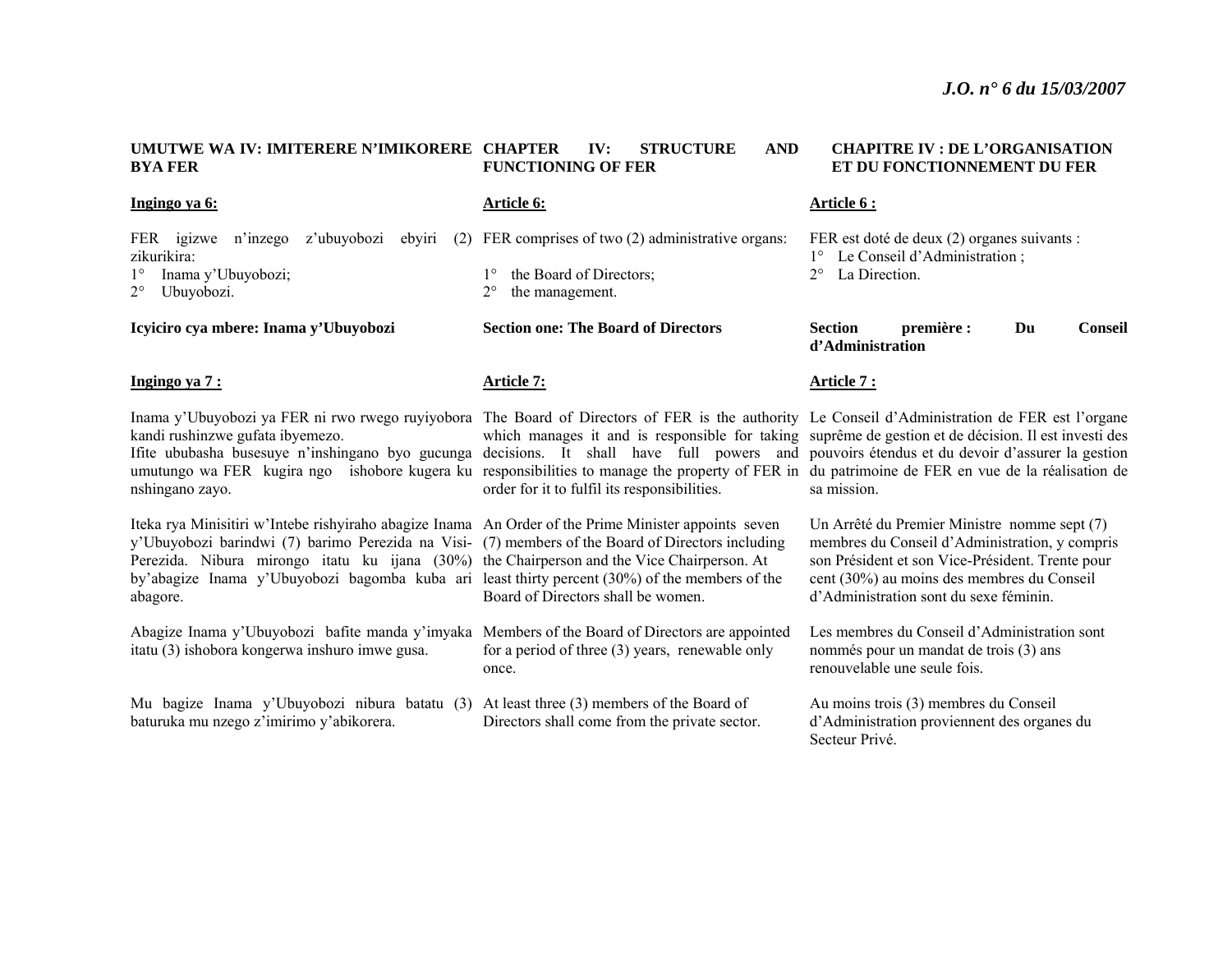**UMUTWE WA IV: IMITERERE N'IMIKORERE BYA FER**

**Ingingo ya 6:**

FER igizwe n'inzego z'ubuyobozi ebyiri (2) zikurikira:

1° Inama y'Ubuyobozi;
2° Ubuyobozi.

**Icyiciro cya mbere: Inama y'Ubuyobozi**

**Ingingo ya 7 :**

Inama y'Ubuyobozi ya FER ni rwo rwego ruyiyobora kandi rushinzwe gufata ibyemezo.
Ifite ububasha busesuye n'inshingano byo gucunga umutungo wa FER kugira ngo ishobore kugera ku nshingano zayo.

Iteka rya Minisitiri w'Intebe rishyiraho abagize Inama y'Ubuyobozi barindwi (7) barimo Perezida na Visi-Perezida. Nibura mirongo itatu ku ijana (30%) by'abagize Inama y'Ubuyobozi bagomba kuba ari abagore.

Abagize Inama y'Ubuyobozi bafite manda y'imyaka itatu (3) ishobora kongerwa inshuro imwe gusa.

Mu bagize Inama y'Ubuyobozi nibura batatu (3) baturuka mu nzego z'imirimo y'abikorera.

**CHAPTER IV: STRUCTURE AND FUNCTIONING OF FER**

**Article 6:**

FER comprises of two (2) administrative organs:

1° the Board of Directors;
2° the management.

**Section one: The Board of Directors**

**Article 7:**

The Board of Directors of FER is the authority which manages it and is responsible for taking decisions. It shall have full powers and responsibilities to manage the property of FER in order for it to fulfil its responsibilities.

An Order of the Prime Minister appoints seven (7) members of the Board of Directors including the Chairperson and the Vice Chairperson. At least thirty percent (30%) of the members of the Board of Directors shall be women.

Members of the Board of Directors are appointed for a period of three (3) years, renewable only once.

At least three (3) members of the Board of Directors shall come from the private sector.

**CHAPITRE IV : DE L'ORGANISATION ET DU FONCTIONNEMENT DU FER**

**Article 6 :**

FER est doté de deux (2) organes suivants :

1° Le Conseil d'Administration ;
2° La Direction.

**Section première : Du Conseil d'Administration**

**Article 7 :**

Le Conseil d'Administration de FER est l'organe suprême de gestion et de décision. Il est investi des pouvoirs étendus et du devoir d'assurer la gestion du patrimoine de FER en vue de la réalisation de sa mission.

Un Arrêté du Premier Ministre nomme sept (7) membres du Conseil d'Administration, y compris son Président et son Vice-Président. Trente pour cent (30%) au moins des membres du Conseil d'Administration sont du sexe féminin.

Les membres du Conseil d'Administration sont nommés pour un mandat de trois (3) ans renouvelable une seule fois.

Au moins trois (3) membres du Conseil d'Administration proviennent des organes du Secteur Privé.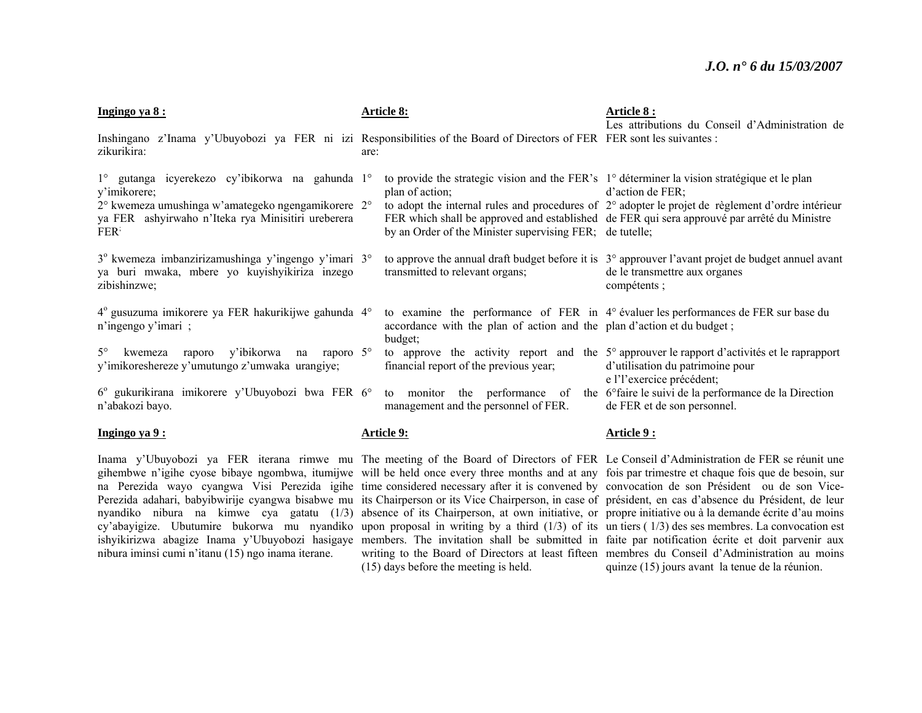**Ingingo ya 8 :**

Inshingano z'Inama y'Ubuyobozi ya FER ni izi zikurikira:

1° gutanga icyerekezo cy'ibikorwa na gahunda y'imikorere;
2° kwemeza umushinga w'amategeko ngengamikorere ya FER ashyirwaho n'Iteka rya Minisitiri ureberera FER;

3° kwemeza imbanzirizamushinga y'ingengo y'imari ya buri mwaka, mbere yo kuyishyikiriza inzego zibishinzwe;

4° gusuzuma imikorere ya FER hakurikijwe gahunda n'ingengo y'imari ;

5° kwemeza raporo y'ibikorwa na raporo y'imikoreshereze y'umutungo z'umwaka urangiye;

6° gukurikirana imikorere y'Ubuyobozi bwa FER n'abakozi bayo.

**Ingingo ya 9 :**

Inama y'Ubuyobozi ya FER iterana rimwe mu gihembwe n'igihe cyose bibaye ngombwa, itumijwe na Perezida wayo cyangwa Visi Perezida igihe Perezida adahari, babyibwirije cyangwa bisabwe mu nyandiko nibura na kimwe cya gatatu (1/3) cy'abayigize. Ubutumire bukorwa mu nyandiko ishyikirizwa abagize Inama y'Ubuyobozi hasigaye nibura iminsi cumi n'itanu (15) ngo inama iterane.

**Article 8:**

Responsibilities of the Board of Directors of FER are:

1° to provide the strategic vision and the FER's plan of action;
2° to adopt the internal rules and procedures of FER which shall be approved and established by an Order of the Minister supervising FER;

3° to approve the annual draft budget before it is transmitted to relevant organs;

4° to examine the performance of FER in accordance with the plan of action and the budget;

5° to approve the activity report and the financial report of the previous year;

6° to monitor the performance of the management and the personnel of FER.

**Article 9:**

The meeting of the Board of Directors of FER will be held once every three months and at any time considered necessary after it is convened by its Chairperson or its Vice Chairperson, in case of absence of its Chairperson, at own initiative, or upon proposal in writing by a third (1/3) of its members. The invitation shall be submitted in writing to the Board of Directors at least fifteen (15) days before the meeting is held.

**Article 8 :**

Les attributions du Conseil d'Administration de FER sont les suivantes :

1° déterminer la vision stratégique et le plan d'action de FER;
2° adopter le projet de règlement d'ordre intérieur de FER qui sera approuvé par arrêté du Ministre de tutelle;

3° approuver l'avant projet de budget annuel avant de le transmettre aux organes compétents ;

4° évaluer les performances de FER sur base du plan d'action et du budget ;

5° approuver le rapport d'activités et le raprapport d'utilisation du patrimoine pour e l'exercice précédent;

6°faire le suivi de la performance de la Direction de FER et de son personnel.

**Article 9 :**

Le Conseil d'Administration de FER se réunit une fois par trimestre et chaque fois que de besoin, sur convocation de son Président ou de son Vice-président, en cas d'absence du Président, de leur propre initiative ou à la demande écrite d'au moins un tiers ( 1/3) des ses membres. La convocation est faite par notification écrite et doit parvenir aux membres du Conseil d'Administration au moins quinze (15) jours avant la tenue de la réunion.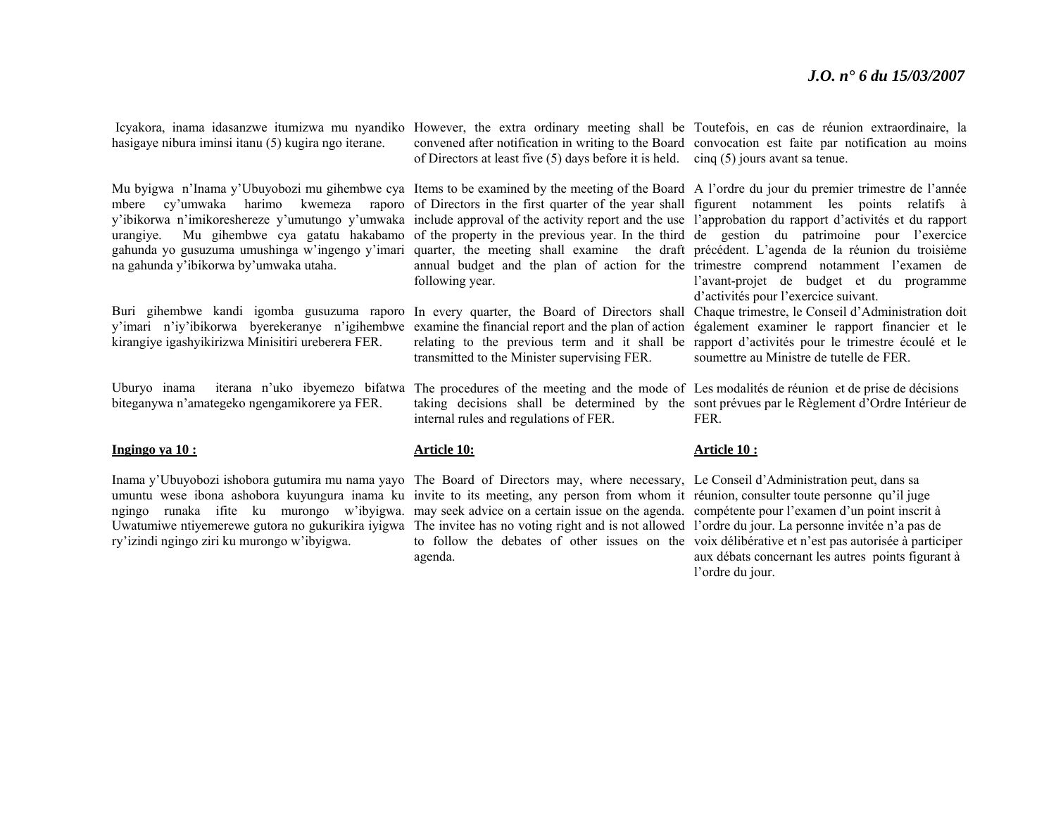Icyakora, inama idasanzwe itumizwa mu nyandiko hasigaye nibura iminsi itanu (5) kugira ngo iterane.

Mu byigwa n'Inama y'Ubuyobozi mu gihembwe cya mbere cy'umwaka harimo kwemeza raporo y'ibikorwa n'imikoreshereze y'umutungo y'umwaka urangiye. Mu gihembwe cya gatatu hakabamo gahunda yo gusuzuma umushinga w'ingengo y'imari na gahunda y'ibikorwa by'umwaka utaha.

Buri gihembwe kandi igomba gusuzuma raporo y'imari n'iy'ibikorwa byerekeranye n'igihembwe kirangiye igashyikirizwa Minisitiri ureberera FER.

Uburyo inama iterana n'uko ibyemezo bifatwa biteganywa n'amategeko ngengamikorere ya FER.

**Ingingo ya 10 :**

Inama y'Ubuyobozi ishobora gutumira mu nama yayo umuntu wese ibona ashobora kuyungura inama ku ngingo runaka ifite ku murongo w'ibyigwa. Uwatumiwe ntiyemerewe gutora no gukurikira iyigwa ry'izindi ngingo ziri ku murongo w'ibyigwa.

However, the extra ordinary meeting shall be convened after notification in writing to the Board of Directors at least five (5) days before it is held.

Items to be examined by the meeting of the Board of Directors in the first quarter of the year shall include approval of the activity report and the use of the property in the previous year. In the third quarter, the meeting shall examine the draft annual budget and the plan of action for the following year.

In every quarter, the Board of Directors shall examine the financial report and the plan of action relating to the previous term and it shall be transmitted to the Minister supervising FER.

The procedures of the meeting and the mode of taking decisions shall be determined by the internal rules and regulations of FER.

**Article 10:**

The Board of Directors may, where necessary, invite to its meeting, any person from whom it may seek advice on a certain issue on the agenda. The invitee has no voting right and is not allowed to follow the debates of other issues on the agenda.

Toutefois, en cas de réunion extraordinaire, la convocation est faite par notification au moins cinq (5) jours avant sa tenue.

A l'ordre du jour du premier trimestre de l'année figurent notamment les points relatifs à l'approbation du rapport d'activités et du rapport de gestion du patrimoine pour l'exercice précédent. L'agenda de la réunion du troisième trimestre comprend notamment l'examen de l'avant-projet de budget et du programme d'activités pour l'exercice suivant.

Chaque trimestre, le Conseil d'Administration doit également examiner le rapport financier et le rapport d'activités pour le trimestre écoulé et le soumettre au Ministre de tutelle de FER.

Les modalités de réunion et de prise de décisions sont prévues par le Règlement d'Ordre Intérieur de FER.

**Article 10 :**

Le Conseil d'Administration peut, dans sa réunion, consulter toute personne qu'il juge compétente pour l'examen d'un point inscrit à l'ordre du jour. La personne invitée n'a pas de voix délibérative et n'est pas autorisée à participer aux débats concernant les autres points figurant à l'ordre du jour.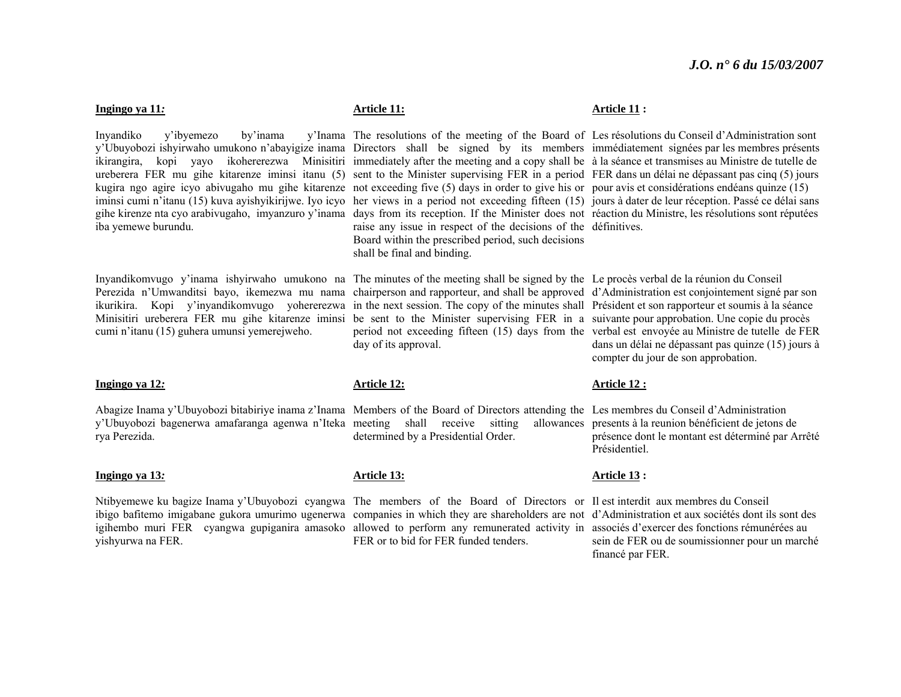**Ingingo ya 11:**

Inyandiko y'ibyemezo by'inama y'Inama y'Ubuyobozi ishyirwaho umukono n'abayigize inama ikirangira, kopi yayo ikohererezwa Minisitiri ureberera FER mu gihe kitarenze iminsi itanu (5) kugira ngo agire icyo abivugaho mu gihe kitarenze iminsi cumi n'itanu (15) kuva ayishyikirijwe. Iyo icyo gihe kirenze nta cyo arabivugaho, imyanzuro y'inama iba yemewe burundu.

Inyandikomvugo y'inama ishyirwaho umukono na Perezida n'Umwanditsi bayo, ikemezwa mu nama ikurikira. Kopi y'inyandikomvugo yohererezwa Minisitiri ureberera FER mu gihe kitarenze iminsi cumi n'itanu (15) guhera umunsi yemerejweho.

**Ingingo ya 12:**

Abagize Inama y'Ubuyobozi bitabiriye inama z'Inama y'Ubuyobozi bagenerwa amafaranga agenwa n'Iteka rya Perezida.

**Ingingo ya 13:**

Ntibyemewe ku bagize Inama y'Ubuyobozi cyangwa ibigo bafitemo imigabane gukora umurimo ugenerwa igihembo muri FER cyangwa gupiganira amasoko yishyurwa na FER.

**Article 11:**

The resolutions of the meeting of the Board of Directors shall be signed by its members immediately after the meeting and a copy shall be sent to the Minister supervising FER in a period not exceeding five (5) days in order to give his or her views in a period not exceeding fifteen (15) days from its reception. If the Minister does not raise any issue in respect of the decisions of the Board within the prescribed period, such decisions shall be final and binding.

The minutes of the meeting shall be signed by the chairperson and rapporteur, and shall be approved in the next session. The copy of the minutes shall be sent to the Minister supervising FER in a period not exceeding fifteen (15) days from the day of its approval.

**Article 12:**

Members of the Board of Directors attending the meeting shall receive sitting allowances determined by a Presidential Order.

**Article 13:**

The members of the Board of Directors or companies in which they are shareholders are not allowed to perform any remunerated activity in FER or to bid for FER funded tenders.

**Article 11 :**

Les résolutions du Conseil d'Administration sont immédiatement signées par les membres présents à la séance et transmises au Ministre de tutelle de FER dans un délai ne dépassant pas cinq (5) jours pour avis et considérations endéans quinze (15) jours à dater de leur réception. Passé ce délai sans réaction du Ministre, les résolutions sont réputées définitives.

Le procès verbal de la réunion du Conseil d'Administration est conjointement signé par son Président et son rapporteur et soumis à la séance suivante pour approbation. Une copie du procès verbal est envoyée au Ministre de tutelle de FER dans un délai ne dépassant pas quinze (15) jours à compter du jour de son approbation.

**Article 12 :**

Les membres du Conseil d'Administration presents à la reunion bénéficient de jetons de présence dont le montant est déterminé par Arrêté Présidentiel.

**Article 13 :**

Il est interdit aux membres du Conseil d'Administration et aux sociétés dont ils sont des associés d'exercer des fonctions rémunérées au sein de FER ou de soumissionner pour un marché financé par FER.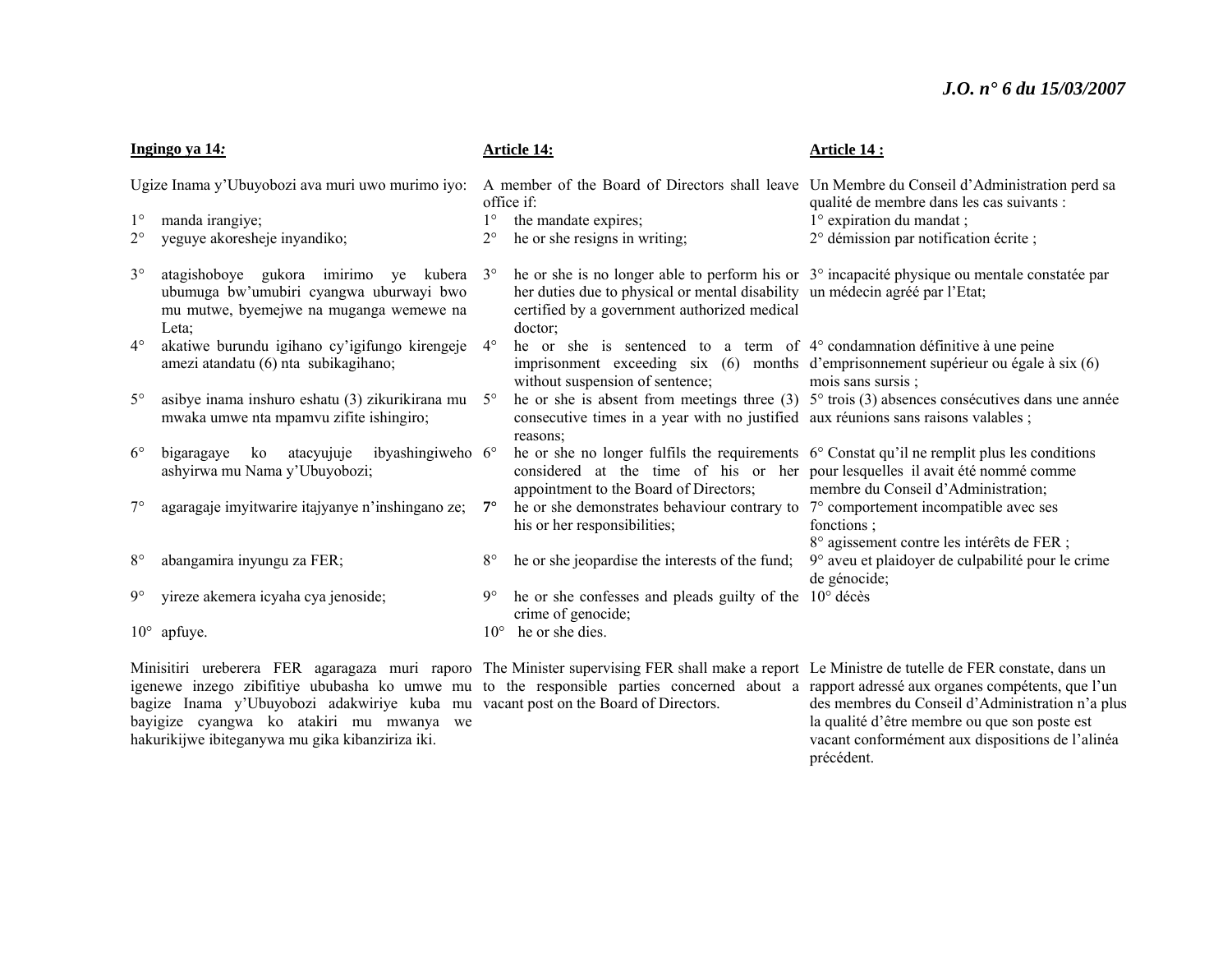**Ingingo ya 14:**

Ugize Inama y'Ubuyobozi ava muri uwo murimo iyo:

1° manda irangiye;
2° yeguye akoresheje inyandiko;
3° atagishoboye gukora imirimo ye kubera ubumuga bw'umubiri cyangwa uburwayi bwo mu mutwe, byemejwe na muganga wemewe na Leta;
4° akatiwe burundu igihano cy'igifungo kirengeje amezi atandatu (6) nta subikagihano;
5° asibye inama inshuro eshatu (3) zikurikirana mu mwaka umwe nta mpamvu zifite ishingiro;
6° bigaragaye ko atacyujuje ibyashingiweho ashyirwa mu Nama y'Ubuyobozi;
7° agaragaje imyitwarire itajyanye n'inshingano ze;
8° abangamira inyungu za FER;
9° yireze akemera icyaha cya jenoside;
10° apfuye.

Minisitiri ureberera FER agaragaza muri raporo igenewe inzego zibifitiye ububasha ko umwe mu bagize Inama y'Ubuyobozi adakwiriye kuba mu bayigize cyangwa ko atakiri mu mwanya we hakurikijwe ibiteganywa mu gika kibanziriza iki.

**Article 14:**

A member of the Board of Directors shall leave office if:

1° the mandate expires;
2° he or she resigns in writing;
3° he or she is no longer able to perform his or her duties due to physical or mental disability certified by a government authorized medical doctor;
4° he or she is sentenced to a term of imprisonment exceeding six (6) months without suspension of sentence;
5° he or she is absent from meetings three (3) consecutive times in a year with no justified reasons;
6° he or she no longer fulfils the requirements considered at the time of his or her appointment to the Board of Directors;
**7°** he or she demonstrates behaviour contrary to his or her responsibilities;
8° he or she jeopardise the interests of the fund;
9° he or she confesses and pleads guilty of the crime of genocide;
10° he or she dies.

The Minister supervising FER shall make a report to the responsible parties concerned about a vacant post on the Board of Directors.

**Article 14 :**

Un Membre du Conseil d'Administration perd sa qualité de membre dans les cas suivants :

1° expiration du mandat ;
2° démission par notification écrite ;
3° incapacité physique ou mentale constatée par un médecin agréé par l'Etat;
4° condamnation définitive à une peine d'emprisonnement supérieur ou égale à six (6) mois sans sursis ;
5° trois (3) absences consécutives dans une année aux réunions sans raisons valables ;
6° Constat qu'il ne remplit plus les conditions pour lesquelles il avait été nommé comme membre du Conseil d'Administration;
7° comportement incompatible avec ses fonctions ;
8° agissement contre les intérêts de FER ;
9° aveu et plaidoyer de culpabilité pour le crime de génocide;
10° décès

Le Ministre de tutelle de FER constate, dans un rapport adressé aux organes compétents, que l'un des membres du Conseil d'Administration n'a plus la qualité d'être membre ou que son poste est vacant conformément aux dispositions de l'alinéa précédent.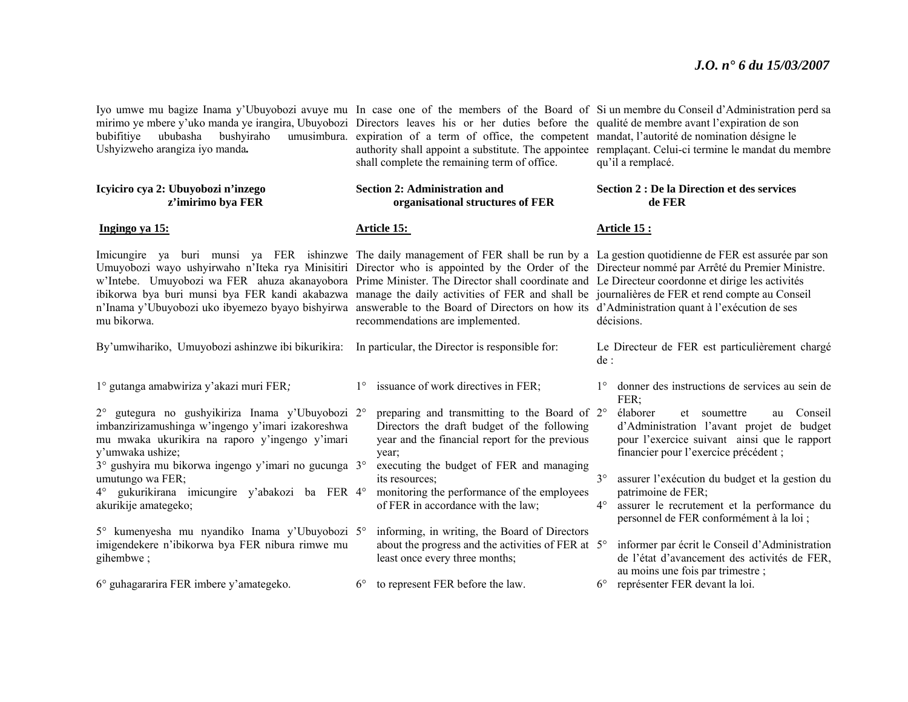Iyo umwe mu bagize Inama y'Ubuyobozi avuye mu mirimo ye mbere y'uko manda ye irangira, Ubuyobozi bubifitiye ububasha bushyiraho umusimbura. Ushyizweho arangiza iyo manda**.**

In case one of the members of the Board of Directors leaves his or her duties before the expiration of a term of office, the competent authority shall appoint a substitute. The appointee shall complete the remaining term of office.

Si un membre du Conseil d'Administration perd sa qualité de membre avant l'expiration de son mandat, l'autorité de nomination désigne le remplaçant. Celui-ci termine le mandat du membre qu'il a remplacé.

**Icyiciro cya 2: Ubuyobozi n'inzego z'imirimo bya FER**

**Section 2: Administration and organisational structures of FER**

**Section 2 : De la Direction et des services de FER**

**Ingingo ya 15:**

Imicungire ya buri munsi ya FER ishinzwe Umuyobozi wayo ushyirwaho n'Iteka rya Minisitiri w'Intebe. Umuyobozi wa FER ahuza akanayobora ibikorwa bya buri munsi bya FER kandi akabazwa n'Inama y'Ubuyobozi uko ibyemezo byayo bishyirwa mu bikorwa.

By'umwihariko, Umuyobozi ashinzwe ibi bikurikira:

1° gutanga amabwiriza y'akazi muri FER*;*

2° gutegura no gushyikiriza Inama y'Ubuyobozi imbanzirizamushinga w'ingengo y'imari izakoreshwa mu mwaka ukurikira na raporo y'ingengo y'imari y'umwaka ushize;

3° gushyira mu bikorwa ingengo y'imari no gucunga umutungo wa FER;

4° gukurikirana imicungire y'abakozi ba FER akurikije amategeko;

5° kumenyesha mu nyandiko Inama y'Ubuyobozi imigendekere n'ibikorwa bya FER nibura rimwe mu gihembwe ;

6° guhagararira FER imbere y'amategeko.

**Article 15:**

The daily management of FER shall be run by a Director who is appointed by the Order of the Prime Minister. The Director shall coordinate and manage the daily activities of FER and shall be answerable to the Board of Directors on how its recommendations are implemented.

In particular, the Director is responsible for:

1° issuance of work directives in FER;

2° preparing and transmitting to the Board of Directors the draft budget of the following year and the financial report for the previous year;

3° executing the budget of FER and managing its resources;

4° monitoring the performance of the employees of FER in accordance with the law;

5° informing, in writing, the Board of Directors about the progress and the activities of FER at least once every three months;

6° to represent FER before the law.

**Article 15 :**

La gestion quotidienne de FER est assurée par son Directeur nommé par Arrêté du Premier Ministre. Le Directeur coordonne et dirige les activités journalières de FER et rend compte au Conseil d'Administration quant à l'exécution de ses décisions.

Le Directeur de FER est particulièrement chargé de :

1° donner des instructions de services au sein de FER;

2° élaborer et soumettre au Conseil d'Administration l'avant projet de budget pour l'exercice suivant ainsi que le rapport financier pour l'exercice précédent ;

3° assurer l'exécution du budget et la gestion du patrimoine de FER;

4° assurer le recrutement et la performance du personnel de FER conformément à la loi ;

5° informer par écrit le Conseil d'Administration de l'état d'avancement des activités de FER, au moins une fois par trimestre ;

6° représenter FER devant la loi.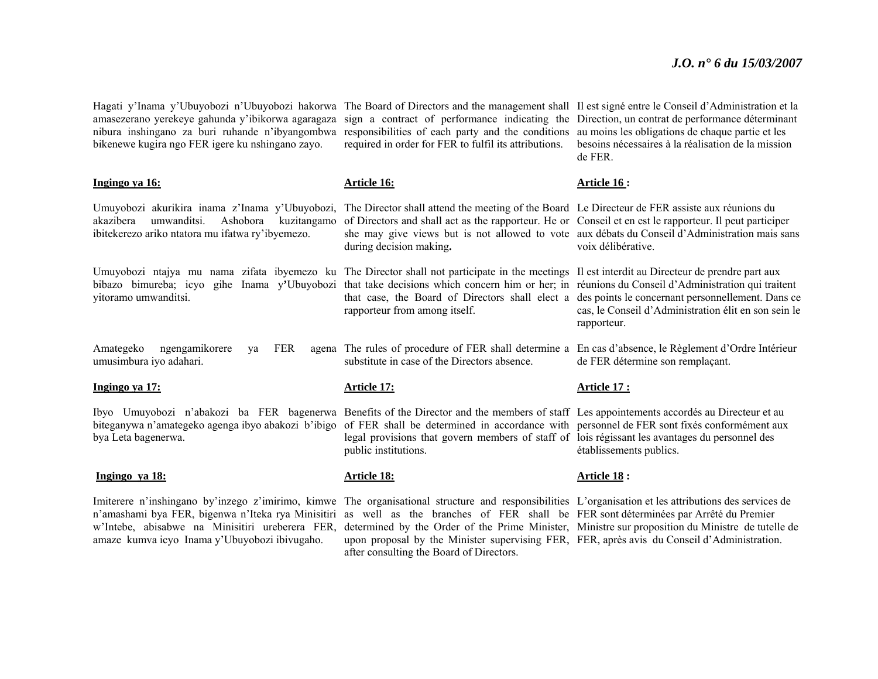Hagati y'Inama y'Ubuyobozi n'Ubuyobozi hakorwa amasezerano yerekeye gahunda y'ibikorwa agaragaza nibura inshingano za buri ruhande n'ibyangombwa bikenewe kugira ngo FER igere ku nshingano zayo.

**Ingingo ya 16:**

Umuyobozi akurikira inama z'Inama y'Ubuyobozi, akazibera umwanditsi. Ashobora kuzitangamo ibitekerezo ariko ntatora mu ifatwa ry'ibyemezo.

Umuyobozi ntajya mu nama zifata ibyemezo ku bibazo bimureba; icyo gihe Inama y'Ubuyobozi yitoramo umwanditsi.

Amategeko ngengamikorere ya FER agena umusimbura iyo adahari.

**Ingingo ya 17:**

Ibyo Umuyobozi n'abakozi ba FER bagenerwa biteganywa n'amategeko agenga ibyo abakozi b'ibigo bya Leta bagenerwa.

**Ingingo ya 18:**

Imiterere n'inshingano by'inzego z'imirimo, kimwe n'amashami bya FER, bigenwa n'Iteka rya Minisitiri w'Intebe, abisabwe na Minisitiri ureberera FER, amaze kumva icyo Inama y'Ubuyobozi ibivugaho.

The Board of Directors and the management shall sign a contract of performance indicating the responsibilities of each party and the conditions required in order for FER to fulfil its attributions.

**Article 16:**

The Director shall attend the meeting of the Board of Directors and shall act as the rapporteur. He or she may give views but is not allowed to vote during decision making**.**

The Director shall not participate in the meetings that take decisions which concern him or her; in that case, the Board of Directors shall elect a rapporteur from among itself.

The rules of procedure of FER shall determine a substitute in case of the Directors absence.

**Article 17:**

Benefits of the Director and the members of staff of FER shall be determined in accordance with legal provisions that govern members of staff of public institutions.

**Article 18:**

The organisational structure and responsibilities as well as the branches of FER shall be determined by the Order of the Prime Minister, upon proposal by the Minister supervising FER, after consulting the Board of Directors.

Il est signé entre le Conseil d'Administration et la Direction, un contrat de performance déterminant au moins les obligations de chaque partie et les besoins nécessaires à la réalisation de la mission de FER.

**Article 16 :**

Le Directeur de FER assiste aux réunions du Conseil et en est le rapporteur. Il peut participer aux débats du Conseil d'Administration mais sans voix délibérative.

Il est interdit au Directeur de prendre part aux réunions du Conseil d'Administration qui traitent des points le concernant personnellement. Dans ce cas, le Conseil d'Administration élit en son sein le rapporteur.

En cas d'absence, le Règlement d'Ordre Intérieur de FER détermine son remplaçant.

**Article 17 :**

Les appointements accordés au Directeur et au personnel de FER sont fixés conformément aux lois régissant les avantages du personnel des établissements publics.

**Article 18 :**

L'organisation et les attributions des services de FER sont déterminées par Arrêté du Premier Ministre sur proposition du Ministre de tutelle de FER, après avis du Conseil d'Administration.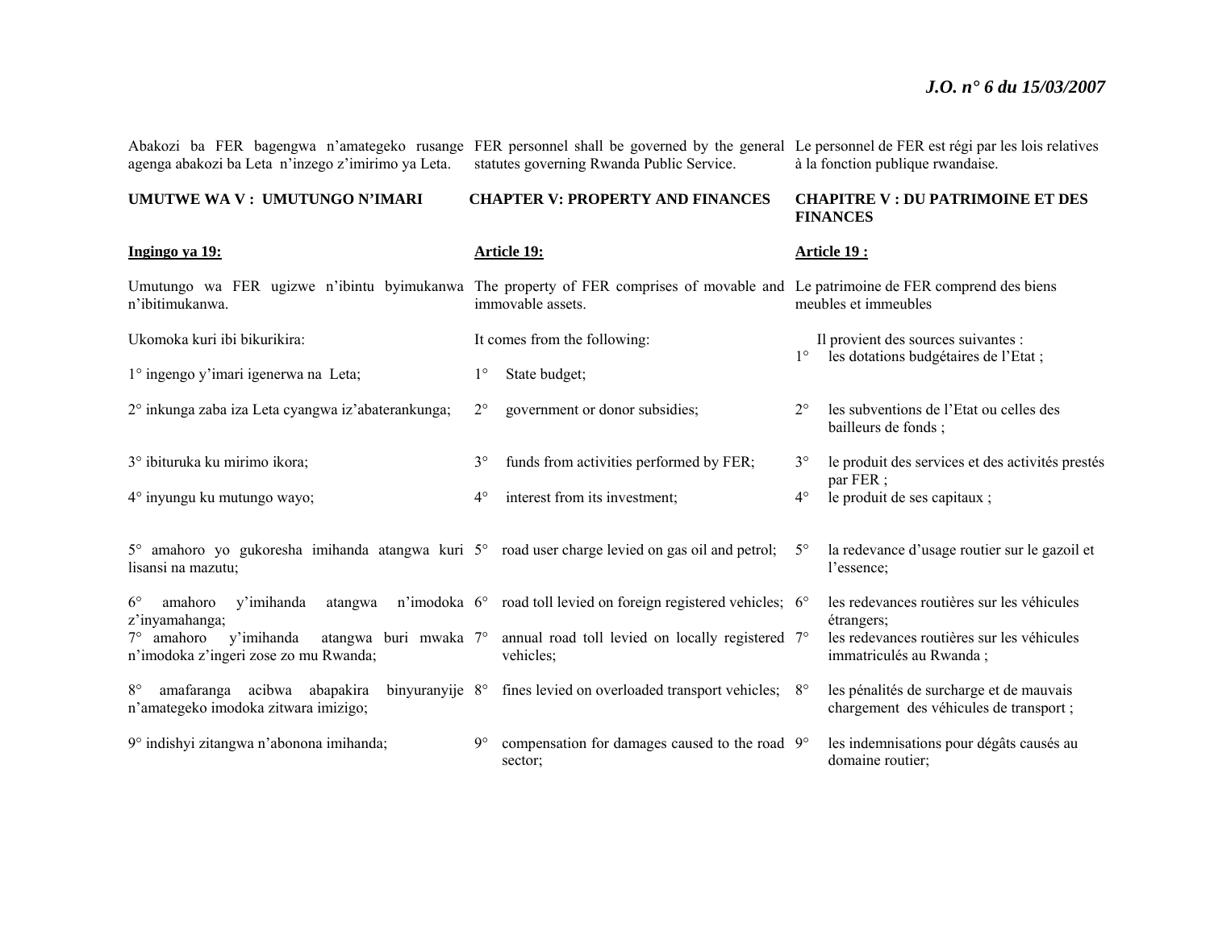Abakozi ba FER bagengwa n'amategeko rusange agenga abakozi ba Leta n'inzego z'imirimo ya Leta.

**UMUTWE WA V : UMUTUNGO N'IMARI**

**Ingingo ya 19:**

Umutungo wa FER ugizwe n'ibintu byimukanwa n'ibitimukanwa.

Ukomoka kuri ibi bikurikira:

1° ingengo y'imari igenerwa na Leta;

2° inkunga zaba iza Leta cyangwa iz'abaterankunga;

3° ibituruka ku mirimo ikora;

4° inyungu ku mutungo wayo;

5° amahoro yo gukoresha imihanda atangwa kuri lisansi na mazutu;

6° amahoro y'imihanda atangwa n'imodoka z'inyamahanga;

7° amahoro y'imihanda atangwa buri mwaka n'imodoka z'ingeri zose zo mu Rwanda;

8° amafaranga acibwa abapakira binyuranyije n'amategeko imodoka zitwara imizigo;

9° indishyi zitangwa n'abonona imihanda;

FER personnel shall be governed by the general statutes governing Rwanda Public Service.

**CHAPTER V: PROPERTY AND FINANCES**

**Article 19:**

The property of FER comprises of movable and immovable assets.

It comes from the following:

1° State budget;

2° government or donor subsidies;

3° funds from activities performed by FER;

4° interest from its investment;

5° road user charge levied on gas oil and petrol;

6° road toll levied on foreign registered vehicles;

7° annual road toll levied on locally registered vehicles;

8° fines levied on overloaded transport vehicles;

9° compensation for damages caused to the road sector;

Le personnel de FER est régi par les lois relatives à la fonction publique rwandaise.

**CHAPITRE V : DU PATRIMOINE ET DES FINANCES**

**Article 19 :**

Le patrimoine de FER comprend des biens meubles et immeubles

Il provient des sources suivantes :

1° les dotations budgétaires de l'Etat ;

2° les subventions de l'Etat ou celles des bailleurs de fonds ;

3° le produit des services et des activités prestés par FER ;

4° le produit de ses capitaux ;

5° la redevance d'usage routier sur le gazoil et l'essence;

6° les redevances routières sur les véhicules étrangers;

7° les redevances routières sur les véhicules immatriculés au Rwanda ;

8° les pénalités de surcharge et de mauvais chargement des véhicules de transport ;

9° les indemnisations pour dégâts causés au domaine routier;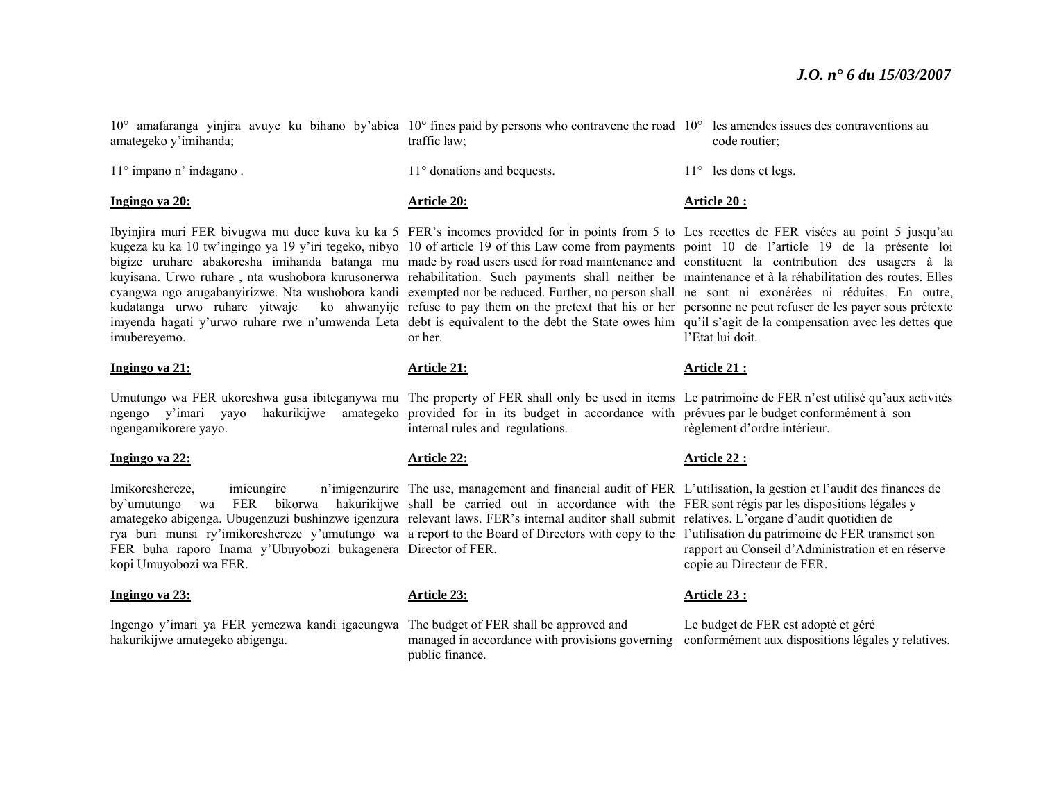10° amafaranga yinjira avuye ku bihano by'abica amategeko y'imihanda;

11° impano n' indagano .

**Ingingo ya 20:**

Ibyinjira muri FER bivugwa mu duce kuva ku ka 5 kugeza ku ka 10 tw'ingingo ya 19 y'iri tegeko, nibyo bigize uruhare abakoresha imihanda batanga mu kuyisana. Urwo ruhare , nta wushobora kurusonerwa cyangwa ngo arugabanyirizwe. Nta wushobora kandi kudatanga urwo ruhare yitwaje ko ahwanyije imyenda hagati y'urwo ruhare rwe n'umwenda Leta imubereyemo.

**Ingingo ya 21:**

Umutungo wa FER ukoreshwa gusa ibiteganywa mu ngengo y'imari yayo hakurikijwe amategeko ngengamikorere yayo.

**Ingingo ya 22:**

Imikoreshereze, imicungire n'imigenzurire by'umutungo wa FER bikorwa hakurikijwe amategeko abigenga. Ubugenzuzi bushinzwe igenzura rya buri munsi ry'imikoreshereze y'umutungo wa FER buha raporo Inama y'Ubuyobozi bukagenera kopi Umuyobozi wa FER.

**Ingingo ya 23:**

Ingengo y'imari ya FER yemezwa kandi igacungwa hakurikijwe amategeko abigenga.

10° fines paid by persons who contravene the road traffic law;

11° donations and bequests.

**Article 20:**

FER's incomes provided for in points from 5 to 10 of article 19 of this Law come from payments made by road users used for road maintenance and rehabilitation. Such payments shall neither be exempted nor be reduced. Further, no person shall refuse to pay them on the pretext that his or her debt is equivalent to the debt the State owes him or her.

**Article 21:**

The property of FER shall only be used in items provided for in its budget in accordance with internal rules and regulations.

**Article 22:**

The use, management and financial audit of FER shall be carried out in accordance with the relevant laws. FER's internal auditor shall submit a report to the Board of Directors with copy to the Director of FER.

**Article 23:**

The budget of FER shall be approved and managed in accordance with provisions governing public finance.

10° les amendes issues des contraventions au code routier;

11° les dons et legs.

**Article 20 :**

Les recettes de FER visées au point 5 jusqu'au point 10 de l'article 19 de la présente loi constituent la contribution des usagers à la maintenance et à la réhabilitation des routes. Elles ne sont ni exonérées ni réduites. En outre, personne ne peut refuser de les payer sous prétexte qu'il s'agit de la compensation avec les dettes que l'Etat lui doit.

**Article 21 :**

Le patrimoine de FER n'est utilisé qu'aux activités prévues par le budget conformément à son règlement d'ordre intérieur.

**Article 22 :**

L'utilisation, la gestion et l'audit des finances de FER sont régis par les dispositions légales y relatives. L'organe d'audit quotidien de l'utilisation du patrimoine de FER transmet son rapport au Conseil d'Administration et en réserve copie au Directeur de FER.

**Article 23 :**

Le budget de FER est adopté et géré conformément aux dispositions légales y relatives.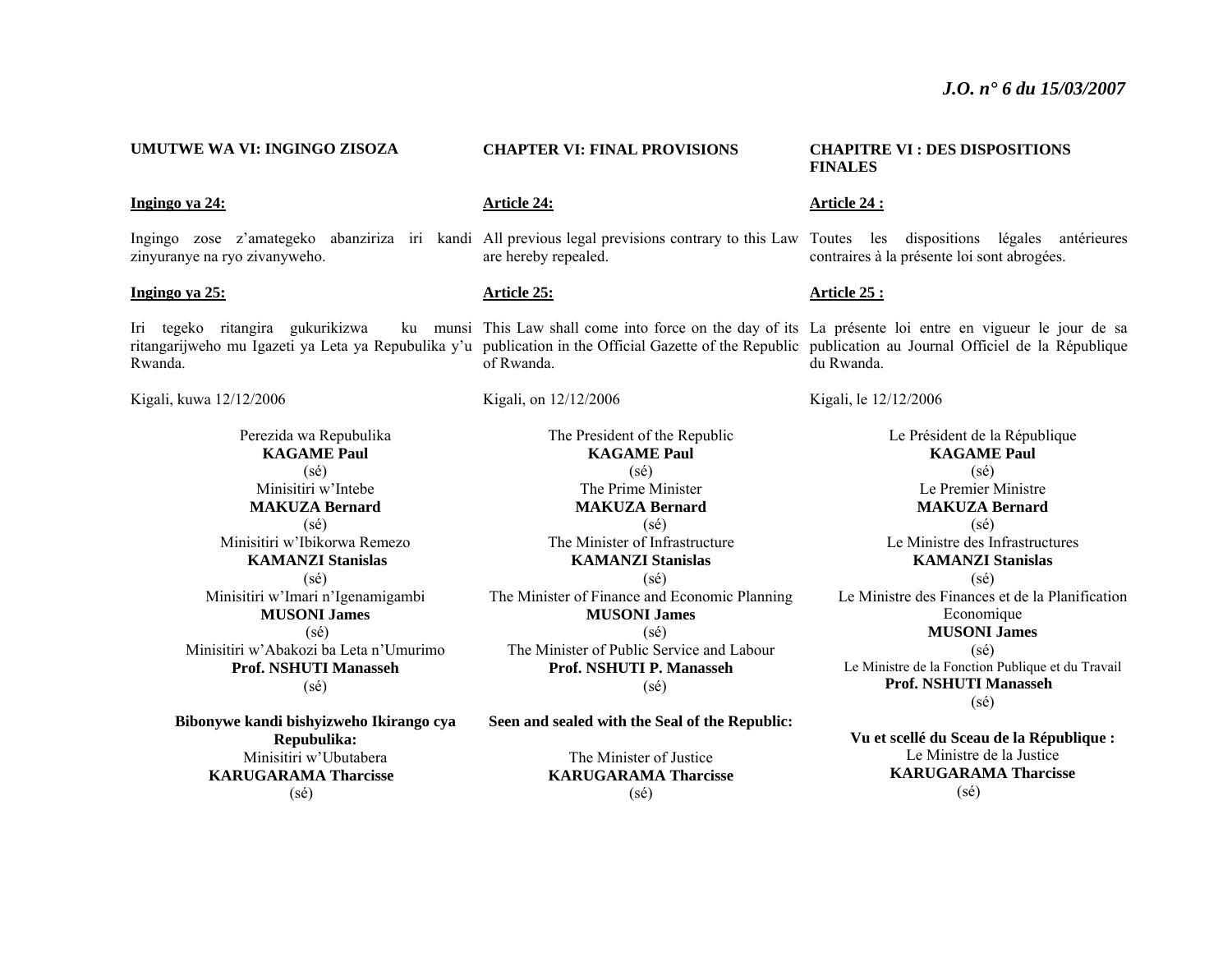**UMUTWE WA VI: INGINGO ZISOZA**

**Ingingo ya 24:**

Ingingo zose z'amategeko abanziriza iri kandi zinyuranye na ryo zivanyweho.

**Ingingo ya 25:**

Iri tegeko ritangira gukurikizwa ku munsi ritangarijweho mu Igazeti ya Leta ya Repubulika y'u Rwanda.

Kigali, kuwa 12/12/2006

Perezida wa Repubulika
**KAGAME Paul**
(sé)
Minisitiri w'Intebe
**MAKUZA Bernard**
(sé)
Minisitiri w'Ibikorwa Remezo
**KAMANZI Stanislas**
(sé)
Minisitiri w'Imari n'Igenamigambi
**MUSONI James**
(sé)
Minisitiri w'Abakozi ba Leta n'Umurimo
**Prof. NSHUTI Manasseh**
(sé)

**Bibonywe kandi bishyizweho Ikirango cya Repubulika:**
Minisitiri w'Ubutabera
**KARUGARAMA Tharcisse**
(sé)

**CHAPTER VI: FINAL PROVISIONS**

**Article 24:**

All previous legal previsions contrary to this Law are hereby repealed.

**Article 25:**

This Law shall come into force on the day of its publication in the Official Gazette of the Republic of Rwanda.

Kigali, on 12/12/2006

The President of the Republic
**KAGAME Paul**
(sé)
The Prime Minister
**MAKUZA Bernard**
(sé)
The Minister of Infrastructure
**KAMANZI Stanislas**
(sé)
The Minister of Finance and Economic Planning
**MUSONI James**
(sé)
The Minister of Public Service and Labour
**Prof. NSHUTI P. Manasseh**
(sé)

**Seen and sealed with the Seal of the Republic:**

The Minister of Justice
**KARUGARAMA Tharcisse**
(sé)

**CHAPITRE VI : DES DISPOSITIONS FINALES**

**Article 24 :**

Toutes les dispositions légales antérieures contraires à la présente loi sont abrogées.

**Article 25 :**

La présente loi entre en vigueur le jour de sa publication au Journal Officiel de la République du Rwanda.

Kigali, le 12/12/2006

Le Président de la République
**KAGAME Paul**
(sé)
Le Premier Ministre
**MAKUZA Bernard**
(sé)
Le Ministre des Infrastructures
**KAMANZI Stanislas**
(sé)
Le Ministre des Finances et de la Planification Economique
**MUSONI James**
(sé)
Le Ministre de la Fonction Publique et du Travail
**Prof. NSHUTI Manasseh**
(sé)

**Vu et scellé du Sceau de la République :**
Le Ministre de la Justice
**KARUGARAMA Tharcisse**
(sé)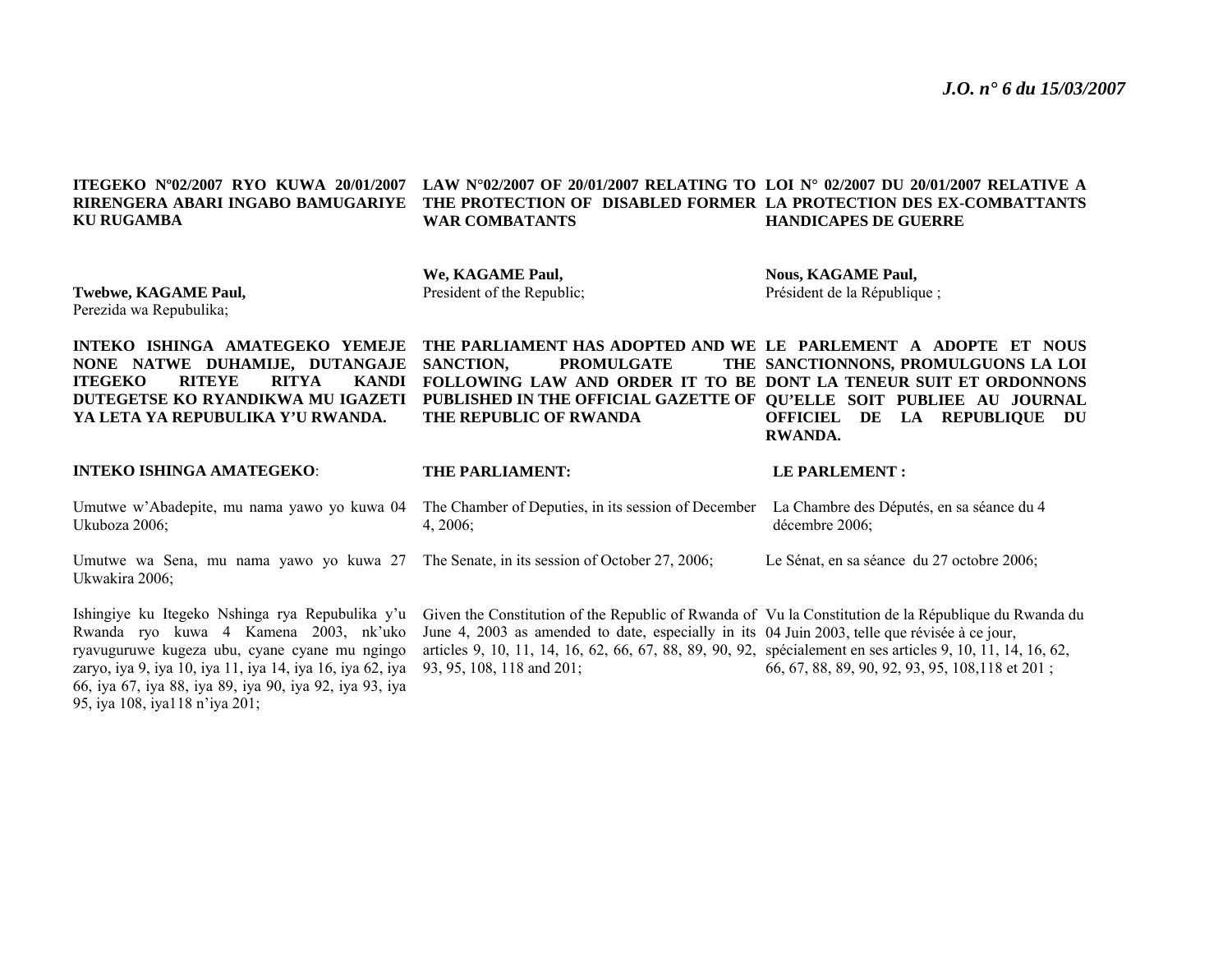**ITEGEKO Nº02/2007 RYO KUWA 20/01/2007 RIRENGERA ABARI INGABO BAMUGARIYE KU RUGAMBA**

**Twebwe, KAGAME Paul,**
Perezida wa Repubulika;

**INTEKO ISHINGA AMATEGEKO YEMEJE NONE NATWE DUHAMIJE, DUTANGAJE ITEGEKO RITEYE RITYA KANDI DUTEGETSE KO RYANDIKWA MU IGAZETI YA LETA YA REPUBULIKA Y'U RWANDA.**

**INTEKO ISHINGA AMATEGEKO**:

Umutwe w'Abadepite, mu nama yawo yo kuwa 04 Ukuboza 2006;

Umutwe wa Sena, mu nama yawo yo kuwa 27 Ukwakira 2006;

Ishingiye ku Itegeko Nshinga rya Repubulika y'u Rwanda ryo kuwa 4 Kamena 2003, nk'uko ryavuguruwe kugeza ubu, cyane cyane mu ngingo zaryo, iya 9, iya 10, iya 11, iya 14, iya 16, iya 62, iya 66, iya 67, iya 88, iya 89, iya 90, iya 92, iya 93, iya 95, iya 108, iya118 n'iya 201;

**LAW N°02/2007 OF 20/01/2007 RELATING TO THE PROTECTION OF DISABLED FORMER WAR COMBATANTS**

**We, KAGAME Paul,**
President of the Republic;

**THE PARLIAMENT HAS ADOPTED AND WE SANCTION, PROMULGATE THE FOLLOWING LAW AND ORDER IT TO BE PUBLISHED IN THE OFFICIAL GAZETTE OF THE REPUBLIC OF RWANDA**

**THE PARLIAMENT:**

The Chamber of Deputies, in its session of December 4, 2006;

The Senate, in its session of October 27, 2006;

Given the Constitution of the Republic of Rwanda of June 4, 2003 as amended to date, especially in its articles 9, 10, 11, 14, 16, 62, 66, 67, 88, 89, 90, 92, 93, 95, 108, 118 and 201;

**LOI N° 02/2007 DU 20/01/2007 RELATIVE A LA PROTECTION DES EX-COMBATTANTS HANDICAPES DE GUERRE**

**Nous, KAGAME Paul,**
Président de la République ;

**LE PARLEMENT A ADOPTE ET NOUS SANCTIONNONS, PROMULGUONS LA LOI DONT LA TENEUR SUIT ET ORDONNONS QU'ELLE SOIT PUBLIEE AU JOURNAL OFFICIEL DE LA REPUBLIQUE DU RWANDA.**

**LE PARLEMENT :**

La Chambre des Députés, en sa séance du 4 décembre 2006;

Le Sénat, en sa séance du 27 octobre 2006;

Vu la Constitution de la République du Rwanda du 04 Juin 2003, telle que révisée à ce jour, spécialement en ses articles 9, 10, 11, 14, 16, 62, 66, 67, 88, 89, 90, 92, 93, 95, 108,118 et 201 ;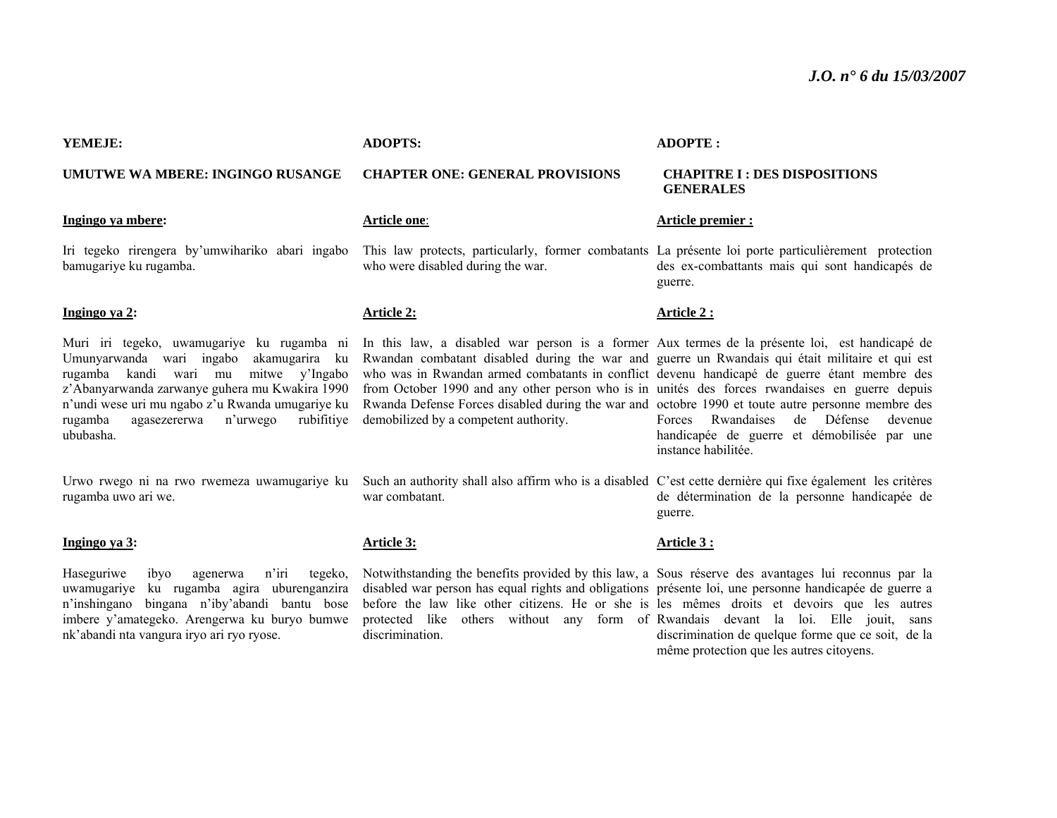**YEMEJE:**

**UMUTWE WA MBERE: INGINGO RUSANGE**

**Ingingo ya mbere:**

Iri tegeko rirengera by'umwihariko abari ingabo bamugariye ku rugamba.

**Ingingo ya 2:**

Muri iri tegeko, uwamugariye ku rugamba ni Umunyarwanda wari ingabo akamugarira ku rugamba kandi wari mu mitwe y'Ingabo z'Abanyarwanda zarwanye guhera mu Kwakira 1990 n'undi wese uri mu ngabo z'u Rwanda umugariye ku rugamba agasezererwa n'urwego rubifitiye ububasha.

Urwo rwego ni na rwo rwemeza uwamugariye ku rugamba uwo ari we.

**Ingingo ya 3:**

Haseguriwe ibyo agenerwa n'iri tegeko, uwamugariye ku rugamba agira uburenganzira n'inshingano bingana n'iby'abandi bantu bose imbere y'amategeko. Arengerwa ku buryo bumwe nk'abandi nta vangura iryo ari ryo ryose.

**ADOPTS:**

**CHAPTER ONE: GENERAL PROVISIONS**

**Article one:**

This law protects, particularly, former combatants who were disabled during the war.

**Article 2:**

In this law, a disabled war person is a former Rwandan combatant disabled during the war and who was in Rwandan armed combatants in conflict from October 1990 and any other person who is in Rwanda Defense Forces disabled during the war and demobilized by a competent authority.

Such an authority shall also affirm who is a disabled war combatant.

**Article 3:**

Notwithstanding the benefits provided by this law, a disabled war person has equal rights and obligations before the law like other citizens. He or she is protected like others without any form of discrimination.

**ADOPTE :**

**CHAPITRE I : DES DISPOSITIONS GENERALES**

**Article premier :**

La présente loi porte particulièrement protection des ex-combattants mais qui sont handicapés de guerre.

**Article 2 :**

Aux termes de la présente loi, est handicapé de guerre un Rwandais qui était militaire et qui est devenu handicapé de guerre étant membre des unités des forces rwandaises en guerre depuis octobre 1990 et toute autre personne membre des Forces Rwandaises de Défense devenue handicapée de guerre et démobilisée par une instance habilitée.

C'est cette dernière qui fixe également les critères de détermination de la personne handicapée de guerre.

**Article 3 :**

Sous réserve des avantages lui reconnus par la présente loi, une personne handicapée de guerre a les mêmes droits et devoirs que les autres Rwandais devant la loi. Elle jouit, sans discrimination de quelque forme que ce soit, de la même protection que les autres citoyens.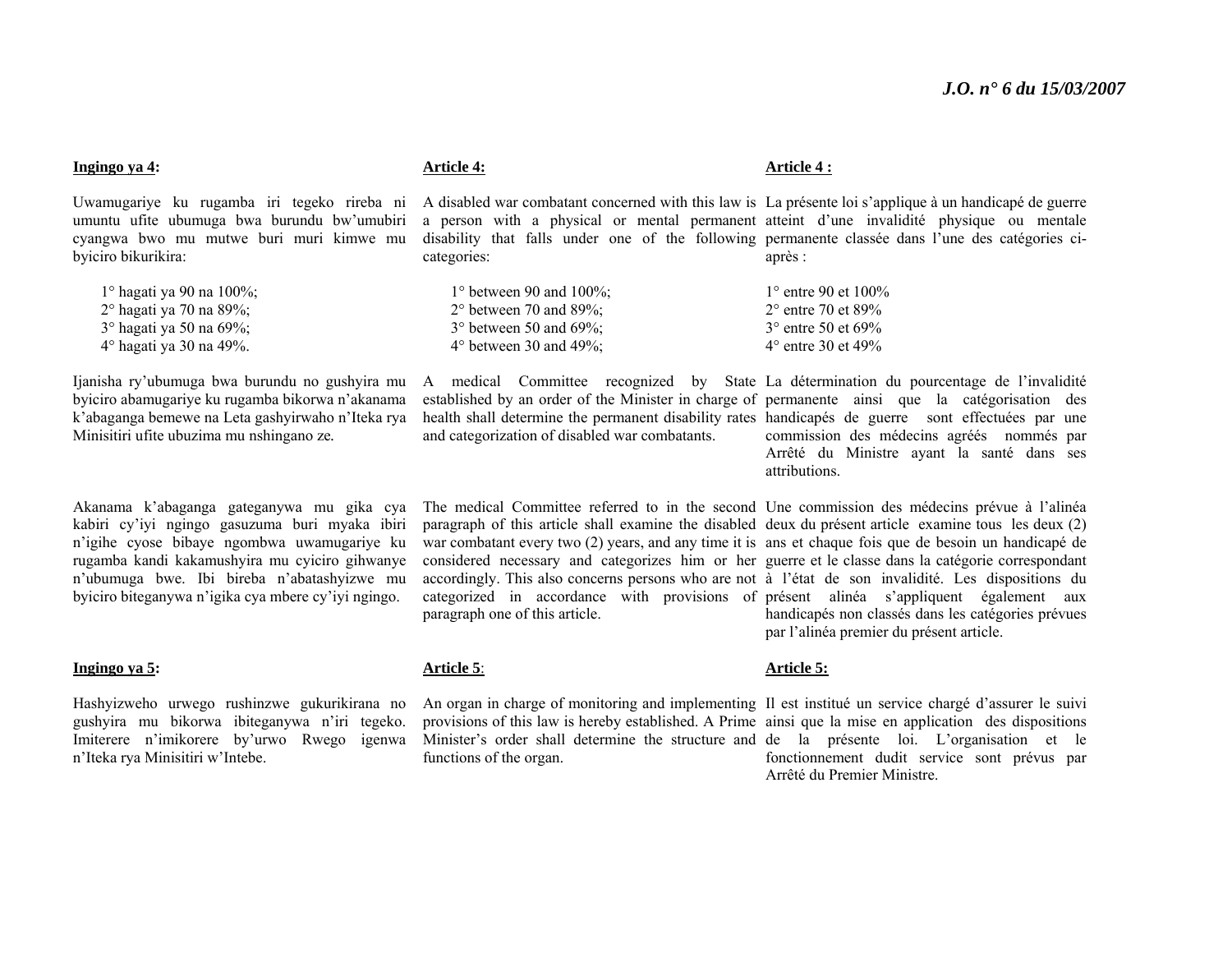**Ingingo ya 4:**

Uwamugariye ku rugamba iri tegeko rireba ni umuntu ufite ubumuga bwa burundu bw'umubiri cyangwa bwo mu mutwe buri muri kimwe mu byiciro bikurikira:

1° hagati ya 90 na 100%;
2° hagati ya 70 na 89%;
3° hagati ya 50 na 69%;
4° hagati ya 30 na 49%.

Ijanisha ry'ubumuga bwa burundu no gushyira mu byiciro abamugariye ku rugamba bikorwa n'akanama k'abaganga bemewe na Leta gashyirwaho n'Iteka rya Minisitiri ufite ubuzima mu nshingano ze.

Akanama k'abaganga gateganywa mu gika cya kabiri cy'iyi ngingo gasuzuma buri myaka ibiri n'igihe cyose bibaye ngombwa uwamugariye ku rugamba kandi kakamushyira mu cyiciro gihwanye n'ubumuga bwe. Ibi bireba n'abatashyizwe mu byiciro biteganywa n'igika cya mbere cy'iyi ngingo.

**Ingingo ya 5:**

Hashyizweho urwego rushinzwe gukurikirana no gushyira mu bikorwa ibiteganywa n'iri tegeko. Imiterere n'imikorere by'urwo Rwego igenwa n'Iteka rya Minisitiri w'Intebe.

**Article 4:**

A disabled war combatant concerned with this law is a person with a physical or mental permanent disability that falls under one of the following categories:

1° between 90 and 100%;
2° between 70 and 89%;
3° between 50 and 69%;
4° between 30 and 49%;

A medical Committee recognized by State established by an order of the Minister in charge of health shall determine the permanent disability rates and categorization of disabled war combatants.

The medical Committee referred to in the second paragraph of this article shall examine the disabled war combatant every two (2) years, and any time it is considered necessary and categorizes him or her accordingly. This also concerns persons who are not categorized in accordance with provisions of paragraph one of this article.

**Article 5**:

An organ in charge of monitoring and implementing provisions of this law is hereby established. A Prime Minister's order shall determine the structure and functions of the organ.

**Article 4 :**

La présente loi s'applique à un handicapé de guerre atteint d'une invalidité physique ou mentale permanente classée dans l'une des catégories ci-après :

1° entre 90 et 100%
2° entre 70 et 89%
3° entre 50 et 69%
4° entre 30 et 49%

La détermination du pourcentage de l'invalidité permanente ainsi que la catégorisation des handicapés de guerre sont effectuées par une commission des médecins agréés nommés par Arrêté du Ministre ayant la santé dans ses attributions.

Une commission des médecins prévue à l'alinéa deux du présent article examine tous les deux (2) ans et chaque fois que de besoin un handicapé de guerre et le classe dans la catégorie correspondant à l'état de son invalidité. Les dispositions du présent alinéa s'appliquent également aux handicapés non classés dans les catégories prévues par l'alinéa premier du présent article.

**Article 5:**

Il est institué un service chargé d'assurer le suivi ainsi que la mise en application des dispositions de la présente loi. L'organisation et le fonctionnement dudit service sont prévus par Arrêté du Premier Ministre.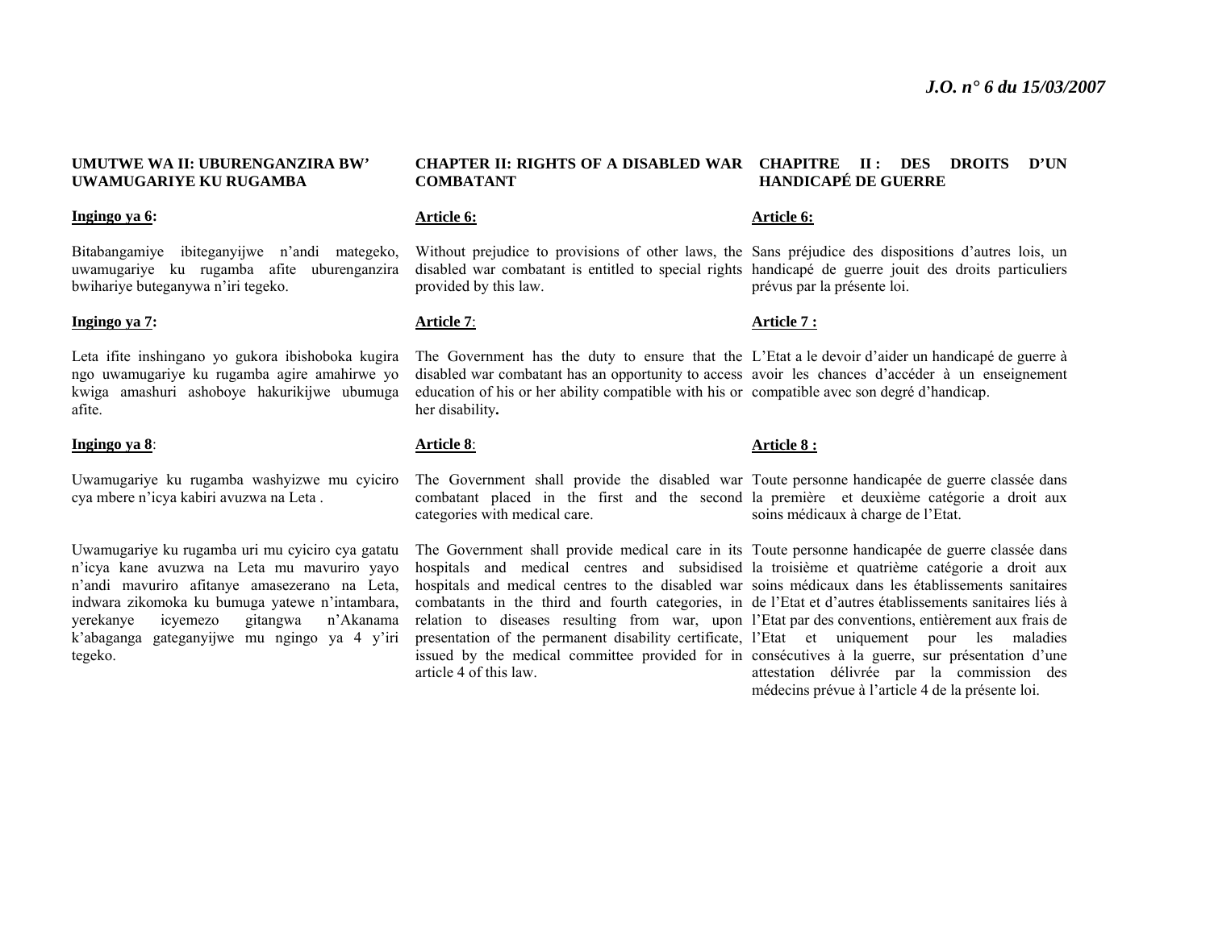**UMUTWE WA II: UBURENGANZIRA BW' UWAMUGARIYE KU RUGAMBA**

**Ingingo ya 6:**

Bitabangamiye ibiteganyijwe n'andi mategeko, uwamugariye ku rugamba afite uburenganzira bwihariye buteganywa n'iri tegeko.

**Ingingo ya 7:**

Leta ifite inshingano yo gukora ibishoboka kugira ngo uwamugariye ku rugamba agire amahirwe yo kwiga amashuri ashoboye hakurikijwe ubumuga afite.

**Ingingo ya 8**:

Uwamugariye ku rugamba washyizwe mu cyiciro cya mbere n'icya kabiri avuzwa na Leta .

Uwamugariye ku rugamba uri mu cyiciro cya gatatu n'icya kane avuzwa na Leta mu mavuriro yayo n'andi mavuriro afitanye amasezerano na Leta, indwara zikomoka ku bumuga yatewe n'intambara, yerekanye icyemezo gitangwa n'Akanama k'abaganga gateganyijwe mu ngingo ya 4 y'iri tegeko.

**CHAPTER II: RIGHTS OF A DISABLED WAR COMBATANT**

**Article 6:**

Without prejudice to provisions of other laws, the disabled war combatant is entitled to special rights provided by this law.

**Article 7**:

The Government has the duty to ensure that the disabled war combatant has an opportunity to access education of his or her ability compatible with his or her disability**.**

**Article 8**:

The Government shall provide the disabled war combatant placed in the first and the second categories with medical care.

The Government shall provide medical care in its hospitals and medical centres and subsidised hospitals and medical centres to the disabled war combatants in the third and fourth categories, in relation to diseases resulting from war, upon presentation of the permanent disability certificate, issued by the medical committee provided for in article 4 of this law.

**CHAPITRE II : DES DROITS D'UN HANDICAPÉ DE GUERRE**

**Article 6:**

Sans préjudice des dispositions d'autres lois, un handicapé de guerre jouit des droits particuliers prévus par la présente loi.

**Article 7 :**

L'Etat a le devoir d'aider un handicapé de guerre à avoir les chances d'accéder à un enseignement compatible avec son degré d'handicap.

**Article 8 :**

Toute personne handicapée de guerre classée dans la première et deuxième catégorie a droit aux soins médicaux à charge de l'Etat.

Toute personne handicapée de guerre classée dans la troisième et quatrième catégorie a droit aux soins médicaux dans les établissements sanitaires de l'Etat et d'autres établissements sanitaires liés à l'Etat par des conventions, entièrement aux frais de l'Etat et uniquement pour les maladies consécutives à la guerre, sur présentation d'une attestation délivrée par la commission des médecins prévue à l'article 4 de la présente loi.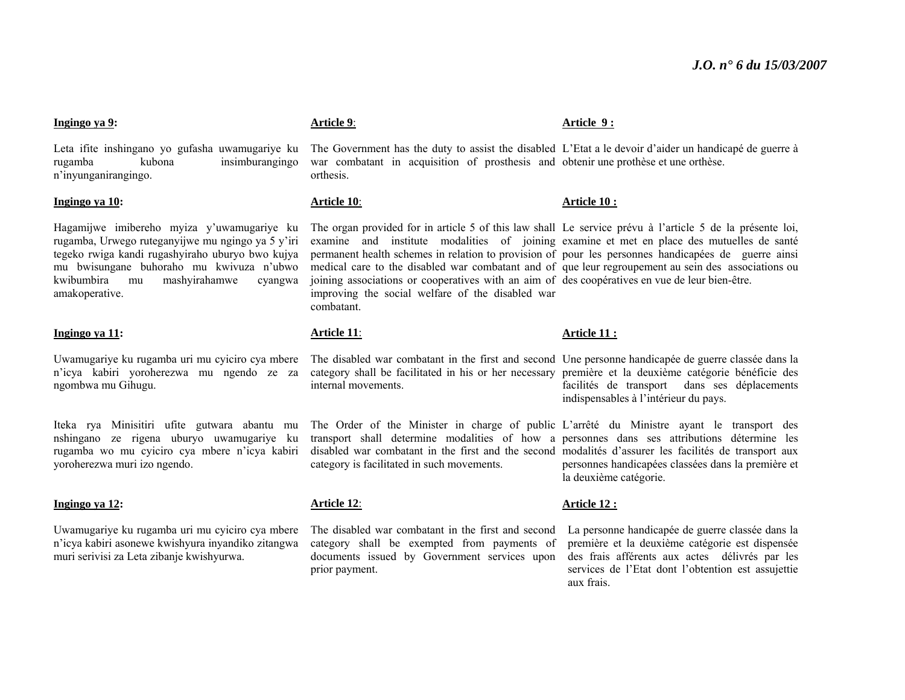**Ingingo ya 9:**

Leta ifite inshingano yo gufasha uwamugariye ku rugamba kubona insimburangingo n'inyunganirangingo.

**Ingingo ya 10:**

Hagamijwe imibereho myiza y'uwamugariye ku rugamba, Urwego ruteganyijwe mu ngingo ya 5 y'iri tegeko rwiga kandi rugashyiraho uburyo bwo kujya mu bwisungane buhoraho mu kwivuza n'ubwo kwibumbira mu mashyirahamwe cyangwa amakoperative.

**Ingingo ya 11:**

Uwamugariye ku rugamba uri mu cyiciro cya mbere n'icya kabiri yoroherezwa mu ngendo ze za ngombwa mu Gihugu.

Iteka rya Minisitiri ufite gutwara abantu mu nshingano ze rigena uburyo uwamugariye ku rugamba wo mu cyiciro cya mbere n'icya kabiri yoroherezwa muri izo ngendo.

**Ingingo ya 12:**

Uwamugariye ku rugamba uri mu cyiciro cya mbere n'icya kabiri asonewe kwishyura inyandiko zitangwa muri serivisi za Leta zibanje kwishyurwa.

**Article 9:**

The Government has the duty to assist the disabled war combatant in acquisition of prosthesis and orthesis.

**Article 10:**

The organ provided for in article 5 of this law shall examine and institute modalities of joining permanent health schemes in relation to provision of medical care to the disabled war combatant and of joining associations or cooperatives with an aim of improving the social welfare of the disabled war combatant.

**Article 11:**

The disabled war combatant in the first and second category shall be facilitated in his or her necessary internal movements.

The Order of the Minister in charge of public transport shall determine modalities of how a disabled war combatant in the first and the second category is facilitated in such movements.

**Article 12:**

The disabled war combatant in the first and second category shall be exempted from payments of documents issued by Government services upon prior payment.

**Article 9 :**

L'Etat a le devoir d'aider un handicapé de guerre à obtenir une prothèse et une orthèse.

**Article 10 :**

Le service prévu à l'article 5 de la présente loi, examine et met en place des mutuelles de santé pour les personnes handicapées de guerre ainsi que leur regroupement au sein des associations ou des coopératives en vue de leur bien-être.

**Article 11 :**

Une personne handicapée de guerre classée dans la première et la deuxième catégorie bénéficie des facilités de transport dans ses déplacements indispensables à l'intérieur du pays.

L'arrêté du Ministre ayant le transport des personnes dans ses attributions détermine les modalités d'assurer les facilités de transport aux personnes handicapées classées dans la première et la deuxième catégorie.

**Article 12 :**

La personne handicapée de guerre classée dans la première et la deuxième catégorie est dispensée des frais afférents aux actes délivrés par les services de l'Etat dont l'obtention est assujettie aux frais.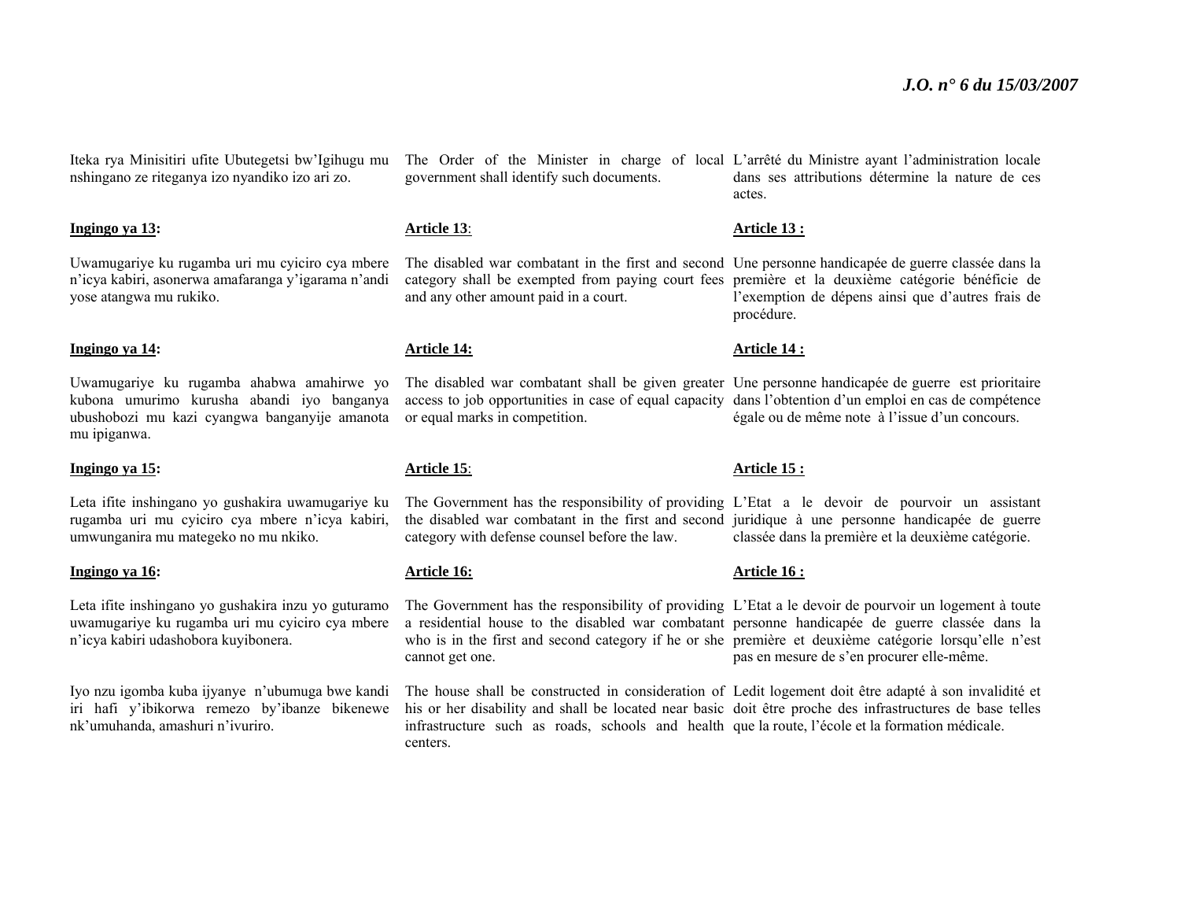Iteka rya Minisitiri ufite Ubutegetsi bw'Igihugu mu nshingano ze riteganya izo nyandiko izo ari zo.

The Order of the Minister in charge of local government shall identify such documents.

L'arrêté du Ministre ayant l'administration locale dans ses attributions détermine la nature de ces actes.

**Ingingo ya 13:**

Uwamugariye ku rugamba uri mu cyiciro cya mbere n'icya kabiri, asonerwa amafaranga y'igarama n'andi yose atangwa mu rukiko.

**Article 13**:

The disabled war combatant in the first and second category shall be exempted from paying court fees and any other amount paid in a court.

**Article 13 :**

Une personne handicapée de guerre classée dans la première et la deuxième catégorie bénéficie de l'exemption de dépens ainsi que d'autres frais de procédure.

**Ingingo ya 14:**

Uwamugariye ku rugamba ahabwa amahirwe yo kubona umurimo kurusha abandi iyo banganya ubushobozi mu kazi cyangwa banganyije amanota mu ipiganwa.

**Article 14:**

The disabled war combatant shall be given greater access to job opportunities in case of equal capacity or equal marks in competition.

**Article 14 :**

Une personne handicapée de guerre est prioritaire dans l'obtention d'un emploi en cas de compétence égale ou de même note à l'issue d'un concours.

**Ingingo ya 15:**

Leta ifite inshingano yo gushakira uwamugariye ku rugamba uri mu cyiciro cya mbere n'icya kabiri, umwunganira mu mategeko no mu nkiko.

**Article 15**:

The Government has the responsibility of providing the disabled war combatant in the first and second category with defense counsel before the law.

**Article 15 :**

L'Etat a le devoir de pourvoir un assistant juridique à une personne handicapée de guerre classée dans la première et la deuxième catégorie.

**Ingingo ya 16:**

Leta ifite inshingano yo gushakira inzu yo guturamo uwamugariye ku rugamba uri mu cyiciro cya mbere n'icya kabiri udashobora kuyibonera.

Iyo nzu igomba kuba ijyanye n'ubumuga bwe kandi iri hafi y'ibikorwa remezo by'ibanze bikenewe nk'umuhanda, amashuri n'ivuriro.

**Article 16:**

The Government has the responsibility of providing a residential house to the disabled war combatant who is in the first and second category if he or she cannot get one.

The house shall be constructed in consideration of his or her disability and shall be located near basic infrastructure such as roads, schools and health centers.

**Article 16 :**

L'Etat a le devoir de pourvoir un logement à toute personne handicapée de guerre classée dans la première et deuxième catégorie lorsqu'elle n'est pas en mesure de s'en procurer elle-même.

Ledit logement doit être adapté à son invalidité et doit être proche des infrastructures de base telles que la route, l'école et la formation médicale.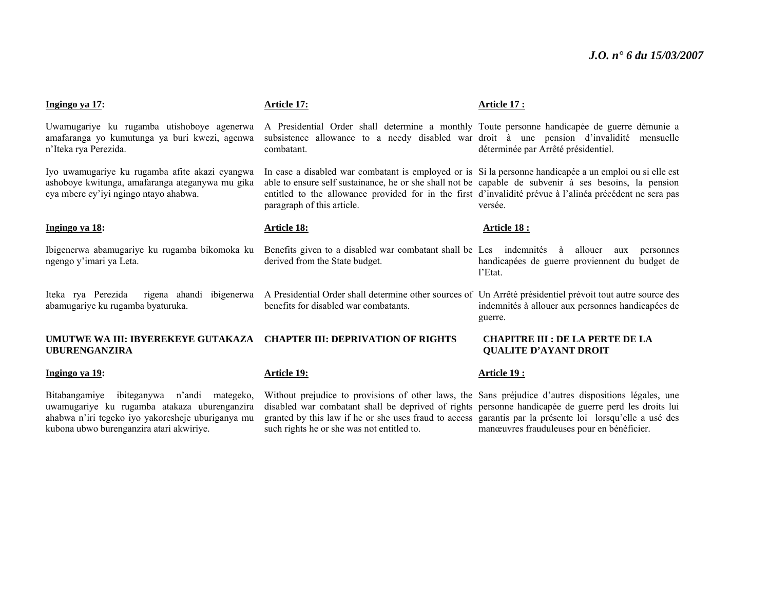**Ingingo ya 17:**

Uwamugariye ku rugamba utishoboye agenerwa amafaranga yo kumutunga ya buri kwezi, agenwa n'Iteka rya Perezida.

Iyo uwamugariye ku rugamba afite akazi cyangwa ashoboye kwitunga, amafaranga ateganywa mu gika cya mbere cy'iyi ngingo ntayo ahabwa.

**Ingingo ya 18:**

Ibigenerwa abamugariye ku rugamba bikomoka ku ngengo y'imari ya Leta.

Iteka rya Perezida rigena ahandi ibigenerwa abamugariye ku rugamba byaturuka.

**UMUTWE WA III: IBYEREKEYE GUTAKAZA UBURENGANZIRA**

**Ingingo ya 19:**

Bitabangamiye ibiteganywa n'andi mategeko, uwamugariye ku rugamba atakaza uburenganzira ahabwa n'iri tegeko iyo yakoresheje uburiganya mu kubona ubwo burenganzira atari akwiriye.

**Article 17:**

A Presidential Order shall determine a monthly subsistence allowance to a needy disabled war combatant.

In case a disabled war combatant is employed or is able to ensure self sustainance, he or she shall not be entitled to the allowance provided for in the first paragraph of this article.

**Article 18:**

Benefits given to a disabled war combatant shall be derived from the State budget.

A Presidential Order shall determine other sources of benefits for disabled war combatants.

**CHAPTER III: DEPRIVATION OF RIGHTS**

**Article 19:**

Without prejudice to provisions of other laws, the disabled war combatant shall be deprived of rights granted by this law if he or she uses fraud to access such rights he or she was not entitled to.

**Article 17 :**

Toute personne handicapée de guerre démunie a droit à une pension d'invalidité mensuelle déterminée par Arrêté présidentiel.

Si la personne handicapée a un emploi ou si elle est capable de subvenir à ses besoins, la pension d'invalidité prévue à l'alinéa précédent ne sera pas versée.

**Article 18 :**

Les indemnités à allouer aux personnes handicapées de guerre proviennent du budget de l'Etat.

Un Arrêté présidentiel prévoit tout autre source des indemnités à allouer aux personnes handicapées de guerre.

**CHAPITRE III : DE LA PERTE DE LA QUALITE D'AYANT DROIT**

**Article 19 :**

Sans préjudice d'autres dispositions légales, une personne handicapée de guerre perd les droits lui garantis par la présente loi lorsqu'elle a usé des manœuvres frauduleuses pour en bénéficier.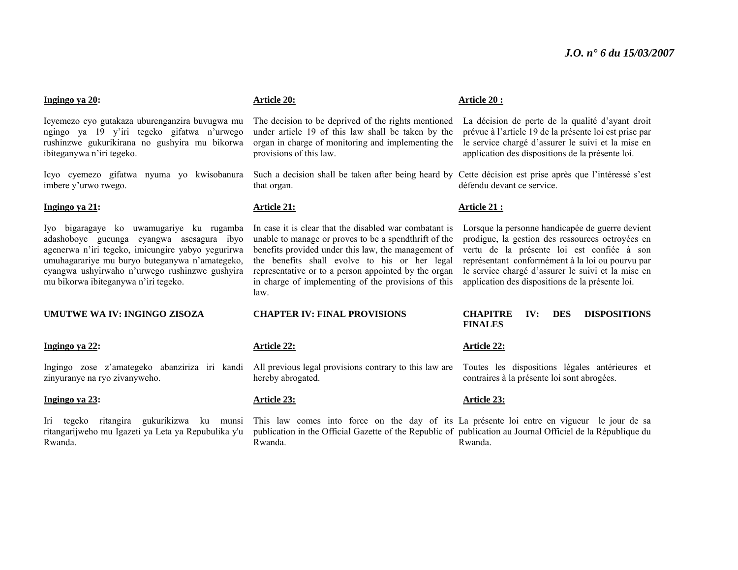**Ingingo ya 20:**

Icyemezo cyo gutakaza uburenganzira buvugwa mu ngingo ya 19 y'iri tegeko gifatwa n'urwego rushinzwe gukurikirana no gushyira mu bikorwa ibiteganywa n'iri tegeko.

Icyo cyemezo gifatwa nyuma yo kwisobanura imbere y'urwo rwego.

**Ingingo ya 21:**

Iyo bigaragaye ko uwamugariye ku rugamba adashoboye gucunga cyangwa asesagura ibyo agenerwa n'iri tegeko, imicungire yabyo yegurirwa umuhagarariye mu buryo buteganywa n'amategeko, cyangwa ushyirwaho n'urwego rushinzwe gushyira mu bikorwa ibiteganywa n'iri tegeko.

**UMUTWE WA IV: INGINGO ZISOZA**

**Ingingo ya 22:**

Ingingo zose z'amategeko abanziriza iri kandi zinyuranye na ryo zivanyweho.

**Ingingo ya 23:**

Iri tegeko ritangira gukurikizwa ku munsi ritangarijweho mu Igazeti ya Leta ya Repubulika y'u Rwanda.

**Article 20:**

The decision to be deprived of the rights mentioned under article 19 of this law shall be taken by the organ in charge of monitoring and implementing the provisions of this law.

Such a decision shall be taken after being heard by that organ.

**Article 21:**

In case it is clear that the disabled war combatant is unable to manage or proves to be a spendthrift of the benefits provided under this law, the management of the benefits shall evolve to his or her legal representative or to a person appointed by the organ in charge of implementing of the provisions of this law.

**CHAPTER IV: FINAL PROVISIONS**

**Article 22:**

All previous legal provisions contrary to this law are hereby abrogated.

**Article 23:**

This law comes into force on the day of its publication in the Official Gazette of the Republic of Rwanda.

**Article 20 :**

La décision de perte de la qualité d'ayant droit prévue à l'article 19 de la présente loi est prise par le service chargé d'assurer le suivi et la mise en application des dispositions de la présente loi.

Cette décision est prise après que l'intéressé s'est défendu devant ce service.

**Article 21 :**

Lorsque la personne handicapée de guerre devient prodigue, la gestion des ressources octroyées en vertu de la présente loi est confiée à son représentant conformément à la loi ou pourvu par le service chargé d'assurer le suivi et la mise en application des dispositions de la présente loi.

**CHAPITRE IV: DES DISPOSITIONS FINALES**

**Article 22:**

Toutes les dispositions légales antérieures et contraires à la présente loi sont abrogées.

**Article 23:**

La présente loi entre en vigueur le jour de sa publication au Journal Officiel de la République du Rwanda.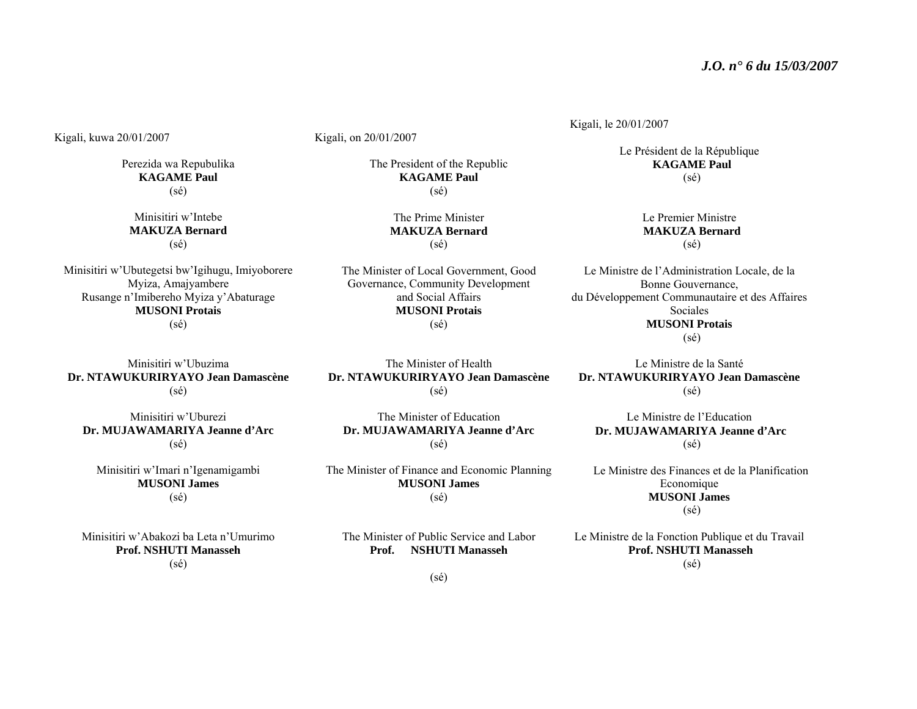Kigali, kuwa 20/01/2007

Perezida wa Repubulika
**KAGAME Paul**
(sé)

Minisitiri w'Intebe
**MAKUZA Bernard**
(sé)

Minisitiri w'Ubutegetsi bw'Igihugu, Imiyoborere Myiza, Amajyambere Rusange n'Imibereho Myiza y'Abaturage
**MUSONI Protais**
(sé)

Minisitiri w'Ubuzima
**Dr. NTAWUKURIRYAYO Jean Damascène**
(sé)

Minisitiri w'Uburezi
**Dr. MUJAWAMARIYA Jeanne d'Arc**
(sé)

Minisitiri w'Imari n'Igenamigambi
**MUSONI James**
(sé)

Minisitiri w'Abakozi ba Leta n'Umurimo
**Prof. NSHUTI Manasseh**
(sé)

Kigali, on 20/01/2007

The President of the Republic
**KAGAME Paul**
(sé)

The Prime Minister
**MAKUZA Bernard**
(sé)

The Minister of Local Government, Good Governance, Community Development and Social Affairs
**MUSONI Protais**
(sé)

The Minister of Health
**Dr. NTAWUKURIRYAYO Jean Damascène**
(sé)

The Minister of Education
**Dr. MUJAWAMARIYA Jeanne d'Arc**
(sé)

The Minister of Finance and Economic Planning
**MUSONI James**
(sé)

The Minister of Public Service and Labor
**Prof. NSHUTI Manasseh**
(sé)

Kigali, le 20/01/2007

Le Président de la République
**KAGAME Paul**
(sé)

Le Premier Ministre
**MAKUZA Bernard**
(sé)

Le Ministre de l'Administration Locale, de la Bonne Gouvernance, du Développement Communautaire et des Affaires Sociales
**MUSONI Protais**
(sé)

Le Ministre de la Santé
**Dr. NTAWUKURIRYAYO Jean Damascène**
(sé)

Le Ministre de l'Education
**Dr. MUJAWAMARIYA Jeanne d'Arc**
(sé)

Le Ministre des Finances et de la Planification Economique
**MUSONI James**
(sé)

Le Ministre de la Fonction Publique et du Travail
**Prof. NSHUTI Manasseh**
(sé)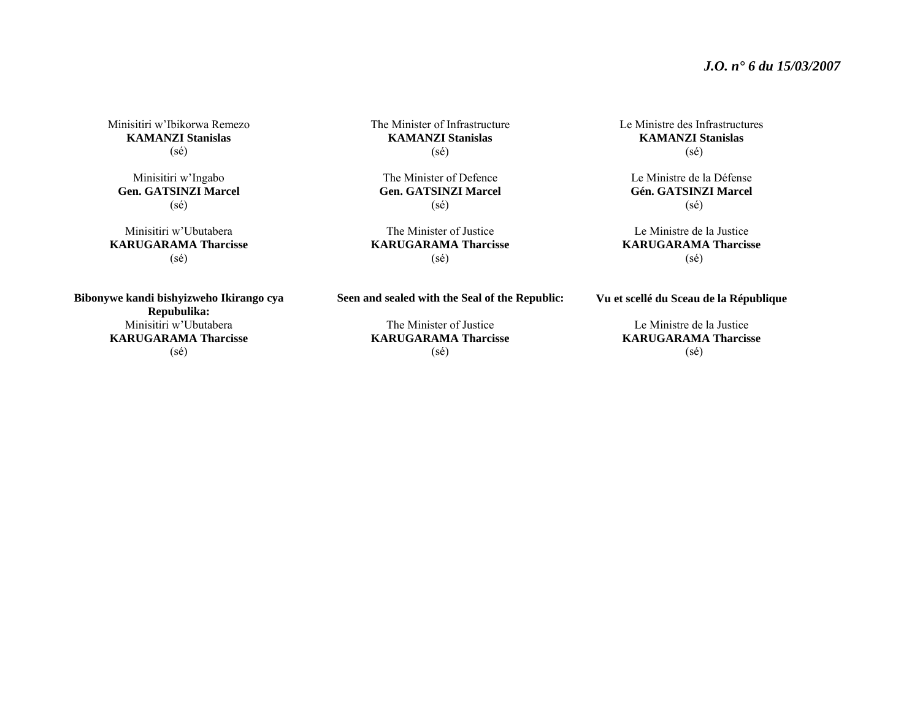Minisitiri w'Ibikorwa Remezo
**KAMANZI Stanislas**
(sé)

Minisitiri w'Ingabo
**Gen. GATSINZI Marcel**
(sé)

Minisitiri w'Ubutabera
**KARUGARAMA Tharcisse**
(sé)

**Bibonywe kandi bishyizweho Ikirango cya Repubulika:**
Minisitiri w'Ubutabera
**KARUGARAMA Tharcisse**
(sé)

The Minister of Infrastructure
**KAMANZI Stanislas**
(sé)

The Minister of Defence
**Gen. GATSINZI Marcel**
(sé)

The Minister of Justice
**KARUGARAMA Tharcisse**
(sé)

**Seen and sealed with the Seal of the Republic:**

The Minister of Justice
**KARUGARAMA Tharcisse**
(sé)

Le Ministre des Infrastructures
**KAMANZI Stanislas**
(sé)

Le Ministre de la Défense
**Gén. GATSINZI Marcel**
(sé)

Le Ministre de la Justice
**KARUGARAMA Tharcisse**
(sé)

**Vu et scellé du Sceau de la République**

Le Ministre de la Justice
**KARUGARAMA Tharcisse**
(sé)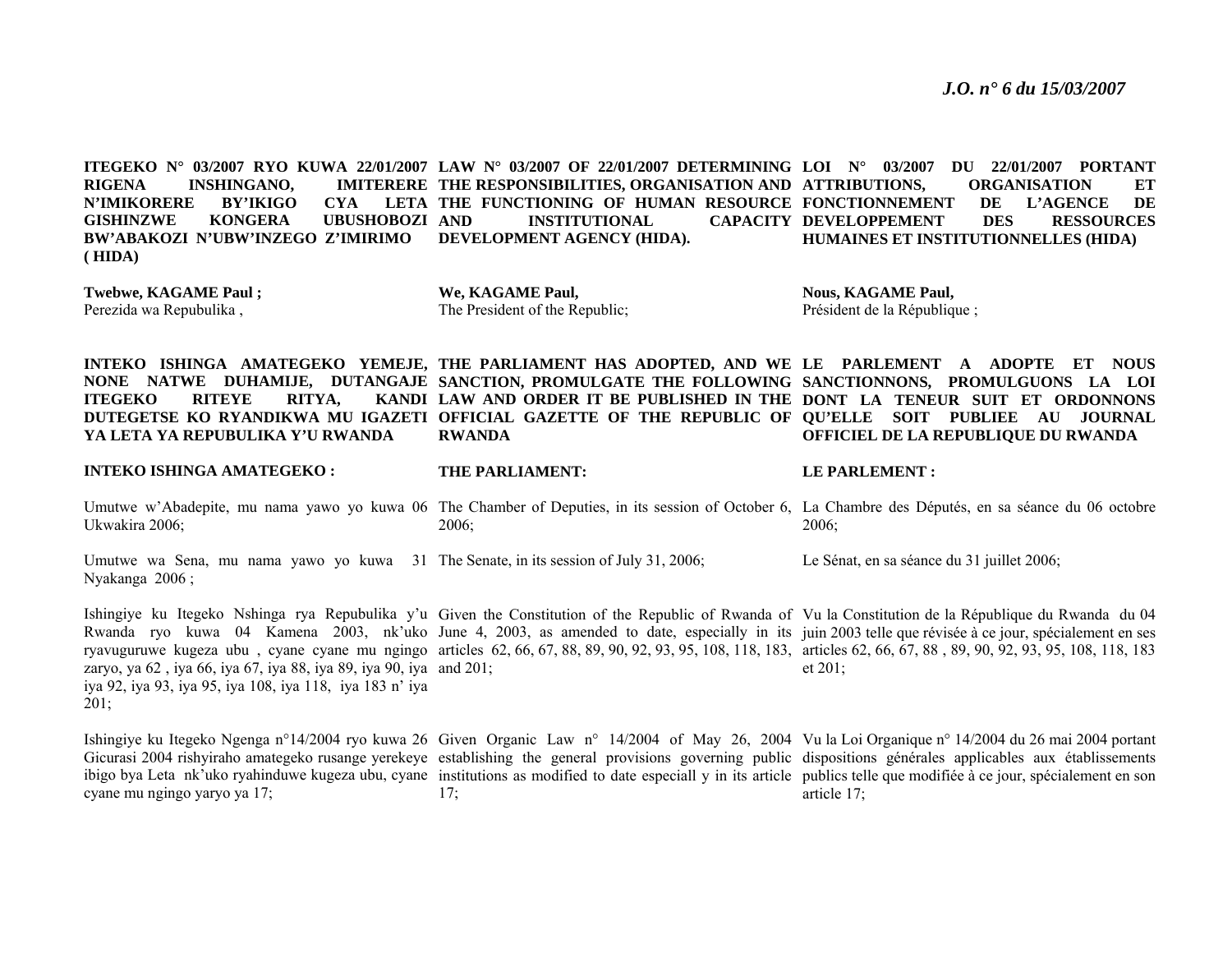**ITEGEKO N° 03/2007 RYO KUWA 22/01/2007 RIGENA INSHINGANO, IMITERERE N'IMIKORERE BY'IKIGO CYA LETA GISHINZWE KONGERA UBUSHOBOZI BW'ABAKOZI N'UBW'INZEGO Z'IMIRIMO ( HIDA)**

**Twebwe, KAGAME Paul ;**
Perezida wa Repubulika ,

**INTEKO ISHINGA AMATEGEKO YEMEJE, NONE NATWE DUHAMIJE, DUTANGAJE ITEGEKO RITEYE RITYA, KANDI DUTEGETSE KO RYANDIKWA MU IGAZETI YA LETA YA REPUBULIKA Y'U RWANDA**

**INTEKO ISHINGA AMATEGEKO :**

Umutwe w'Abadepite, mu nama yawo yo kuwa 06 Ukwakira 2006;

Umutwe wa Sena, mu nama yawo yo kuwa 31 Nyakanga 2006 ;

Ishingiye ku Itegeko Nshinga rya Repubulika y'u Rwanda ryo kuwa 04 Kamena 2003, nk'uko ryavuguruwe kugeza ubu , cyane cyane mu ngingo zaryo, ya 62 , iya 66, iya 67, iya 88, iya 89, iya 90, iya iya 92, iya 93, iya 95, iya 108, iya 118, iya 183 n' iya 201;

Ishingiye ku Itegeko Ngenga n°14/2004 ryo kuwa 26 Gicurasi 2004 rishyiraho amategeko rusange yerekeye ibigo bya Leta nk'uko ryahinduwe kugeza ubu, cyane cyane mu ngingo yaryo ya 17;

**LAW N° 03/2007 OF 22/01/2007 DETERMINING THE RESPONSIBILITIES, ORGANISATION AND THE FUNCTIONING OF HUMAN RESOURCE AND INSTITUTIONAL CAPACITY DEVELOPMENT AGENCY (HIDA).**

**We, KAGAME Paul,**
The President of the Republic;

**THE PARLIAMENT HAS ADOPTED, AND WE SANCTION, PROMULGATE THE FOLLOWING LAW AND ORDER IT BE PUBLISHED IN THE OFFICIAL GAZETTE OF THE REPUBLIC OF RWANDA**

**THE PARLIAMENT:**

The Chamber of Deputies, in its session of October 6, 2006;

The Senate, in its session of July 31, 2006;

Given the Constitution of the Republic of Rwanda of June 4, 2003, as amended to date, especially in its articles 62, 66, 67, 88, 89, 90, 92, 93, 95, 108, 118, 183, and 201;

Given Organic Law n° 14/2004 of May 26, 2004 establishing the general provisions governing public institutions as modified to date especiall y in its article 17;

**LOI N° 03/2007 DU 22/01/2007 PORTANT ATTRIBUTIONS, ORGANISATION ET FONCTIONNEMENT DE L'AGENCE DE DEVELOPPEMENT DES RESSOURCES HUMAINES ET INSTITUTIONNELLES (HIDA)**

**Nous, KAGAME Paul,**
Président de la République ;

**LE PARLEMENT A ADOPTE ET NOUS SANCTIONNONS, PROMULGUONS LA LOI DONT LA TENEUR SUIT ET ORDONNONS QU'ELLE SOIT PUBLIEE AU JOURNAL OFFICIEL DE LA REPUBLIQUE DU RWANDA**

**LE PARLEMENT :**

La Chambre des Députés, en sa séance du 06 octobre 2006;

Le Sénat, en sa séance du 31 juillet 2006;

Vu la Constitution de la République du Rwanda du 04 juin 2003 telle que révisée à ce jour, spécialement en ses articles 62, 66, 67, 88 , 89, 90, 92, 93, 95, 108, 118, 183 et 201;

Vu la Loi Organique n° 14/2004 du 26 mai 2004 portant dispositions générales applicables aux établissements publics telle que modifiée à ce jour, spécialement en son article 17;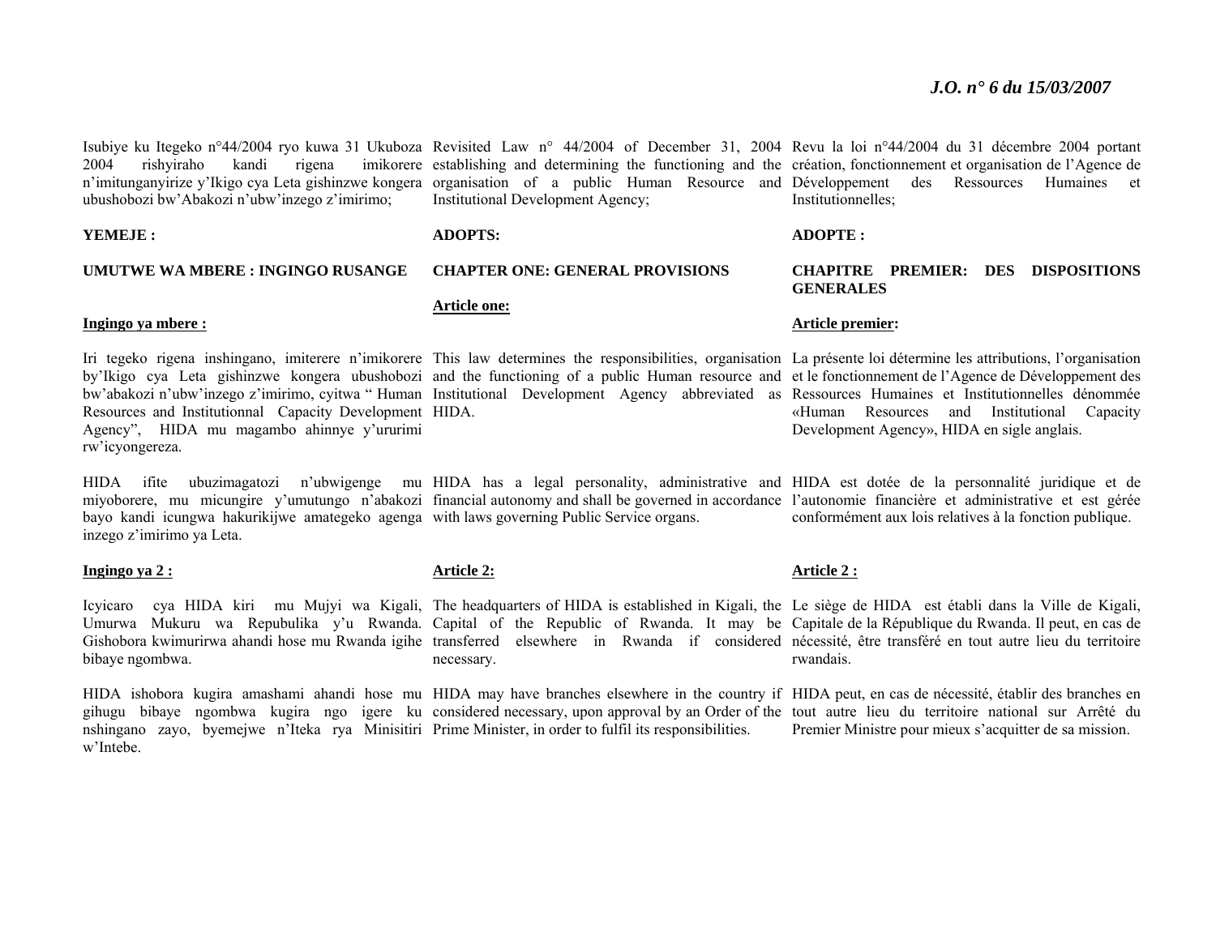Isubiye ku Itegeko n°44/2004 ryo kuwa 31 Ukuboza 2004 rishyiraho kandi rigena imikorere n'imitunganyirize y'Ikigo cya Leta gishinzwe kongera ubushobozi bw'Abakozi n'ubw'inzego z'imirimo;

**YEMEJE :**

**UMUTWE WA MBERE : INGINGO RUSANGE**

**Ingingo ya mbere :**

Iri tegeko rigena inshingano, imiterere n'imikorere by'Ikigo cya Leta gishinzwe kongera ubushobozi bw'abakozi n'ubw'inzego z'imirimo, cyitwa " Human Resources and Institutionnal Capacity Development Agency", HIDA mu magambo ahinnye y'ururimi rw'icyongereza.

HIDA ifite ubuzimagatozi n'ubwigenge mu miyoborere, mu micungire y'umutungo n'abakozi bayo kandi icungwa hakurikijwe amategeko agenga inzego z'imirimo ya Leta.

**Ingingo ya 2 :**

Icyicaro cya HIDA kiri mu Mujyi wa Kigali, Umurwa Mukuru wa Repubulika y'u Rwanda. Gishobora kwimurirwa ahandi hose mu Rwanda igihe bibaye ngombwa.

HIDA ishobora kugira amashami ahandi hose mu gihugu bibaye ngombwa kugira ngo igere ku nshingano zayo, byemejwe n'Iteka rya Minisitiri w'Intebe.

Revisited Law n° 44/2004 of December 31, 2004 establishing and determining the functioning and the organisation of a public Human Resource and Institutional Development Agency;

**ADOPTS:**

**CHAPTER ONE: GENERAL PROVISIONS**

**Article one:**

This law determines the responsibilities, organisation and the functioning of a public Human resource and Institutional Development Agency abbreviated as HIDA.

HIDA has a legal personality, administrative and financial autonomy and shall be governed in accordance with laws governing Public Service organs.

**Article 2:**

The headquarters of HIDA is established in Kigali, the Capital of the Republic of Rwanda. It may be transferred elsewhere in Rwanda if considered necessary.

HIDA may have branches elsewhere in the country if considered necessary, upon approval by an Order of the Prime Minister, in order to fulfil its responsibilities.

Revu la loi n°44/2004 du 31 décembre 2004 portant création, fonctionnement et organisation de l'Agence de Développement des Ressources Humaines et Institutionnelles;

**ADOPTE :**

**CHAPITRE PREMIER: DES DISPOSITIONS GENERALES**

**Article premier:**

La présente loi détermine les attributions, l'organisation et le fonctionnement de l'Agence de Développement des Ressources Humaines et Institutionnelles dénommée «Human Resources and Institutional Capacity Development Agency», HIDA en sigle anglais.

HIDA est dotée de la personnalité juridique et de l'autonomie financière et administrative et est gérée conformément aux lois relatives à la fonction publique.

**Article 2 :**

Le siège de HIDA est établi dans la Ville de Kigali, Capitale de la République du Rwanda. Il peut, en cas de nécessité, être transféré en tout autre lieu du territoire rwandais.

HIDA peut, en cas de nécessité, établir des branches en tout autre lieu du territoire national sur Arrêté du Premier Ministre pour mieux s'acquitter de sa mission.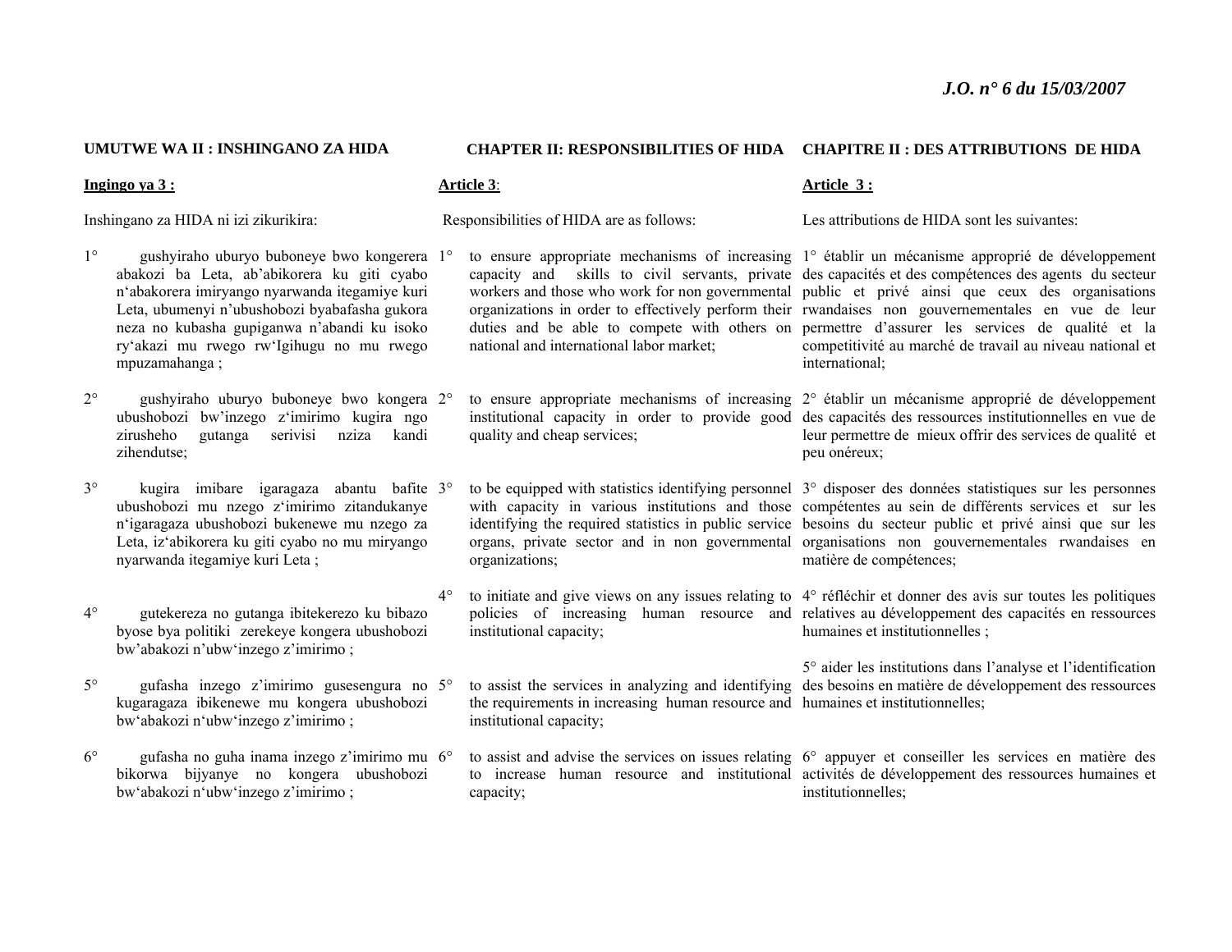**UMUTWE WA II : INSHINGANO ZA HIDA**

**Ingingo ya 3 :**

Inshingano za HIDA ni izi zikurikira:

1° gushyiraho uburyo buboneye bwo kongerera abakozi ba Leta, ab'abikorera ku giti cyabo n'abakorera imiryango nyarwanda itegamiye kuri Leta, ubumenyi n'ubushobozi byabafasha gukora neza no kubasha gupiganwa n'abandi ku isoko ry'akazi mu rwego rw'Igihugu no mu rwego mpuzamahanga ;

2° gushyiraho uburyo buboneye bwo kongera ubushobozi bw'inzego z'imirimo kugira ngo zirusheho gutanga serivisi nziza kandi zihendutse;

3° kugira imibare igaragaza abantu bafite ubushobozi mu nzego z'imirimo zitandukanye n'igaragaza ubushobozi bukenewe mu nzego za Leta, iz'abikorera ku giti cyabo no mu miryango nyarwanda itegamiye kuri Leta ;

4° gutekereza no gutanga ibitekerezo ku bibazo byose bya politiki zerekeye kongera ubushobozi bw'abakozi n'ubw'inzego z'imirimo ;

5° gufasha inzego z'imirimo gusesengura no kugaragaza ibikenewe mu kongera ubushobozi bw'abakozi n'ubw'inzego z'imirimo ;

6° gufasha no guha inama inzego z'imirimo mu bikorwa bijyanye no kongera ubushobozi bw'abakozi n'ubw'inzego z'imirimo ;

**CHAPTER II: RESPONSIBILITIES OF HIDA**

**Article 3**:

Responsibilities of HIDA are as follows:

1° to ensure appropriate mechanisms of increasing capacity and skills to civil servants, private workers and those who work for non governmental organizations in order to effectively perform their duties and be able to compete with others on national and international labor market;

2° to ensure appropriate mechanisms of increasing institutional capacity in order to provide good quality and cheap services;

3° to be equipped with statistics identifying personnel with capacity in various institutions and those identifying the required statistics in public service organs, private sector and in non governmental organizations;

4° to initiate and give views on any issues relating to policies of increasing human resource and institutional capacity;

5° to assist the services in analyzing and identifying the requirements in increasing human resource and institutional capacity;

6° to assist and advise the services on issues relating to increase human resource and institutional capacity;

**CHAPITRE II : DES ATTRIBUTIONS DE HIDA**

**Article 3 :**

Les attributions de HIDA sont les suivantes:

1° établir un mécanisme approprié de développement des capacités et des compétences des agents du secteur public et privé ainsi que ceux des organisations rwandaises non gouvernementales en vue de leur permettre d'assurer les services de qualité et la competitivité au marché de travail au niveau national et international;

2° établir un mécanisme approprié de développement des capacités des ressources institutionnelles en vue de leur permettre de mieux offrir des services de qualité et peu onéreux;

3° disposer des données statistiques sur les personnes compétentes au sein de différents services et sur les besoins du secteur public et privé ainsi que sur les organisations non gouvernementales rwandaises en matière de compétences;

4° réfléchir et donner des avis sur toutes les politiques relatives au développement des capacités en ressources humaines et institutionnelles ;

5° aider les institutions dans l'analyse et l'identification des besoins en matière de développement des ressources humaines et institutionnelles;

6° appuyer et conseiller les services en matière des activités de développement des ressources humaines et institutionnelles;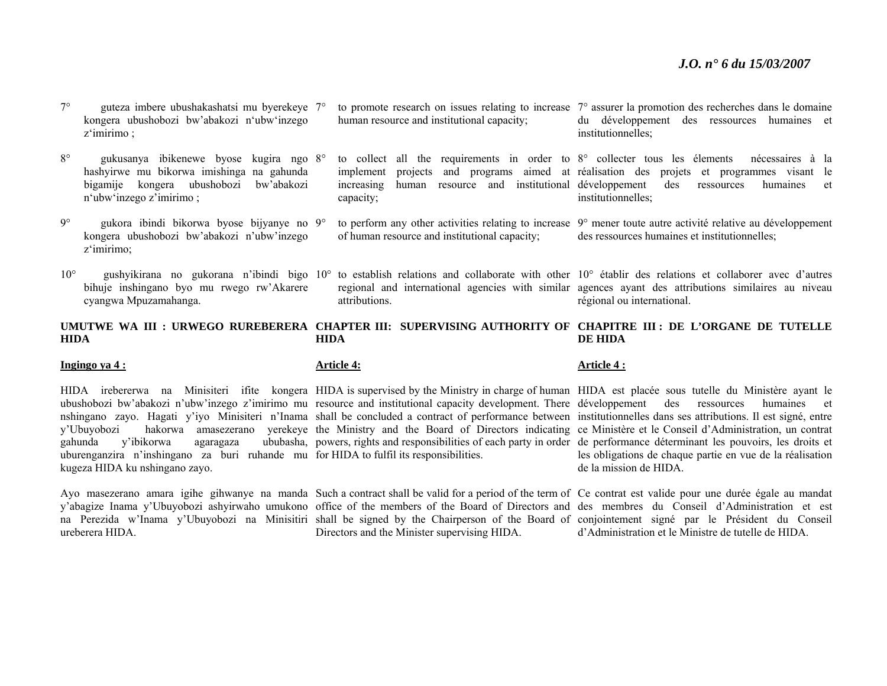7° guteza imbere ubushakashatsi mu byerekeye kongera ubushobozi bw'abakozi n'ubw'inzego z'imirimo ;

8° gukusanya ibikenewe byose kugira ngo hashyirwe mu bikorwa imishinga na gahunda bigamije kongera ubushobozi bw'abakozi n'ubw'inzego z'imirimo ;

9° gukora ibindi bikorwa byose bijyanye no kongera ubushobozi bw'abakozi n'ubw'inzego z'imirimo;

10° gushyikirana no gukorana n'ibindi bigo bihuje inshingano byo mu rwego rw'Akarere cyangwa Mpuzamahanga.

**UMUTWE WA III : URWEGO RUREBERERA HIDA**

**Ingingo ya 4 :**

HIDA irebererwa na Minisiteri ifite kongera ubushobozi bw'abakozi n'ubw'inzego z'imirimo mu nshingano zayo. Hagati y'iyo Minisiteri n'Inama y'Ubuyobozi hakorwa amasezerano yerekeye gahunda y'ibikorwa agaragaza ububasha, uburenganzira n'inshingano za buri ruhande mu kugeza HIDA ku nshingano zayo.

Ayo masezerano amara igihe gihwanye na manda y'abagize Inama y'Ubuyobozi ashyirwaho umukono na Perezida w'Inama y'Ubuyobozi na Minisitiri ureberera HIDA.

7° to promote research on issues relating to increase human resource and institutional capacity;

8° to collect all the requirements in order to implement projects and programs aimed at increasing human resource and institutional capacity;

9° to perform any other activities relating to increase of human resource and institutional capacity;

10° to establish relations and collaborate with other regional and international agencies with similar attributions.

**CHAPTER III: SUPERVISING AUTHORITY OF HIDA**

**Article 4:**

HIDA is supervised by the Ministry in charge of human resource and institutional capacity development. There shall be concluded a contract of performance between the Ministry and the Board of Directors indicating powers, rights and responsibilities of each party in order for HIDA to fulfil its responsibilities.

Such a contract shall be valid for a period of the term of office of the members of the Board of Directors and shall be signed by the Chairperson of the Board of Directors and the Minister supervising HIDA.

7° assurer la promotion des recherches dans le domaine du développement des ressources humaines et institutionnelles;

8° collecter tous les élements nécessaires à la réalisation des projets et programmes visant le développement des ressources humaines et institutionnelles;

9° mener toute autre activité relative au développement des ressources humaines et institutionnelles;

10° établir des relations et collaborer avec d'autres agences ayant des attributions similaires au niveau régional ou international.

**CHAPITRE III : DE L'ORGANE DE TUTELLE DE HIDA**

**Article 4 :**

HIDA est placée sous tutelle du Ministère ayant le développement des ressources humaines et institutionnelles dans ses attributions. Il est signé, entre ce Ministère et le Conseil d'Administration, un contrat de performance déterminant les pouvoirs, les droits et les obligations de chaque partie en vue de la réalisation de la mission de HIDA.

Ce contrat est valide pour une durée égale au mandat des membres du Conseil d'Administration et est conjointement signé par le Président du Conseil d'Administration et le Ministre de tutelle de HIDA.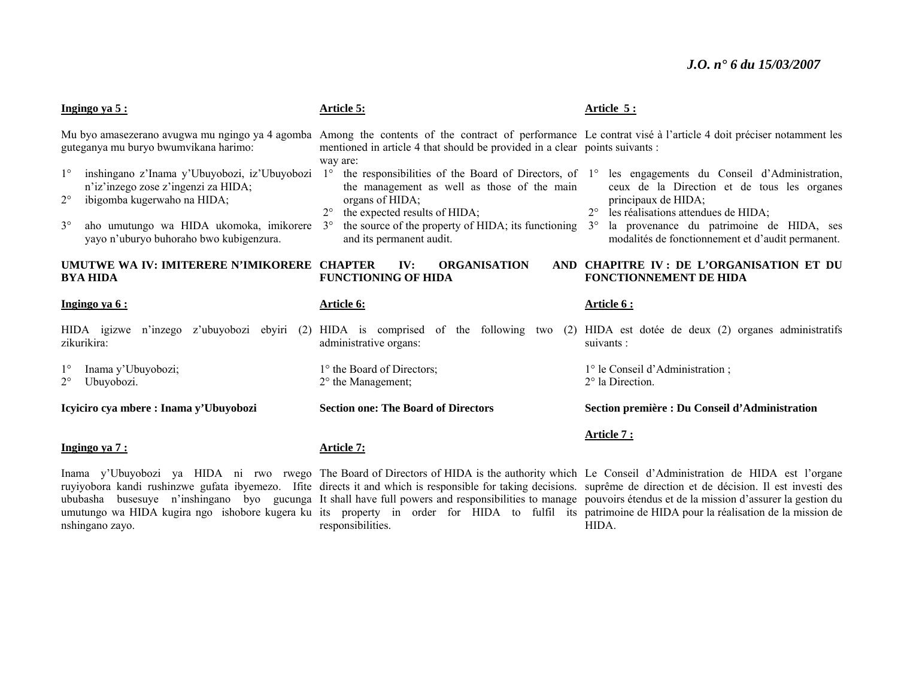**Ingingo ya 5 :**

Mu byo amasezerano avugwa mu ngingo ya 4 agomba guteganya mu buryo bwumvikana harimo:

1° inshingano z'Inama y'Ubuyobozi, iz'Ubuyobozi n'iz'inzego zose z'ingenzi za HIDA;
2° ibigomba kugerwaho na HIDA;
3° aho umutungo wa HIDA ukomoka, imikorere yayo n'uburyo buhoraho bwo kubigenzura.

**UMUTWE WA IV: IMITERERE N'IMIKORERE BYA HIDA**

**Ingingo ya 6 :**

HIDA igizwe n'inzego z'ubuyobozi ebyiri (2) zikurikira:

1° Inama y'Ubuyobozi;
2° Ubuyobozi.

**Icyiciro cya mbere : Inama y'Ubuyobozi**

**Ingingo ya 7 :**

Inama y'Ubuyobozi ya HIDA ni rwo rwego ruyiyobora kandi rushinzwe gufata ibyemezo. Ifite ububasha busesuye n'inshingano byo gucunga umutungo wa HIDA kugira ngo ishobore kugera ku nshingano zayo.

**Article 5:**

Among the contents of the contract of performance mentioned in article 4 that should be provided in a clear way are:

1° the responsibilities of the Board of Directors, of the management as well as those of the main organs of HIDA;
2° the expected results of HIDA;
3° the source of the property of HIDA; its functioning and its permanent audit.

**CHAPTER IV: ORGANISATION AND FUNCTIONING OF HIDA**

**Article 6:**

HIDA is comprised of the following two (2) administrative organs:

1° the Board of Directors;
2° the Management;

**Section one: The Board of Directors**

**Article 7:**

The Board of Directors of HIDA is the authority which directs it and which is responsible for taking decisions. It shall have full powers and responsibilities to manage its property in order for HIDA to fulfil its responsibilities.

**Article 5 :**

Le contrat visé à l'article 4 doit préciser notamment les points suivants :

1° les engagements du Conseil d'Administration, ceux de la Direction et de tous les organes principaux de HIDA;
2° les réalisations attendues de HIDA;
3° la provenance du patrimoine de HIDA, ses modalités de fonctionnement et d'audit permanent.

**CHAPITRE IV : DE L'ORGANISATION ET DU FONCTIONNEMENT DE HIDA**

**Article 6 :**

HIDA est dotée de deux (2) organes administratifs suivants :

1° le Conseil d'Administration ;
2° la Direction.

**Section première : Du Conseil d'Administration**

**Article 7 :**

Le Conseil d'Administration de HIDA est l'organe suprême de direction et de décision. Il est investi des pouvoirs étendus et de la mission d'assurer la gestion du patrimoine de HIDA pour la réalisation de la mission de HIDA.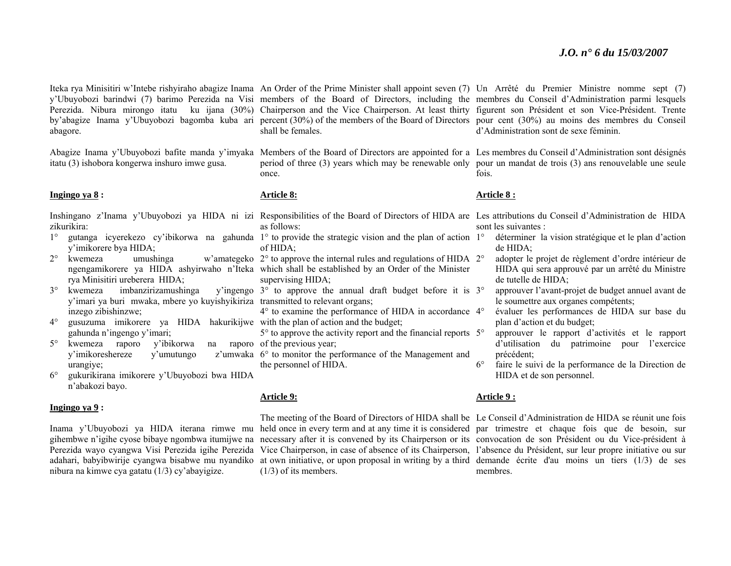Iteka rya Minisitiri w'Intebe rishyiraho abagize Inama y'Ubuyobozi barindwi (7) barimo Perezida na Visi Perezida. Nibura mirongo itatu ku ijana (30%) by'abagize Inama y'Ubuyobozi bagomba kuba ari abagore.

Abagize Inama y'Ubuyobozi bafite manda y'imyaka itatu (3) ishobora kongerwa inshuro imwe gusa.

**Ingingo ya 8 :**

Inshingano z'Inama y'Ubuyobozi ya HIDA ni izi zikurikira:

1° gutanga icyerekezo cy'ibikorwa na gahunda y'imikorere bya HIDA;
2° kwemeza umushinga w'amategeko ngengamikorere ya HIDA ashyirwaho n'Iteka rya Minisitiri ureberera HIDA;
3° kwemeza imbanzirizamushinga y'ingengo y'imari ya buri mwaka, mbere yo kuyishyikiriza inzego zibishinzwe;
4° gusuzuma imikorere ya HIDA hakurikijwe gahunda n'ingengo y'imari;
5° kwemeza raporo y'ibikorwa na raporo y'imikoreshereze y'umutungo z'umwaka urangiye;
6° gukurikirana imikorere y'Ubuyobozi bwa HIDA n'abakozi bayo.

**Ingingo ya 9 :**

Inama y'Ubuyobozi ya HIDA iterana rimwe mu gihembwe n'igihe cyose bibaye ngombwa itumijwe na Perezida wayo cyangwa Visi Perezida igihe Perezida adahari, babyibwirije cyangwa bisabwe mu nyandiko nibura na kimwe cya gatatu (1/3) cy'abayigize.

An Order of the Prime Minister shall appoint seven (7) members of the Board of Directors, including the Chairperson and the Vice Chairperson. At least thirty percent (30%) of the members of the Board of Directors shall be females.

Members of the Board of Directors are appointed for a period of three (3) years which may be renewable only once.

**Article 8:**

Responsibilities of the Board of Directors of HIDA are as follows:

1° to provide the strategic vision and the plan of action of HIDA;
2° to approve the internal rules and regulations of HIDA which shall be established by an Order of the Minister supervising HIDA;
3° to approve the annual draft budget before it is transmitted to relevant organs;
4° to examine the performance of HIDA in accordance with the plan of action and the budget;
5° to approve the activity report and the financial reports of the previous year;
6° to monitor the performance of the Management and the personnel of HIDA.

**Article 9:**

The meeting of the Board of Directors of HIDA shall be held once in every term and at any time it is considered necessary after it is convened by its Chairperson or its Vice Chairperson, in case of absence of its Chairperson, at own initiative, or upon proposal in writing by a third (1/3) of its members.

Un Arrêté du Premier Ministre nomme sept (7) membres du Conseil d'Administration parmi lesquels figurent son Président et son Vice-Président. Trente pour cent (30%) au moins des membres du Conseil d'Administration sont de sexe féminin.

Les membres du Conseil d'Administration sont désignés pour un mandat de trois (3) ans renouvelable une seule fois.

**Article 8 :**

Les attributions du Conseil d'Administration de HIDA sont les suivantes :

1° déterminer la vision stratégique et le plan d'action de HIDA;
2° adopter le projet de règlement d'ordre intérieur de HIDA qui sera approuvé par un arrêté du Ministre de tutelle de HIDA;
3° approuver l'avant-projet de budget annuel avant de le soumettre aux organes compétents;
4° évaluer les performances de HIDA sur base du plan d'action et du budget;
5° approuver le rapport d'activités et le rapport d'utilisation du patrimoine pour l'exercice précédent;
6° faire le suivi de la performance de la Direction de HIDA et de son personnel.

**Article 9 :**

Le Conseil d'Administration de HIDA se réunit une fois par trimestre et chaque fois que de besoin, sur convocation de son Président ou du Vice-président à l'absence du Président, sur leur propre initiative ou sur demande écrite d'au moins un tiers (1/3) de ses membres.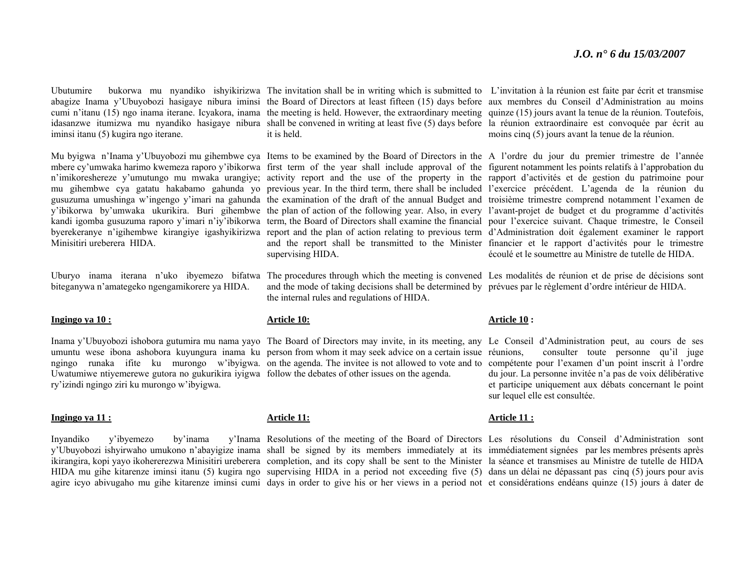Ubutumire bukorwa mu nyandiko ishyikirizwa abagize Inama y'Ubuyobozi hasigaye nibura iminsi cumi n'itanu (15) ngo inama iterane. Icyakora, inama idasanzwe itumizwa mu nyandiko hasigaye nibura iminsi itanu (5) kugira ngo iterane.

Mu byigwa n'Inama y'Ubuyobozi mu gihembwe cya mbere cy'umwaka harimo kwemeza raporo y'ibikorwa n'imikoreshereze y'umutungo mu mwaka urangiye; mu gihembwe cya gatatu hakabamo gahunda yo gusuzuma umushinga w'ingengo y'imari na gahunda y'ibikorwa by'umwaka ukurikira. Buri gihembwe kandi igomba gusuzuma raporo y'imari n'iy'ibikorwa byerekeranye n'igihembwe kirangiye igashyikirizwa Minisitiri ureberera HIDA.

Uburyo inama iterana n'uko ibyemezo bifatwa biteganywa n'amategeko ngengamikorere ya HIDA.

**Ingingo ya 10 :**

Inama y'Ubuyobozi ishobora gutumira mu nama yayo umuntu wese ibona ashobora kuyungura inama ku ngingo runaka ifite ku murongo w'ibyigwa. Uwatumiwe ntiyemerewe gutora no gukurikira iyigwa ry'izindi ngingo ziri ku murongo w'ibyigwa.

**Ingingo ya 11 :**

Inyandiko y'ibyemezo by'inama y'Inama y'Ubuyobozi ishyirwaho umukono n'abayigize inama ikirangira, kopi yayo ikohererezwa Minisitiri ureberera HIDA mu gihe kitarenze iminsi itanu (5) kugira ngo agire icyo abivugaho mu gihe kitarenze iminsi cumi

The invitation shall be in writing which is submitted to the Board of Directors at least fifteen (15) days before the meeting is held. However, the extraordinary meeting shall be convened in writing at least five (5) days before it is held.

Items to be examined by the Board of Directors in the first term of the year shall include approval of the activity report and the use of the property in the previous year. In the third term, there shall be included the examination of the draft of the annual Budget and the plan of action of the following year. Also, in every term, the Board of Directors shall examine the financial report and the plan of action relating to previous term and the report shall be transmitted to the Minister supervising HIDA.

The procedures through which the meeting is convened and the mode of taking decisions shall be determined by the internal rules and regulations of HIDA.

**Article 10:**

The Board of Directors may invite, in its meeting, any person from whom it may seek advice on a certain issue on the agenda. The invitee is not allowed to vote and to follow the debates of other issues on the agenda.

**Article 11:**

Resolutions of the meeting of the Board of Directors shall be signed by its members immediately at its completion, and its copy shall be sent to the Minister supervising HIDA in a period not exceeding five (5) days in order to give his or her views in a period not

L'invitation à la réunion est faite par écrit et transmise aux membres du Conseil d'Administration au moins quinze (15) jours avant la tenue de la réunion. Toutefois, la réunion extraordinaire est convoquée par écrit au moins cinq (5) jours avant la tenue de la réunion.

A l'ordre du jour du premier trimestre de l'année figurent notamment les points relatifs à l'approbation du rapport d'activités et de gestion du patrimoine pour l'exercice précédent. L'agenda de la réunion du troisième trimestre comprend notamment l'examen de l'avant-projet de budget et du programme d'activités pour l'exercice suivant. Chaque trimestre, le Conseil d'Administration doit également examiner le rapport financier et le rapport d'activités pour le trimestre écoulé et le soumettre au Ministre de tutelle de HIDA.

Les modalités de réunion et de prise de décisions sont prévues par le règlement d'ordre intérieur de HIDA.

**Article 10 :**

Le Conseil d'Administration peut, au cours de ses réunions, consulter toute personne qu'il juge compétente pour l'examen d'un point inscrit à l'ordre du jour. La personne invitée n'a pas de voix délibérative et participe uniquement aux débats concernant le point sur lequel elle est consultée.

**Article 11 :**

Les résolutions du Conseil d'Administration sont immédiatement signées par les membres présents après la séance et transmises au Ministre de tutelle de HIDA dans un délai ne dépassant pas cinq (5) jours pour avis et considérations endéans quinze (15) jours à dater de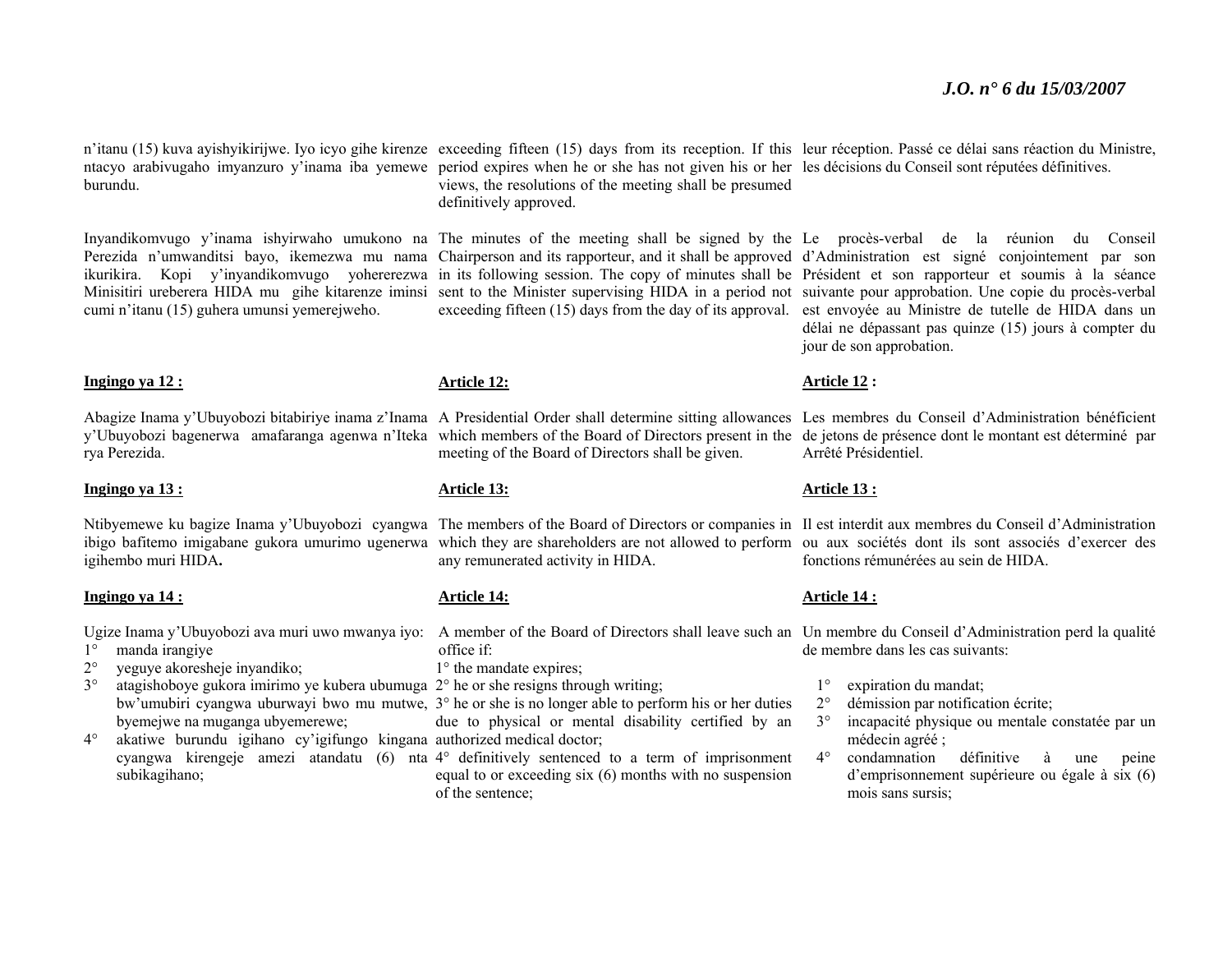n'itanu (15) kuva ayishyikirijwe. Iyo icyo gihe kirenze ntacyo arabivugaho imyanzuro y'inama iba yemewe burundu.

Inyandikomvugo y'inama ishyirwaho umukono na Perezida n'umwanditsi bayo, ikemezwa mu nama ikurikira. Kopi y'inyandikomvugo yohererezwa Minisitiri ureberera HIDA mu gihe kitarenze iminsi cumi n'itanu (15) guhera umunsi yemerejweho.

**Ingingo ya 12 :**

Abagize Inama y'Ubuyobozi bitabiriye inama z'Inama y'Ubuyobozi bagenerwa amafaranga agenwa n'Iteka rya Perezida.

**Ingingo ya 13 :**

Ntibyemewe ku bagize Inama y'Ubuyobozi cyangwa ibigo bafitemo imigabane gukora umurimo ugenerwa igihembo muri HIDA**.**

**Ingingo ya 14 :**

Ugize Inama y'Ubuyobozi ava muri uwo mwanya iyo:

1° manda irangiye
2° yeguye akoresheje inyandiko;
3° atagishoboye gukora imirimo ye kubera ubumuga bw'umubiri cyangwa uburwayi bwo mu mutwe, byemejwe na muganga ubyemerewe;
4° akatiwe burundu igihano cy'igifungo kingana cyangwa kirengeje amezi atandatu (6) nta subikagihano;

exceeding fifteen (15) days from its reception. If this period expires when he or she has not given his or her views, the resolutions of the meeting shall be presumed definitively approved.

The minutes of the meeting shall be signed by the Chairperson and its rapporteur, and it shall be approved in its following session. The copy of minutes shall be sent to the Minister supervising HIDA in a period not exceeding fifteen (15) days from the day of its approval.

**Article 12:**

A Presidential Order shall determine sitting allowances which members of the Board of Directors present in the meeting of the Board of Directors shall be given.

**Article 13:**

The members of the Board of Directors or companies in which they are shareholders are not allowed to perform any remunerated activity in HIDA.

**Article 14:**

A member of the Board of Directors shall leave such an office if:

1° the mandate expires;
2° he or she resigns through writing;
3° he or she is no longer able to perform his or her duties due to physical or mental disability certified by an authorized medical doctor;
4° definitively sentenced to a term of imprisonment equal to or exceeding six (6) months with no suspension of the sentence;

leur réception. Passé ce délai sans réaction du Ministre, les décisions du Conseil sont réputées définitives.

Le procès-verbal de la réunion du Conseil d'Administration est signé conjointement par son Président et son rapporteur et soumis à la séance suivante pour approbation. Une copie du procès-verbal est envoyée au Ministre de tutelle de HIDA dans un délai ne dépassant pas quinze (15) jours à compter du jour de son approbation.

**Article 12 :**

Les membres du Conseil d'Administration bénéficient de jetons de présence dont le montant est déterminé par Arrêté Présidentiel.

**Article 13 :**

Il est interdit aux membres du Conseil d'Administration ou aux sociétés dont ils sont associés d'exercer des fonctions rémunérées au sein de HIDA.

**Article 14 :**

Un membre du Conseil d'Administration perd la qualité de membre dans les cas suivants:

1° expiration du mandat;
2° démission par notification écrite;
3° incapacité physique ou mentale constatée par un médecin agréé ;
4° condamnation définitive à une peine d'emprisonnement supérieure ou égale à six (6) mois sans sursis;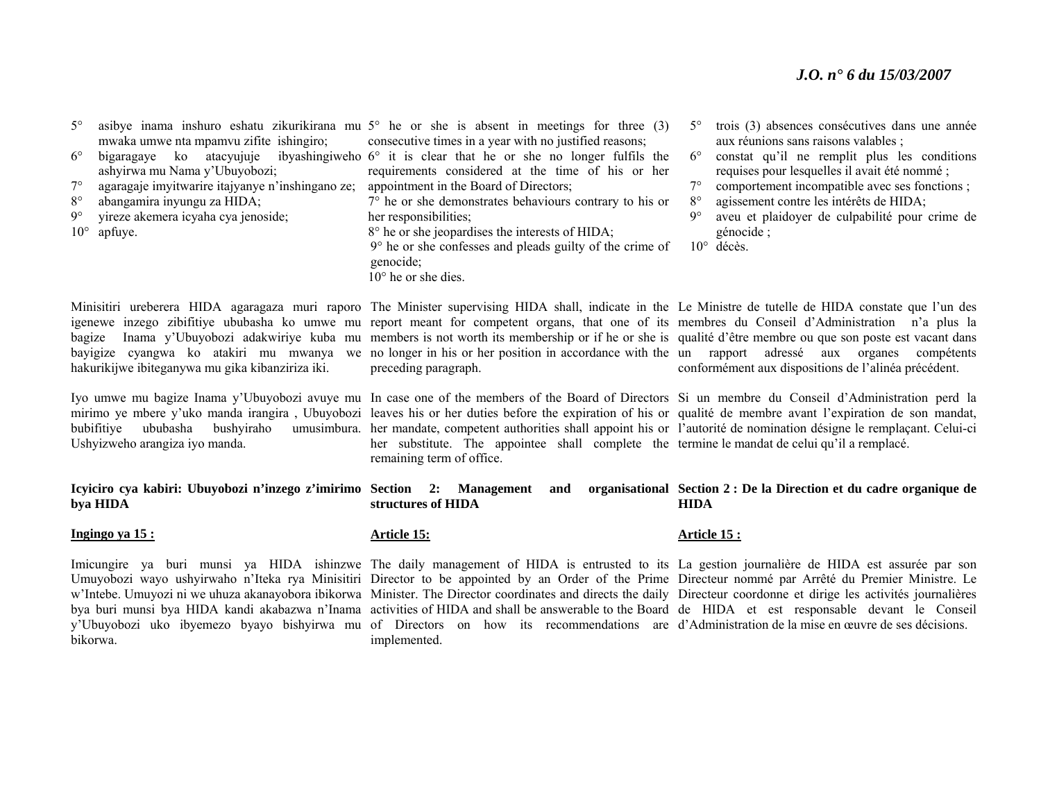5° asibye inama inshuro eshatu zikurikirana mu mwaka umwe nta mpamvu zifite ishingiro;
6° bigaragaye ko atacyujuje ibyashingiweho ashyirwa mu Nama y'Ubuyobozi;
7° agaragaje imyitwarire itajyanye n'inshingano ze;
8° abangamira inyungu za HIDA;
9° yireze akemera icyaha cya jenoside;
10° apfuye.

Minisitiri ureberera HIDA agaragaza muri raporo igenewe inzego zibifitiye ububasha ko umwe mu bagize Inama y'Ubuyobozi adakwiriye kuba mu bayigize cyangwa ko atakiri mu mwanya we hakurikijwe ibiteganywa mu gika kibanziriza iki.

Iyo umwe mu bagize Inama y'Ubuyobozi avuye mu mirimo ye mbere y'uko manda irangira , Ubuyobozi bubifitiye ububasha bushyiraho umusimbura. Ushyizweho arangiza iyo manda.

**Icyiciro cya kabiri: Ubuyobozi n'inzego z'imirimo bya HIDA**

**Ingingo ya 15 :**

Imicungire ya buri munsi ya HIDA ishinzwe Umuyobozi wayo ushyirwaho n'Iteka rya Minisitiri w'Intebe. Umuyozi ni we uhuza akanayobora ibikorwa bya buri munsi bya HIDA kandi akabazwa n'Inama y'Ubuyobozi uko ibyemezo byayo bishyirwa mu bikorwa.

5° he or she is absent in meetings for three (3) consecutive times in a year with no justified reasons;
6° it is clear that he or she no longer fulfils the requirements considered at the time of his or her appointment in the Board of Directors;
7° he or she demonstrates behaviours contrary to his or her responsibilities;
8° he or she jeopardises the interests of HIDA;
9° he or she confesses and pleads guilty of the crime of genocide;
10° he or she dies.

The Minister supervising HIDA shall, indicate in the report meant for competent organs, that one of its members is not worth its membership or if he or she is no longer in his or her position in accordance with the preceding paragraph.

In case one of the members of the Board of Directors leaves his or her duties before the expiration of his or her mandate, competent authorities shall appoint his or her substitute. The appointee shall complete the remaining term of office.

**Section 2: Management and organisational structures of HIDA**

**Article 15:**

The daily management of HIDA is entrusted to its Director to be appointed by an Order of the Prime Minister. The Director coordinates and directs the daily activities of HIDA and shall be answerable to the Board of Directors on how its recommendations are implemented.

5° trois (3) absences consécutives dans une année aux réunions sans raisons valables ;
6° constat qu'il ne remplit plus les conditions requises pour lesquelles il avait été nommé ;
7° comportement incompatible avec ses fonctions ;
8° agissement contre les intérêts de HIDA;
9° aveu et plaidoyer de culpabilité pour crime de génocide ;
10° décès.

Le Ministre de tutelle de HIDA constate que l'un des membres du Conseil d'Administration n'a plus la qualité d'être membre ou que son poste est vacant dans un rapport adressé aux organes compétents conformément aux dispositions de l'alinéa précédent.

Si un membre du Conseil d'Administration perd la qualité de membre avant l'expiration de son mandat, l'autorité de nomination désigne le remplaçant. Celui-ci termine le mandat de celui qu'il a remplacé.

**Section 2 : De la Direction et du cadre organique de HIDA**

**Article 15 :**

La gestion journalière de HIDA est assurée par son Directeur nommé par Arrêté du Premier Ministre. Le Directeur coordonne et dirige les activités journalières de HIDA et est responsable devant le Conseil d'Administration de la mise en œuvre de ses décisions.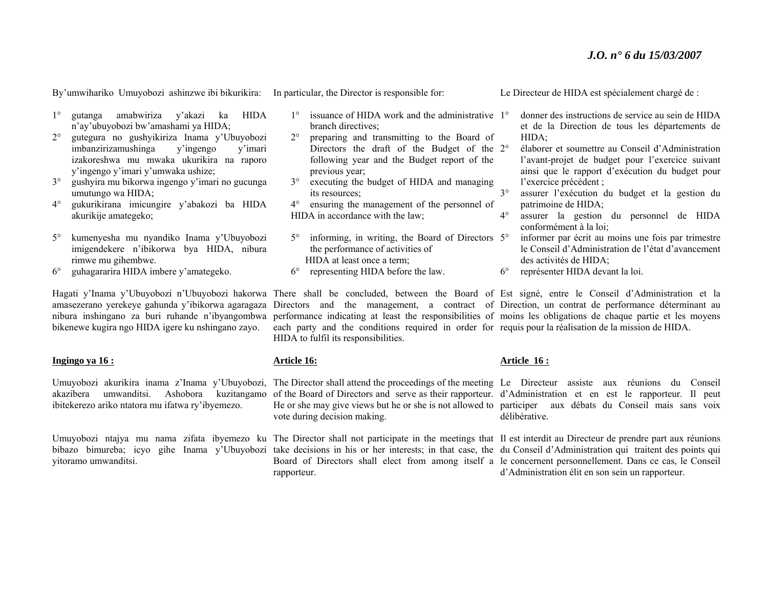By'umwihariko Umuyobozi ashinzwe ibi bikurikira:

1° gutanga amabwiriza y'akazi ka HIDA n'ay'ubuyobozi bw'amashami ya HIDA;
2° gutegura no gushyikiriza Inama y'Ubuyobozi imbanzirizamushinga y'ingengo y'imari izakoreshwa mu mwaka ukurikira na raporo y'ingengo y'imari y'umwaka ushize;
3° gushyira mu bikorwa ingengo y'imari no gucunga umutungo wa HIDA;
4° gukurikirana imicungire y'abakozi ba HIDA akurikije amategeko;
5° kumenyesha mu nyandiko Inama y'Ubuyobozi imigendekere n'ibikorwa bya HIDA, nibura rimwe mu gihembwe.
6° guhagararira HIDA imbere y'amategeko.

Hagati y'Inama y'Ubuyobozi n'Ubuyobozi hakorwa amasezerano yerekeye gahunda y'ibikorwa agaragaza nibura inshingano za buri ruhande n'ibyangombwa bikenewe kugira ngo HIDA igere ku nshingano zayo.

**Ingingo ya 16 :**

Umuyobozi akurikira inama z'Inama y'Ubuyobozi, akazibera umwanditsi. Ashobora kuzitangamo ibitekerezo ariko ntatora mu ifatwa ry'ibyemezo.

Umuyobozi ntajya mu nama zifata ibyemezo ku bibazo bimureba; icyo gihe Inama y'Ubuyobozi yitoramo umwanditsi.

In particular, the Director is responsible for:

1° issuance of HIDA work and the administrative branch directives;
2° preparing and transmitting to the Board of Directors the draft of the Budget of the following year and the Budget report of the previous year;
3° executing the budget of HIDA and managing its resources;
4° ensuring the management of the personnel of HIDA in accordance with the law;
5° informing, in writing, the Board of Directors the performance of activities of HIDA at least once a term;
6° representing HIDA before the law.

There shall be concluded, between the Board of Directors and the management, a contract of performance indicating at least the responsibilities of each party and the conditions required in order for HIDA to fulfil its responsibilities.

**Article 16:**

The Director shall attend the proceedings of the meeting of the Board of Directors and serve as their rapporteur. He or she may give views but he or she is not allowed to vote during decision making.

The Director shall not participate in the meetings that take decisions in his or her interests; in that case, the Board of Directors shall elect from among itself a rapporteur.

Le Directeur de HIDA est spécialement chargé de :

1° donner des instructions de service au sein de HIDA et de la Direction de tous les départements de HIDA;
2° élaborer et soumettre au Conseil d'Administration l'avant-projet de budget pour l'exercice suivant ainsi que le rapport d'exécution du budget pour l'exercice précédent ;
3° assurer l'exécution du budget et la gestion du patrimoine de HIDA;
4° assurer la gestion du personnel de HIDA conformément à la loi;
5° informer par écrit au moins une fois par trimestre le Conseil d'Administration de l'état d'avancement des activités de HIDA;
6° représenter HIDA devant la loi.

Est signé, entre le Conseil d'Administration et la Direction, un contrat de performance déterminant au moins les obligations de chaque partie et les moyens requis pour la réalisation de la mission de HIDA.

**Article 16 :**

Le Directeur assiste aux réunions du Conseil d'Administration et en est le rapporteur. Il peut participer aux débats du Conseil mais sans voix délibérative.

Il est interdit au Directeur de prendre part aux réunions du Conseil d'Administration qui traitent des points qui le concernent personnellement. Dans ce cas, le Conseil d'Administration élit en son sein un rapporteur.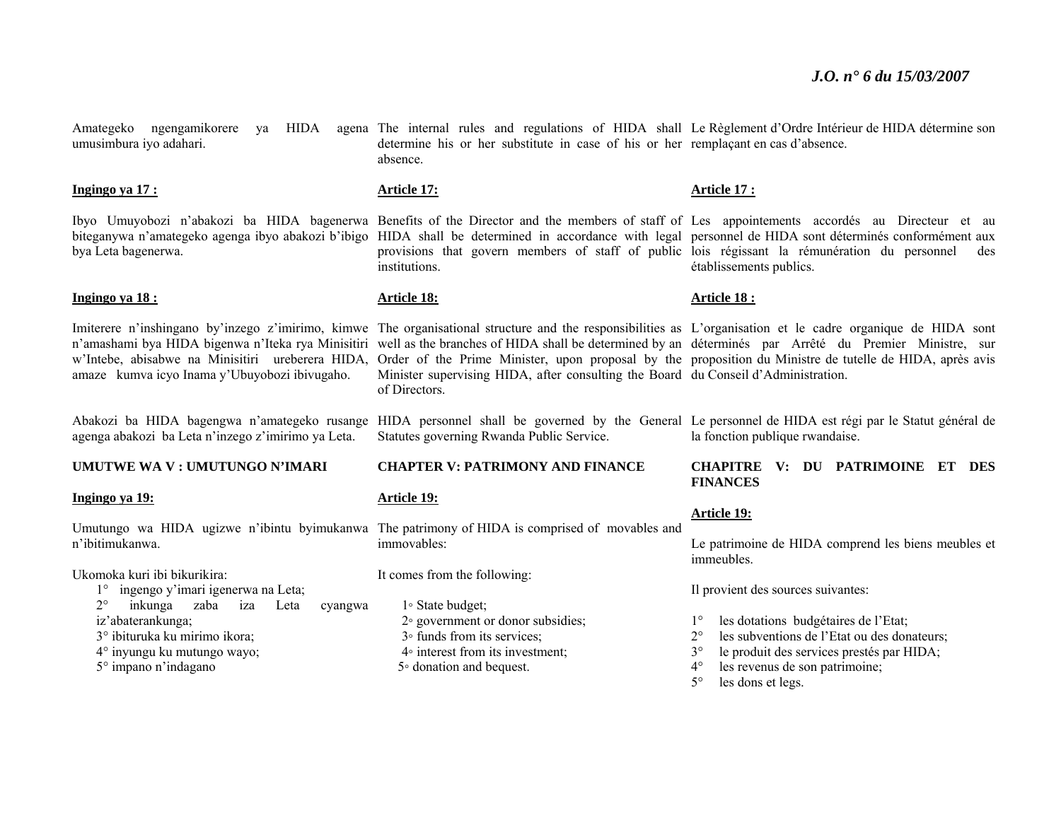Amategeko ngengamikorere ya HIDA agena umusimbura iyo adahari.

**Ingingo ya 17 :**

Ibyo Umuyobozi n'abakozi ba HIDA bagenerwa biteganywa n'amategeko agenga ibyo abakozi b'ibigo bya Leta bagenerwa.

**Ingingo ya 18 :**

Imiterere n'inshingano by'inzego z'imirimo, kimwe n'amashami bya HIDA bigenwa n'Iteka rya Minisitiri w'Intebe, abisabwe na Minisitiri ureberera HIDA, amaze kumva icyo Inama y'Ubuyobozi ibivugaho.

Abakozi ba HIDA bagengwa n'amategeko rusange agenga abakozi ba Leta n'inzego z'imirimo ya Leta.

**UMUTWE WA V : UMUTUNGO N'IMARI**

**Ingingo ya 19:**

Umutungo wa HIDA ugizwe n'ibintu byimukanwa n'ibitimukanwa.

Ukomoka kuri ibi bikurikira:

1° ingengo y'imari igenerwa na Leta;
2° inkunga zaba iza Leta cyangwa iz'abaterankunga;
3° ibituruka ku mirimo ikora;
4° inyungu ku mutungo wayo;
5° impano n'indagano

The internal rules and regulations of HIDA shall determine his or her substitute in case of his or her absence.

**Article 17:**

Benefits of the Director and the members of staff of HIDA shall be determined in accordance with legal provisions that govern members of staff of public institutions.

**Article 18:**

The organisational structure and the responsibilities as well as the branches of HIDA shall be determined by an Order of the Prime Minister, upon proposal by the Minister supervising HIDA, after consulting the Board of Directors.

HIDA personnel shall be governed by the General Statutes governing Rwanda Public Service.

**CHAPTER V: PATRIMONY AND FINANCE**

**Article 19:**

The patrimony of HIDA is comprised of movables and immovables:

It comes from the following:

1◦ State budget;
2◦ government or donor subsidies;
3◦ funds from its services;
4◦ interest from its investment;
5◦ donation and bequest.

Le Règlement d'Ordre Intérieur de HIDA détermine son remplaçant en cas d'absence.

**Article 17 :**

Les appointements accordés au Directeur et au personnel de HIDA sont déterminés conformément aux lois régissant la rémunération du personnel des établissements publics.

**Article 18 :**

L'organisation et le cadre organique de HIDA sont déterminés par Arrêté du Premier Ministre, sur proposition du Ministre de tutelle de HIDA, après avis du Conseil d'Administration.

Le personnel de HIDA est régi par le Statut général de la fonction publique rwandaise.

**CHAPITRE V: DU PATRIMOINE ET DES FINANCES**

**Article 19:**

Le patrimoine de HIDA comprend les biens meubles et immeubles.

Il provient des sources suivantes:

1° les dotations budgétaires de l'Etat;
2° les subventions de l'Etat ou des donateurs;
3° le produit des services prestés par HIDA;
4° les revenus de son patrimoine;
5° les dons et legs.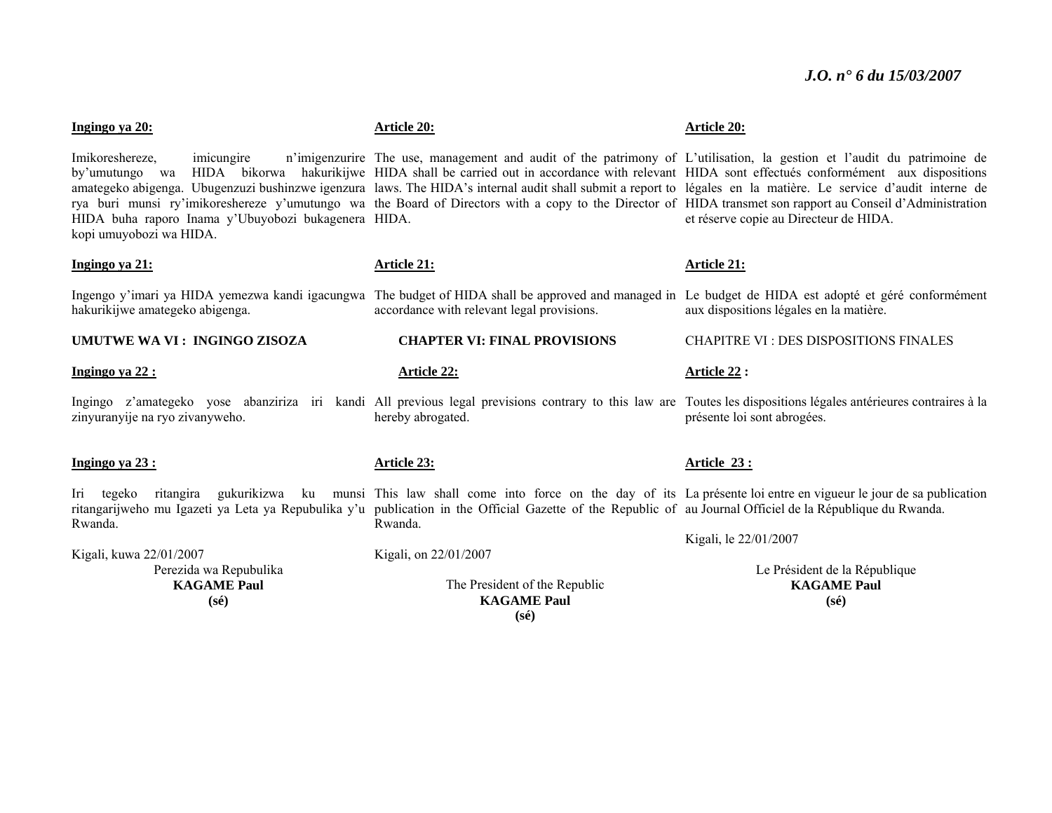**Ingingo ya 20:**

Imikoreshereze, imicungire n'imigenzurire by'umutungo wa HIDA bikorwa hakurikijwe amategeko abigenga. Ubugenzuzi bushinzwe igenzura rya buri munsi ry'imikoreshereze y'umutungo wa HIDA buha raporo Inama y'Ubuyobozi bukagenera kopi umuyobozi wa HIDA.

**Ingingo ya 21:**

Ingengo y'imari ya HIDA yemezwa kandi igacungwa hakurikijwe amategeko abigenga.

**UMUTWE WA VI : INGINGO ZISOZA**

**Ingingo ya 22 :**

Ingingo z'amategeko yose abanziriza iri kandi zinyuranyije na ryo zivanyweho.

**Ingingo ya 23 :**

Iri tegeko ritangira gukurikizwa ku munsi ritangarijweho mu Igazeti ya Leta ya Repubulika y'u Rwanda.

Kigali, kuwa 22/01/2007

Perezida wa Repubulika
**KAGAME Paul**
**(sé)**

**Article 20:**

The use, management and audit of the patrimony of HIDA shall be carried out in accordance with relevant laws. The HIDA's internal audit shall submit a report to the Board of Directors with a copy to the Director of HIDA.

**Article 21:**

The budget of HIDA shall be approved and managed in accordance with relevant legal provisions.

**CHAPTER VI: FINAL PROVISIONS**

**Article 22:**

All previous legal previsions contrary to this law are hereby abrogated.

**Article 23:**

This law shall come into force on the day of its publication in the Official Gazette of the Republic of Rwanda.

Kigali, on 22/01/2007

The President of the Republic
**KAGAME Paul**
**(sé)**

**Article 20:**

L'utilisation, la gestion et l'audit du patrimoine de HIDA sont effectués conformément aux dispositions légales en la matière. Le service d'audit interne de HIDA transmet son rapport au Conseil d'Administration et réserve copie au Directeur de HIDA.

**Article 21:**

Le budget de HIDA est adopté et géré conformément aux dispositions légales en la matière.

CHAPITRE VI : DES DISPOSITIONS FINALES

**Article 22 :**

Toutes les dispositions légales antérieures contraires à la présente loi sont abrogées.

**Article 23 :**

La présente loi entre en vigueur le jour de sa publication au Journal Officiel de la République du Rwanda.

Kigali, le 22/01/2007

Le Président de la République
**KAGAME Paul**
**(sé)**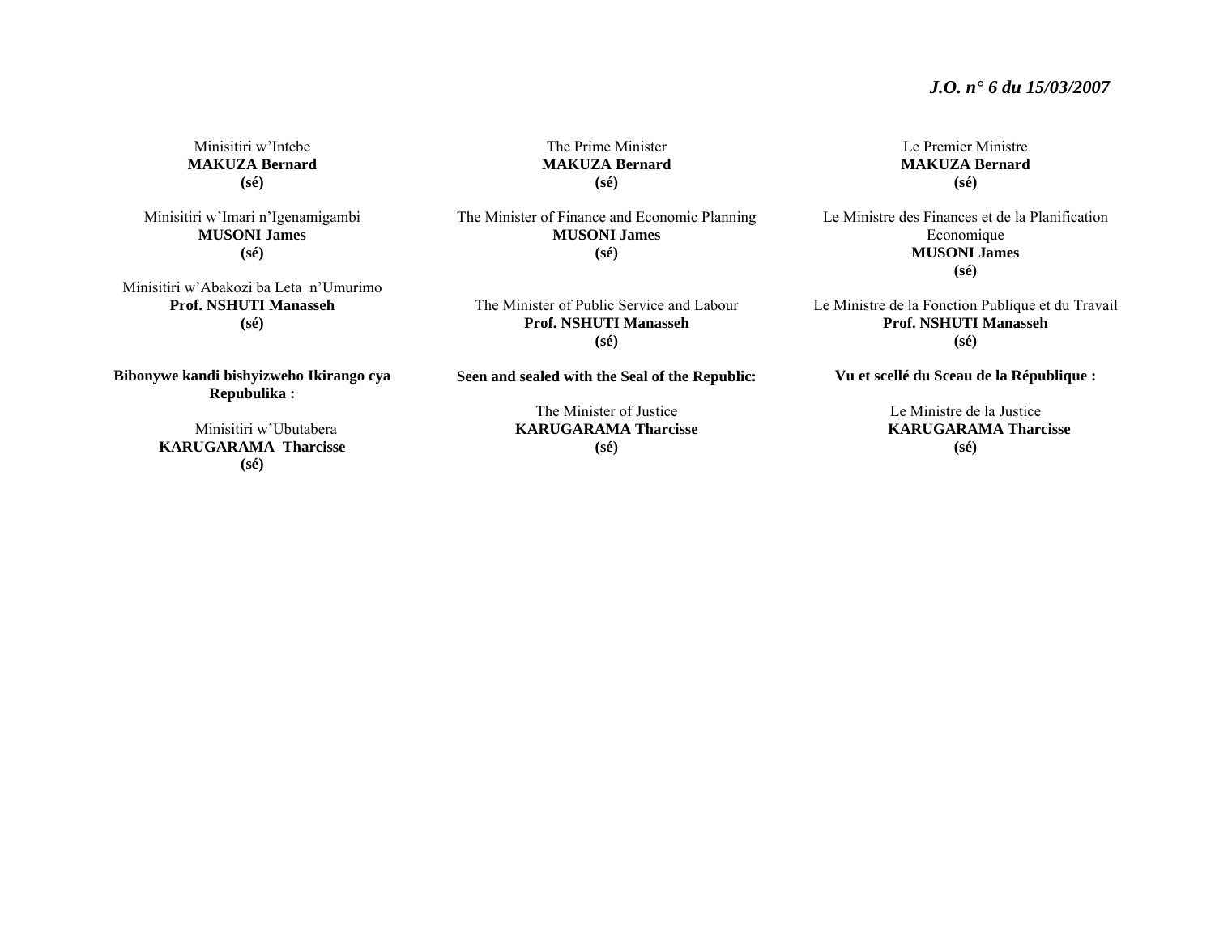Minisitiri w'Intebe
**MAKUZA Bernard**
**(sé)**

Minisitiri w'Imari n'Igenamigambi
**MUSONI James**
**(sé)**

Minisitiri w'Abakozi ba Leta n'Umurimo
**Prof. NSHUTI Manasseh**
**(sé)**

**Bibonywe kandi bishyizweho Ikirango cya Repubulika :**

Minisitiri w'Ubutabera
**KARUGARAMA Tharcisse**
**(sé)**

The Prime Minister
**MAKUZA Bernard**
**(sé)**

The Minister of Finance and Economic Planning
**MUSONI James**
**(sé)**

The Minister of Public Service and Labour
**Prof. NSHUTI Manasseh**
**(sé)**

**Seen and sealed with the Seal of the Republic:**

The Minister of Justice
**KARUGARAMA Tharcisse**
**(sé)**

Le Premier Ministre
**MAKUZA Bernard**
**(sé)**

Le Ministre des Finances et de la Planification Economique
**MUSONI James**
**(sé)**

Le Ministre de la Fonction Publique et du Travail
**Prof. NSHUTI Manasseh**
**(sé)**

**Vu et scellé du Sceau de la République :**

Le Ministre de la Justice
**KARUGARAMA Tharcisse**
**(sé)**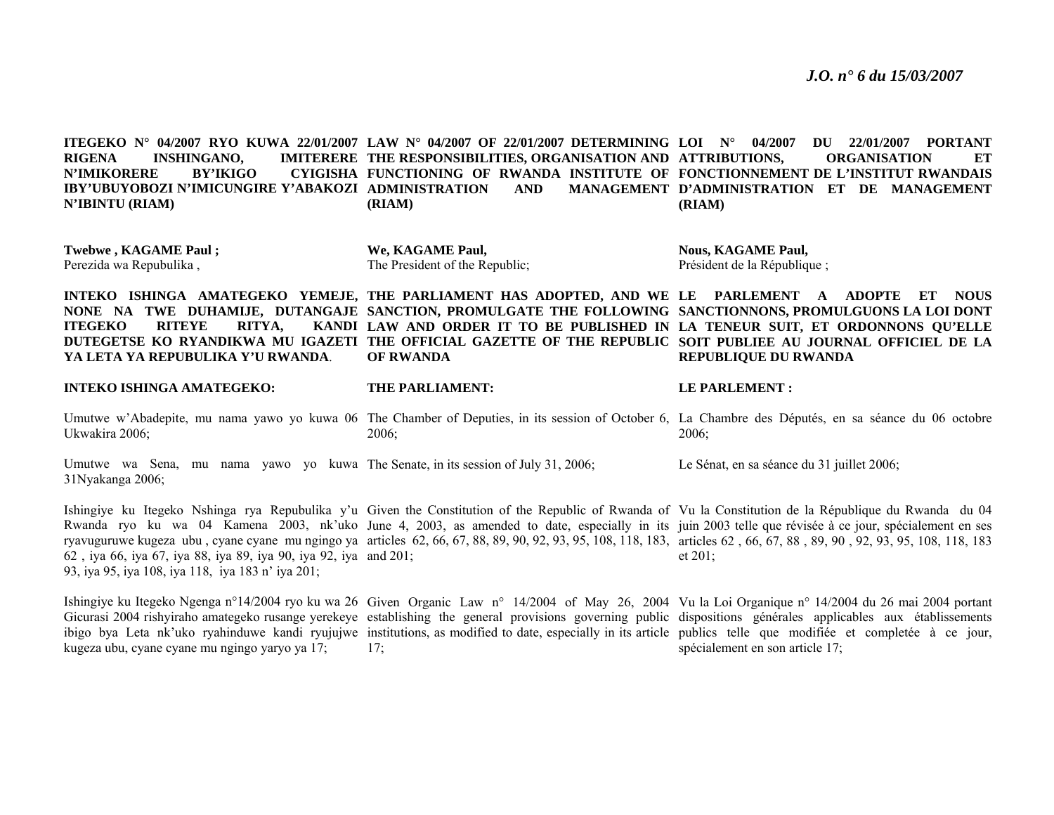**ITEGEKO N° 04/2007 RYO KUWA 22/01/2007 RIGENA INSHINGANO, IMITERERE N'IMIKORERE BY'IKIGO CYIGISHA IBY'UBUYOBOZI N'IMICUNGIRE Y'ABAKOZI N'IBINTU (RIAM)**

**Twebwe , KAGAME Paul ;**
Perezida wa Repubulika ,

**INTEKO ISHINGA AMATEGEKO YEMEJE, NONE NA TWE DUHAMIJE, DUTANGAJE ITEGEKO RITEYE RITYA, KANDI DUTEGETSE KO RYANDIKWA MU IGAZETI YA LETA YA REPUBULIKA Y'U RWANDA**.

**INTEKO ISHINGA AMATEGEKO:**

Umutwe w'Abadepite, mu nama yawo yo kuwa 06 Ukwakira 2006;

Umutwe wa Sena, mu nama yawo yo kuwa 31Nyakanga 2006;

Ishingiye ku Itegeko Nshinga rya Repubulika y'u Rwanda ryo ku wa 04 Kamena 2003, nk'uko ryavuguruwe kugeza ubu , cyane cyane mu ngingo ya 62 , iya 66, iya 67, iya 88, iya 89, iya 90, iya 92, iya 93, iya 95, iya 108, iya 118, iya 183 n' iya 201;

Ishingiye ku Itegeko Ngenga n°14/2004 ryo ku wa 26 Gicurasi 2004 rishyiraho amategeko rusange yerekeye ibigo bya Leta nk'uko ryahinduwe kandi ryujujwe kugeza ubu, cyane cyane mu ngingo yaryo ya 17;

**LAW N° 04/2007 OF 22/01/2007 DETERMINING THE RESPONSIBILITIES, ORGANISATION AND FUNCTIONING OF RWANDA INSTITUTE OF ADMINISTRATION AND MANAGEMENT (RIAM)**

**We, KAGAME Paul,**
The President of the Republic;

**THE PARLIAMENT HAS ADOPTED, AND WE SANCTION, PROMULGATE THE FOLLOWING LAW AND ORDER IT TO BE PUBLISHED IN THE OFFICIAL GAZETTE OF THE REPUBLIC OF RWANDA**

**THE PARLIAMENT:**

The Chamber of Deputies, in its session of October 6, 2006;

The Senate, in its session of July 31, 2006;

Given the Constitution of the Republic of Rwanda of June 4, 2003, as amended to date, especially in its articles 62, 66, 67, 88, 89, 90, 92, 93, 95, 108, 118, 183, and 201;

Given Organic Law n° 14/2004 of May 26, 2004 establishing the general provisions governing public institutions, as modified to date, especially in its article 17;

**LOI N° 04/2007 DU 22/01/2007 PORTANT ATTRIBUTIONS, ORGANISATION ET FONCTIONNEMENT DE L'INSTITUT RWANDAIS D'ADMINISTRATION ET DE MANAGEMENT (RIAM)**

**Nous, KAGAME Paul,**
Président de la République ;

**LE PARLEMENT A ADOPTE ET NOUS SANCTIONNONS, PROMULGUONS LA LOI DONT LA TENEUR SUIT, ET ORDONNONS QU'ELLE SOIT PUBLIEE AU JOURNAL OFFICIEL DE LA REPUBLIQUE DU RWANDA**

**LE PARLEMENT :**

La Chambre des Députés, en sa séance du 06 octobre 2006;

Le Sénat, en sa séance du 31 juillet 2006;

Vu la Constitution de la République du Rwanda du 04 juin 2003 telle que révisée à ce jour, spécialement en ses articles 62 , 66, 67, 88 , 89, 90 , 92, 93, 95, 108, 118, 183 et 201;

Vu la Loi Organique n° 14/2004 du 26 mai 2004 portant dispositions générales applicables aux établissements publics telle que modifiée et completée à ce jour, spécialement en son article 17;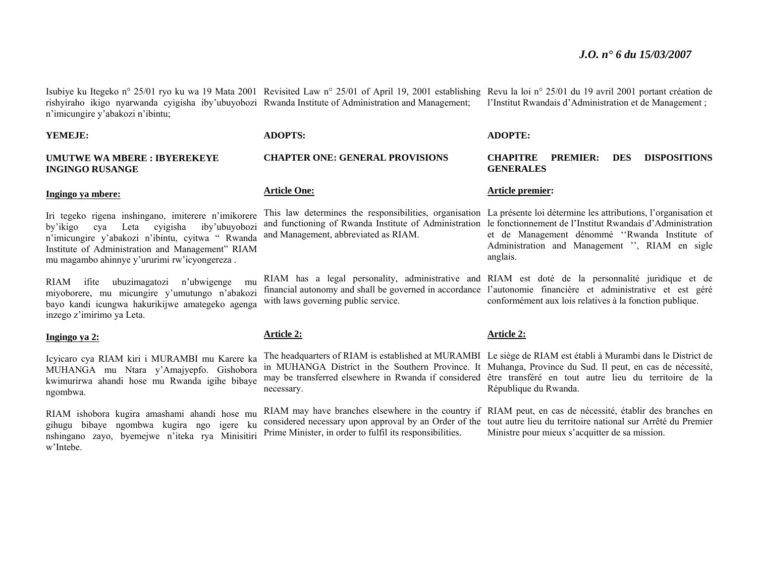Isubiye ku Itegeko n° 25/01 ryo ku wa 19 Mata 2001 rishyiraho ikigo nyarwanda cyigisha iby'ubuyobozi n'imicungire y'abakozi n'ibintu;

**YEMEJE:**

**UMUTWE WA MBERE : IBYEREKEYE INGINGO RUSANGE**

**Ingingo ya mbere:**

Iri tegeko rigena inshingano, imiterere n'imikorere by'ikigo cya Leta cyigisha iby'ubuyobozi n'imicungire y'abakozi n'ibintu, cyitwa " Rwanda Institute of Administration and Management" RIAM mu magambo ahinnye y'ururimi rw'icyongereza .

RIAM ifite ubuzimagatozi n'ubwigenge mu miyoborere, mu micungire y'umutungo n'abakozi bayo kandi icungwa hakurikijwe amategeko agenga inzego z'imirimo ya Leta.

**Ingingo ya 2:**

Icyicaro cya RIAM kiri i MURAMBI mu Karere ka MUHANGA mu Ntara y'Amajyepfo. Gishobora kwimurirwa ahandi hose mu Rwanda igihe bibaye ngombwa.

RIAM ishobora kugira amashami ahandi hose mu gihugu bibaye ngombwa kugira ngo igere ku nshingano zayo, byemejwe n'iteka rya Minisitiri w'Intebe.

Revisited Law n° 25/01 of April 19, 2001 establishing Rwanda Institute of Administration and Management;

**ADOPTS:**

**CHAPTER ONE: GENERAL PROVISIONS**

**Article One:**

This law determines the responsibilities, organisation and functioning of Rwanda Institute of Administration and Management, abbreviated as RIAM.

RIAM has a legal personality, administrative and financial autonomy and shall be governed in accordance with laws governing public service.

**Article 2:**

The headquarters of RIAM is established at MURAMBI in MUHANGA District in the Southern Province. It may be transferred elsewhere in Rwanda if considered necessary.

RIAM may have branches elsewhere in the country if considered necessary upon approval by an Order of the Prime Minister, in order to fulfil its responsibilities.

Revu la loi n° 25/01 du 19 avril 2001 portant création de l'Institut Rwandais d'Administration et de Management ;

**ADOPTE:**

**CHAPITRE PREMIER: DES DISPOSITIONS GENERALES**

**Article premier:**

La présente loi détermine les attributions, l'organisation et le fonctionnement de l'Institut Rwandais d'Administration et de Management dénommé ''Rwanda Institute of Administration and Management '', RIAM en sigle anglais.

RIAM est doté de la personnalité juridique et de l'autonomie financière et administrative et est géré conformément aux lois relatives à la fonction publique.

**Article 2:**

Le siège de RIAM est établi à Murambi dans le District de Muhanga, Province du Sud. Il peut, en cas de nécessité, être transféré en tout autre lieu du territoire de la République du Rwanda.

RIAM peut, en cas de nécessité, établir des branches en tout autre lieu du territoire national sur Arrêté du Premier Ministre pour mieux s'acquitter de sa mission.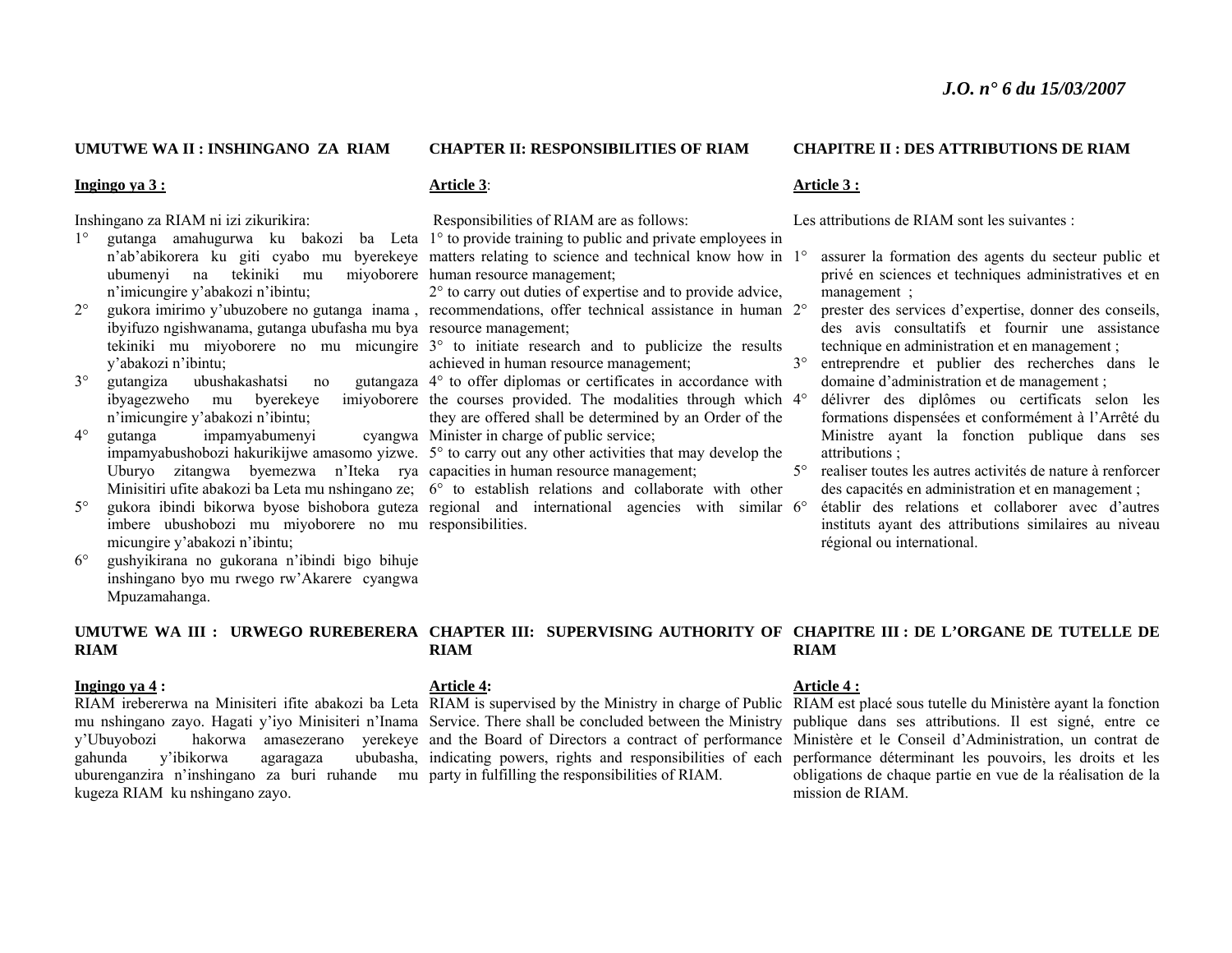**UMUTWE WA II : INSHINGANO ZA RIAM**

**Ingingo ya 3 :**

Inshingano za RIAM ni izi zikurikira:

1° gutanga amahugurwa ku bakozi ba Leta n'ab'abikorera ku giti cyabo mu byerekeye ubumenyi na tekiniki mu miyoborere n'imicungire y'abakozi n'ibintu;
2° gukora imirimo y'ubuzobere no gutanga inama , ibyifuzo ngishwanama, gutanga ubufasha mu bya tekiniki mu miyoborere no mu micungire y'abakozi n'ibintu;
3° gutangiza ubushakashatsi no gutangaza ibyagezweho mu byerekeye imiyoborere n'imicungire y'abakozi n'ibintu;
4° gutanga impamyabumenyi cyangwa impamyabushobozi hakurikijwe amasomo yizwe. Uburyo zitangwa byemezwa n'Iteka rya Minisitiri ufite abakozi ba Leta mu nshingano ze;
5° gukora ibindi bikorwa byose bishobora guteza imbere ubushobozi mu miyoborere no mu micungire y'abakozi n'ibintu;
6° gushyikirana no gukorana n'ibindi bigo bihuje inshingano byo mu rwego rw'Akarere cyangwa Mpuzamahanga.

**CHAPTER II: RESPONSIBILITIES OF RIAM**

**Article 3**:

Responsibilities of RIAM are as follows:

1° to provide training to public and private employees in matters relating to science and technical know how in human resource management;
2° to carry out duties of expertise and to provide advice, recommendations, offer technical assistance in human resource management;
3° to initiate research and to publicize the results achieved in human resource management;
4° to offer diplomas or certificates in accordance with the courses provided. The modalities through which they are offered shall be determined by an Order of the Minister in charge of public service;
5° to carry out any other activities that may develop the capacities in human resource management;
6° to establish relations and collaborate with other regional and international agencies with similar responsibilities.

**CHAPITRE II : DES ATTRIBUTIONS DE RIAM**

**Article 3 :**

Les attributions de RIAM sont les suivantes :

1° assurer la formation des agents du secteur public et privé en sciences et techniques administratives et en management ;
2° prester des services d'expertise, donner des conseils, des avis consultatifs et fournir une assistance technique en administration et en management ;
3° entreprendre et publier des recherches dans le domaine d'administration et de management ;
4° délivrer des diplômes ou certificats selon les formations dispensées et conformément à l'Arrêté du Ministre ayant la fonction publique dans ses attributions ;
5° realiser toutes les autres activités de nature à renforcer des capacités en administration et en management ;
6° établir des relations et collaborer avec d'autres instituts ayant des attributions similaires au niveau régional ou international.

**UMUTWE WA III : URWEGO RUREBERERA RIAM**

**Ingingo ya 4 :**

RIAM irebererwa na Minisiteri ifite abakozi ba Leta mu nshingano zayo. Hagati y'iyo Minisiteri n'Inama y'Ubuyobozi hakorwa amasezerano yerekeye gahunda y'ibikorwa agaragaza ububasha, uburenganzira n'inshingano za buri ruhande mu kugeza RIAM ku nshingano zayo.

**CHAPTER III: SUPERVISING AUTHORITY OF RIAM**

**Article 4:**

RIAM is supervised by the Ministry in charge of Public Service. There shall be concluded between the Ministry and the Board of Directors a contract of performance indicating powers, rights and responsibilities of each party in fulfilling the responsibilities of RIAM.

**CHAPITRE III : DE L'ORGANE DE TUTELLE DE RIAM**

**Article 4 :**

RIAM est placé sous tutelle du Ministère ayant la fonction publique dans ses attributions. Il est signé, entre ce Ministère et le Conseil d'Administration, un contrat de performance déterminant les pouvoirs, les droits et les obligations de chaque partie en vue de la réalisation de la mission de RIAM.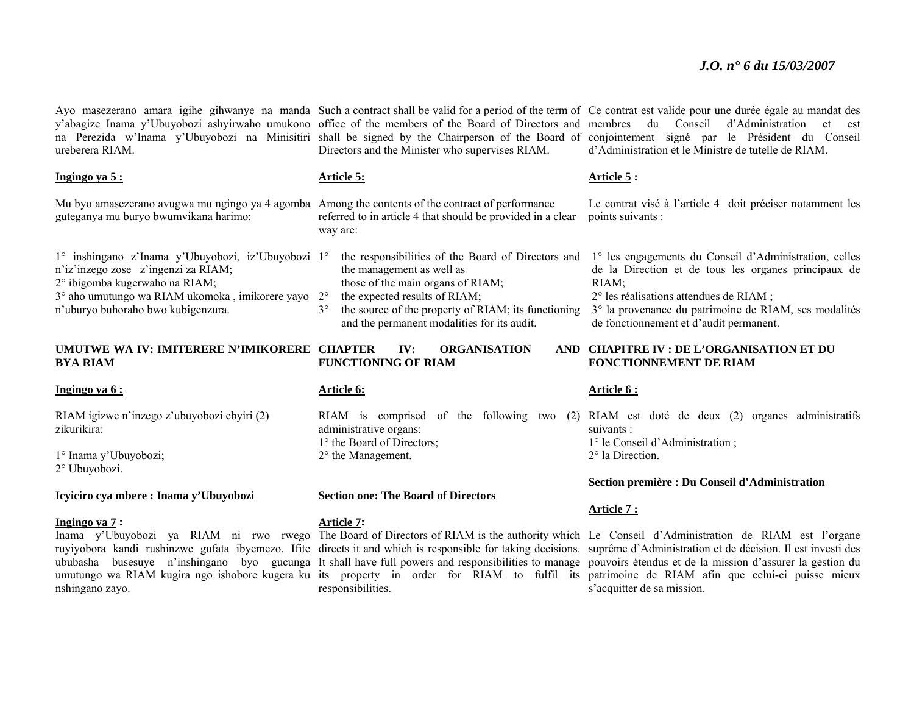Ayo masezerano amara igihe gihwanye na manda y'abagize Inama y'Ubuyobozi ashyirwaho umukono na Perezida w'Inama y'Ubuyobozi na Minisitiri ureberera RIAM.

**Ingingo ya 5 :**

Mu byo amasezerano avugwa mu ngingo ya 4 agomba guteganya mu buryo bwumvikana harimo:

1° inshingano z'Inama y'Ubuyobozi, iz'Ubuyobozi n'iz'inzego zose z'ingenzi za RIAM;
2° ibigomba kugerwaho na RIAM;
3° aho umutungo wa RIAM ukomoka , imikorere yayo n'uburyo buhoraho bwo kubigenzura.

**UMUTWE WA IV: IMITERERE N'IMIKORERE BYA RIAM**

**Ingingo ya 6 :**

RIAM igizwe n'inzego z'ubuyobozi ebyiri (2) zikurikira:

1° Inama y'Ubuyobozi;
2° Ubuyobozi.

**Icyiciro cya mbere : Inama y'Ubuyobozi**

**Ingingo ya 7 :**

Inama y'Ubuyobozi ya RIAM ni rwo rwego ruyiyobora kandi rushinzwe gufata ibyemezo. Ifite ububasha busesuye n'inshingano byo gucunga umutungo wa RIAM kugira ngo ishobore kugera ku nshingano zayo.

---

Such a contract shall be valid for a period of the term of office of the members of the Board of Directors and shall be signed by the Chairperson of the Board of Directors and the Minister who supervises RIAM.

**Article 5:**

Among the contents of the contract of performance referred to in article 4 that should be provided in a clear way are:

1° the responsibilities of the Board of Directors and the management as well as those of the main organs of RIAM;
2° the expected results of RIAM;
3° the source of the property of RIAM; its functioning and the permanent modalities for its audit.

**CHAPTER IV: ORGANISATION AND FUNCTIONING OF RIAM**

**Article 6:**

RIAM is comprised of the following two (2) administrative organs:
1° the Board of Directors;
2° the Management.

**Section one: The Board of Directors**

**Article 7:**

The Board of Directors of RIAM is the authority which directs it and which is responsible for taking decisions. It shall have full powers and responsibilities to manage its property in order for RIAM to fulfil its responsibilities.

---

Ce contrat est valide pour une durée égale au mandat des membres du Conseil d'Administration et est conjointement signé par le Président du Conseil d'Administration et le Ministre de tutelle de RIAM.

**Article 5 :**

Le contrat visé à l'article 4 doit préciser notamment les points suivants :

1° les engagements du Conseil d'Administration, celles de la Direction et de tous les organes principaux de RIAM;
2° les réalisations attendues de RIAM ;
3° la provenance du patrimoine de RIAM, ses modalités de fonctionnement et d'audit permanent.

**CHAPITRE IV : DE L'ORGANISATION ET DU FONCTIONNEMENT DE RIAM**

**Article 6 :**

RIAM est doté de deux (2) organes administratifs suivants :
1° le Conseil d'Administration ;
2° la Direction.

**Section première : Du Conseil d'Administration**

**Article 7 :**

Le Conseil d'Administration de RIAM est l'organe suprême d'Administration et de décision. Il est investi des pouvoirs étendus et de la mission d'assurer la gestion du patrimoine de RIAM afin que celui-ci puisse mieux s'acquitter de sa mission.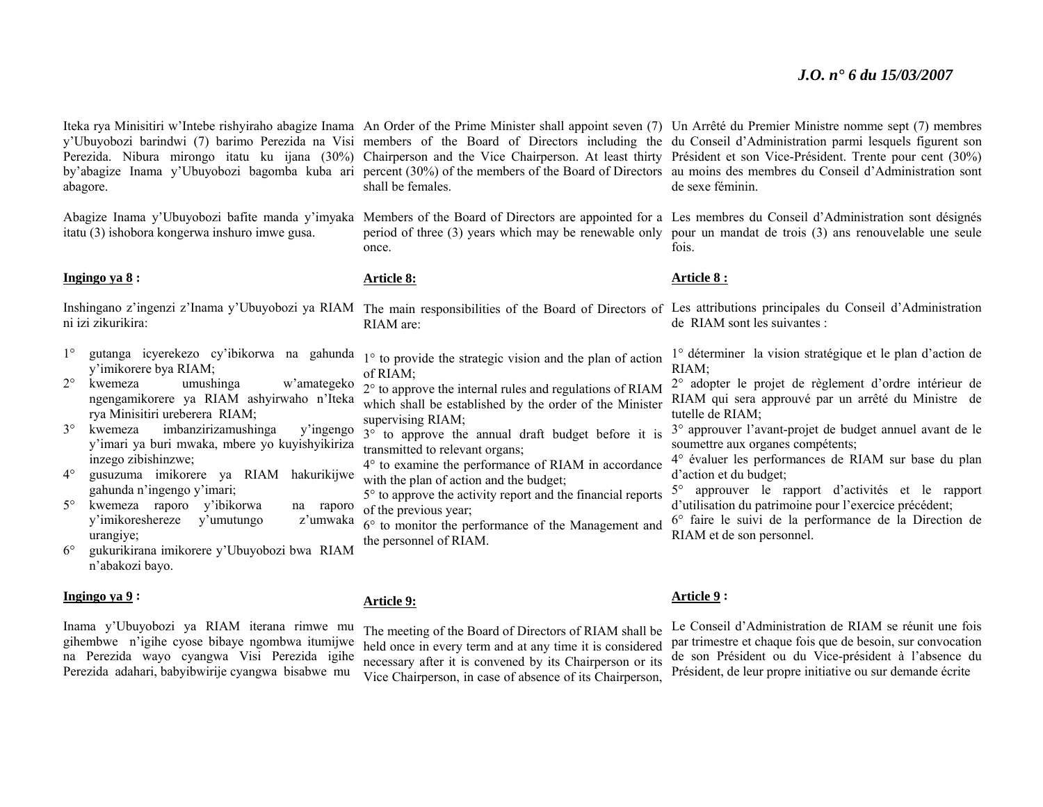Iteka rya Minisitiri w'Intebe rishyiraho abagize Inama y'Ubuyobozi barindwi (7) barimo Perezida na Visi Perezida. Nibura mirongo itatu ku ijana (30%) by'abagize Inama y'Ubuyobozi bagomba kuba ari abagore.

Abagize Inama y'Ubuyobozi bafite manda y'imyaka itatu (3) ishobora kongerwa inshuro imwe gusa.

**Ingingo ya 8 :**

Inshingano z'ingenzi z'Inama y'Ubuyobozi ya RIAM ni izi zikurikira:

1° gutanga icyerekezo cy'ibikorwa na gahunda y'imikorere bya RIAM;
2° kwemeza umushinga w'amategeko ngengamikorere ya RIAM ashyirwaho n'Iteka rya Minisitiri ureberera RIAM;
3° kwemeza imbanzirizamushinga y'ingengo y'imari ya buri mwaka, mbere yo kuyishyikiriza inzego zibishinzwe;
4° gusuzuma imikorere ya RIAM hakurikijwe gahunda n'ingengo y'imari;
5° kwemeza raporo y'ibikorwa na raporo y'imikoreshereze y'umutungo z'umwaka urangiye;
6° gukurikirana imikorere y'Ubuyobozi bwa RIAM n'abakozi bayo.

**Ingingo ya 9 :**

Inama y'Ubuyobozi ya RIAM iterana rimwe mu gihembwe n'igihe cyose bibaye ngombwa itumijwe na Perezida wayo cyangwa Visi Perezida igihe Perezida adahari, babyibwirije cyangwa bisabwe mu

An Order of the Prime Minister shall appoint seven (7) members of the Board of Directors including the Chairperson and the Vice Chairperson. At least thirty percent (30%) of the members of the Board of Directors shall be females.

Members of the Board of Directors are appointed for a period of three (3) years which may be renewable only once.

**Article 8:**

The main responsibilities of the Board of Directors of RIAM are:

1° to provide the strategic vision and the plan of action of RIAM;
2° to approve the internal rules and regulations of RIAM which shall be established by the order of the Minister supervising RIAM;
3° to approve the annual draft budget before it is transmitted to relevant organs;
4° to examine the performance of RIAM in accordance with the plan of action and the budget;
5° to approve the activity report and the financial reports of the previous year;
6° to monitor the performance of the Management and the personnel of RIAM.

**Article 9:**

The meeting of the Board of Directors of RIAM shall be held once in every term and at any time it is considered necessary after it is convened by its Chairperson or its Vice Chairperson, in case of absence of its Chairperson,

Un Arrêté du Premier Ministre nomme sept (7) membres du Conseil d'Administration parmi lesquels figurent son Président et son Vice-Président. Trente pour cent (30%) au moins des membres du Conseil d'Administration sont de sexe féminin.

Les membres du Conseil d'Administration sont désignés pour un mandat de trois (3) ans renouvelable une seule fois.

**Article 8 :**

Les attributions principales du Conseil d'Administration de RIAM sont les suivantes :

1° déterminer la vision stratégique et le plan d'action de RIAM;
2° adopter le projet de règlement d'ordre intérieur de RIAM qui sera approuvé par un arrêté du Ministre de tutelle de RIAM;
3° approuver l'avant-projet de budget annuel avant de le soumettre aux organes compétents;
4° évaluer les performances de RIAM sur base du plan d'action et du budget;
5° approuver le rapport d'activités et le rapport d'utilisation du patrimoine pour l'exercice précédent;
6° faire le suivi de la performance de la Direction de RIAM et de son personnel.

**Article 9 :**

Le Conseil d'Administration de RIAM se réunit une fois par trimestre et chaque fois que de besoin, sur convocation de son Président ou du Vice-président à l'absence du Président, de leur propre initiative ou sur demande écrite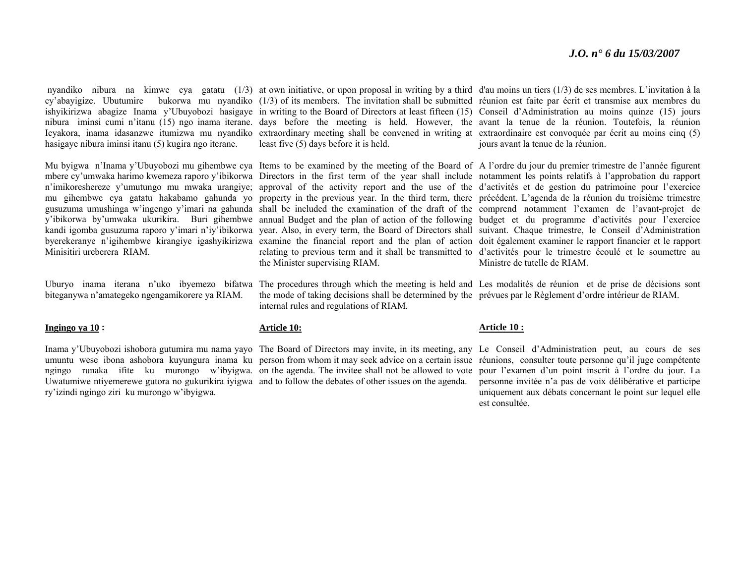nyandiko nibura na kimwe cya gatatu (1/3) cy'abayigize. Ubutumire bukorwa mu nyandiko ishyikirizwa abagize Inama y'Ubuyobozi hasigaye nibura iminsi cumi n'itanu (15) ngo inama iterane. Icyakora, inama idasanzwe itumizwa mu nyandiko hasigaye nibura iminsi itanu (5) kugira ngo iterane.

Mu byigwa n'Inama y'Ubuyobozi mu gihembwe cya mbere cy'umwaka harimo kwemeza raporo y'ibikorwa n'imikoreshereze y'umutungo mu mwaka urangiye; mu gihembwe cya gatatu hakabamo gahunda yo gusuzuma umushinga w'ingengo y'imari na gahunda y'ibikorwa by'umwaka ukurikira. Buri gihembwe kandi igomba gusuzuma raporo y'imari n'iy'ibikorwa byerekeranye n'igihembwe kirangiye igashyikirizwa Minisitiri ureberera RIAM.

Uburyo inama iterana n'uko ibyemezo bifatwa biteganywa n'amategeko ngengamikorere ya RIAM.

**Ingingo ya 10 :**

Inama y'Ubuyobozi ishobora gutumira mu nama yayo umuntu wese ibona ashobora kuyungura inama ku ngingo runaka ifite ku murongo w'ibyigwa. Uwatumiwe ntiyemerewe gutora no gukurikira iyigwa ry'izindi ngingo ziri ku murongo w'ibyigwa.

at own initiative, or upon proposal in writing by a third (1/3) of its members. The invitation shall be submitted in writing to the Board of Directors at least fifteen (15) days before the meeting is held. However, the extraordinary meeting shall be convened in writing at least five (5) days before it is held.

Items to be examined by the meeting of the Board of Directors in the first term of the year shall include approval of the activity report and the use of the property in the previous year. In the third term, there shall be included the examination of the draft of the annual Budget and the plan of action of the following year. Also, in every term, the Board of Directors shall examine the financial report and the plan of action relating to previous term and it shall be transmitted to the Minister supervising RIAM.

The procedures through which the meeting is held and the mode of taking decisions shall be determined by the internal rules and regulations of RIAM.

**Article 10:**

The Board of Directors may invite, in its meeting, any person from whom it may seek advice on a certain issue on the agenda. The invitee shall not be allowed to vote and to follow the debates of other issues on the agenda.

d'au moins un tiers (1/3) de ses membres. L'invitation à la réunion est faite par écrit et transmise aux membres du Conseil d'Administration au moins quinze (15) jours avant la tenue de la réunion. Toutefois, la réunion extraordinaire est convoquée par écrit au moins cinq (5) jours avant la tenue de la réunion.

A l'ordre du jour du premier trimestre de l'année figurent notamment les points relatifs à l'approbation du rapport d'activités et de gestion du patrimoine pour l'exercice précédent. L'agenda de la réunion du troisième trimestre comprend notamment l'examen de l'avant-projet de budget et du programme d'activités pour l'exercice suivant. Chaque trimestre, le Conseil d'Administration doit également examiner le rapport financier et le rapport d'activités pour le trimestre écoulé et le soumettre au Ministre de tutelle de RIAM.

Les modalités de réunion et de prise de décisions sont prévues par le Règlement d'ordre intérieur de RIAM.

**Article 10 :**

Le Conseil d'Administration peut, au cours de ses réunions, consulter toute personne qu'il juge compétente pour l'examen d'un point inscrit à l'ordre du jour. La personne invitée n'a pas de voix délibérative et participe uniquement aux débats concernant le point sur lequel elle est consultée.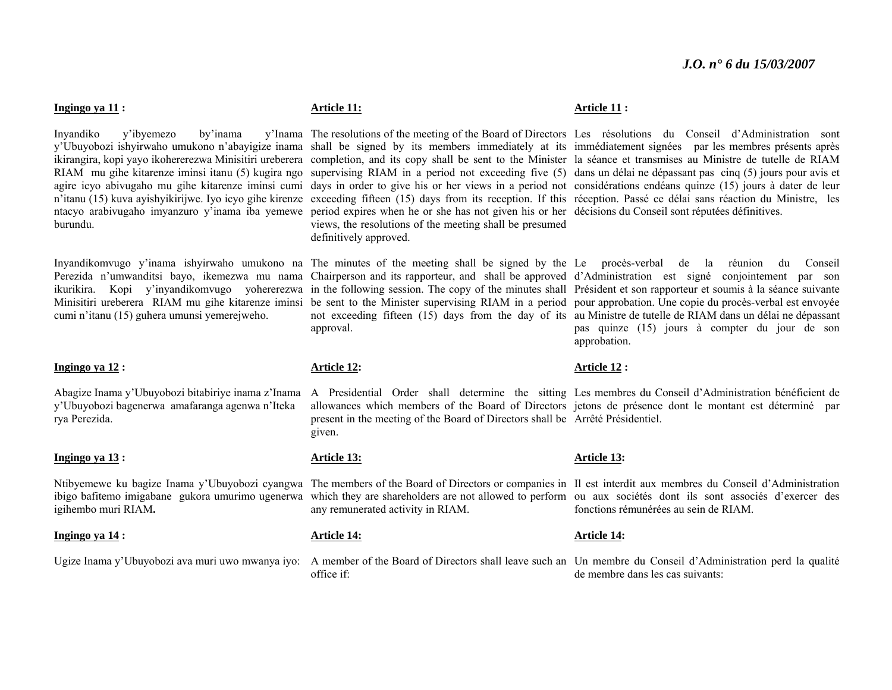**Ingingo ya 11 :**

Inyandiko y'ibyemezo by'inama y'Inama y'Ubuyobozi ishyirwaho umukono n'abayigize inama ikirangira, kopi yayo ikohererezwa Minisitiri ureberera RIAM mu gihe kitarenze iminsi itanu (5) kugira ngo agire icyo abivugaho mu gihe kitarenze iminsi cumi n'itanu (15) kuva ayishyikirijwe. Iyo icyo gihe kirenze ntacyo arabivugaho imyanzuro y'inama iba yemewe burundu.

Inyandikomvugo y'inama ishyirwaho umukono na Perezida n'umwanditsi bayo, ikemezwa mu nama ikurikira. Kopi y'inyandikomvugo yoherezwa Minisitiri ureberera RIAM mu gihe kitarenze iminsi cumi n'itanu (15) guhera umunsi yemerejweho.

**Ingingo ya 12 :**

Abagize Inama y'Ubuyobozi bitabiriye inama z'Inama y'Ubuyobozi bagenerwa amafaranga agenwa n'Iteka rya Perezida.

**Ingingo ya 13 :**

Ntibyemewe ku bagize Inama y'Ubuyobozi cyangwa ibigo bafitemo imigabane gukora umurimo ugenerwa igihembo muri RIAM.

**Ingingo ya 14 :**

Ugize Inama y'Ubuyobozi ava muri uwo mwanya iyo:

**Article 11:**

The resolutions of the meeting of the Board of Directors shall be signed by its members immediately at its completion, and its copy shall be sent to the Minister supervising RIAM in a period not exceeding five (5) days in order to give his or her views in a period not exceeding fifteen (15) days from its reception. If this period expires when he or she has not given his or her views, the resolutions of the meeting shall be presumed definitively approved.

The minutes of the meeting shall be signed by the Chairperson and its rapporteur, and shall be approved in the following session. The copy of the minutes shall be sent to the Minister supervising RIAM in a period not exceeding fifteen (15) days from the day of its approval.

**Article 12:**

A Presidential Order shall determine the sitting allowances which members of the Board of Directors present in the meeting of the Board of Directors shall be given.

**Article 13:**

The members of the Board of Directors or companies in which they are shareholders are not allowed to perform any remunerated activity in RIAM.

**Article 14:**

A member of the Board of Directors shall leave such an office if:

**Article 11 :**

Les résolutions du Conseil d'Administration sont immédiatement signées par les membres présents après la séance et transmises au Ministre de tutelle de RIAM dans un délai ne dépassant pas cinq (5) jours pour avis et considérations endéans quinze (15) jours à dater de leur réception. Passé ce délai sans réaction du Ministre, les décisions du Conseil sont réputées définitives.

Le procès-verbal de la réunion du Conseil d'Administration est signé conjointement par son Président et son rapporteur et soumis à la séance suivante pour approbation. Une copie du procès-verbal est envoyée au Ministre de tutelle de RIAM dans un délai ne dépassant pas quinze (15) jours à compter du jour de son approbation.

**Article 12 :**

Les membres du Conseil d'Administration bénéficient de jetons de présence dont le montant est déterminé par Arrêté Présidentiel.

**Article 13:**

Il est interdit aux membres du Conseil d'Administration ou aux sociétés dont ils sont associés d'exercer des fonctions rémunérées au sein de RIAM.

**Article 14:**

Un membre du Conseil d'Administration perd la qualité de membre dans les cas suivants: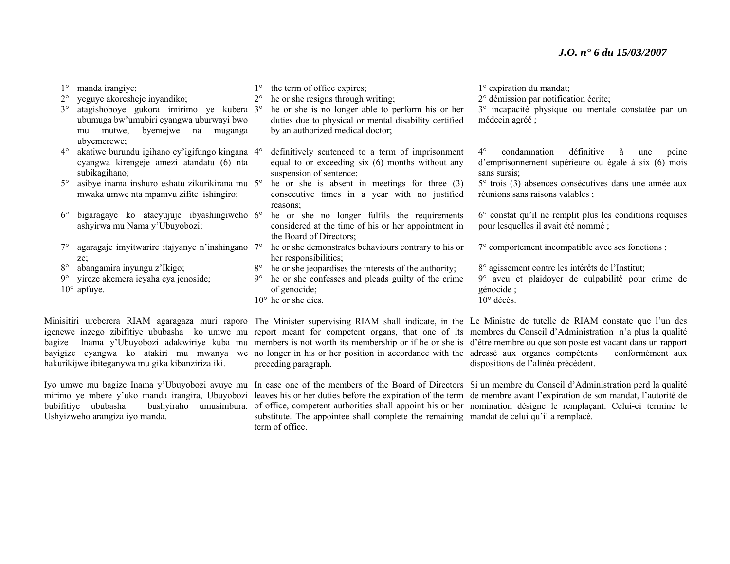1° manda irangiye;
2° yeguye akoresheje inyandiko;
3° atagishoboye gukora imirimo ye kubera ubumuga bw'umubiri cyangwa uburwayi bwo mu mutwe, byemejwe na muganga ubyemerewe;
4° akatiwe burundu igihano cy'igifungo kingana cyangwa kirengeje amezi atandatu (6) nta subikagihano;
5° asibye inama inshuro eshatu zikurikirana mu mwaka umwe nta mpamvu zifite ishingiro;
6° bigaragaye ko atacyujuje ibyashingiweho ashyirwa mu Nama y'Ubuyobozi;
7° agaragaje imyitwarire itajyanye n'inshingano ze;
8° abangamira inyungu z'Ikigo;
9° yireze akemera icyaha cya jenoside;
10° apfuye.

Minisitiri ureberera RIAM agaragaza muri raporo igenewe inzego zibifitiye ububasha ko umwe mu bagize Inama y'Ubuyobozi adakwiriye kuba mu bayigize cyangwa ko atakiri mu mwanya we hakurikijwe ibiteganywa mu gika kibanziriza iki.

Iyo umwe mu bagize Inama y'Ubuyobozi avuye mu mirimo ye mbere y'uko manda irangira, Ubuyobozi bubifitiye ububasha bushyiraho umusimbura. Ushyizweho arangiza iyo manda.

1° the term of office expires;
2° he or she resigns through writing;
3° he or she is no longer able to perform his or her duties due to physical or mental disability certified by an authorized medical doctor;
4° definitively sentenced to a term of imprisonment equal to or exceeding six (6) months without any suspension of sentence;
5° he or she is absent in meetings for three (3) consecutive times in a year with no justified reasons;
6° he or she no longer fulfils the requirements considered at the time of his or her appointment in the Board of Directors;
7° he or she demonstrates behaviours contrary to his or her responsibilities;
8° he or she jeopardises the interests of the authority;
9° he or she confesses and pleads guilty of the crime of genocide;
10° he or she dies.

The Minister supervising RIAM shall indicate, in the report meant for competent organs, that one of its members is not worth its membership or if he or she is no longer in his or her position in accordance with the preceding paragraph.

In case one of the members of the Board of Directors leaves his or her duties before the expiration of the term of office, competent authorities shall appoint his or her substitute. The appointee shall complete the remaining term of office.

1° expiration du mandat;
2° démission par notification écrite;
3° incapacité physique ou mentale constatée par un médecin agréé ;
4° condamnation définitive à une peine d'emprisonnement supérieure ou égale à six (6) mois sans sursis;
5° trois (3) absences consécutives dans une année aux réunions sans raisons valables ;
6° constat qu'il ne remplit plus les conditions requises pour lesquelles il avait été nommé ;
7° comportement incompatible avec ses fonctions ;
8° agissement contre les intérêts de l'Institut;
9° aveu et plaidoyer de culpabilité pour crime de génocide ;
10° décès.

Le Ministre de tutelle de RIAM constate que l'un des membres du Conseil d'Administration n'a plus la qualité d'être membre ou que son poste est vacant dans un rapport adressé aux organes compétents conformément aux dispositions de l'alinéa précédent.

Si un membre du Conseil d'Administration perd la qualité de membre avant l'expiration de son mandat, l'autorité de nomination désigne le remplaçant. Celui-ci termine le mandat de celui qu'il a remplacé.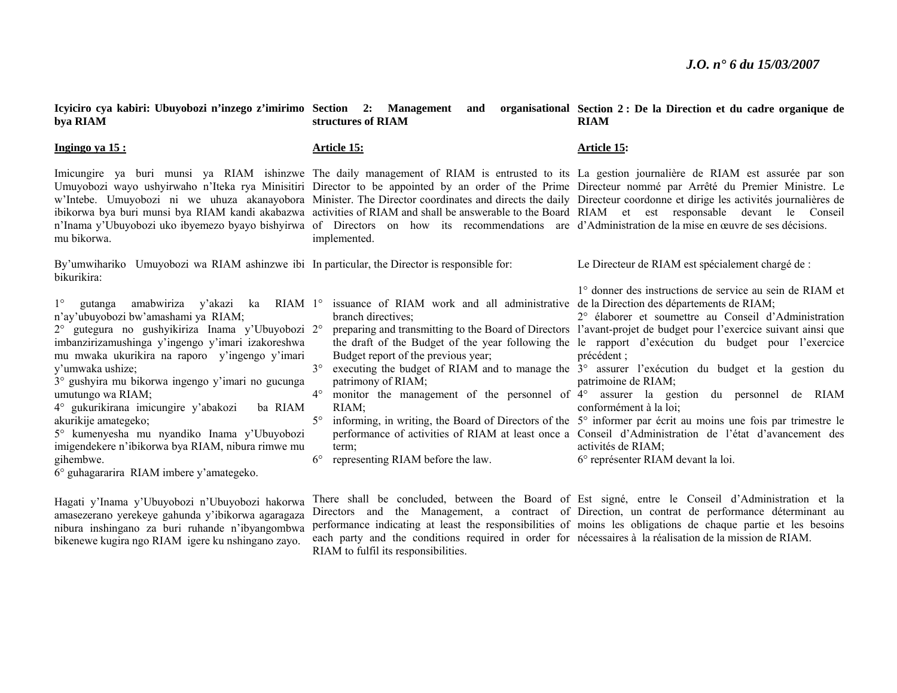**Icyiciro cya kabiri: Ubuyobozi n'inzego z'imirimo bya RIAM**

**Ingingo ya 15 :**

Imicungire ya buri munsi ya RIAM ishinzwe Umuyobozi wayo ushyirwaho n'Iteka rya Minisitiri w'Intebe. Umuyobozi ni we uhuza akanayobora ibikorwa bya buri munsi bya RIAM kandi akabazwa n'Inama y'Ubuyobozi uko ibyemezo byayo bishyirwa mu bikorwa.

By'umwihariko Umuyobozi wa RIAM ashinzwe ibi bikurikira:

1° gutanga amabwiriza y'akazi ka RIAM n'ay'ubuyobozi bw'amashami ya RIAM;
2° gutegura no gushyikiriza Inama y'Ubuyobozi imbanzirizamushinga y'ingengo y'imari izakoreshwa mu mwaka ukurikira na raporo y'ingengo y'imari y'umwaka ushize;
3° gushyira mu bikorwa ingengo y'imari no gucunga umutungo wa RIAM;
4° gukurikirana imicungire y'abakozi ba RIAM akurikije amategeko;
5° kumenyesha mu nyandiko Inama y'Ubuyobozi imigendekere n'ibikorwa bya RIAM, nibura rimwe mu gihembwe.
6° guhagararira RIAM imbere y'amategeko.

Hagati y'Inama y'Ubuyobozi n'Ubuyobozi hakorwa amasezerano yerekeye gahunda y'ibikorwa agaragaza nibura inshingano za buri ruhande n'ibyangombwa bikenewe kugira ngo RIAM igere ku nshingano zayo.

**Section 2: Management and organisational structures of RIAM**

**Article 15:**

The daily management of RIAM is entrusted to its Director to be appointed by an order of the Prime Minister. The Director coordinates and directs the daily activities of RIAM and shall be answerable to the Board of Directors on how its recommendations are implemented.

In particular, the Director is responsible for:

1° issuance of RIAM work and all administrative branch directives;
2° preparing and transmitting to the Board of Directors the draft of the Budget of the year following the Budget report of the previous year;
3° executing the budget of RIAM and to manage the patrimony of RIAM;
4° monitor the management of the personnel of RIAM;
5° informing, in writing, the Board of Directors of the performance of activities of RIAM at least once a term;
6° representing RIAM before the law.

There shall be concluded, between the Board of Directors and the Management, a contract of performance indicating at least the responsibilities of each party and the conditions required in order for RIAM to fulfil its responsibilities.

**Section 2 : De la Direction et du cadre organique de RIAM**

**Article 15:**

La gestion journalière de RIAM est assurée par son Directeur nommé par Arrêté du Premier Ministre. Le Directeur coordonne et dirige les activités journalières de RIAM et est responsable devant le Conseil d'Administration de la mise en œuvre de ses décisions.

Le Directeur de RIAM est spécialement chargé de :

1° donner des instructions de service au sein de RIAM et de la Direction des départements de RIAM;
2° élaborer et soumettre au Conseil d'Administration l'avant-projet de budget pour l'exercice suivant ainsi que le rapport d'exécution du budget pour l'exercice précédent ;
3° assurer l'exécution du budget et la gestion du patrimoine de RIAM;
4° assurer la gestion du personnel de RIAM conformément à la loi;
5° informer par écrit au moins une fois par trimestre le Conseil d'Administration de l'état d'avancement des activités de RIAM;
6° représenter RIAM devant la loi.

Est signé, entre le Conseil d'Administration et la Direction, un contrat de performance déterminant au moins les obligations de chaque partie et les besoins nécessaires à la réalisation de la mission de RIAM.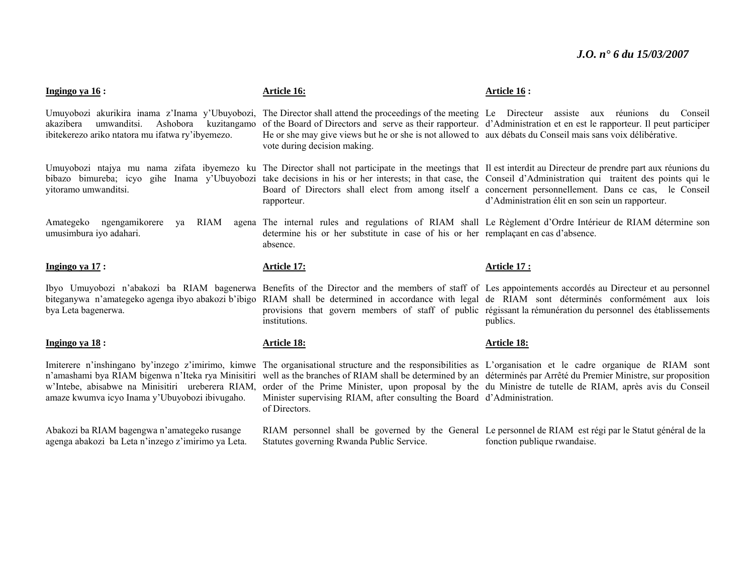**Ingingo ya 16 :**

Umuyobozi akurikira inama z'Inama y'Ubuyobozi, akazibera umwanditsi. Ashobora kuzitangamo ibitekerezo ariko ntatora mu ifatwa ry'ibyemezo.

Umuyobozi ntajya mu nama zifata ibyemezo ku bibazo bimureba; icyo gihe Inama y'Ubuyobozi yitoramo umwanditsi.

Amategeko ngengamikorere ya RIAM agena umusimbura iyo adahari.

**Ingingo ya 17 :**

Ibyo Umuyobozi n'abakozi ba RIAM bagenerwa biteganywa n'amategeko agenga ibyo abakozi b'ibigo bya Leta bagenerwa.

**Ingingo ya 18 :**

Imiterere n'inshingano by'inzego z'imirimo, kimwe n'amashami bya RIAM bigenwa n'Iteka rya Minisitiri w'Intebe, abisabwe na Minisitiri ureberera RIAM, amaze kwumva icyo Inama y'Ubuyobozi ibivugaho.

Abakozi ba RIAM bagengwa n'amategeko rusange agenga abakozi ba Leta n'inzego z'imirimo ya Leta.

**Article 16:**

The Director shall attend the proceedings of the meeting of the Board of Directors and serve as their rapporteur. He or she may give views but he or she is not allowed to vote during decision making.

The Director shall not participate in the meetings that take decisions in his or her interests; in that case, the Board of Directors shall elect from among itself a rapporteur.

The internal rules and regulations of RIAM shall determine his or her substitute in case of his or her absence.

**Article 17:**

Benefits of the Director and the members of staff of RIAM shall be determined in accordance with legal provisions that govern members of staff of public institutions.

**Article 18:**

The organisational structure and the responsibilities as well as the branches of RIAM shall be determined by an order of the Prime Minister, upon proposal by the Minister supervising RIAM, after consulting the Board of Directors.

RIAM personnel shall be governed by the General Statutes governing Rwanda Public Service.

**Article 16 :**

Le Directeur assiste aux réunions du Conseil d'Administration et en est le rapporteur. Il peut participer aux débats du Conseil mais sans voix délibérative.

Il est interdit au Directeur de prendre part aux réunions du Conseil d'Administration qui traitent des points qui le concernent personnellement. Dans ce cas, le Conseil d'Administration élit en son sein un rapporteur.

Le Règlement d'Ordre Intérieur de RIAM détermine son remplaçant en cas d'absence.

**Article 17 :**

Les appointements accordés au Directeur et au personnel de RIAM sont déterminés conformément aux lois régissant la rémunération du personnel des établissements publics.

**Article 18:**

L'organisation et le cadre organique de RIAM sont déterminés par Arrêté du Premier Ministre, sur proposition du Ministre de tutelle de RIAM, après avis du Conseil d'Administration.

Le personnel de RIAM est régi par le Statut général de la fonction publique rwandaise.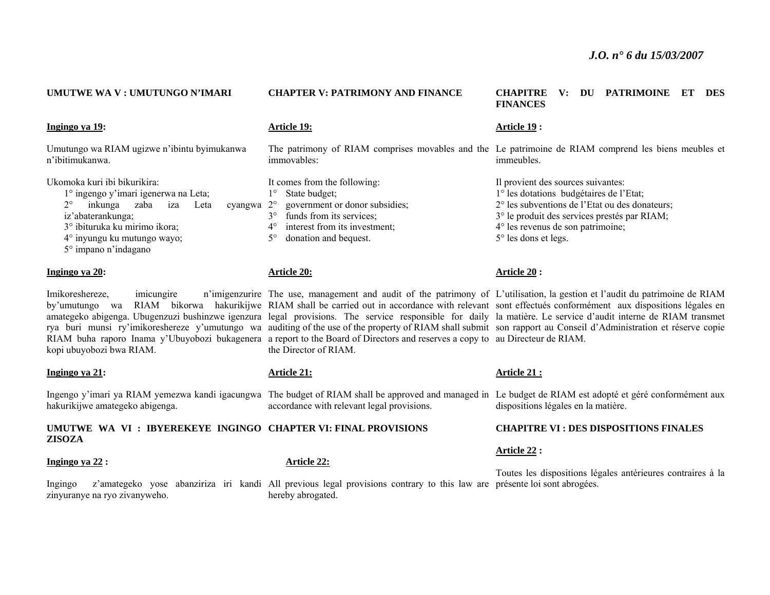## UMUTWE WA V : UMUTUNGO N'IMARI

**Ingingo ya 19:**

Umutungo wa RIAM ugizwe n'ibintu byimukanwa n'ibitimukanwa.

Ukomoka kuri ibi bikurikira:

1° ingengo y'imari igenerwa na Leta;
2° inkunga zaba iza Leta cyangwa iz'abaterankunga;
3° ibituruka ku mirimo ikora;
4° inyungu ku mutungo wayo;
5° impano n'indagano

**Ingingo ya 20:**

Imikoreshereze, imicungire n'imigenzurire by'umutungo wa RIAM bikorwa hakurikijwe amategeko abigenga. Ubugenzuzi bushinzwe igenzura rya buri munsi ry'imikoreshereze y'umutungo wa RIAM buha raporo Inama y'Ubuyobozi bukagenera kopi ubuyobozi bwa RIAM.

**Ingingo ya 21:**

Ingengo y'imari ya RIAM yemezwa kandi igacungwa hakurikijwe amategeko abigenga.

## UMUTWE WA VI : IBYEREKEYE INGINGO ZISOZA

**Ingingo ya 22 :**

Ingingo z'amategeko yose abanziriza iri kandi zinyuranye na ryo zivanyweho.

## CHAPTER V: PATRIMONY AND FINANCE

**Article 19:**

The patrimony of RIAM comprises movables and the immovables:

It comes from the following:

1° State budget;
2° government or donor subsidies;
3° funds from its services;
4° interest from its investment;
5° donation and bequest.

**Article 20:**

The use, management and audit of the patrimony of RIAM shall be carried out in accordance with relevant legal provisions. The service responsible for daily auditing of the use of the property of RIAM shall submit a report to the Board of Directors and reserves a copy to the Director of RIAM.

**Article 21:**

The budget of RIAM shall be approved and managed in accordance with relevant legal provisions.

## CHAPTER VI: FINAL PROVISIONS

**Article 22:**

All previous legal provisions contrary to this law are hereby abrogated.

## CHAPITRE V: DU PATRIMOINE ET DES FINANCES

**Article 19 :**

Le patrimoine de RIAM comprend les biens meubles et immeubles.

Il provient des sources suivantes:

1° les dotations budgétaires de l'Etat;
2° les subventions de l'Etat ou des donateurs;
3° le produit des services prestés par RIAM;
4° les revenus de son patrimoine;
5° les dons et legs.

**Article 20 :**

L'utilisation, la gestion et l'audit du patrimoine de RIAM sont effectués conformément aux dispositions légales en la matière. Le service d'audit interne de RIAM transmet son rapport au Conseil d'Administration et réserve copie au Directeur de RIAM.

**Article 21 :**

Le budget de RIAM est adopté et géré conformément aux dispositions légales en la matière.

## CHAPITRE VI : DES DISPOSITIONS FINALES

**Article 22 :**

Toutes les dispositions légales antérieures contraires à la présente loi sont abrogées.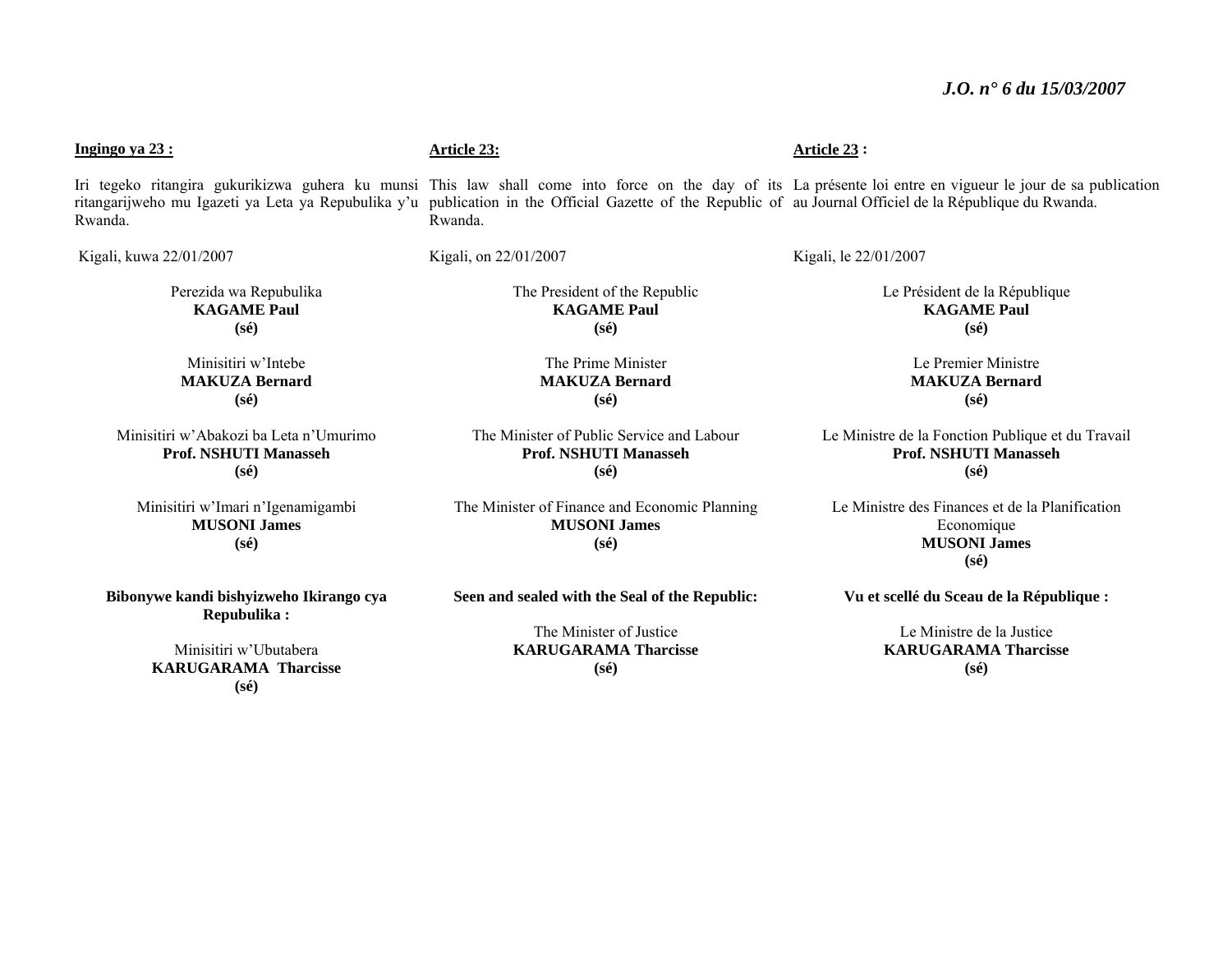**Ingingo ya 23 :**

Iri tegeko ritangira gukurikizwa guhera ku munsi ritangarijweho mu Igazeti ya Leta ya Repubulika y'u Rwanda.

Kigali, kuwa 22/01/2007

Perezida wa Repubulika
**KAGAME Paul**
**(sé)**

Minisitiri w'Intebe
**MAKUZA Bernard**
**(sé)**

Minisitiri w'Abakozi ba Leta n'Umurimo
**Prof. NSHUTI Manasseh**
**(sé)**

Minisitiri w'Imari n'Igenamigambi
**MUSONI James**
**(sé)**

**Bibonywe kandi bishyizweho Ikirango cya Repubulika :**

Minisitiri w'Ubutabera
**KARUGARAMA Tharcisse**
**(sé)**

**Article 23:**

This law shall come into force on the day of its publication in the Official Gazette of the Republic of Rwanda.

Kigali, on 22/01/2007

The President of the Republic
**KAGAME Paul**
**(sé)**

The Prime Minister
**MAKUZA Bernard**
**(sé)**

The Minister of Public Service and Labour
**Prof. NSHUTI Manasseh**
**(sé)**

The Minister of Finance and Economic Planning
**MUSONI James**
**(sé)**

**Seen and sealed with the Seal of the Republic:**

The Minister of Justice
**KARUGARAMA Tharcisse**
**(sé)**

**Article 23 :**

La présente loi entre en vigueur le jour de sa publication au Journal Officiel de la République du Rwanda.

Kigali, le 22/01/2007

Le Président de la République
**KAGAME Paul**
**(sé)**

Le Premier Ministre
**MAKUZA Bernard**
**(sé)**

Le Ministre de la Fonction Publique et du Travail
**Prof. NSHUTI Manasseh**
**(sé)**

Le Ministre des Finances et de la Planification Economique
**MUSONI James**
**(sé)**

**Vu et scellé du Sceau de la République :**

Le Ministre de la Justice
**KARUGARAMA Tharcisse**
**(sé)**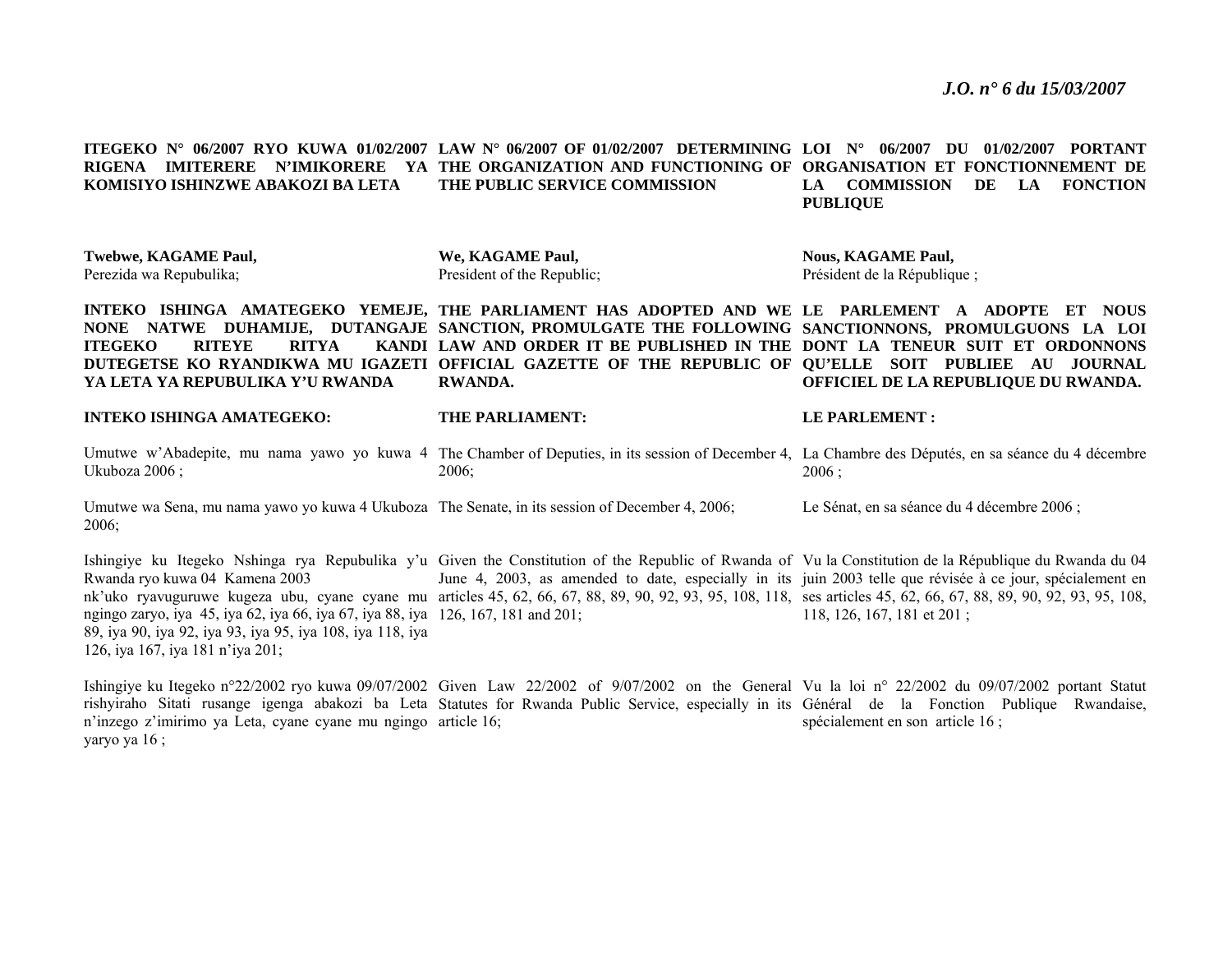**ITEGEKO N° 06/2007 RYO KUWA 01/02/2007 RIGENA IMITERERE N'IMIKORERE YA KOMISIYO ISHINZWE ABAKOZI BA LETA**

**Twebwe, KAGAME Paul,**
Perezida wa Repubulika;

**INTEKO ISHINGA AMATEGEKO YEMEJE, NONE NATWE DUHAMIJE, DUTANGAJE ITEGEKO RITEYE RITYA KANDI DUTEGETSE KO RYANDIKWA MU IGAZETI YA LETA YA REPUBULIKA Y'U RWANDA**

**INTEKO ISHINGA AMATEGEKO:**

Umutwe w'Abadepite, mu nama yawo yo kuwa 4 Ukuboza 2006 ;

Umutwe wa Sena, mu nama yawo yo kuwa 4 Ukuboza 2006;

Ishingiye ku Itegeko Nshinga rya Repubulika y'u Rwanda ryo kuwa 04 Kamena 2003 nk'uko ryavuguruwe kugeza ubu, cyane cyane mu ngingo zaryo, iya 45, iya 62, iya 66, iya 67, iya 88, iya 89, iya 90, iya 92, iya 93, iya 95, iya 108, iya 118, iya 126, iya 167, iya 181 n'iya 201;

Ishingiye ku Itegeko n°22/2002 ryo kuwa 09/07/2002 rishyiraho Sitati rusange igenga abakozi ba Leta n'inzego z'imirimo ya Leta, cyane cyane mu ngingo yaryo ya 16 ;

**LAW N° 06/2007 OF 01/02/2007 DETERMINING THE ORGANIZATION AND FUNCTIONING OF THE PUBLIC SERVICE COMMISSION**

**We, KAGAME Paul,**
President of the Republic;

**THE PARLIAMENT HAS ADOPTED AND WE SANCTION, PROMULGATE THE FOLLOWING LAW AND ORDER IT BE PUBLISHED IN THE OFFICIAL GAZETTE OF THE REPUBLIC OF RWANDA.**

**THE PARLIAMENT:**

The Chamber of Deputies, in its session of December 4, 2006;

The Senate, in its session of December 4, 2006;

Given the Constitution of the Republic of Rwanda of June 4, 2003, as amended to date, especially in its articles 45, 62, 66, 67, 88, 89, 90, 92, 93, 95, 108, 118, 126, 167, 181 and 201;

Given Law 22/2002 of 9/07/2002 on the General Statutes for Rwanda Public Service, especially in its article 16;

**LOI N° 06/2007 DU 01/02/2007 PORTANT ORGANISATION ET FONCTIONNEMENT DE LA COMMISSION DE LA FONCTION PUBLIQUE**

**Nous, KAGAME Paul,**
Président de la République ;

**LE PARLEMENT A ADOPTE ET NOUS SANCTIONNONS, PROMULGUONS LA LOI DONT LA TENEUR SUIT ET ORDONNONS QU'ELLE SOIT PUBLIEE AU JOURNAL OFFICIEL DE LA REPUBLIQUE DU RWANDA.**

**LE PARLEMENT :**

La Chambre des Députés, en sa séance du 4 décembre 2006 ;

Le Sénat, en sa séance du 4 décembre 2006 ;

Vu la Constitution de la République du Rwanda du 04 juin 2003 telle que révisée à ce jour, spécialement en ses articles 45, 62, 66, 67, 88, 89, 90, 92, 93, 95, 108, 118, 126, 167, 181 et 201 ;

Vu la loi n° 22/2002 du 09/07/2002 portant Statut Général de la Fonction Publique Rwandaise, spécialement en son article 16 ;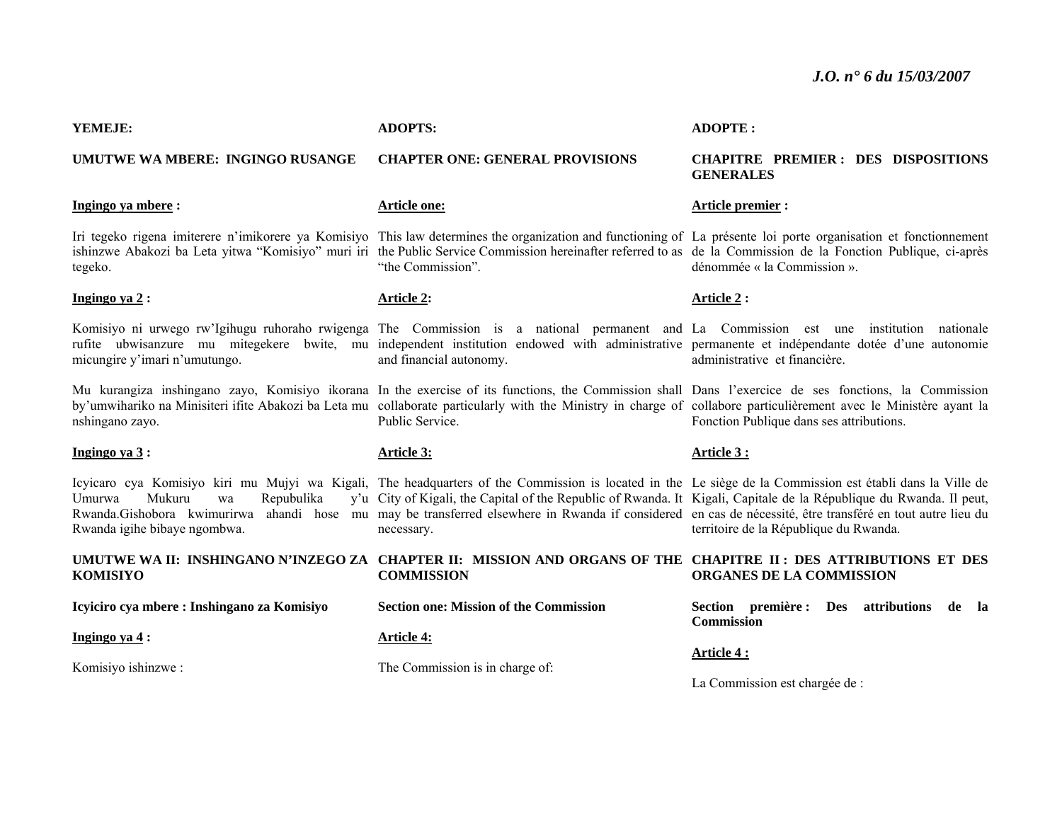**YEMEJE:**

**UMUTWE WA MBERE: INGINGO RUSANGE**

**Ingingo ya mbere :**

Iri tegeko rigena imiterere n'imikorere ya Komisiyo ishinzwe Abakozi ba Leta yitwa "Komisiyo" muri iri tegeko.

**Ingingo ya 2 :**

Komisiyo ni urwego rw'Igihugu ruhoraho rwigenga rufite ubwisanzure mu mitegekere bwite, mu micungire y'imari n'umutungo.

Mu kurangiza inshingano zayo, Komisiyo ikorana by'umwihariko na Minisiteri ifite Abakozi ba Leta mu nshingano zayo.

**Ingingo ya 3 :**

Icyicaro cya Komisiyo kiri mu Mujyi wa Kigali, Umurwa Mukuru wa Repubulika y'u Rwanda.Gishobora kwimurirwa ahandi hose mu Rwanda igihe bibaye ngombwa.

**UMUTWE WA II: INSHINGANO N'INZEGO ZA KOMISIYO**

**Icyiciro cya mbere : Inshingano za Komisiyo**

**Ingingo ya 4 :**

Komisiyo ishinzwe :

**ADOPTS:**

**CHAPTER ONE: GENERAL PROVISIONS**

**Article one:**

This law determines the organization and functioning of the Public Service Commission hereinafter referred to as "the Commission".

**Article 2:**

The Commission is a national permanent and independent institution endowed with administrative and financial autonomy.

In the exercise of its functions, the Commission shall collaborate particularly with the Ministry in charge of Public Service.

**Article 3:**

The headquarters of the Commission is located in the City of Kigali, the Capital of the Republic of Rwanda. It may be transferred elsewhere in Rwanda if considered necessary.

**CHAPTER II: MISSION AND ORGANS OF THE COMMISSION**

**Section one: Mission of the Commission**

**Article 4:**

The Commission is in charge of:

**ADOPTE :**

**CHAPITRE PREMIER : DES DISPOSITIONS GENERALES**

**Article premier :**

La présente loi porte organisation et fonctionnement de la Commission de la Fonction Publique, ci-après dénommée « la Commission ».

**Article 2 :**

La Commission est une institution nationale permanente et indépendante dotée d'une autonomie administrative et financière.

Dans l'exercice de ses fonctions, la Commission collabore particulièrement avec le Ministère ayant la Fonction Publique dans ses attributions.

**Article 3 :**

Le siège de la Commission est établi dans la Ville de Kigali, Capitale de la République du Rwanda. Il peut, en cas de nécessité, être transféré en tout autre lieu du territoire de la République du Rwanda.

**CHAPITRE II : DES ATTRIBUTIONS ET DES ORGANES DE LA COMMISSION**

**Section première : Des attributions de la Commission**

**Article 4 :**

La Commission est chargée de :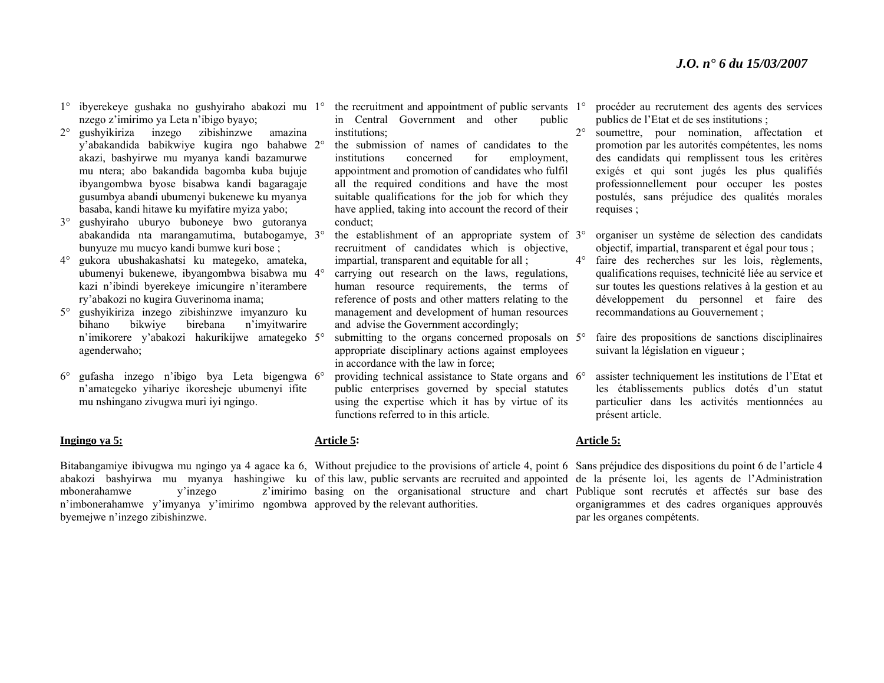1° ibyerekeye gushaka no gushyiraho abakozi mu nzego z'imirimo ya Leta n'ibigo byayo;
2° gushyikiriza inzego zibishinzwe amazina y'abakandida babikwiye kugira ngo bahabwe akazi, bashyirwe mu myanya kandi bazamurwe mu ntera; abo bakandida bagomba kuba bujuje ibyangombwa byose bisabwa kandi bagaragaje gusumbya abandi ubumenyi bukenewe ku myanya basaba, kandi hitawe ku myifatire myiza yabo;
3° gushyiraho uburyo buboneye bwo gutoranya abakandida nta marangamutima, butabogamye, bunyuze mu mucyo kandi bumwe kuri bose ;
4° gukora ubushakashatsi ku mategeko, amateka, ubumenyi bukenewe, ibyangombwa bisabwa mu kazi n'ibindi byerekeye imicungire n'iterambere ry'abakozi no kugira Guverinoma inama;
5° gushyikiriza inzego zibishinzwe imyanzuro ku bihano bikwiye birebana n'imyitwarire n'imikorere y'abakozi hakurikijwe amategeko agenderwaho;
6° gufasha inzego n'ibigo bya Leta bigengwa n'amategeko yihariye ikoresheje ubumenyi ifite mu nshingano zivugwa muri iyi ngingo.

**Ingingo ya 5:**

Bitabangamiye ibivugwa mu ngingo ya 4 agace ka 6, abakozi bashyirwa mu myanya hashingiwe ku mbonerahamwe y'inzego z'imirimo n'imbonerahamwe y'imyanya y'imirimo ngombwa byemejwe n'inzego zibishinzwe.

1° the recruitment and appointment of public servants in Central Government and other public institutions;
2° the submission of names of candidates to the institutions concerned for employment, appointment and promotion of candidates who fulfil all the required conditions and have the most suitable qualifications for the job for which they have applied, taking into account the record of their conduct;
3° the establishment of an appropriate system of recruitment of candidates which is objective, impartial, transparent and equitable for all ;
4° carrying out research on the laws, regulations, human resource requirements, the terms of reference of posts and other matters relating to the management and development of human resources and advise the Government accordingly;
5° submitting to the organs concerned proposals on appropriate disciplinary actions against employees in accordance with the law in force;
6° providing technical assistance to State organs and public enterprises governed by special statutes using the expertise which it has by virtue of its functions referred to in this article.

**Article 5:**

Without prejudice to the provisions of article 4, point 6 of this law, public servants are recruited and appointed basing on the organisational structure and chart approved by the relevant authorities.

1° procéder au recrutement des agents des services publics de l'Etat et de ses institutions ;
2° soumettre, pour nomination, affectation et promotion par les autorités compétentes, les noms des candidats qui remplissent tous les critères exigés et qui sont jugés les plus qualifiés professionnellement pour occuper les postes postulés, sans préjudice des qualités morales requises ;
3° organiser un système de sélection des candidats objectif, impartial, transparent et égal pour tous ;
4° faire des recherches sur les lois, règlements, qualifications requises, technicité liée au service et sur toutes les questions relatives à la gestion et au développement du personnel et faire des recommandations au Gouvernement ;
5° faire des propositions de sanctions disciplinaires suivant la législation en vigueur ;
6° assister techniquement les institutions de l'Etat et les établissements publics dotés d'un statut particulier dans les activités mentionnées au présent article.

**Article 5:**

Sans préjudice des dispositions du point 6 de l'article 4 de la présente loi, les agents de l'Administration Publique sont recrutés et affectés sur base des organigrammes et des cadres organiques approuvés par les organes compétents.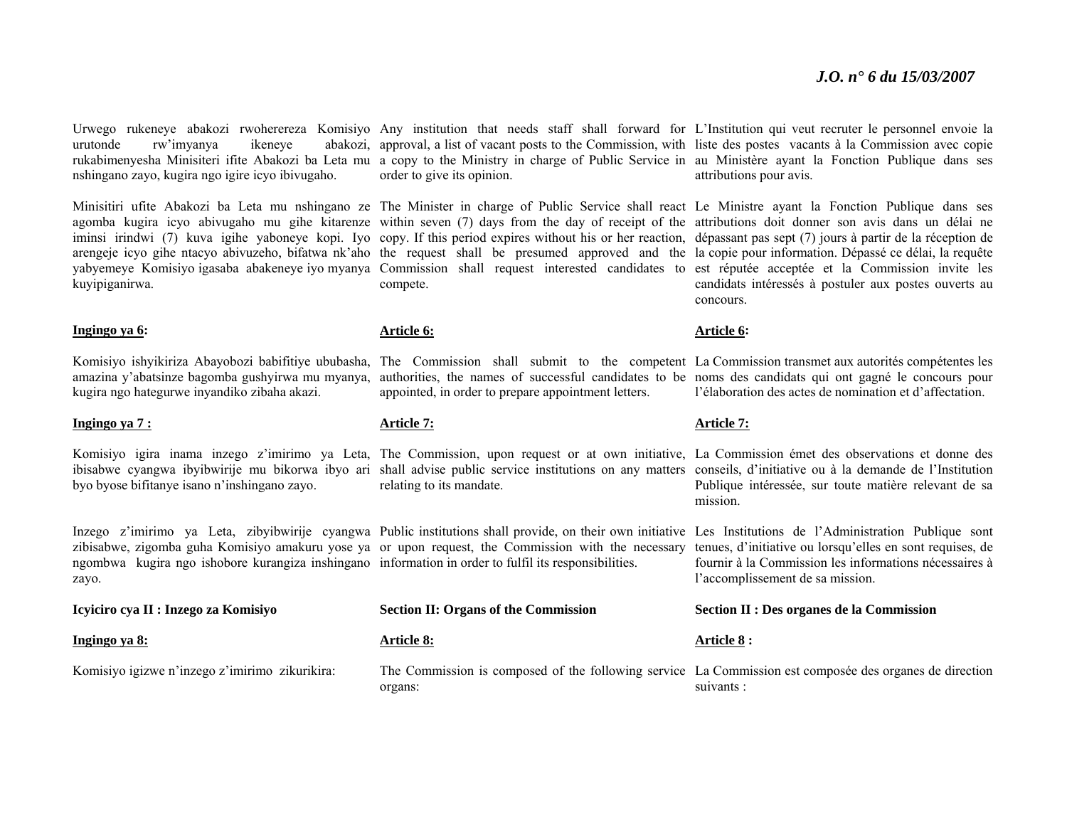Urwego rukeneye abakozi rwoherereza Komisiyo urutonde rw'imyanya ikeneye abakozi, rukabimenyesha Minisiteri ifite Abakozi ba Leta mu nshingano zayo, kugira ngo igire icyo ibivugaho.

Minisitiri ufite Abakozi ba Leta mu nshingano ze agomba kugira icyo abivugaho mu gihe kitarenze iminsi irindwi (7) kuva igihe yaboneye kopi. Iyo arengeje icyo gihe ntacyo abivuzeho, bifatwa nk'aho yabyemeye Komisiyo igasaba abakeneye iyo myanya kuyipiganirwa.

**Ingingo ya 6:**

Komisiyo ishyikiriza Abayobozi babifitiye ububasha, amazina y'abatsinze bagomba gushyirwa mu myanya, kugira ngo hategurwe inyandiko zibaha akazi.

**Ingingo ya 7 :**

Komisiyo igira inama inzego z'imirimo ya Leta, ibisabwe cyangwa ibyibwirije mu bikorwa ibyo ari byo byose bifitanye isano n'inshingano zayo.

Inzego z'imirimo ya Leta, zibyibwirije cyangwa zibisabwe, zigomba guha Komisiyo amakuru yose ya ngombwa kugira ngo ishobore kurangiza inshingano zayo.

**Icyiciro cya II : Inzego za Komisiyo**

**Ingingo ya 8:**

Komisiyo igizwe n'inzego z'imirimo zikurikira:

---

Any institution that needs staff shall forward for approval, a list of vacant posts to the Commission, with a copy to the Ministry in charge of Public Service in order to give its opinion.

The Minister in charge of Public Service shall react within seven (7) days from the day of receipt of the copy. If this period expires without his or her reaction, the request shall be presumed approved and the Commission shall request interested candidates to compete.

**Article 6:**

The Commission shall submit to the competent authorities, the names of successful candidates to be appointed, in order to prepare appointment letters.

**Article 7:**

The Commission, upon request or at own initiative, shall advise public service institutions on any matters relating to its mandate.

Public institutions shall provide, on their own initiative or upon request, the Commission with the necessary information in order to fulfil its responsibilities.

**Section II: Organs of the Commission**

**Article 8:**

The Commission is composed of the following service organs:

---

L'Institution qui veut recruter le personnel envoie la liste des postes vacants à la Commission avec copie au Ministère ayant la Fonction Publique dans ses attributions pour avis.

Le Ministre ayant la Fonction Publique dans ses attributions doit donner son avis dans un délai ne dépassant pas sept (7) jours à partir de la réception de la copie pour information. Dépassé ce délai, la requête est réputée acceptée et la Commission invite les candidats intéressés à postuler aux postes ouverts au concours.

**Article 6:**

La Commission transmet aux autorités compétentes les noms des candidats qui ont gagné le concours pour l'élaboration des actes de nomination et d'affectation.

**Article 7:**

La Commission émet des observations et donne des conseils, d'initiative ou à la demande de l'Institution Publique intéressée, sur toute matière relevant de sa mission.

Les Institutions de l'Administration Publique sont tenues, d'initiative ou lorsqu'elles en sont requises, de fournir à la Commission les informations nécessaires à l'accomplissement de sa mission.

**Section II : Des organes de la Commission**

**Article 8 :**

La Commission est composée des organes de direction suivants :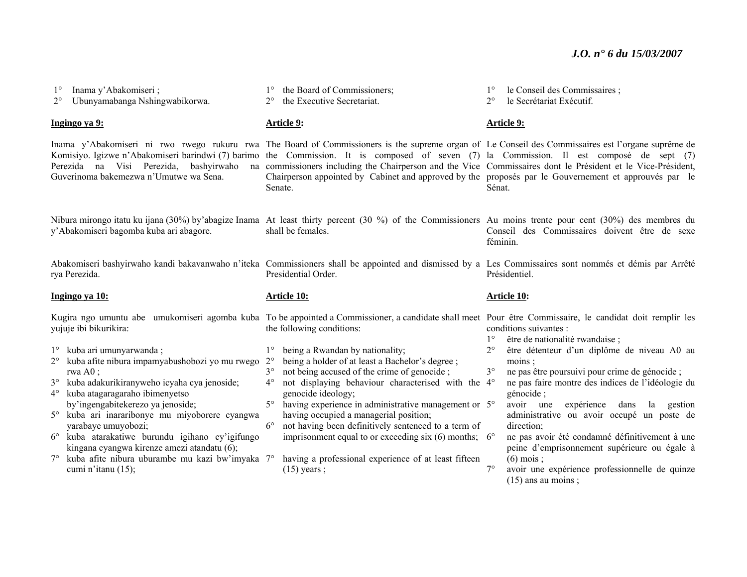1° Inama y'Abakomiseri ;
2° Ubunyamabanga Nshingwabikorwa.

**Ingingo ya 9:**

Inama y'Abakomiseri ni rwo rwego rukuru rwa Komisiyo. Igizwe n'Abakomiseri barindwi (7) barimo Perezida na Visi Perezida, bashyirwaho na Guverinoma bakemezwa n'Umutwe wa Sena.

Nibura mirongo itatu ku ijana (30%) by'abagize Inama y'Abakomiseri bagomba kuba ari abagore.

Abakomiseri bashyirwaho kandi bakavanwaho n'iteka rya Perezida.

**Ingingo ya 10:**

Kugira ngo umuntu abe umukomiseri agomba kuba yujuje ibi bikurikira:

1° kuba ari umunyarwanda ;
2° kuba afite nibura impamyabushobozi yo mu rwego rwa A0 ;
3° kuba adakurikiranyweho icyaha cya jenoside;
4° kuba atagaragaraho ibimenyetso by'ingengabitekerezo ya jenoside;
5° kuba ari inararibonye mu miyoborere cyangwa yarabaye umuyobozi;
6° kuba atarakatiwe burundu igihano cy'igifungo kingana cyangwa kirenze amezi atandatu (6);
7° kuba afite nibura uburambe mu kazi bw'imyaka cumi n'itanu (15);

1° the Board of Commissioners;
2° the Executive Secretariat.

**Article 9:**

The Board of Commissioners is the supreme organ of the Commission. It is composed of seven (7) commissioners including the Chairperson and the Vice Chairperson appointed by Cabinet and approved by the Senate.

At least thirty percent (30 %) of the Commissioners shall be females.

Commissioners shall be appointed and dismissed by a Presidential Order.

**Article 10:**

To be appointed a Commissioner, a candidate shall meet the following conditions:

1° being a Rwandan by nationality;
2° being a holder of at least a Bachelor's degree ;
3° not being accused of the crime of genocide ;
4° not displaying behaviour characterised with the genocide ideology;
5° having experience in administrative management or having occupied a managerial position;
6° not having been definitively sentenced to a term of imprisonment equal to or exceeding six (6) months;
7° having a professional experience of at least fifteen (15) years ;

1° le Conseil des Commissaires ;
2° le Secrétariat Exécutif.

**Article 9:**

Le Conseil des Commissaires est l'organe suprême de la Commission. Il est composé de sept (7) Commissaires dont le Président et le Vice-Président, proposés par le Gouvernement et approuvés par le Sénat.

Au moins trente pour cent (30%) des membres du Conseil des Commissaires doivent être de sexe féminin.

Les Commissaires sont nommés et démis par Arrêté Présidentiel.

**Article 10:**

Pour être Commissaire, le candidat doit remplir les conditions suivantes :

1° être de nationalité rwandaise ;
2° être détenteur d'un diplôme de niveau A0 au moins ;
3° ne pas être poursuivi pour crime de génocide ;
4° ne pas faire montre des indices de l'idéologie du génocide ;
5° avoir une expérience dans la gestion administrative ou avoir occupé un poste de direction;
6° ne pas avoir été condamné définitivement à une peine d'emprisonnement supérieure ou égale à (6) mois ;
7° avoir une expérience professionnelle de quinze (15) ans au moins ;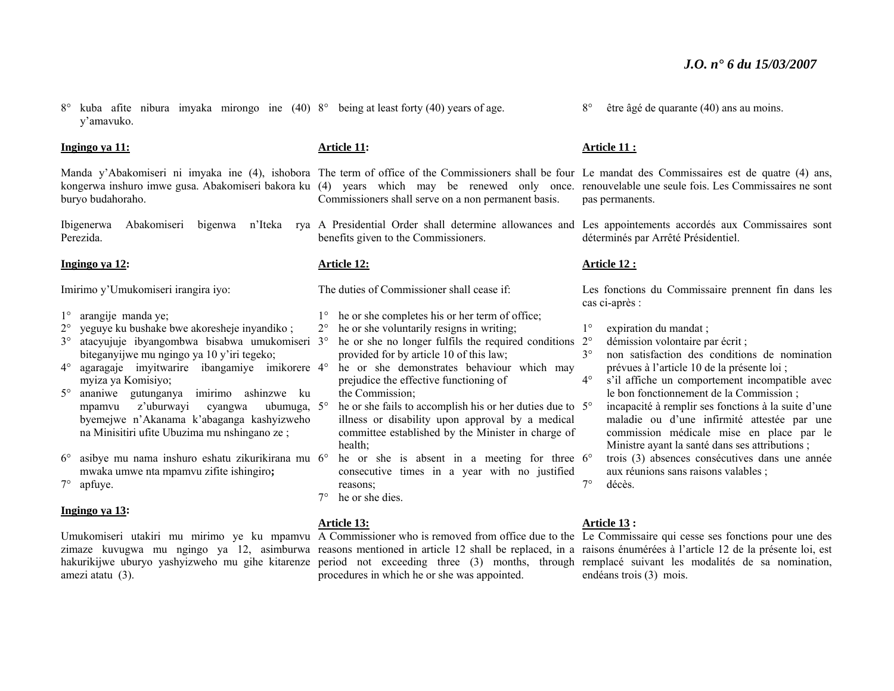8° kuba afite nibura imyaka mirongo ine (40) y'amavuko.

**Ingingo ya 11:**

Manda y'Abakomiseri ni imyaka ine (4), ishobora kongerwa inshuro imwe gusa. Abakomiseri bakora ku buryo budahoraho.

Ibigenerwa Abakomiseri bigenwa n'Iteka rya Perezida.

**Ingingo ya 12:**

Imirimo y'Umukomiseri irangira iyo:

1° arangije manda ye;
2° yeguye ku bushake bwe akoresheje inyandiko ;
3° atacyujuje ibyangombwa bisabwa umukomiseri biteganyijwe mu ngingo ya 10 y'iri tegeko;
4° agaragaje imyitwarire ibangamiye imikorere myiza ya Komisiyo;
5° ananiwe gutunganya imirimo ashinzwe ku mpamvu z'uburwayi cyangwa ubumuga, byemejwe n'Akanama k'abaganga kashyizweho na Minisitiri ufite Ubuzima mu nshingano ze ;
6° asibye mu nama inshuro eshatu zikurikirana mu mwaka umwe nta mpamvu zifite ishingiro**;**
7° apfuye.

**Ingingo ya 13:**

Umukomiseri utakiri mu mirimo ye ku mpamvu zimaze kuvugwa mu ngingo ya 12, asimburwa hakurikijwe uburyo yashyizweho mu gihe kitarenze amezi atatu (3).

8° being at least forty (40) years of age.

**Article 11:**

The term of office of the Commissioners shall be four (4) years which may be renewed only once. Commissioners shall serve on a non permanent basis.

A Presidential Order shall determine allowances and benefits given to the Commissioners.

**Article 12:**

The duties of Commissioner shall cease if:

1° he or she completes his or her term of office;
2° he or she voluntarily resigns in writing;
3° he or she no longer fulfils the required conditions provided for by article 10 of this law;
4° he or she demonstrates behaviour which may prejudice the effective functioning of the Commission;
5° he or she fails to accomplish his or her duties due to illness or disability upon approval by a medical committee established by the Minister in charge of health;
6° he or she is absent in a meeting for three consecutive times in a year with no justified reasons;
7° he or she dies.

**Article 13:**

A Commissioner who is removed from office due to the reasons mentioned in article 12 shall be replaced, in a period not exceeding three (3) months, through procedures in which he or she was appointed.

8° être âgé de quarante (40) ans au moins.

**Article 11 :**

Le mandat des Commissaires est de quatre (4) ans, renouvelable une seule fois. Les Commissaires ne sont pas permanents.

Les appointements accordés aux Commissaires sont déterminés par Arrêté Présidentiel.

**Article 12 :**

Les fonctions du Commissaire prennent fin dans les cas ci-après :

1° expiration du mandat ;
2° démission volontaire par écrit ;
3° non satisfaction des conditions de nomination prévues à l'article 10 de la présente loi ;
4° s'il affiche un comportement incompatible avec le bon fonctionnement de la Commission ;
5° incapacité à remplir ses fonctions à la suite d'une maladie ou d'une infirmité attestée par une commission médicale mise en place par le Ministre ayant la santé dans ses attributions ;
6° trois (3) absences consécutives dans une année aux réunions sans raisons valables ;
7° décès.

**Article 13 :**

Le Commissaire qui cesse ses fonctions pour une des raisons énumérées à l'article 12 de la présente loi, est remplacé suivant les modalités de sa nomination, endéans trois (3) mois.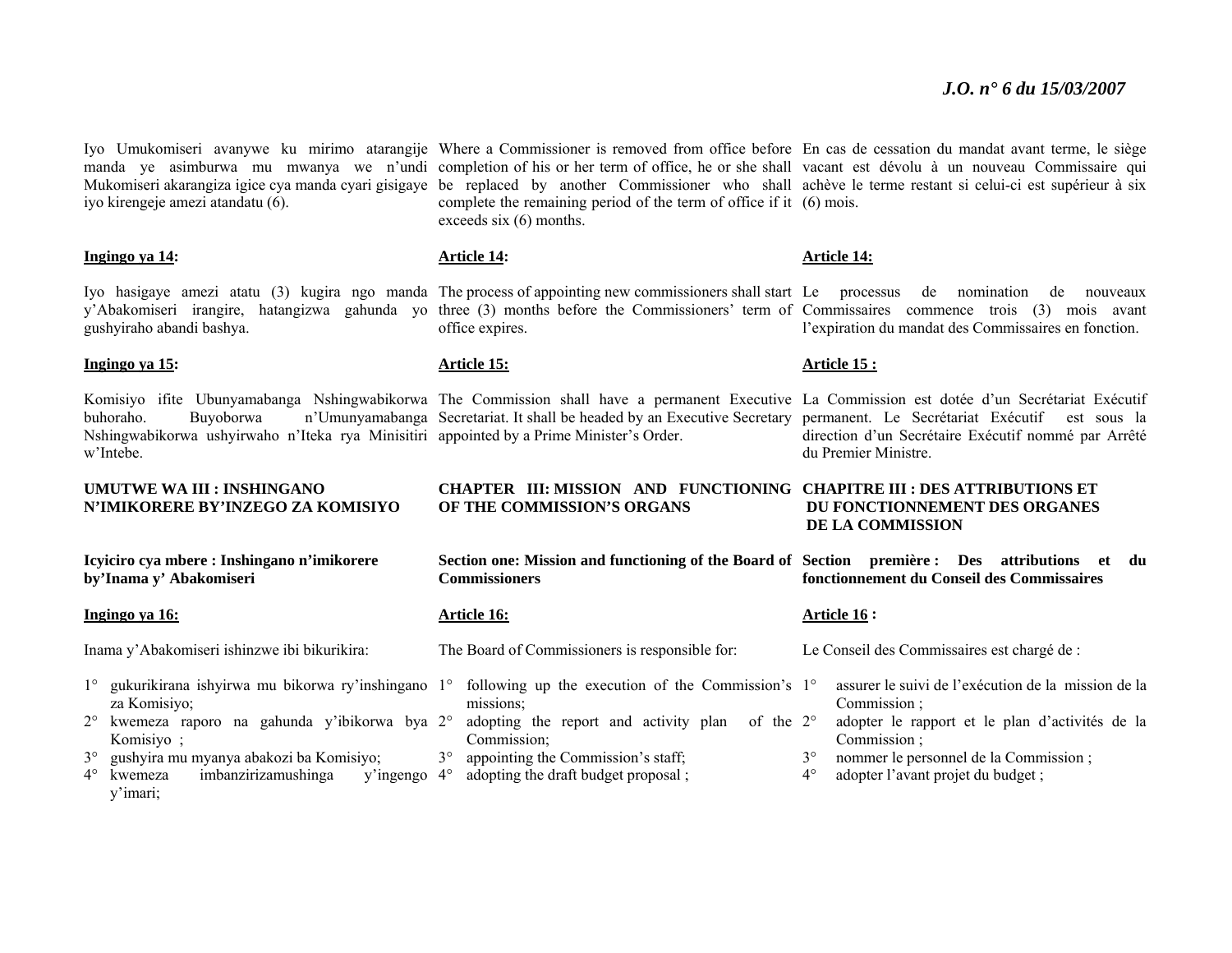Iyo Umukomiseri avanywe ku mirimo atarangije manda ye asimburwa mu mwanya we n'undi Mukomiseri akarangiza igice cya manda cyari gisigaye iyo kirengeje amezi atandatu (6).

**Ingingo ya 14:**

Iyo hasigaye amezi atatu (3) kugira ngo manda y'Abakomiseri irangire, hatangizwa gahunda yo gushyiraho abandi bashya.

**Ingingo ya 15:**

Komisiyo ifite Ubunyamabanga Nshingwabikorwa buhoraho. Buyoborwa n'Umunyamabanga Nshingwabikorwa ushyirwaho n'Iteka rya Minisitiri w'Intebe.

**UMUTWE WA III : INSHINGANO N'IMIKORERE BY'INZEGO ZA KOMISIYO**

**Icyiciro cya mbere : Inshingano n'imikorere by'Inama y' Abakomiseri**

**Ingingo ya 16:**

Inama y'Abakomiseri ishinzwe ibi bikurikira:

1° gukurikirana ishyirwa mu bikorwa ry'inshingano za Komisiyo;
2° kwemeza raporo na gahunda y'ibikorwa bya Komisiyo ;
3° gushyira mu myanya abakozi ba Komisiyo;
4° kwemeza imbanzirizamushinga y'ingengo y'imari;

Where a Commissioner is removed from office before completion of his or her term of office, he or she shall be replaced by another Commissioner who shall complete the remaining period of the term of office if it exceeds six (6) months.

**Article 14:**

The process of appointing new commissioners shall start three (3) months before the Commissioners' term of office expires.

**Article 15:**

The Commission shall have a permanent Executive Secretariat. It shall be headed by an Executive Secretary appointed by a Prime Minister's Order.

**CHAPTER III: MISSION AND FUNCTIONING OF THE COMMISSION'S ORGANS**

**Section one: Mission and functioning of the Board of Commissioners**

**Article 16:**

The Board of Commissioners is responsible for:

1° following up the execution of the Commission's missions;
2° adopting the report and activity plan of the Commission;
3° appointing the Commission's staff;
4° adopting the draft budget proposal ;

En cas de cessation du mandat avant terme, le siège vacant est dévolu à un nouveau Commissaire qui achève le terme restant si celui-ci est supérieur à six (6) mois.

**Article 14:**

Le processus de nomination de nouveaux Commissaires commence trois (3) mois avant l'expiration du mandat des Commissaires en fonction.

**Article 15 :**

La Commission est dotée d'un Secrétariat Exécutif permanent. Le Secrétariat Exécutif est sous la direction d'un Secrétaire Exécutif nommé par Arrêté du Premier Ministre.

**CHAPITRE III : DES ATTRIBUTIONS ET DU FONCTIONNEMENT DES ORGANES DE LA COMMISSION**

**Section première : Des attributions et du fonctionnement du Conseil des Commissaires**

**Article 16 :**

Le Conseil des Commissaires est chargé de :

1° assurer le suivi de l'exécution de la mission de la Commission ;
2° adopter le rapport et le plan d'activités de la Commission ;
3° nommer le personnel de la Commission ;
4° adopter l'avant projet du budget ;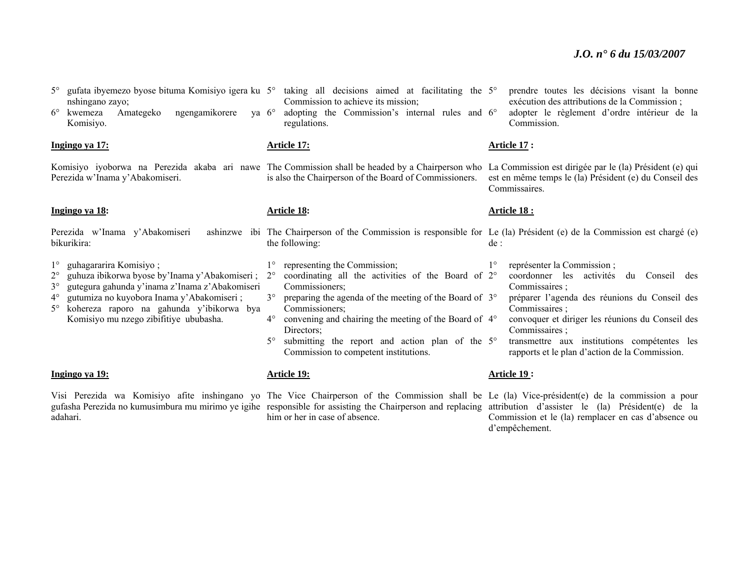5° gufata ibyemezo byose bituma Komisiyo igera ku nshingano zayo;
6° kwemeza Amategeko ngengamikorere ya Komisiyo.

**Ingingo ya 17:**

Komisiyo iyoborwa na Perezida akaba ari nawe Perezida w'Inama y'Abakomiseri.

**Ingingo ya 18:**

Perezida w'Inama y'Abakomiseri ashinzwe ibi bikurikira:

1° guhagararira Komisiyo ;
2° guhuza ibikorwa byose by'Inama y'Abakomiseri ;
3° gutegura gahunda y'inama z'Inama z'Abakomiseri
4° gutumiza no kuyobora Inama y'Abakomiseri ;
5° kohereza raporo na gahunda y'ibikorwa bya Komisiyo mu nzego zibifitiye ububasha.

**Ingingo ya 19:**

Visi Perezida wa Komisiyo afite inshingano yo gufasha Perezida no kumusimbura mu mirimo ye igihe adahari.

5° taking all decisions aimed at facilitating the Commission to achieve its mission;
6° adopting the Commission's internal rules and regulations.

**Article 17:**

The Commission shall be headed by a Chairperson who is also the Chairperson of the Board of Commissioners.

**Article 18:**

The Chairperson of the Commission is responsible for the following:

1° representing the Commission;
2° coordinating all the activities of the Board of Commissioners;
3° preparing the agenda of the meeting of the Board of Commissioners;
4° convening and chairing the meeting of the Board of Directors;
5° submitting the report and action plan of the Commission to competent institutions.

**Article 19:**

The Vice Chairperson of the Commission shall be responsible for assisting the Chairperson and replacing him or her in case of absence.

5° prendre toutes les décisions visant la bonne exécution des attributions de la Commission ;
6° adopter le règlement d'ordre intérieur de la Commission.

**Article 17 :**

La Commission est dirigée par le (la) Président (e) qui est en même temps le (la) Président (e) du Conseil des Commissaires.

**Article 18 :**

Le (la) Président (e) de la Commission est chargé (e) de :

1° représenter la Commission ;
2° coordonner les activités du Conseil des Commissaires ;
3° préparer l'agenda des réunions du Conseil des Commissaires ;
4° convoquer et diriger les réunions du Conseil des Commissaires ;
5° transmettre aux institutions compétentes les rapports et le plan d'action de la Commission.

**Article 19 :**

Le (la) Vice-président(e) de la commission a pour attribution d'assister le (la) Président(e) de la Commission et le (la) remplacer en cas d'absence ou d'empêchement.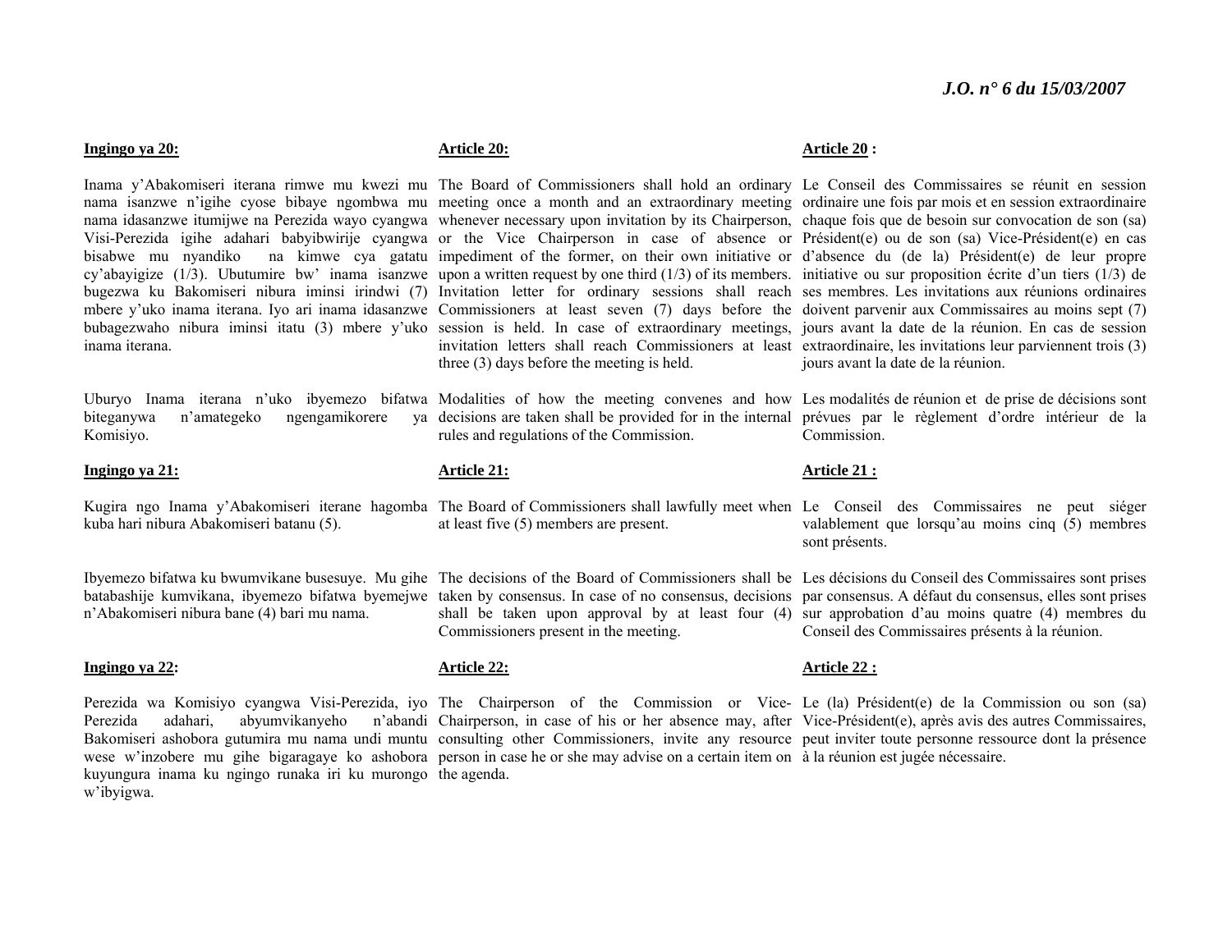**Ingingo ya 20:**

Inama y'Abakomiseri iterana rimwe mu kwezi mu nama isanzwe n'igihe cyose bibaye ngombwa mu nama idasanzwe itumijwe na Perezida wayo cyangwa Visi-Perezida igihe adahari babyibwirije cyangwa bisabwe mu nyandiko na kimwe cya gatatu cy'abayigize (1/3). Ubutumire bw' inama isanzwe bugezwa ku Bakomiseri nibura iminsi irindwi (7) mbere y'uko inama iterana. Iyo ari inama idasanzwe bubagezwaho nibura iminsi itatu (3) mbere y'uko inama iterana.

Uburyo Inama iterana n'uko ibyemezo bifatwa biteganywa n'amategeko ngengamikorere ya Komisiyo.

**Ingingo ya 21:**

Kugira ngo Inama y'Abakomiseri iterane hagomba kuba hari nibura Abakomiseri batanu (5).

Ibyemezo bifatwa ku bwumvikane busesuye. Mu gihe batabashije kumvikana, ibyemezo bifatwa byemejwe n'Abakomiseri nibura bane (4) bari mu nama.

**Ingingo ya 22:**

Perezida wa Komisiyo cyangwa Visi-Perezida, iyo Perezida adahari, abyumvikanyeho n'abandi Bakomiseri ashobora gutumira mu nama undi muntu wese w'inzobere mu gihe bigaragaye ko ashobora kuyungura inama ku ngingo runaka iri ku murongo w'ibyigwa.

**Article 20:**

The Board of Commissioners shall hold an ordinary meeting once a month and an extraordinary meeting whenever necessary upon invitation by its Chairperson, or the Vice Chairperson in case of absence or impediment of the former, on their own initiative or upon a written request by one third (1/3) of its members. Invitation letter for ordinary sessions shall reach Commissioners at least seven (7) days before the session is held. In case of extraordinary meetings, invitation letters shall reach Commissioners at least three (3) days before the meeting is held.

Modalities of how the meeting convenes and how decisions are taken shall be provided for in the internal rules and regulations of the Commission.

**Article 21:**

The Board of Commissioners shall lawfully meet when at least five (5) members are present.

The decisions of the Board of Commissioners shall be taken by consensus. In case of no consensus, decisions shall be taken upon approval by at least four (4) Commissioners present in the meeting.

**Article 22:**

The Chairperson of the Commission or Vice-Chairperson, in case of his or her absence may, after consulting other Commissioners, invite any resource person in case he or she may advise on a certain item on the agenda.

**Article 20 :**

Le Conseil des Commissaires se réunit en session ordinaire une fois par mois et en session extraordinaire chaque fois que de besoin sur convocation de son (sa) Président(e) ou de son (sa) Vice-Président(e) en cas d'absence du (de la) Président(e) de leur propre initiative ou sur proposition écrite d'un tiers (1/3) de ses membres. Les invitations aux réunions ordinaires doivent parvenir aux Commissaires au moins sept (7) jours avant la date de la réunion. En cas de session extraordinaire, les invitations leur parviennent trois (3) jours avant la date de la réunion.

Les modalités de réunion et de prise de décisions sont prévues par le règlement d'ordre intérieur de la Commission.

**Article 21 :**

Le Conseil des Commissaires ne peut siéger valablement que lorsqu'au moins cinq (5) membres sont présents.

Les décisions du Conseil des Commissaires sont prises par consensus. A défaut du consensus, elles sont prises sur approbation d'au moins quatre (4) membres du Conseil des Commissaires présents à la réunion.

**Article 22 :**

Le (la) Président(e) de la Commission ou son (sa) Vice-Président(e), après avis des autres Commissaires, peut inviter toute personne ressource dont la présence à la réunion est jugée nécessaire.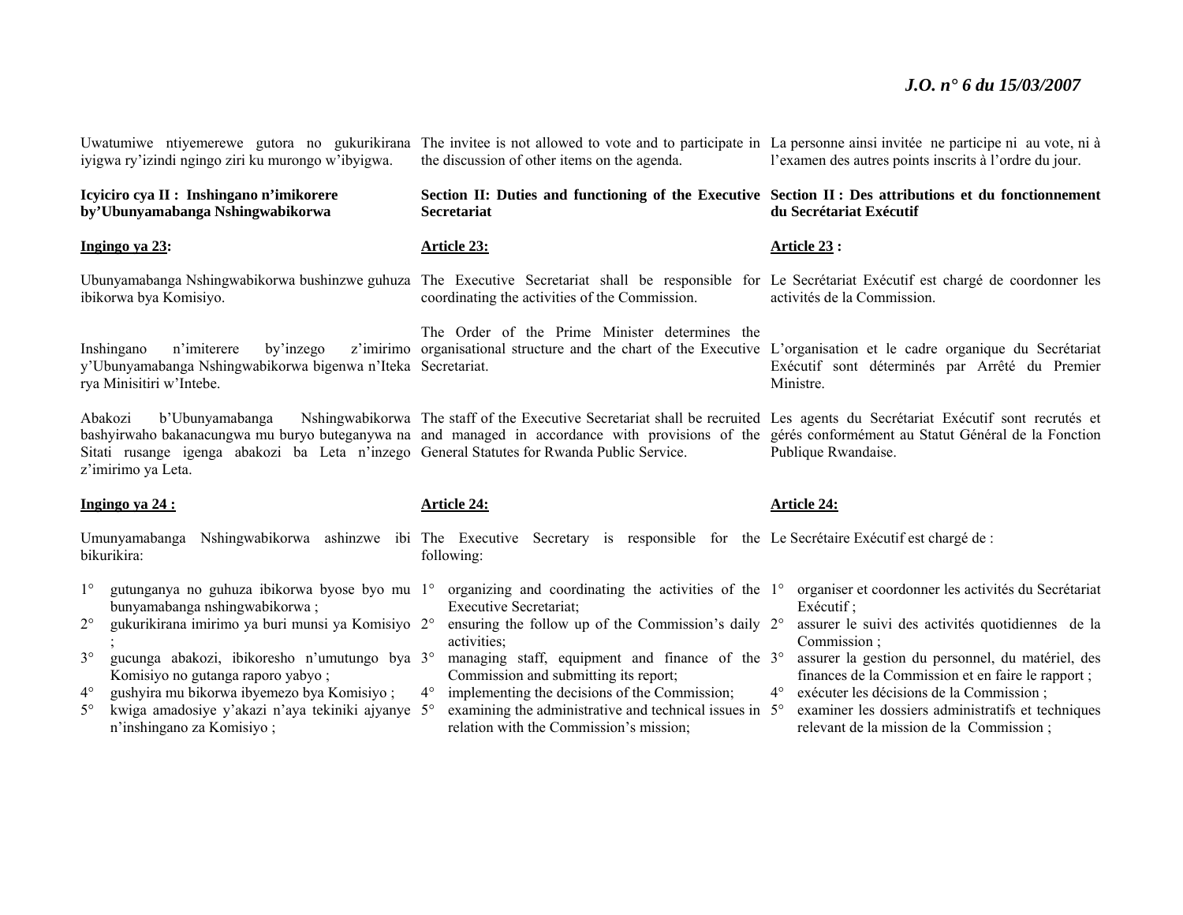Uwatumiwe ntiyemerewe gutora no gukurikirana iyigwa ry'izindi ngingo ziri ku murongo w'ibyigwa.

**Icyiciro cya II : Inshingano n'imikorere by'Ubunyamabanga Nshingwabikorwa**

**Ingingo ya 23:**

Ubunyamabanga Nshingwabikorwa bushinzwe guhuza ibikorwa bya Komisiyo.

Inshingano n'imiterere by'inzego z'imirimo y'Ubunyamabanga Nshingwabikorwa bigenwa n'Iteka rya Minisitiri w'Intebe.

Abakozi b'Ubunyamabanga Nshingwabikorwa bashyirwaho bakanacungwa mu buryo buteganywa na Sitati rusange igenga abakozi ba Leta n'inzego z'imirimo ya Leta.

**Ingingo ya 24 :**

Umunyamabanga Nshingwabikorwa ashinzwe ibi bikurikira:

1° gutunganya no guhuza ibikorwa byose byo mu bunyamabanga nshingwabikorwa ;
2° gukurikirana imirimo ya buri munsi ya Komisiyo ;
3° gucunga abakozi, ibikoresho n'umutungo bya Komisiyo no gutanga raporo yabyo ;
4° gushyira mu bikorwa ibyemezo bya Komisiyo ;
5° kwiga amadosiye y'akazi n'aya tekiniki ajyanye n'inshingano za Komisiyo ;

The invitee is not allowed to vote and to participate in the discussion of other items on the agenda.

**Section II: Duties and functioning of the Executive Secretariat**

**Article 23:**

The Executive Secretariat shall be responsible for coordinating the activities of the Commission.

The Order of the Prime Minister determines the organisational structure and the chart of the Executive Secretariat.

The staff of the Executive Secretariat shall be recruited and managed in accordance with provisions of the General Statutes for Rwanda Public Service.

**Article 24:**

The Executive Secretary is responsible for the following:

1° organizing and coordinating the activities of the Executive Secretariat;
2° ensuring the follow up of the Commission's daily activities;
3° managing staff, equipment and finance of the Commission and submitting its report;
4° implementing the decisions of the Commission;
5° examining the administrative and technical issues in relation with the Commission's mission;

La personne ainsi invitée ne participe ni au vote, ni à l'examen des autres points inscrits à l'ordre du jour.

**Section II : Des attributions et du fonctionnement du Secrétariat Exécutif**

**Article 23 :**

Le Secrétariat Exécutif est chargé de coordonner les activités de la Commission.

L'organisation et le cadre organique du Secrétariat Exécutif sont déterminés par Arrêté du Premier Ministre.

Les agents du Secrétariat Exécutif sont recrutés et gérés conformément au Statut Général de la Fonction Publique Rwandaise.

**Article 24:**

Le Secrétaire Exécutif est chargé de :

1° organiser et coordonner les activités du Secrétariat Exécutif ;
2° assurer le suivi des activités quotidiennes de la Commission ;
3° assurer la gestion du personnel, du matériel, des finances de la Commission et en faire le rapport ;
4° exécuter les décisions de la Commission ;
5° examiner les dossiers administratifs et techniques relevant de la mission de la Commission ;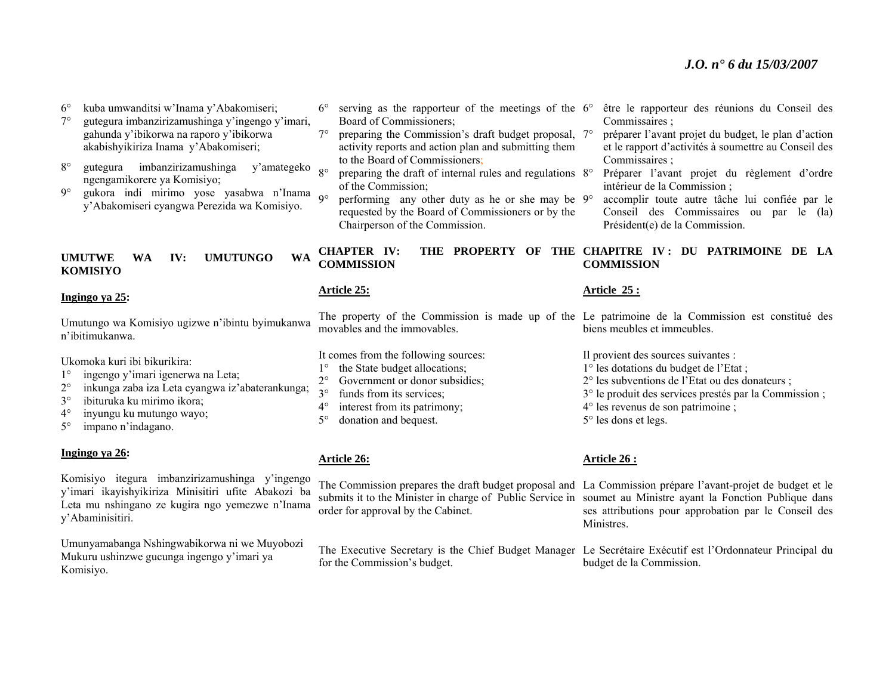6° kuba umwanditsi w'Inama y'Abakomiseri;
7° gutegura imbanzirizamushinga y'ingengo y'imari, gahunda y'ibikorwa na raporo y'ibikorwa akabishyikiriza Inama y'Abakomiseri;
8° gutegura imbanzirizamushinga y'amategeko ngengamikorere ya Komisiyo;
9° gukora indi mirimo yose yasabwa n'Inama y'Abakomiseri cyangwa Perezida wa Komisiyo.

**UMUTWE WA IV: UMUTUNGO WA KOMISIYO**

**Ingingo ya 25:**

Umutungo wa Komisiyo ugizwe n'ibintu byimukanwa n'ibitimukanwa.

Ukomoka kuri ibi bikurikira:
1° ingengo y'imari igenerwa na Leta;
2° inkunga zaba iza Leta cyangwa iz'abaterankunga;
3° ibituruka ku mirimo ikora;
4° inyungu ku mutungo wayo;
5° impano n'indagano.

**Ingingo ya 26:**

Komisiyo itegura imbanzirizamushinga y'ingengo y'imari ikayishyikiriza Minisitiri ufite Abakozi ba Leta mu nshingano ze kugira ngo yemezwe n'Inama y'Abaminisitiri.

Umunyamabanga Nshingwabikorwa ni we Muyobozi Mukuru ushinzwe gucunga ingengo y'imari ya Komisiyo.

6° serving as the rapporteur of the meetings of the Board of Commissioners;
7° preparing the Commission's draft budget proposal, activity reports and action plan and submitting them to the Board of Commissioners;
8° preparing the draft of internal rules and regulations of the Commission;
9° performing any other duty as he or she may be requested by the Board of Commissioners or by the Chairperson of the Commission.

**CHAPTER IV: THE PROPERTY OF THE COMMISSION**

**Article 25:**

The property of the Commission is made up of the movables and the immovables.

It comes from the following sources:
1° the State budget allocations;
2° Government or donor subsidies;
3° funds from its services;
4° interest from its patrimony;
5° donation and bequest.

**Article 26:**

The Commission prepares the draft budget proposal and submits it to the Minister in charge of Public Service in order for approval by the Cabinet.

The Executive Secretary is the Chief Budget Manager for the Commission's budget.

6° être le rapporteur des réunions du Conseil des Commissaires ;
7° préparer l'avant projet du budget, le plan d'action et le rapport d'activités à soumettre au Conseil des Commissaires ;
8° Préparer l'avant projet du règlement d'ordre intérieur de la Commission ;
9° accomplir toute autre tâche lui confiée par le Conseil des Commissaires ou par le (la) Président(e) de la Commission.

**CHAPITRE IV : DU PATRIMOINE DE LA COMMISSION**

**Article 25 :**

Le patrimoine de la Commission est constitué des biens meubles et immeubles.

Il provient des sources suivantes :
1° les dotations du budget de l'Etat ;
2° les subventions de l'Etat ou des donateurs ;
3° le produit des services prestés par la Commission ;
4° les revenus de son patrimoine ;
5° les dons et legs.

**Article 26 :**

La Commission prépare l'avant-projet de budget et le soumet au Ministre ayant la Fonction Publique dans ses attributions pour approbation par le Conseil des Ministres.

Le Secrétaire Exécutif est l'Ordonnateur Principal du budget de la Commission.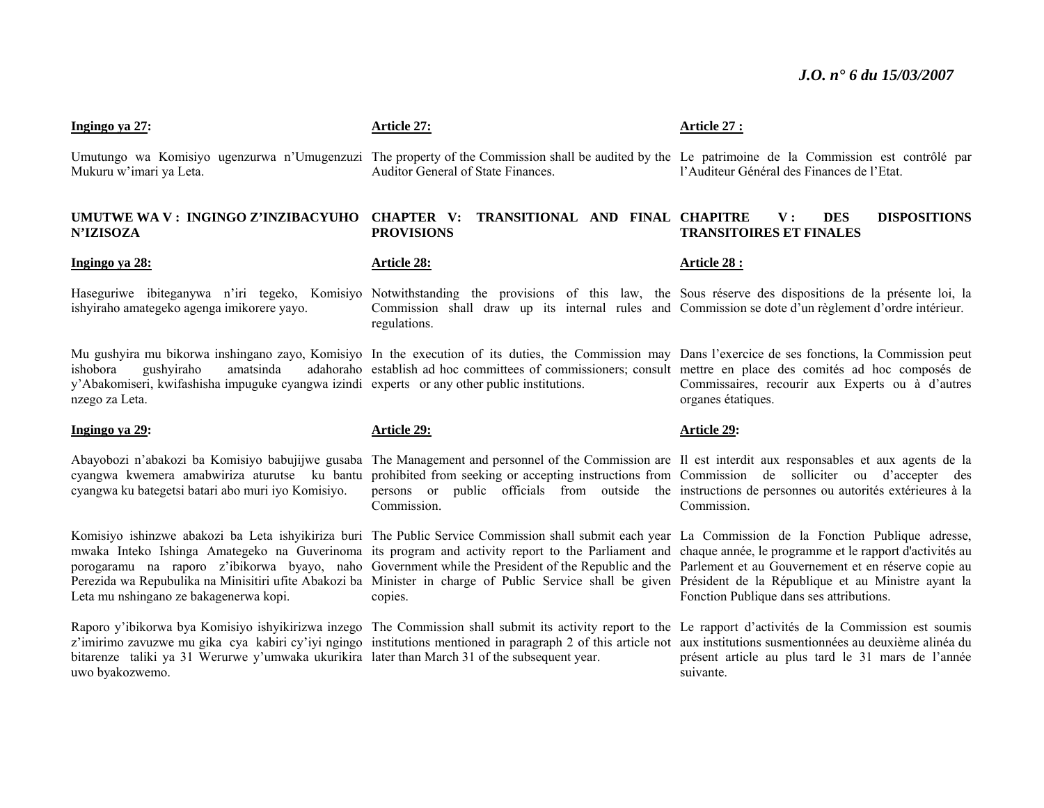**Ingingo ya 27:**

Umutungo wa Komisiyo ugenzurwa n'Umugenzuzi Mukuru w'imari ya Leta.

**UMUTWE WA V : INGINGO Z'INZIBACYUHO N'IZISOZA**

**Ingingo ya 28:**

Haseguriwe ibiteganywa n'iri tegeko, Komisiyo ishyiraho amategeko agenga imikorere yayo.

Mu gushyira mu bikorwa inshingano zayo, Komisiyo ishobora gushyiraho amatsinda adahoraho y'Abakomiseri, kwifashisha impuguke cyangwa izindi nzego za Leta.

**Ingingo ya 29:**

Abayobozi n'abakozi ba Komisiyo babujijwe gusaba cyangwa kwemera amabwiriza aturutse ku bantu cyangwa ku bategetsi batari abo muri iyo Komisiyo.

Komisiyo ishinzwe abakozi ba Leta ishyikiriza buri mwaka Inteko Ishinga Amategeko na Guverinoma porogaramu na raporo z'ibikorwa byayo, naho Perezida wa Repubulika na Minisitiri ufite Abakozi ba Leta mu nshingano ze bakagenerwa kopi.

Raporo y'ibikorwa bya Komisiyo ishyikirizwa inzego z'imirimo zavuzwe mu gika cya kabiri cy'iyi ngingo bitarenze taliki ya 31 Werurwe y'umwaka ukurikira uwo byakozwemo.

**Article 27:**

The property of the Commission shall be audited by the Auditor General of State Finances.

**CHAPTER V: TRANSITIONAL AND FINAL PROVISIONS**

**Article 28:**

Notwithstanding the provisions of this law, the Commission shall draw up its internal rules and regulations.

In the execution of its duties, the Commission may establish ad hoc committees of commissioners; consult experts or any other public institutions.

**Article 29:**

The Management and personnel of the Commission are prohibited from seeking or accepting instructions from persons or public officials from outside the Commission.

The Public Service Commission shall submit each year its program and activity report to the Parliament and Government while the President of the Republic and the Minister in charge of Public Service shall be given copies.

The Commission shall submit its activity report to the institutions mentioned in paragraph 2 of this article not later than March 31 of the subsequent year.

**Article 27 :**

Le patrimoine de la Commission est contrôlé par l'Auditeur Général des Finances de l'Etat.

**CHAPITRE V : DES DISPOSITIONS TRANSITOIRES ET FINALES**

**Article 28 :**

Sous réserve des dispositions de la présente loi, la Commission se dote d'un règlement d'ordre intérieur.

Dans l'exercice de ses fonctions, la Commission peut mettre en place des comités ad hoc composés de Commissaires, recourir aux Experts ou à d'autres organes étatiques.

**Article 29:**

Il est interdit aux responsables et aux agents de la Commission de solliciter ou d'accepter des instructions de personnes ou autorités extérieures à la Commission.

La Commission de la Fonction Publique adresse, chaque année, le programme et le rapport d'activités au Parlement et au Gouvernement et en réserve copie au Président de la République et au Ministre ayant la Fonction Publique dans ses attributions.

Le rapport d'activités de la Commission est soumis aux institutions susmentionnées au deuxième alinéa du présent article au plus tard le 31 mars de l'année suivante.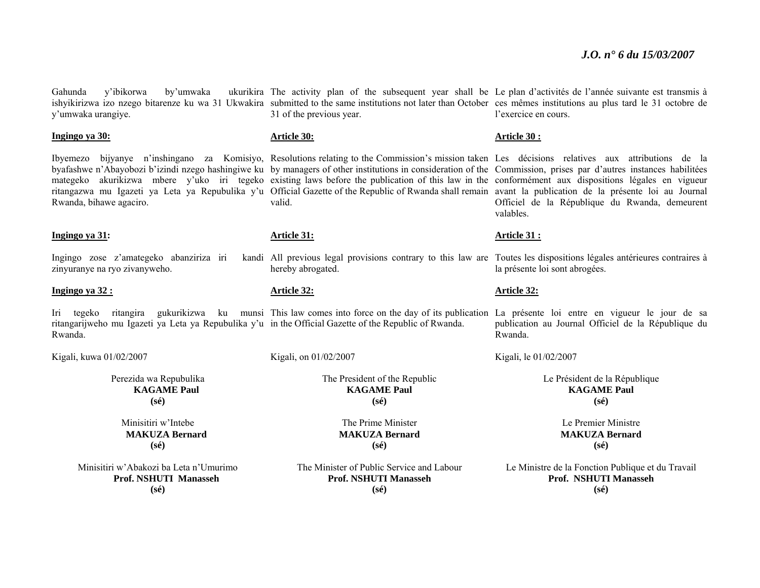Gahunda y'ibikorwa by'umwaka ukurikira ishyikirizwa izo nzego bitarenze ku wa 31 Ukwakira y'umwaka urangiye.

**Ingingo ya 30:**

Ibyemezo bijyanye n'inshingano za Komisiyo, byafashwe n'Abayobozi b'izindi nzego hashingiwe ku mategeko akurikizwa mbere y'uko iri tegeko ritangazwa mu Igazeti ya Leta ya Repubulika y'u Rwanda, bihawe agaciro.

**Ingingo ya 31:**

Ingingo zose z'amategeko abanziriza iri kandi zinyuranye na ryo zivanyweho.

**Ingingo ya 32 :**

Iri tegeko ritangira gukurikizwa ku munsi ritangarijweho mu Igazeti ya Leta ya Repubulika y'u Rwanda.

Kigali, kuwa 01/02/2007

Perezida wa Repubulika
**KAGAME Paul**
**(sé)**

Minisitiri w'Intebe
**MAKUZA Bernard**
**(sé)**

Minisitiri w'Abakozi ba Leta n'Umurimo
**Prof. NSHUTI Manasseh**
**(sé)**

The activity plan of the subsequent year shall be submitted to the same institutions not later than October 31 of the previous year.

**Article 30:**

Resolutions relating to the Commission's mission taken by managers of other institutions in consideration of the existing laws before the publication of this law in the Official Gazette of the Republic of Rwanda shall remain valid.

**Article 31:**

All previous legal provisions contrary to this law are hereby abrogated.

**Article 32:**

This law comes into force on the day of its publication in the Official Gazette of the Republic of Rwanda.

Kigali, on 01/02/2007

The President of the Republic
**KAGAME Paul**
**(sé)**

The Prime Minister
**MAKUZA Bernard**
**(sé)**

The Minister of Public Service and Labour
**Prof. NSHUTI Manasseh**
**(sé)**

Le plan d'activités de l'année suivante est transmis à ces mêmes institutions au plus tard le 31 octobre de l'exercice en cours.

**Article 30 :**

Les décisions relatives aux attributions de la Commission, prises par d'autres instances habilitées conformément aux dispositions légales en vigueur avant la publication de la présente loi au Journal Officiel de la République du Rwanda, demeurent valables.

**Article 31 :**

Toutes les dispositions légales antérieures contraires à la présente loi sont abrogées.

**Article 32:**

La présente loi entre en vigueur le jour de sa publication au Journal Officiel de la République du Rwanda.

Kigali, le 01/02/2007

Le Président de la République
**KAGAME Paul**
**(sé)**

Le Premier Ministre
**MAKUZA Bernard**
**(sé)**

Le Ministre de la Fonction Publique et du Travail
**Prof. NSHUTI Manasseh**
**(sé)**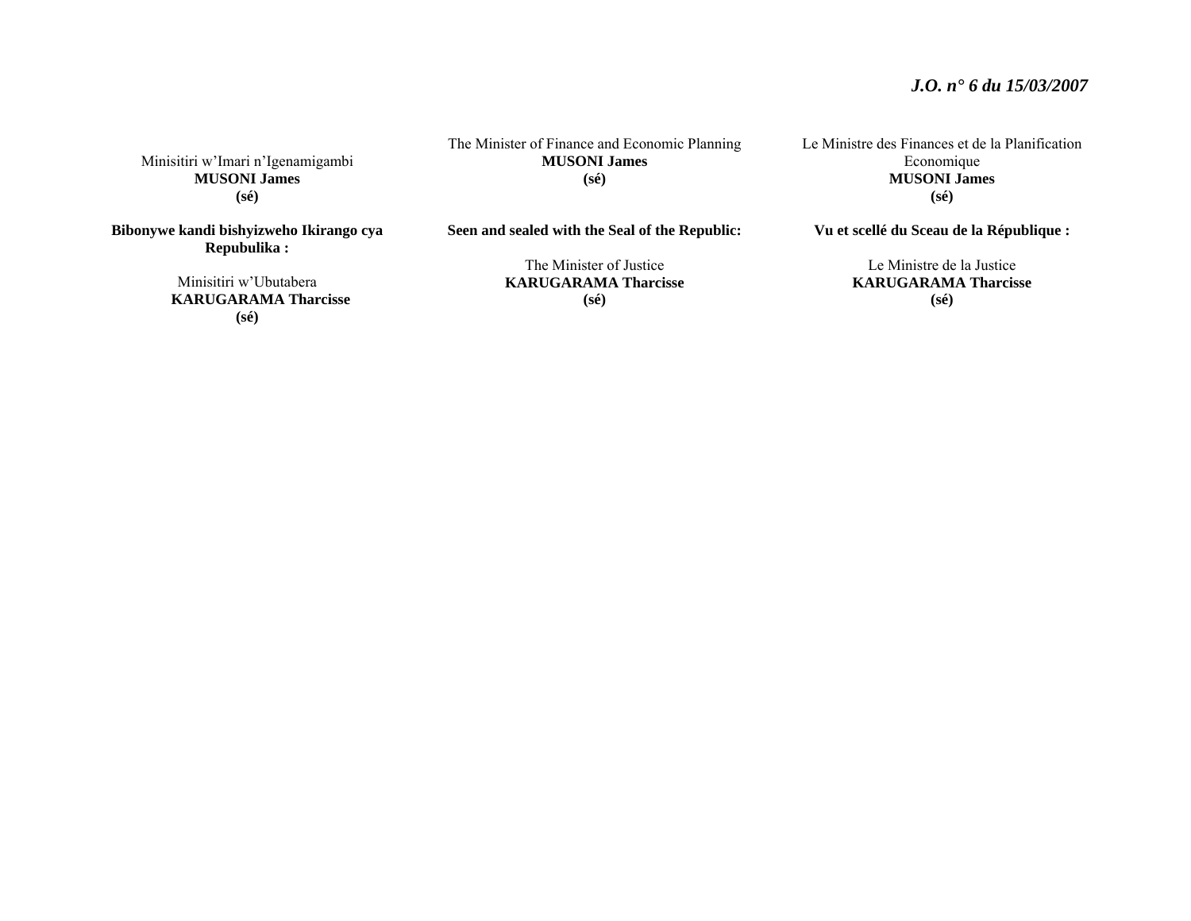Minisitiri w'Imari n'Igenamigambi
**MUSONI James**
**(sé)**

**Bibonywe kandi bishyizweho Ikirango cya Repubulika :**

Minisitiri w'Ubutabera
**KARUGARAMA Tharcisse**
**(sé)**

The Minister of Finance and Economic Planning
**MUSONI James**
**(sé)**

**Seen and sealed with the Seal of the Republic:**

The Minister of Justice
**KARUGARAMA Tharcisse**
**(sé)**

Le Ministre des Finances et de la Planification Economique
**MUSONI James**
**(sé)**

**Vu et scellé du Sceau de la République :**

Le Ministre de la Justice
**KARUGARAMA Tharcisse**
**(sé)**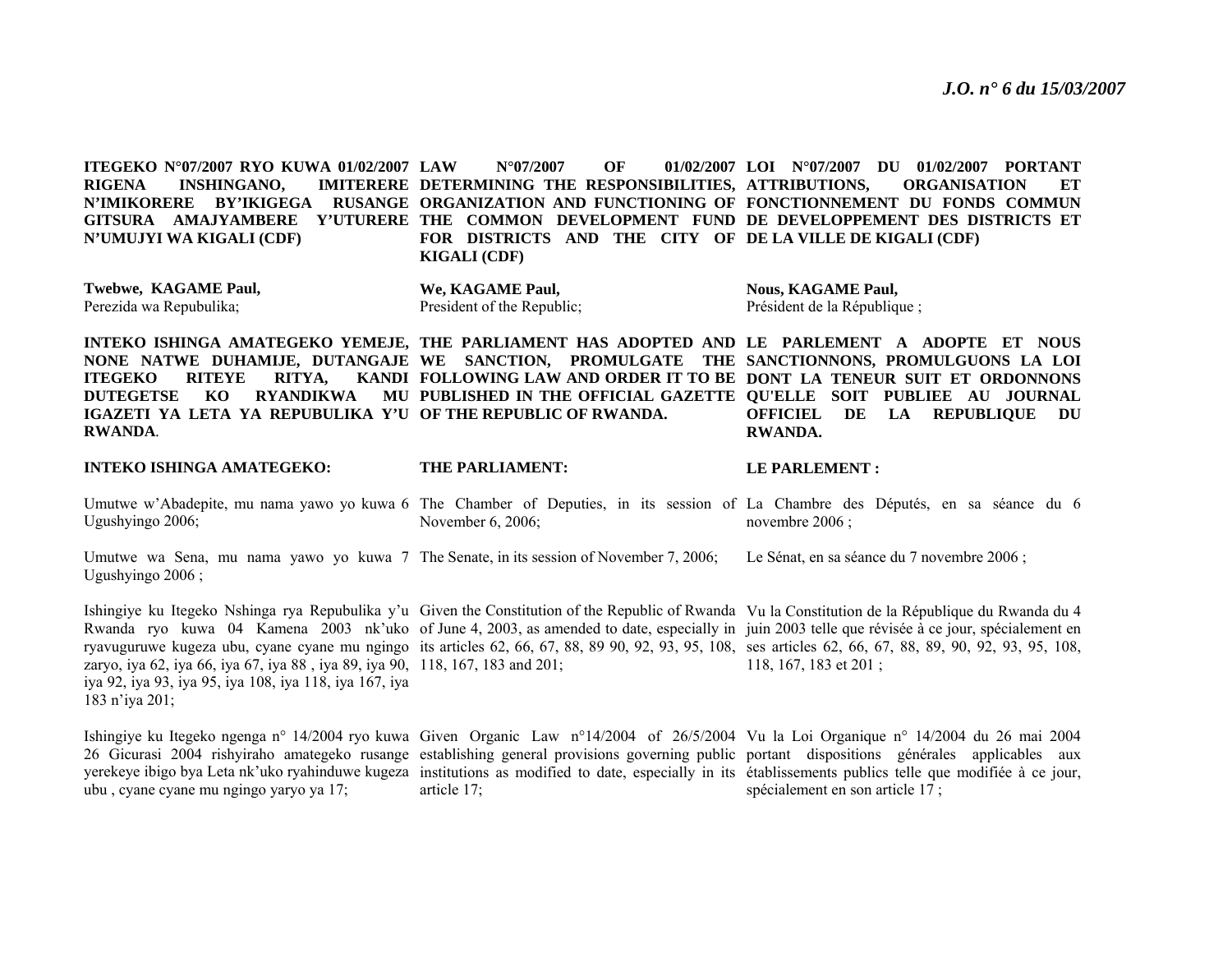**ITEGEKO N°07/2007 RYO KUWA 01/02/2007 RIGENA INSHINGANO, IMITERERE N'IMIKORERE BY'IKIGEGA RUSANGE GITSURA AMAJYAMBERE Y'UTURERE N'UMUJYI WA KIGALI (CDF)**

**Twebwe, KAGAME Paul,**
Perezida wa Repubulika;

**INTEKO ISHINGA AMATEGEKO YEMEJE, NONE NATWE DUHAMIJE, DUTANGAJE ITEGEKO RITEYE RITYA, KANDI DUTEGETSE KO RYANDIKWA MU IGAZETI YA LETA YA REPUBULIKA Y'U RWANDA.**

**INTEKO ISHINGA AMATEGEKO:**

Umutwe w'Abadepite, mu nama yawo yo kuwa 6 Ugushyingo 2006;

Umutwe wa Sena, mu nama yawo yo kuwa 7 Ugushyingo 2006 ;

Ishingiye ku Itegeko Nshinga rya Repubulika y'u Rwanda ryo kuwa 04 Kamena 2003 nk'uko ryavuguruwe kugeza ubu, cyane cyane mu ngingo zaryo, iya 62, iya 66, iya 67, iya 88 , iya 89, iya 90, iya 92, iya 93, iya 95, iya 108, iya 118, iya 167, iya 183 n'iya 201;

Ishingiye ku Itegeko ngenga n° 14/2004 ryo kuwa 26 Gicurasi 2004 rishyiraho amategeko rusange yerekeye ibigo bya Leta nk'uko ryahinduwe kugeza ubu , cyane cyane mu ngingo yaryo ya 17;

**LAW N°07/2007 OF 01/02/2007 DETERMINING THE RESPONSIBILITIES, ORGANIZATION AND FUNCTIONING OF THE COMMON DEVELOPMENT FUND FOR DISTRICTS AND THE CITY OF KIGALI (CDF)**

**We, KAGAME Paul,**
President of the Republic;

**THE PARLIAMENT HAS ADOPTED AND WE SANCTION, PROMULGATE THE FOLLOWING LAW AND ORDER IT TO BE PUBLISHED IN THE OFFICIAL GAZETTE OF THE REPUBLIC OF RWANDA.**

**THE PARLIAMENT:**

The Chamber of Deputies, in its session of November 6, 2006;

The Senate, in its session of November 7, 2006;

Given the Constitution of the Republic of Rwanda of June 4, 2003, as amended to date, especially in its articles 62, 66, 67, 88, 89 90, 92, 93, 95, 108, 118, 167, 183 and 201;

Given Organic Law n°14/2004 of 26/5/2004 establishing general provisions governing public institutions as modified to date, especially in its article 17;

**LOI N°07/2007 DU 01/02/2007 PORTANT ATTRIBUTIONS, ORGANISATION ET FONCTIONNEMENT DU FONDS COMMUN DE DEVELOPPEMENT DES DISTRICTS ET DE LA VILLE DE KIGALI (CDF)**

**Nous, KAGAME Paul,**
Président de la République ;

**LE PARLEMENT A ADOPTE ET NOUS SANCTIONNONS, PROMULGUONS LA LOI DONT LA TENEUR SUIT ET ORDONNONS QU'ELLE SOIT PUBLIEE AU JOURNAL OFFICIEL DE LA REPUBLIQUE DU RWANDA.**

**LE PARLEMENT :**

La Chambre des Députés, en sa séance du 6 novembre 2006 ;

Le Sénat, en sa séance du 7 novembre 2006 ;

Vu la Constitution de la République du Rwanda du 4 juin 2003 telle que révisée à ce jour, spécialement en ses articles 62, 66, 67, 88, 89, 90, 92, 93, 95, 108, 118, 167, 183 et 201 ;

Vu la Loi Organique n° 14/2004 du 26 mai 2004 portant dispositions générales applicables aux établissements publics telle que modifiée à ce jour, spécialement en son article 17 ;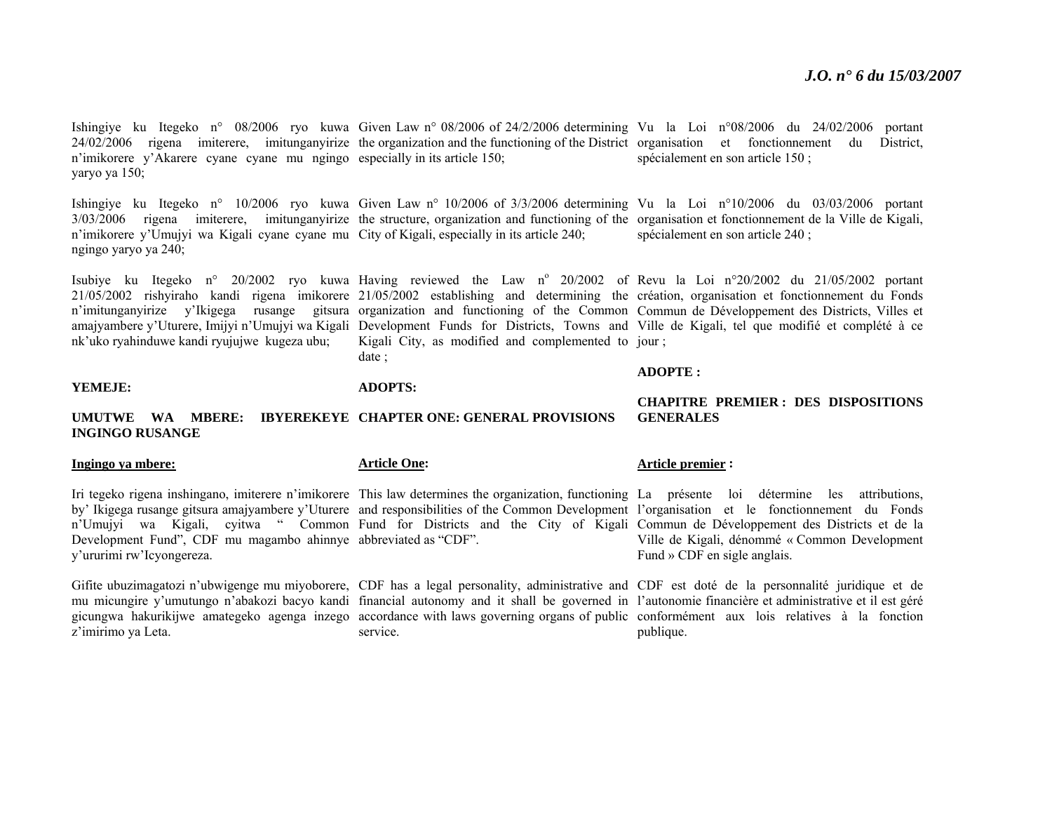Ishingiye ku Itegeko n° 08/2006 ryo kuwa 24/02/2006 rigena imiterere, imitunganyirize n'imikorere y'Akarere cyane cyane mu ngingo yaryo ya 150;

Ishingiye ku Itegeko n° 10/2006 ryo kuwa 3/03/2006 rigena imiterere, imitunganyirize n'imikorere y'Umujyi wa Kigali cyane cyane mu ngingo yaryo ya 240;

Isubiye ku Itegeko n° 20/2002 ryo kuwa 21/05/2002 rishyiraho kandi rigena imikorere n'imitunganyirize y'Ikigega rusange gitsura amajyambere y'Uturere, Imijyi n'Umujyi wa Kigali nk'uko ryahinduwe kandi ryujujwe kugeza ubu;

**YEMEJE:**

**UMUTWE WA MBERE: IBYEREKEYE INGINGO RUSANGE**

**Ingingo ya mbere:**

Iri tegeko rigena inshingano, imiterere n'imikorere by' Ikigega rusange gitsura amajyambere y'Uturere n'Umujyi wa Kigali, cyitwa " Common Development Fund", CDF mu magambo ahinnye y'ururimi rw'Icyongereza.

Gifite ubuzimagatozi n'ubwigenge mu miyoborere, mu micungire y'umutungo n'abakozi bacyo kandi gicungwa hakurikijwe amategeko agenga inzego z'imirimo ya Leta.

Given Law n° 08/2006 of 24/2/2006 determining the organization and the functioning of the District especially in its article 150;

Given Law n° 10/2006 of 3/3/2006 determining the structure, organization and functioning of the City of Kigali, especially in its article 240;

Having reviewed the Law n° 20/2002 of 21/05/2002 establishing and determining the organization and functioning of the Common Development Funds for Districts, Towns and Kigali City, as modified and complemented to date ;

**ADOPTS:**

**CHAPTER ONE: GENERAL PROVISIONS**

**Article One:**

This law determines the organization, functioning and responsibilities of the Common Development Fund for Districts and the City of Kigali abbreviated as "CDF".

CDF has a legal personality, administrative and financial autonomy and it shall be governed in accordance with laws governing organs of public service.

Vu la Loi n°08/2006 du 24/02/2006 portant organisation et fonctionnement du District, spécialement en son article 150 ;

Vu la Loi n°10/2006 du 03/03/2006 portant organisation et fonctionnement de la Ville de Kigali, spécialement en son article 240 ;

Revu la Loi n°20/2002 du 21/05/2002 portant création, organisation et fonctionnement du Fonds Commun de Développement des Districts, Villes et Ville de Kigali, tel que modifié et complété à ce jour ;

**ADOPTE :**

**CHAPITRE PREMIER : DES DISPOSITIONS GENERALES**

**Article premier :**

La présente loi détermine les attributions, l'organisation et le fonctionnement du Fonds Commun de Développement des Districts et de la Ville de Kigali, dénommé « Common Development Fund » CDF en sigle anglais.

CDF est doté de la personnalité juridique et de l'autonomie financière et administrative et il est géré conformément aux lois relatives à la fonction publique.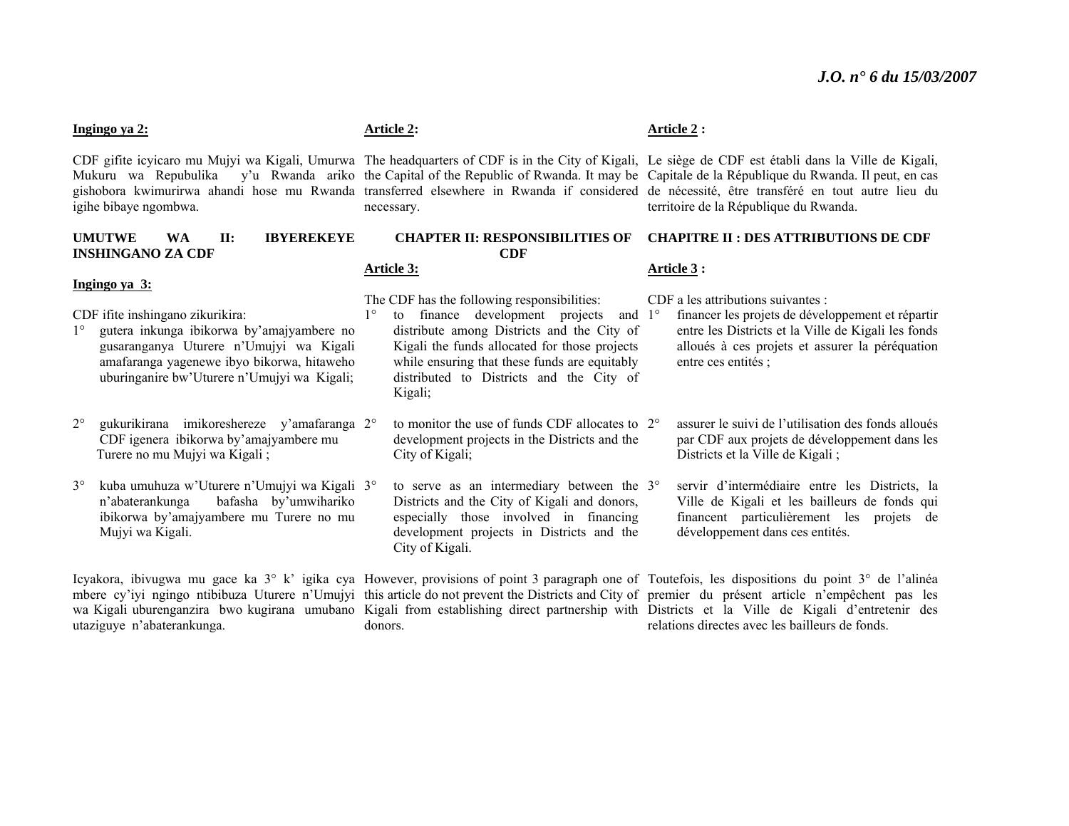**Ingingo ya 2:**

CDF gifite icyicaro mu Mujyi wa Kigali, Umurwa Mukuru wa Repubulika y'u Rwanda ariko gishobora kwimurirwa ahandi hose mu Rwanda igihe bibaye ngombwa.

**UMUTWE WA II: IBYEREKEYE INSHINGANO ZA CDF**

**Ingingo ya 3:**

CDF ifite inshingano zikurikira:

1° gutera inkunga ibikorwa by'amajyambere no gusaranganya Uturere n'Umujyi wa Kigali amafaranga yagenewe ibyo bikorwa, hitaweho uburinganire bw'Uturere n'Umujyi wa Kigali;

2° gukurikirana imikoreshereze y'amafaranga CDF igenera ibikorwa by'amajyambere mu Turere no mu Mujyi wa Kigali ;

3° kuba umuhuza w'Uturere n'Umujyi wa Kigali n'abaterankunga bafasha by'umwihariko ibikorwa by'amajyambere mu Turere no mu Mujyi wa Kigali.

Icyakora, ibivugwa mu gace ka 3° k' igika cya mbere cy'iyi ngingo ntibibuza Uturere n'Umujyi wa Kigali uburenganzira bwo kugirana umubano utaziguye n'abaterankunga.

**Article 2:**

The headquarters of CDF is in the City of Kigali, the Capital of the Republic of Rwanda. It may be transferred elsewhere in Rwanda if considered necessary.

**CHAPTER II: RESPONSIBILITIES OF CDF**

**Article 3:**

The CDF has the following responsibilities:

1° to finance development projects and distribute among Districts and the City of Kigali the funds allocated for those projects while ensuring that these funds are equitably distributed to Districts and the City of Kigali;

2° to monitor the use of funds CDF allocates to development projects in the Districts and the City of Kigali;

3° to serve as an intermediary between the Districts and the City of Kigali and donors, especially those involved in financing development projects in Districts and the City of Kigali.

However, provisions of point 3 paragraph one of this article do not prevent the Districts and City of Kigali from establishing direct partnership with donors.

**Article 2 :**

Le siège de CDF est établi dans la Ville de Kigali, Capitale de la République du Rwanda. Il peut, en cas de nécessité, être transféré en tout autre lieu du territoire de la République du Rwanda.

**CHAPITRE II : DES ATTRIBUTIONS DE CDF**

**Article 3 :**

CDF a les attributions suivantes :

1° financer les projets de développement et répartir entre les Districts et la Ville de Kigali les fonds alloués à ces projets et assurer la péréquation entre ces entités ;

2° assurer le suivi de l'utilisation des fonds alloués par CDF aux projets de développement dans les Districts et la Ville de Kigali ;

3° servir d'intermédiaire entre les Districts, la Ville de Kigali et les bailleurs de fonds qui financent particulièrement les projets de développement dans ces entités.

Toutefois, les dispositions du point 3° de l'alinéa premier du présent article n'empêchent pas les Districts et la Ville de Kigali d'entretenir des relations directes avec les bailleurs de fonds.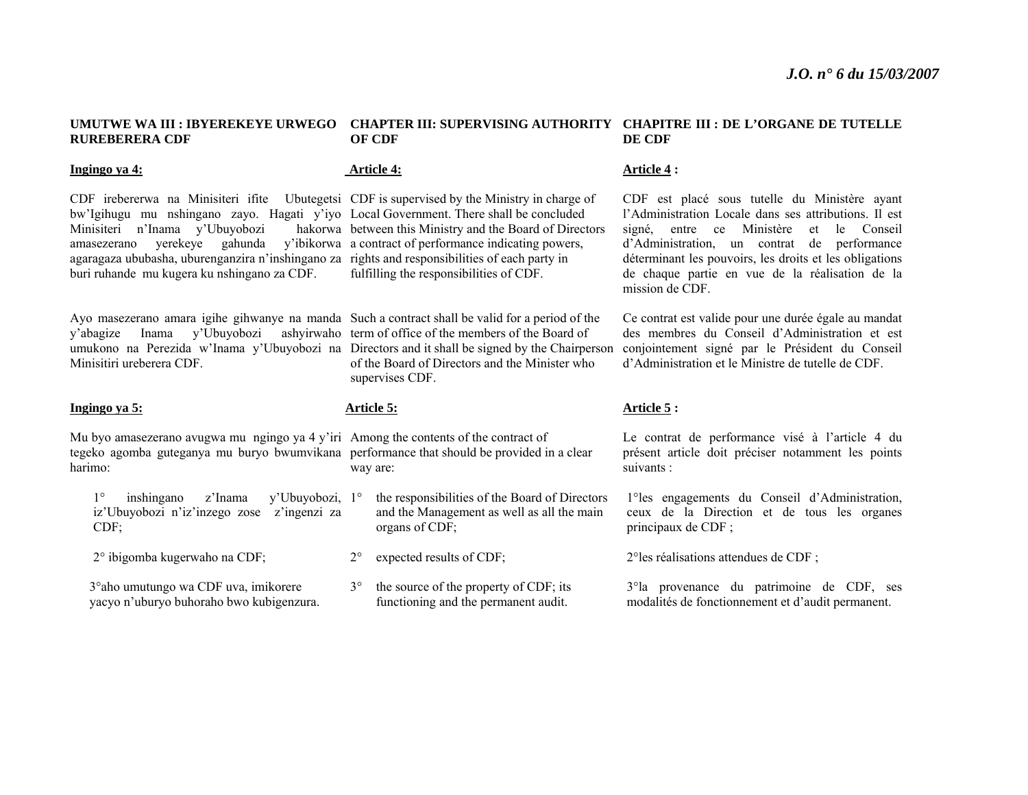**UMUTWE WA III : IBYEREKEYE URWEGO RUREBERERA CDF**

**Ingingo ya 4:**

CDF irebererwa na Minisiteri ifite Ubutegetsi bw'Igihugu mu nshingano zayo. Hagati y'iyo Minisiteri n'Inama y'Ubuyobozi hakorwa amasezerano yerekeye gahunda y'ibikorwa agaragaza ububasha, uburenganzira n'inshingano za buri ruhande mu kugera ku nshingano za CDF.

Ayo masezerano amara igihe gihwanye na manda y'abagize Inama y'Ubuyobozi ashyirwaho umukono na Perezida w'Inama y'Ubuyobozi na Minisitiri ureberera CDF.

**Ingingo ya 5:**

Mu byo amasezerano avugwa mu ngingo ya 4 y'iri tegeko agomba guteganya mu buryo bwumvikana harimo:

1° inshingano z'Inama y'Ubuyobozi, iz'Ubuyobozi n'iz'inzego zose z'ingenzi za CDF;

2° ibigomba kugerwaho na CDF;

3° aho umutungo wa CDF uva, imikorere yacyo n'uburyo buhoraho bwo kubigenzura.

**CHAPTER III: SUPERVISING AUTHORITY OF CDF**

**Article 4:**

CDF is supervised by the Ministry in charge of Local Government. There shall be concluded between this Ministry and the Board of Directors a contract of performance indicating powers, rights and responsibilities of each party in fulfilling the responsibilities of CDF.

Such a contract shall be valid for a period of the term of office of the members of the Board of Directors and it shall be signed by the Chairperson of the Board of Directors and the Minister who supervises CDF.

**Article 5:**

Among the contents of the contract of performance that should be provided in a clear way are:

1° the responsibilities of the Board of Directors and the Management as well as all the main organs of CDF;

2° expected results of CDF;

3° the source of the property of CDF; its functioning and the permanent audit.

**CHAPITRE III : DE L'ORGANE DE TUTELLE DE CDF**

**Article 4 :**

CDF est placé sous tutelle du Ministère ayant l'Administration Locale dans ses attributions. Il est signé, entre ce Ministère et le Conseil d'Administration, un contrat de performance déterminant les pouvoirs, les droits et les obligations de chaque partie en vue de la réalisation de la mission de CDF.

Ce contrat est valide pour une durée égale au mandat des membres du Conseil d'Administration et est conjointement signé par le Président du Conseil d'Administration et le Ministre de tutelle de CDF.

**Article 5 :**

Le contrat de performance visé à l'article 4 du présent article doit préciser notamment les points suivants :

1° les engagements du Conseil d'Administration, ceux de la Direction et de tous les organes principaux de CDF ;

2° les réalisations attendues de CDF ;

3° la provenance du patrimoine de CDF, ses modalités de fonctionnement et d'audit permanent.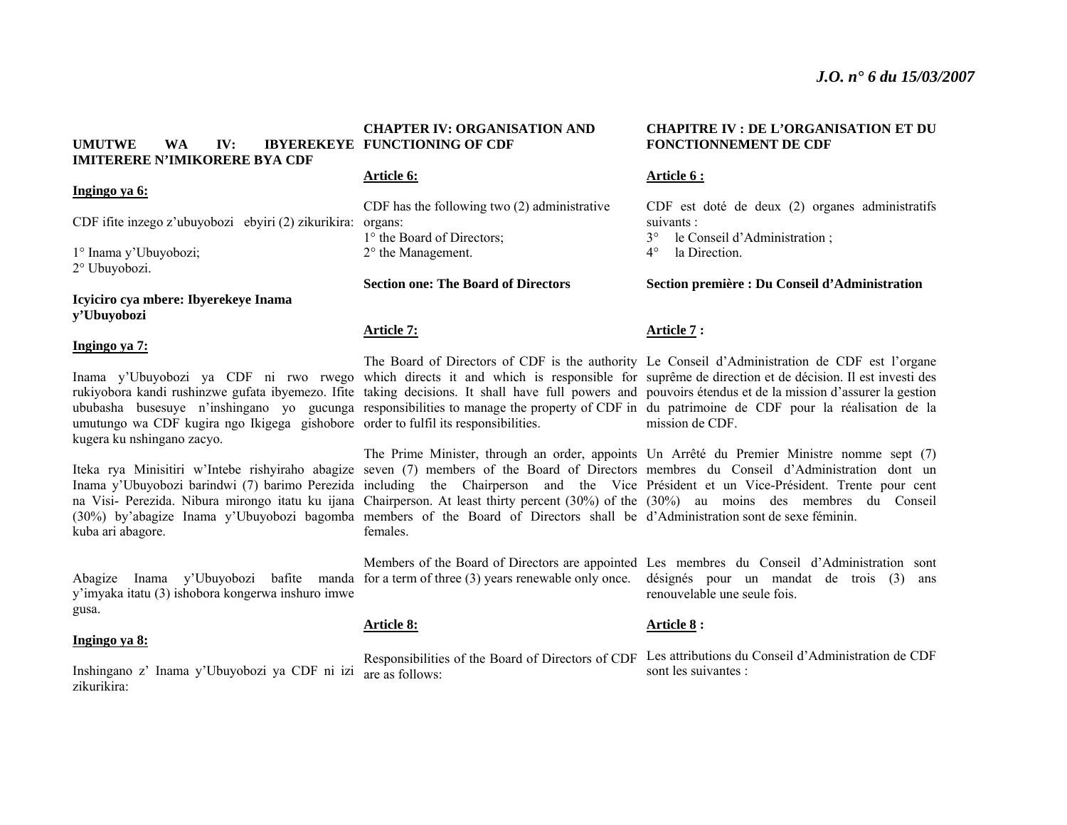**UMUTWE WA IV: IBYEREKEYE IMITERERE N'IMIKORERE BYA CDF**

**Ingingo ya 6:**

CDF ifite inzego z'ubuyobozi ebyiri (2) zikurikira:

1° Inama y'Ubuyobozi;
2° Ubuyobozi.

**Icyiciro cya mbere: Ibyerekeye Inama y'Ubuyobozi**

**Ingingo ya 7:**

Inama y'Ubuyobozi ya CDF ni rwo rwego rukiyobora kandi rushinzwe gufata ibyemezo. Ifite ububasha busesuye n'inshingano yo gucunga umutungo wa CDF kugira ngo Ikigega gishobore kugera ku nshingano zacyo.

Iteka rya Minisitiri w'Intebe rishyiraho abagize Inama y'Ubuyobozi barindwi (7) barimo Perezida na Visi- Perezida. Nibura mirongo itatu ku ijana (30%) by'abagize Inama y'Ubuyobozi bagomba kuba ari abagore.

Abagize Inama y'Ubuyobozi bafite manda y'imyaka itatu (3) ishobora kongerwa inshuro imwe gusa.

**Ingingo ya 8:**

Inshingano z' Inama y'Ubuyobozi ya CDF ni izi zikurikira:

**CHAPTER IV: ORGANISATION AND FUNCTIONING OF CDF**

**Article 6:**

CDF has the following two (2) administrative organs:
1° the Board of Directors;
2° the Management.

**Section one: The Board of Directors**

**Article 7:**

The Board of Directors of CDF is the authority which directs it and which is responsible for taking decisions. It shall have full powers and responsibilities to manage the property of CDF in order to fulfil its responsibilities.

The Prime Minister, through an order, appoints seven (7) members of the Board of Directors including the Chairperson and the Vice Chairperson. At least thirty percent (30%) of the members of the Board of Directors shall be females.

Members of the Board of Directors are appointed for a term of three (3) years renewable only once.

**Article 8:**

Responsibilities of the Board of Directors of CDF are as follows:

**CHAPITRE IV : DE L'ORGANISATION ET DU FONCTIONNEMENT DE CDF**

**Article 6 :**

CDF est doté de deux (2) organes administratifs suivants :
3° le Conseil d'Administration ;
4° la Direction.

**Section première : Du Conseil d'Administration**

**Article 7 :**

Le Conseil d'Administration de CDF est l'organe suprême de direction et de décision. Il est investi des pouvoirs étendus et de la mission d'assurer la gestion du patrimoine de CDF pour la réalisation de la mission de CDF.

Un Arrêté du Premier Ministre nomme sept (7) membres du Conseil d'Administration dont un Président et un Vice-Président. Trente pour cent (30%) au moins des membres du Conseil d'Administration sont de sexe féminin.

Les membres du Conseil d'Administration sont désignés pour un mandat de trois (3) ans renouvelable une seule fois.

**Article 8 :**

Les attributions du Conseil d'Administration de CDF sont les suivantes :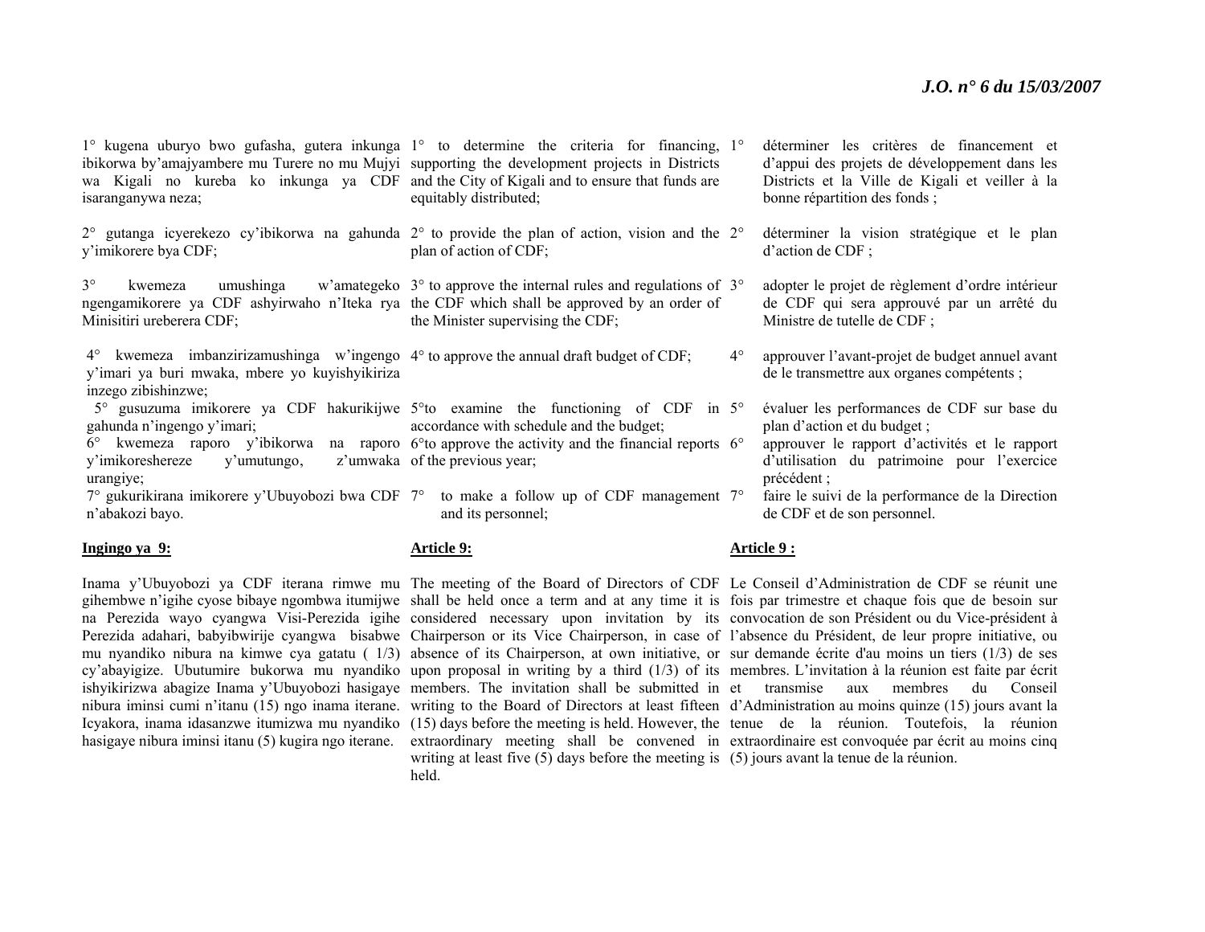1° kugena uburyo bwo gufasha, gutera inkunga ibikorwa by'amajyambere mu Turere no mu Mujyi wa Kigali no kureba ko inkunga ya CDF isaranganywa neza;

2° gutanga icyerekezo cy'ibikorwa na gahunda y'imikorere bya CDF;

3° kwemeza umushinga w'amategeko ngengamikorere ya CDF ashyirwaho n'Iteka rya Minisitiri ureberera CDF;

4° kwemeza imbanzirizamushinga w'ingengo y'imari ya buri mwaka, mbere yo kuyishyikiriza inzego zibishinzwe;

5° gusuzuma imikorere ya CDF hakurikijwe gahunda n'ingengo y'imari;

6° kwemeza raporo y'ibikorwa na raporo y'imikoreshereze y'umutungo, z'umwaka urangiye;

7° gukurikirana imikorere y'Ubuyobozi bwa CDF n'abakozi bayo.

**Ingingo ya 9:**

Inama y'Ubuyobozi ya CDF iterana rimwe mu gihembwe n'igihe cyose bibaye ngombwa itumijwe na Perezida wayo cyangwa Visi-Perezida igihe Perezida adahari, babyibwirije cyangwa bisabwe mu nyandiko nibura na kimwe cya gatatu ( 1/3) cy'abayigize. Ubutumire bukorwa mu nyandiko ishyikirizwa abagize Inama y'Ubuyobozi hasigaye nibura iminsi cumi n'itanu (15) ngo inama iterane. Icyakora, inama idasanzwe itumizwa mu nyandiko hasigaye nibura iminsi itanu (5) kugira ngo iterane.

1° to determine the criteria for financing, supporting the development projects in Districts and the City of Kigali and to ensure that funds are equitably distributed;

2° to provide the plan of action, vision and the plan of action of CDF;

3° to approve the internal rules and regulations of the CDF which shall be approved by an order of the Minister supervising the CDF;

4° to approve the annual draft budget of CDF;

5°to examine the functioning of CDF in accordance with schedule and the budget;

6°to approve the activity and the financial reports of the previous year;

7° to make a follow up of CDF management and its personnel;

**Article 9:**

The meeting of the Board of Directors of CDF shall be held once a term and at any time it is considered necessary upon invitation by its Chairperson or its Vice Chairperson, in case of absence of its Chairperson, at own initiative, or upon proposal in writing by a third (1/3) of its members. The invitation shall be submitted in writing to the Board of Directors at least fifteen (15) days before the meeting is held. However, the extraordinary meeting shall be convened in writing at least five (5) days before the meeting is held.

1° déterminer les critères de financement et d'appui des projets de développement dans les Districts et la Ville de Kigali et veiller à la bonne répartition des fonds ;

2° déterminer la vision stratégique et le plan d'action de CDF ;

3° adopter le projet de règlement d'ordre intérieur de CDF qui sera approuvé par un arrêté du Ministre de tutelle de CDF ;

4° approuver l'avant-projet de budget annuel avant de le transmettre aux organes compétents ;

5° évaluer les performances de CDF sur base du plan d'action et du budget ;

6° approuver le rapport d'activités et le rapport d'utilisation du patrimoine pour l'exercice précédent ;

7° faire le suivi de la performance de la Direction de CDF et de son personnel.

**Article 9 :**

Le Conseil d'Administration de CDF se réunit une fois par trimestre et chaque fois que de besoin sur convocation de son Président ou du Vice-président à l'absence du Président, de leur propre initiative, ou sur demande écrite d'au moins un tiers (1/3) de ses membres. L'invitation à la réunion est faite par écrit et transmise aux membres du Conseil d'Administration au moins quinze (15) jours avant la tenue de la réunion. Toutefois, la réunion extraordinaire est convoquée par écrit au moins cinq (5) jours avant la tenue de la réunion.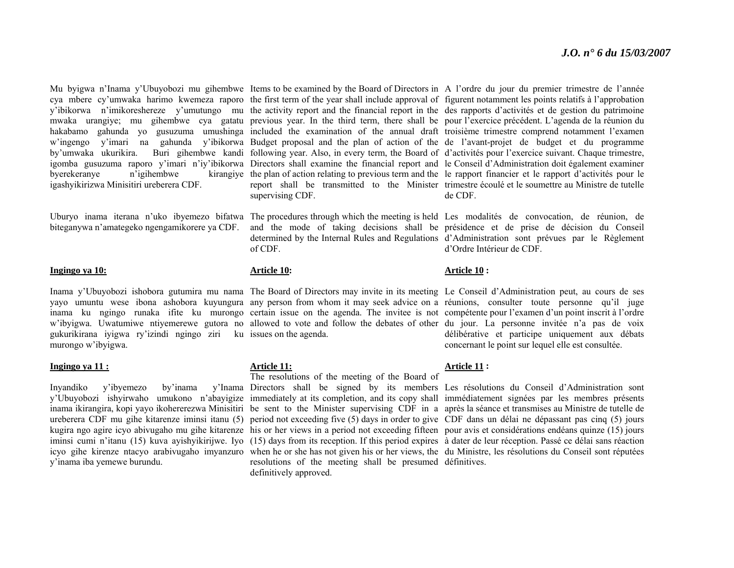Mu byigwa n'Inama y'Ubuyobozi mu gihembwe cya mbere cy'umwaka harimo kwemeza raporo y'ibikorwa n'imikoreshereze y'umutungo mu mwaka urangiye; mu gihembwe cya gatatu hakabamo gahunda yo gusuzuma umushinga w'ingengo y'imari na gahunda y'ibikorwa by'umwaka ukurikira. Buri gihembwe kandi igomba gusuzuma raporo y'imari n'iy'ibikorwa byerekeranye n'igihembwe kirangiye igashyikirizwa Minisitiri ureberera CDF.

Uburyo inama iterana n'uko ibyemezo bifatwa biteganywa n'amategeko ngengamikorere ya CDF.

**Ingingo ya 10:**

Inama y'Ubuyobozi ishobora gutumira mu nama yayo umuntu wese ibona ashobora kuyungura inama ku ngingo runaka ifite ku murongo w'ibyigwa. Uwatumiwe ntiyemerewe gutora no gukurikirana iyigwa ry'izindi ngingo ziri ku murongo w'ibyigwa.

**Ingingo ya 11 :**

Inyandiko y'ibyemezo by'inama y'Inama y'Ubuyobozi ishyirwaho umukono n'abayigize inama ikirangira, kopi yayo ikoherezwa Minisitiri ureberera CDF mu gihe kitarenze iminsi itanu (5) kugira ngo agire icyo abivugaho mu gihe kitarenze iminsi cumi n'itanu (15) kuva ayishyikirijwe. Iyo icyo gihe kirenze ntacyo arabivugaho imyanzuro y'inama iba yemewe burundu.

Items to be examined by the Board of Directors in the first term of the year shall include approval of the activity report and the financial report in the previous year. In the third term, there shall be included the examination of the annual draft Budget proposal and the plan of action of the following year. Also, in every term, the Board of Directors shall examine the financial report and the plan of action relating to previous term and the report shall be transmitted to the Minister supervising CDF.

The procedures through which the meeting is held and the mode of taking decisions shall be determined by the Internal Rules and Regulations of CDF.

**Article 10:**

The Board of Directors may invite in its meeting any person from whom it may seek advice on a certain issue on the agenda. The invitee is not allowed to vote and follow the debates of other issues on the agenda.

**Article 11:**

The resolutions of the meeting of the Board of Directors shall be signed by its members immediately at its completion, and its copy shall be sent to the Minister supervising CDF in a period not exceeding five (5) days in order to give his or her views in a period not exceeding fifteen (15) days from its reception. If this period expires when he or she has not given his or her views, the resolutions of the meeting shall be presumed definitively approved.

A l'ordre du jour du premier trimestre de l'année figurent notamment les points relatifs à l'approbation des rapports d'activités et de gestion du patrimoine pour l'exercice précédent. L'agenda de la réunion du troisième trimestre comprend notamment l'examen de l'avant-projet de budget et du programme d'activités pour l'exercice suivant. Chaque trimestre, le Conseil d'Administration doit également examiner le rapport financier et le rapport d'activités pour le trimestre écoulé et le soumettre au Ministre de tutelle de CDF.

Les modalités de convocation, de réunion, de présidence et de prise de décision du Conseil d'Administration sont prévues par le Règlement d'Ordre Intérieur de CDF.

**Article 10 :**

Le Conseil d'Administration peut, au cours de ses réunions, consulter toute personne qu'il juge compétente pour l'examen d'un point inscrit à l'ordre du jour. La personne invitée n'a pas de voix délibérative et participe uniquement aux débats concernant le point sur lequel elle est consultée.

**Article 11 :**

Les résolutions du Conseil d'Administration sont immédiatement signées par les membres présents après la séance et transmises au Ministre de tutelle de CDF dans un délai ne dépassant pas cinq (5) jours pour avis et considérations endéans quinze (15) jours à dater de leur réception. Passé ce délai sans réaction du Ministre, les résolutions du Conseil sont réputées définitives.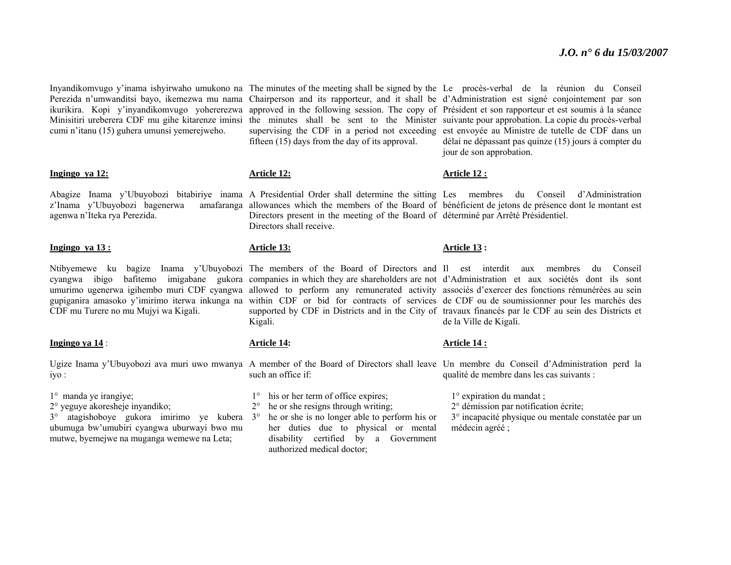Inyandikomvugo y'inama ishyirwaho umukono na Perezida n'umwanditsi bayo, ikemezwa mu nama ikurikira. Kopi y'inyandikomvugo yohererezwa Minisitiri ureberera CDF mu gihe kitarenze iminsi cumi n'itanu (15) guhera umunsi yemerejweho.

**Ingingo ya 12:**

Abagize Inama y'Ubuyobozi bitabiriye inama z'Inama y'Ubuyobozi bagenerwa amafaranga agenwa n'Iteka rya Perezida.

**Ingingo ya 13 :**

Ntibyemewe ku bagize Inama y'Ubuyobozi cyangwa ibigo bafitemo imigabane gukora umurimo ugenerwa igihembo muri CDF cyangwa gupiganira amasoko y'imirimo iterwa inkunga na CDF mu Turere no mu Mujyi wa Kigali.

**Ingingo ya 14** :

Ugize Inama y'Ubuyobozi ava muri uwo mwanya iyo :

1° manda ye irangiye;
2° yeguye akoresheje inyandiko;
3° atagishoboye gukora imirimo ye kubera ubumuga bw'umubiri cyangwa uburwayi bwo mu mutwe, byemejwe na muganga wemewe na Leta;

The minutes of the meeting shall be signed by the Chairperson and its rapporteur, and it shall be approved in the following session. The copy of the minutes shall be sent to the Minister supervising the CDF in a period not exceeding fifteen (15) days from the day of its approval.

**Article 12:**

A Presidential Order shall determine the sitting allowances which the members of the Board of Directors present in the meeting of the Board of Directors shall receive.

**Article 13:**

The members of the Board of Directors and companies in which they are shareholders are not allowed to perform any remunerated activity within CDF or bid for contracts of services supported by CDF in Districts and in the City of Kigali.

**Article 14:**

A member of the Board of Directors shall leave such an office if:

1° his or her term of office expires;
2° he or she resigns through writing;
3° he or she is no longer able to perform his or her duties due to physical or mental disability certified by a Government authorized medical doctor;

Le procès-verbal de la réunion du Conseil d'Administration est signé conjointement par son Président et son rapporteur et est soumis à la séance suivante pour approbation. La copie du procès-verbal est envoyée au Ministre de tutelle de CDF dans un délai ne dépassant pas quinze (15) jours à compter du jour de son approbation.

**Article 12 :**

Les membres du Conseil d'Administration bénéficient de jetons de présence dont le montant est déterminé par Arrêté Présidentiel.

**Article 13 :**

Il est interdit aux membres du Conseil d'Administration et aux sociétés dont ils sont associés d'exercer des fonctions rémunérées au sein de CDF ou de soumissionner pour les marchés des travaux financés par le CDF au sein des Districts et de la Ville de Kigali.

**Article 14 :**

Un membre du Conseil d'Administration perd la qualité de membre dans les cas suivants :

1° expiration du mandat ;
2° démission par notification écrite;
3° incapacité physique ou mentale constatée par un médecin agréé ;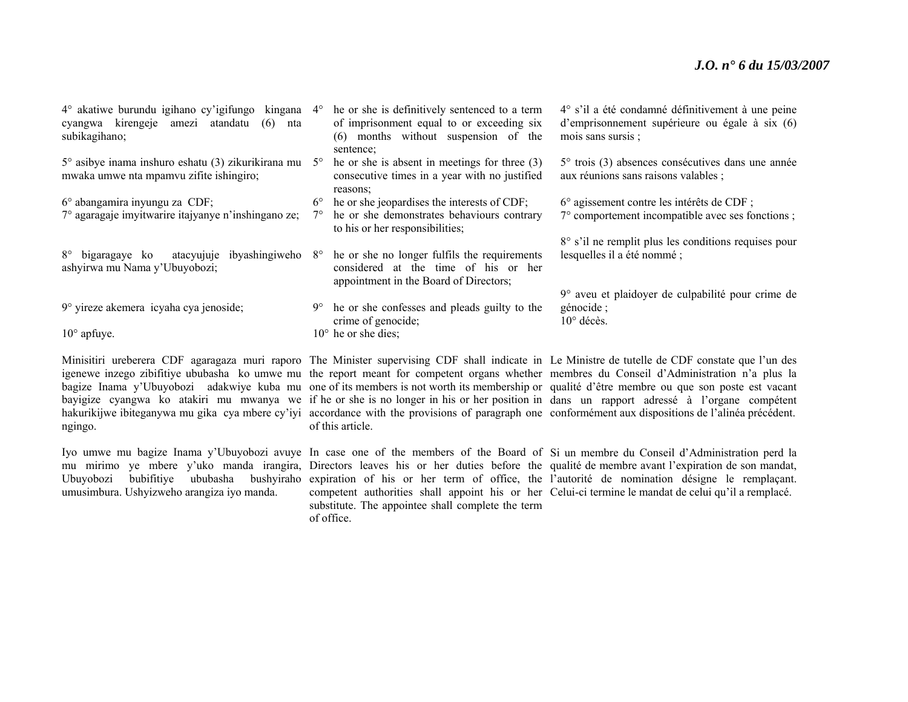4° akatiwe burundu igihano cy'igifungo kingana cyangwa kirengeje amezi atandatu (6) nta subikagihano;

5° asibye inama inshuro eshatu (3) zikurikirana mu mwaka umwe nta mpamvu zifite ishingiro;

6° abangamira inyungu za CDF;

7° agaragaje imyitwarire itajyanye n'inshingano ze;

8° bigaragaye ko atacyujuje ibyashingiweho ashyirwa mu Nama y'Ubuyobozi;

9° yireze akemera icyaha cya jenoside;

10° apfuye.

Minisitiri ureberera CDF agaragaza muri raporo igenewe inzego zibifitiye ububasha ko umwe mu bagize Inama y'Ubuyobozi adakwiye kuba mu bayigize cyangwa ko atakiri mu mwanya we hakurikijwe ibiteganywa mu gika cya mbere cy'iyi ngingo.

Iyo umwe mu bagize Inama y'Ubuyobozi avuye mu mirimo ye mbere y'uko manda irangira, Ubuyobozi bubifitiye ububasha bushyiraho umusimbura. Ushyizweho arangiza iyo manda.

4° he or she is definitively sentenced to a term of imprisonment equal to or exceeding six (6) months without suspension of the sentence;

5° he or she is absent in meetings for three (3) consecutive times in a year with no justified reasons;

6° he or she jeopardises the interests of CDF;

7° he or she demonstrates behaviours contrary to his or her responsibilities;

8° he or she no longer fulfils the requirements considered at the time of his or her appointment in the Board of Directors;

9° he or she confesses and pleads guilty to the crime of genocide;

10° he or she dies;

The Minister supervising CDF shall indicate in the report meant for competent organs whether one of its members is not worth its membership or if he or she is no longer in his or her position in accordance with the provisions of paragraph one of this article.

In case one of the members of the Board of Directors leaves his or her duties before the expiration of his or her term of office, the competent authorities shall appoint his or her substitute. The appointee shall complete the term of office.

4° s'il a été condamné définitivement à une peine d'emprisonnement supérieure ou égale à six (6) mois sans sursis ;

5° trois (3) absences consécutives dans une année aux réunions sans raisons valables ;

6° agissement contre les intérêts de CDF ;

7° comportement incompatible avec ses fonctions ;

8° s'il ne remplit plus les conditions requises pour lesquelles il a été nommé ;

9° aveu et plaidoyer de culpabilité pour crime de génocide ;

10° décès.

Le Ministre de tutelle de CDF constate que l'un des membres du Conseil d'Administration n'a plus la qualité d'être membre ou que son poste est vacant dans un rapport adressé à l'organe compétent conformément aux dispositions de l'alinéa précédent.

Si un membre du Conseil d'Administration perd la qualité de membre avant l'expiration de son mandat, l'autorité de nomination désigne le remplaçant. Celui-ci termine le mandat de celui qu'il a remplacé.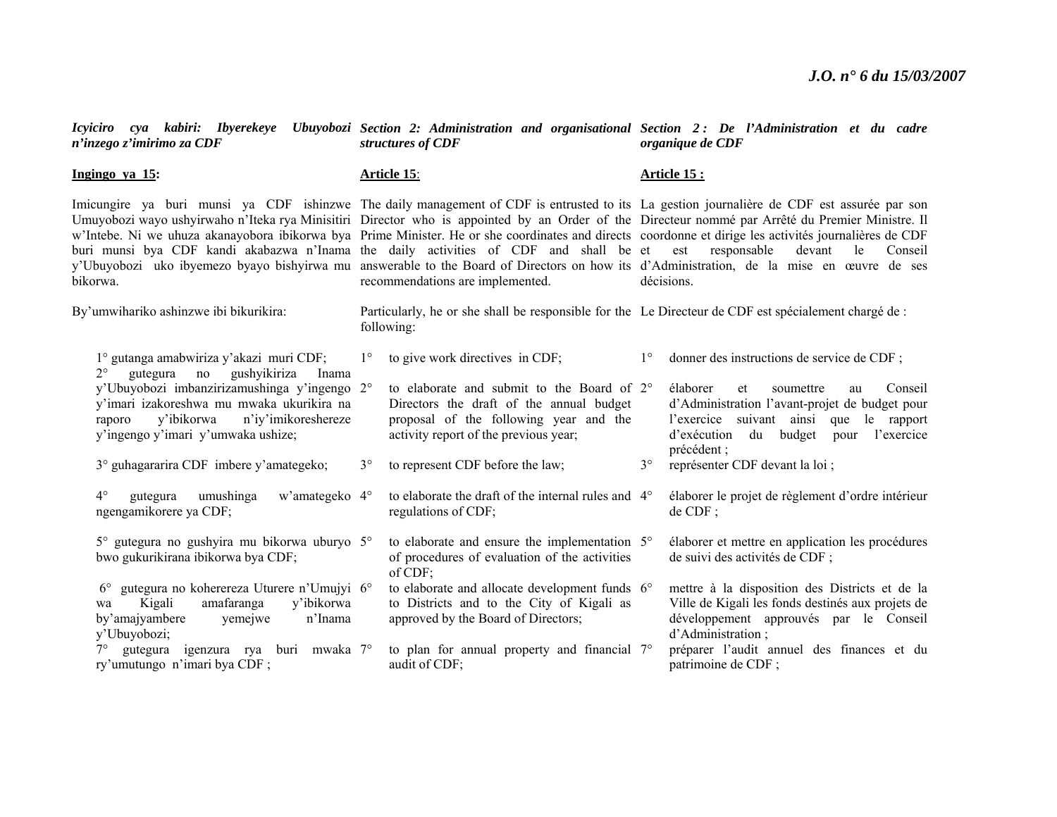***Icyiciro cya kabiri: Ibyerekeye Ubuyobozi n'inzego z'imirimo za CDF***

**Ingingo ya 15:**

Imicungire ya buri munsi ya CDF ishinzwe Umuyobozi wayo ushyirwaho n'Iteka rya Minisitiri w'Intebe. Ni we uhuza akanayobora ibikorwa bya buri munsi bya CDF kandi akabazwa n'Inama y'Ubuyobozi uko ibyemezo byayo bishyirwa mu bikorwa.

By'umwihariko ashinzwe ibi bikurikira:

1° gutanga amabwiriza y'akazi muri CDF;

2° gutegura no gushyikiriza Inama y'Ubuyobozi imbanzirizamushinga y'ingengo y'imari izakoreshwa mu mwaka ukurikira na raporo y'ibikorwa n'iy'imikoreshereze y'ingengo y'imari y'umwaka ushize;

3° guhagararira CDF imbere y'amategeko;

4° gutegura umushinga w'amategeko ngengamikorere ya CDF;

5° gutegura no gushyira mu bikorwa uburyo bwo gukurikirana ibikorwa bya CDF;

6° gutegura no kohereza Uturere n'Umujyi wa Kigali amafaranga y'ibikorwa by'amajyambere yemejwe n'Inama y'Ubuyobozi;

7° gutegura igenzura rya buri mwaka ry'umutungo n'imari bya CDF ;

***Section 2: Administration and organisational structures of CDF***

**Article 15**:

The daily management of CDF is entrusted to its Director who is appointed by an Order of the Prime Minister. He or she coordinates and directs the daily activities of CDF and shall be answerable to the Board of Directors on how its recommendations are implemented.

Particularly, he or she shall be responsible for the following:

1° to give work directives in CDF;

2° to elaborate and submit to the Board of Directors the draft of the annual budget proposal of the following year and the activity report of the previous year;

3° to represent CDF before the law;

4° to elaborate the draft of the internal rules and regulations of CDF;

5° to elaborate and ensure the implementation of procedures of evaluation of the activities of CDF;

6° to elaborate and allocate development funds to Districts and to the City of Kigali as approved by the Board of Directors;

7° to plan for annual property and financial audit of CDF;

***Section 2 : De l'Administration et du cadre organique de CDF***

**Article 15 :**

La gestion journalière de CDF est assurée par son Directeur nommé par Arrêté du Premier Ministre. Il coordonne et dirige les activités journalières de CDF et est responsable devant le Conseil d'Administration, de la mise en œuvre de ses décisions.

Le Directeur de CDF est spécialement chargé de :

1° donner des instructions de service de CDF ;

2° élaborer et soumettre au Conseil d'Administration l'avant-projet de budget pour l'exercice suivant ainsi que le rapport d'exécution du budget pour l'exercice précédent ;

3° représenter CDF devant la loi ;

4° élaborer le projet de règlement d'ordre intérieur de CDF ;

5° élaborer et mettre en application les procédures de suivi des activités de CDF ;

6° mettre à la disposition des Districts et de la Ville de Kigali les fonds destinés aux projets de développement approuvés par le Conseil d'Administration ;

7° préparer l'audit annuel des finances et du patrimoine de CDF ;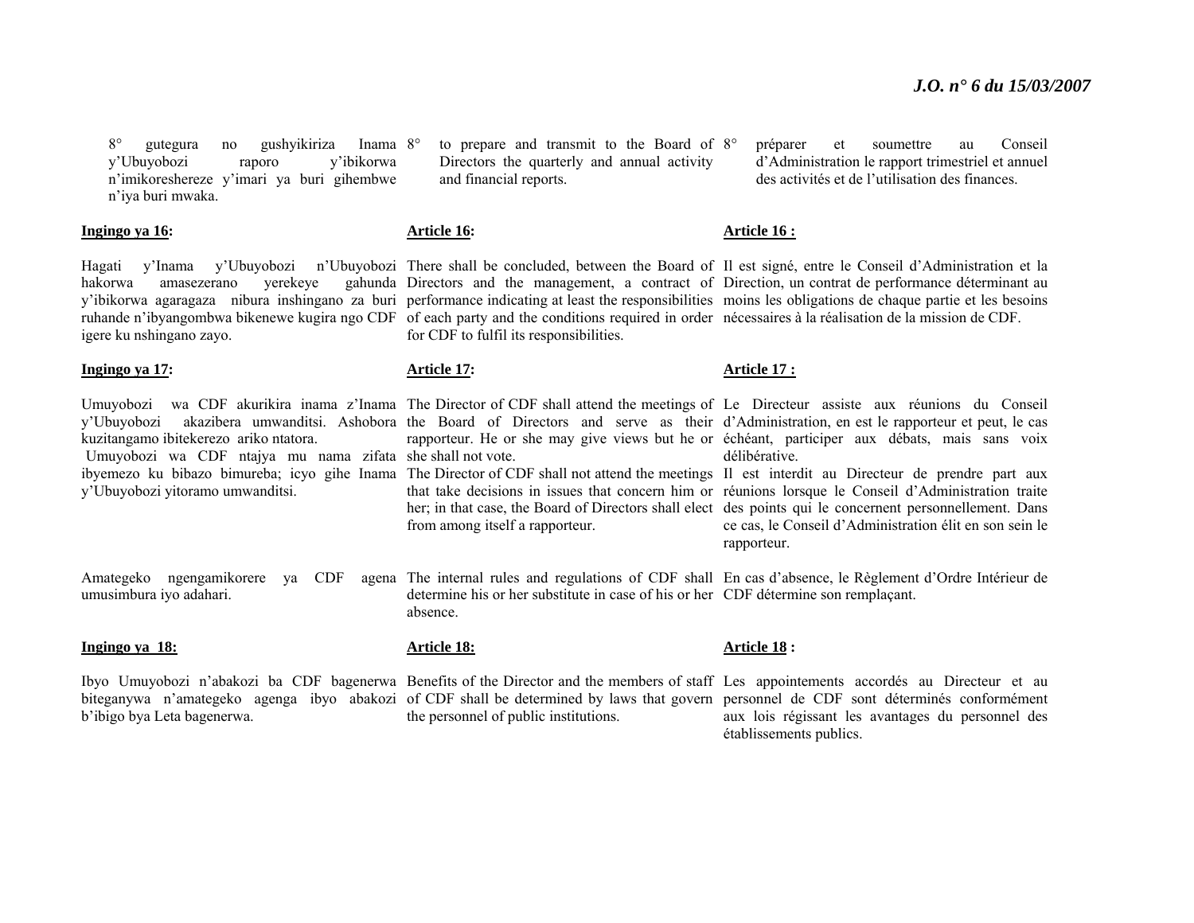8° gutegura no gushyikiriza Inama y'Ubuyobozi raporo y'ibikorwa n'imikoreshereze y'imari ya buri gihembwe n'iya buri mwaka.

**Ingingo ya 16:**

Hagati y'Inama y'Ubuyobozi n'Ubuyobozi hakorwa amasezerano yerekeye gahunda y'ibikorwa agaragaza nibura inshingano za buri ruhande n'ibyangombwa bikenewe kugira ngo CDF igere ku nshingano zayo.

**Ingingo ya 17:**

Umuyobozi wa CDF akurikira inama z'Inama y'Ubuyobozi akazibera umwanditsi. Ashobora kuzitangamo ibitekerezo ariko ntatora.
Umuyobozi wa CDF ntajya mu nama zifata ibyemezo ku bibazo bimureba; icyo gihe Inama y'Ubuyobozi yitoramo umwanditsi.

Amategeko ngengamikorere ya CDF agena umusimbura iyo adahari.

**Ingingo ya 18:**

Ibyo Umuyobozi n'abakozi ba CDF bagenerwa biteganywa n'amategeko agenga ibyo abakozi b'ibigo bya Leta bagenerwa.

8° to prepare and transmit to the Board of Directors the quarterly and annual activity and financial reports.

**Article 16:**

There shall be concluded, between the Board of Directors and the management, a contract of performance indicating at least the responsibilities of each party and the conditions required in order for CDF to fulfil its responsibilities.

**Article 17:**

The Director of CDF shall attend the meetings of the Board of Directors and serve as their rapporteur. He or she may give views but he or she shall not vote.
The Director of CDF shall not attend the meetings that take decisions in issues that concern him or her; in that case, the Board of Directors shall elect from among itself a rapporteur.

The internal rules and regulations of CDF shall determine his or her substitute in case of his or her absence.

**Article 18:**

Benefits of the Director and the members of staff of CDF shall be determined by laws that govern the personnel of public institutions.

8° préparer et soumettre au Conseil d'Administration le rapport trimestriel et annuel des activités et de l'utilisation des finances.

**Article 16 :**

Il est signé, entre le Conseil d'Administration et la Direction, un contrat de performance déterminant au moins les obligations de chaque partie et les besoins nécessaires à la réalisation de la mission de CDF.

**Article 17 :**

Le Directeur assiste aux réunions du Conseil d'Administration, en est le rapporteur et peut, le cas échéant, participer aux débats, mais sans voix délibérative.
Il est interdit au Directeur de prendre part aux réunions lorsque le Conseil d'Administration traite des points qui le concernent personnellement. Dans ce cas, le Conseil d'Administration élit en son sein le rapporteur.

En cas d'absence, le Règlement d'Ordre Intérieur de CDF détermine son remplaçant.

**Article 18 :**

Les appointements accordés au Directeur et au personnel de CDF sont déterminés conformément aux lois régissant les avantages du personnel des établissements publics.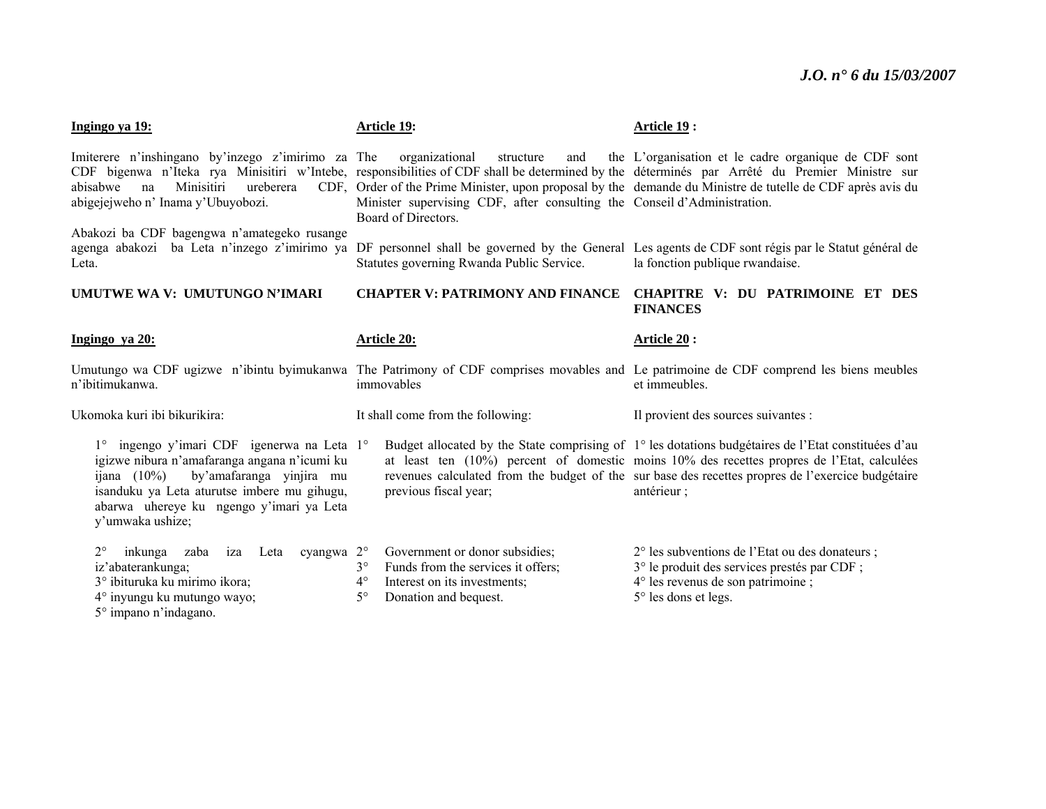**Ingingo ya 19:**

Imiterere n'inshingano by'inzego z'imirimo za CDF bigenwa n'Iteka rya Minisitiri w'Intebe, abisabwe na Minisitiri ureberera CDF, abigejejweho n' Inama y'Ubuyobozi.

Abakozi ba CDF bagengwa n'amategeko rusange agenga abakozi ba Leta n'inzego z'imirimo ya Leta.

**UMUTWE WA V: UMUTUNGO N'IMARI**

**Ingingo ya 20:**

Umutungo wa CDF ugizwe n'ibintu byimukanwa n'ibitimukanwa.

Ukomoka kuri ibi bikurikira:

1° ingengo y'imari CDF igenerwa na Leta igizwe nibura n'amafaranga angana n'icumi ku ijana (10%) by'amafaranga yinjira mu isanduku ya Leta aturutse imbere mu gihugu, abarwa uhereye ku ngengo y'imari ya Leta y'umwaka ushize;

2° inkunga zaba iza Leta cyangwa iz'abaterankunga;
3° ibituruka ku mirimo ikora;
4° inyungu ku mutungo wayo;
5° impano n'indagano.

**Article 19:**

The organizational structure and the responsibilities of CDF shall be determined by the Order of the Prime Minister, upon proposal by the Minister supervising CDF, after consulting the Board of Directors.

DF personnel shall be governed by the General Statutes governing Rwanda Public Service.

**CHAPTER V: PATRIMONY AND FINANCE**

**Article 20:**

The Patrimony of CDF comprises movables and immovables

It shall come from the following:

1° Budget allocated by the State comprising of at least ten (10%) percent of domestic revenues calculated from the budget of the previous fiscal year;

2° Government or donor subsidies;
3° Funds from the services it offers;
4° Interest on its investments;
5° Donation and bequest.

**Article 19 :**

L'organisation et le cadre organique de CDF sont déterminés par Arrêté du Premier Ministre sur demande du Ministre de tutelle de CDF après avis du Conseil d'Administration.

Les agents de CDF sont régis par le Statut général de la fonction publique rwandaise.

**CHAPITRE V: DU PATRIMOINE ET DES FINANCES**

**Article 20 :**

Le patrimoine de CDF comprend les biens meubles et immeubles.

Il provient des sources suivantes :

1° les dotations budgétaires de l'Etat constituées d'au moins 10% des recettes propres de l'Etat, calculées sur base des recettes propres de l'exercice budgétaire antérieur ;

2° les subventions de l'Etat ou des donateurs ;
3° le produit des services prestés par CDF ;
4° les revenus de son patrimoine ;
5° les dons et legs.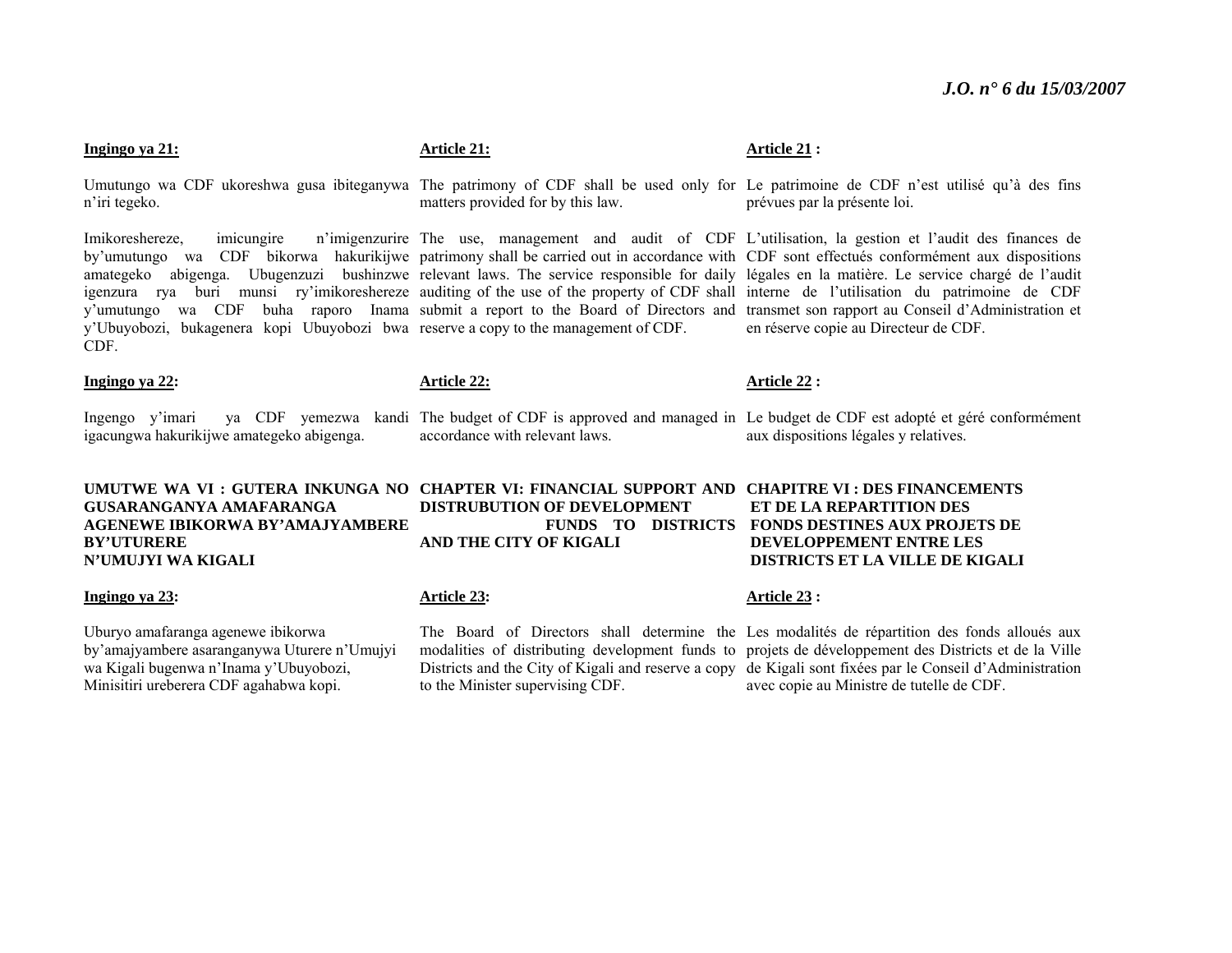**Ingingo ya 21:**

Umutungo wa CDF ukoreshwa gusa ibiteganywa n'iri tegeko.

Imikoreshereze, imicungire n'imigenzurire by'umutungo wa CDF bikorwa hakurikijwe amategeko abigenga. Ubugenzuzi bushinzwe igenzura rya buri munsi ry'imikoreshereze y'umutungo wa CDF buha raporo Inama y'Ubuyobozi, bukagenera kopi Ubuyobozi bwa CDF.

**Ingingo ya 22:**

Ingengo y'imari ya CDF yemezwa kandi igacungwa hakurikijwe amategeko abigenga.

**UMUTWE WA VI : GUTERA INKUNGA NO GUSARANGANYA AMAFARANGA AGENEWE IBIKORWA BY'AMAJYAMBERE BY'UTURERE N'UMUJYI WA KIGALI**

**Ingingo ya 23:**

Uburyo amafaranga agenewe ibikorwa by'amajyambere asaranganywa Uturere n'Umujyi wa Kigali bugenwa n'Inama y'Ubuyobozi, Minisitiri ureberera CDF agahabwa kopi.

**Article 21:**

The patrimony of CDF shall be used only for matters provided for by this law.

The use, management and audit of CDF patrimony shall be carried out in accordance with relevant laws. The service responsible for daily auditing of the use of the property of CDF shall submit a report to the Board of Directors and reserve a copy to the management of CDF.

**Article 22:**

The budget of CDF is approved and managed in accordance with relevant laws.

**CHAPTER VI: FINANCIAL SUPPORT AND DISTRUBUTION OF DEVELOPMENT FUNDS TO DISTRICTS AND THE CITY OF KIGALI**

**Article 23:**

The Board of Directors shall determine the modalities of distributing development funds to Districts and the City of Kigali and reserve a copy to the Minister supervising CDF.

**Article 21 :**

Le patrimoine de CDF n'est utilisé qu'à des fins prévues par la présente loi.

L'utilisation, la gestion et l'audit des finances de CDF sont effectués conformément aux dispositions légales en la matière. Le service chargé de l'audit interne de l'utilisation du patrimoine de CDF transmet son rapport au Conseil d'Administration et en réserve copie au Directeur de CDF.

**Article 22 :**

Le budget de CDF est adopté et géré conformément aux dispositions légales y relatives.

**CHAPITRE VI : DES FINANCEMENTS ET DE LA REPARTITION DES FONDS DESTINES AUX PROJETS DE DEVELOPPEMENT ENTRE LES DISTRICTS ET LA VILLE DE KIGALI**

**Article 23 :**

Les modalités de répartition des fonds alloués aux projets de développement des Districts et de la Ville de Kigali sont fixées par le Conseil d'Administration avec copie au Ministre de tutelle de CDF.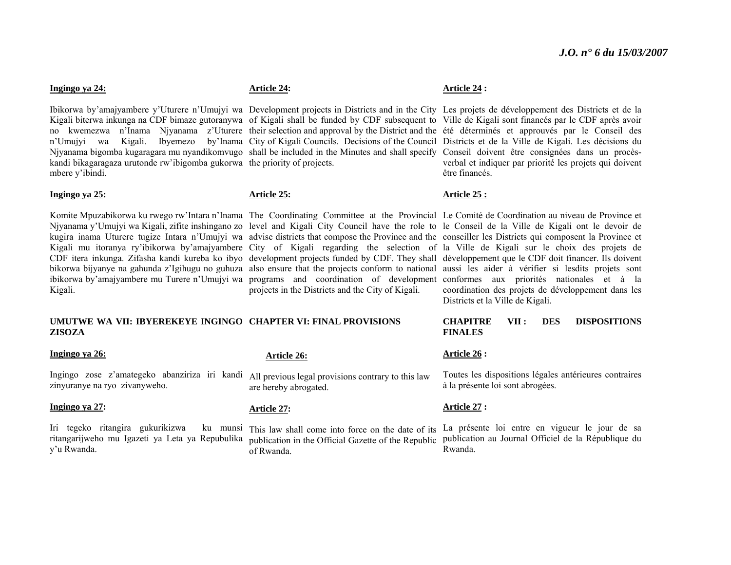**Ingingo ya 24:**

Ibikorwa by'amajyambere y'Uturere n'Umujyi wa Kigali biterwa inkunga na CDF bimaze gutoranywa no kwemezwa n'Inama Njyanama z'Uturere n'Umujyi wa Kigali. Ibyemezo by'Inama Njyanama bigomba kugaragara mu nyandikomvugo kandi bikagaragaza urutonde rw'ibigomba gukorwa mbere y'ibindi.

**Ingingo ya 25:**

Komite Mpuzabikorwa ku rwego rw'Intara n'Inama Njyanama y'Umujyi wa Kigali, zifite inshingano zo kugira inama Uturere tugize Intara n'Umujyi wa Kigali mu itoranya ry'ibikorwa by'amajyambere CDF itera inkunga. Zifasha kandi kureba ko ibyo bikorwa bijyanye na gahunda z'Igihugu no guhuza ibikorwa by'amajyambere mu Turere n'Umujyi wa Kigali.

**UMUTWE WA VII: IBYEREKEYE INGINGO ZISOZA**

**Ingingo ya 26:**

Ingingo zose z'amategeko abanziriza iri kandi zinyuranye na ryo zivanyweho.

**Ingingo ya 27:**

Iri tegeko ritangira gukurikizwa ku munsi ritangarijweho mu Igazeti ya Leta ya Repubulika y'u Rwanda.

**Article 24:**

Development projects in Districts and in the City of Kigali shall be funded by CDF subsequent to their selection and approval by the District and the City of Kigali Councils. Decisions of the Council shall be included in the Minutes and shall specify the priority of projects.

**Article 25:**

The Coordinating Committee at the Provincial level and Kigali City Council have the role to advise districts that compose the Province and the City of Kigali regarding the selection of development projects funded by CDF. They shall also ensure that the projects conform to national programs and coordination of development projects in the Districts and the City of Kigali.

**CHAPTER VI: FINAL PROVISIONS**

**Article 26:**

All previous legal provisions contrary to this law are hereby abrogated.

**Article 27:**

This law shall come into force on the date of its publication in the Official Gazette of the Republic of Rwanda.

**Article 24 :**

Les projets de développement des Districts et de la Ville de Kigali sont financés par le CDF après avoir été déterminés et approuvés par le Conseil des Districts et de la Ville de Kigali. Les décisions du Conseil doivent être consignées dans un procès-verbal et indiquer par priorité les projets qui doivent être financés.

**Article 25 :**

Le Comité de Coordination au niveau de Province et le Conseil de la Ville de Kigali ont le devoir de conseiller les Districts qui composent la Province et la Ville de Kigali sur le choix des projets de développement que le CDF doit financer. Ils doivent aussi les aider à vérifier si lesdits projets sont conformes aux priorités nationales et à la coordination des projets de développement dans les Districts et la Ville de Kigali.

**CHAPITRE VII : DES DISPOSITIONS FINALES**

**Article 26 :**

Toutes les dispositions légales antérieures contraires à la présente loi sont abrogées.

**Article 27 :**

La présente loi entre en vigueur le jour de sa publication au Journal Officiel de la République du Rwanda.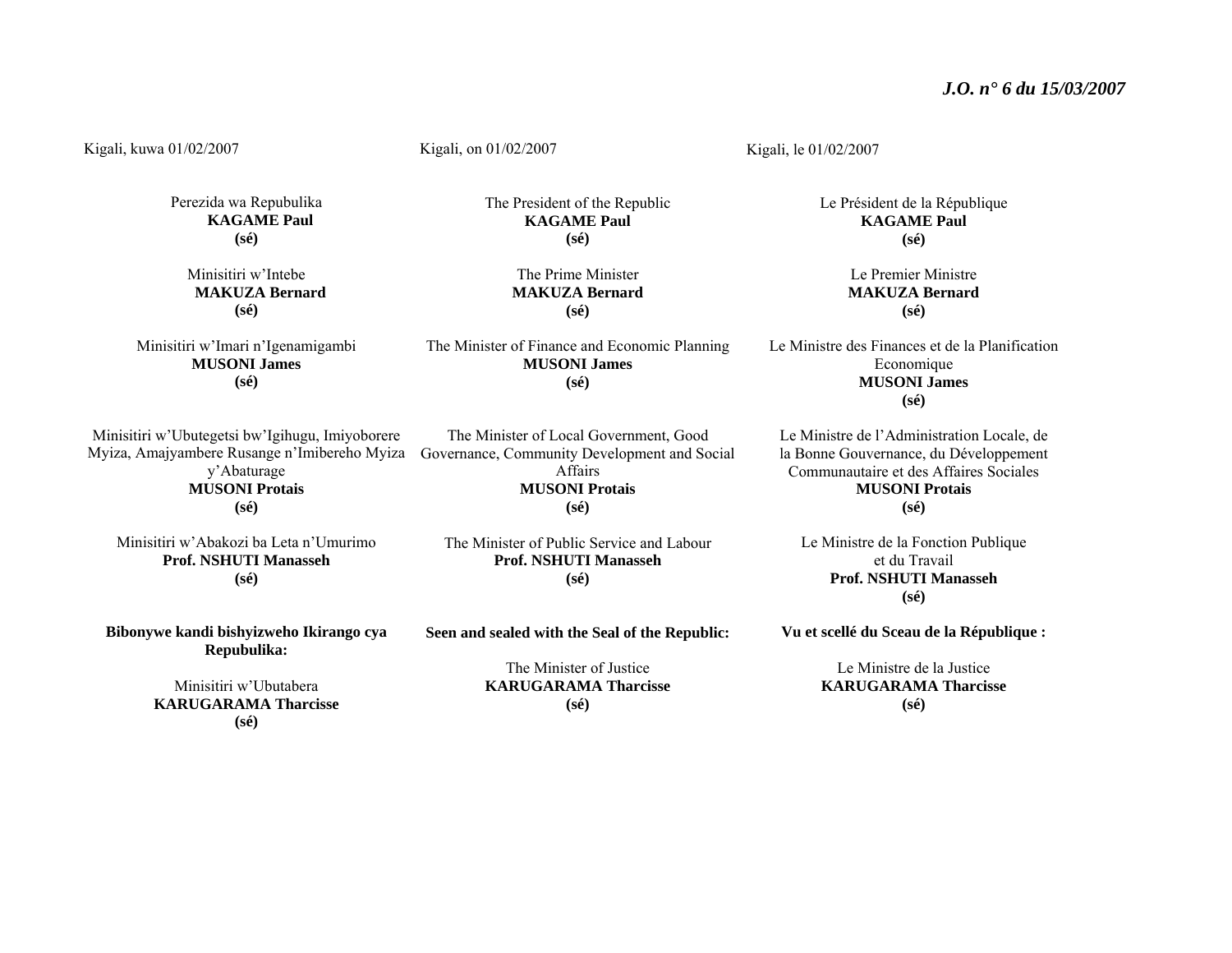Kigali, kuwa 01/02/2007

Perezida wa Repubulika
**KAGAME Paul**
**(sé)**

Minisitiri w'Intebe
**MAKUZA Bernard**
**(sé)**

Minisitiri w'Imari n'Igenamigambi
**MUSONI James**
**(sé)**

Minisitiri w'Ubutegetsi bw'Igihugu, Imiyoborere Myiza, Amajyambere Rusange n'Imibereho Myiza y'Abaturage
**MUSONI Protais**
**(sé)**

Minisitiri w'Abakozi ba Leta n'Umurimo
**Prof. NSHUTI Manasseh**
**(sé)**

**Bibonywe kandi bishyizweho Ikirango cya Repubulika:**

Minisitiri w'Ubutabera
**KARUGARAMA Tharcisse**
**(sé)**

Kigali, on 01/02/2007

The President of the Republic
**KAGAME Paul**
**(sé)**

The Prime Minister
**MAKUZA Bernard**
**(sé)**

The Minister of Finance and Economic Planning
**MUSONI James**
**(sé)**

The Minister of Local Government, Good Governance, Community Development and Social Affairs
**MUSONI Protais**
**(sé)**

The Minister of Public Service and Labour
**Prof. NSHUTI Manasseh**
**(sé)**

**Seen and sealed with the Seal of the Republic:**

The Minister of Justice
**KARUGARAMA Tharcisse**
**(sé)**

Kigali, le 01/02/2007

Le Président de la République
**KAGAME Paul**
**(sé)**

Le Premier Ministre
**MAKUZA Bernard**
**(sé)**

Le Ministre des Finances et de la Planification Economique
**MUSONI James**
**(sé)**

Le Ministre de l'Administration Locale, de la Bonne Gouvernance, du Développement Communautaire et des Affaires Sociales
**MUSONI Protais**
**(sé)**

Le Ministre de la Fonction Publique et du Travail
**Prof. NSHUTI Manasseh**
**(sé)**

**Vu et scellé du Sceau de la République :**

Le Ministre de la Justice
**KARUGARAMA Tharcisse**
**(sé)**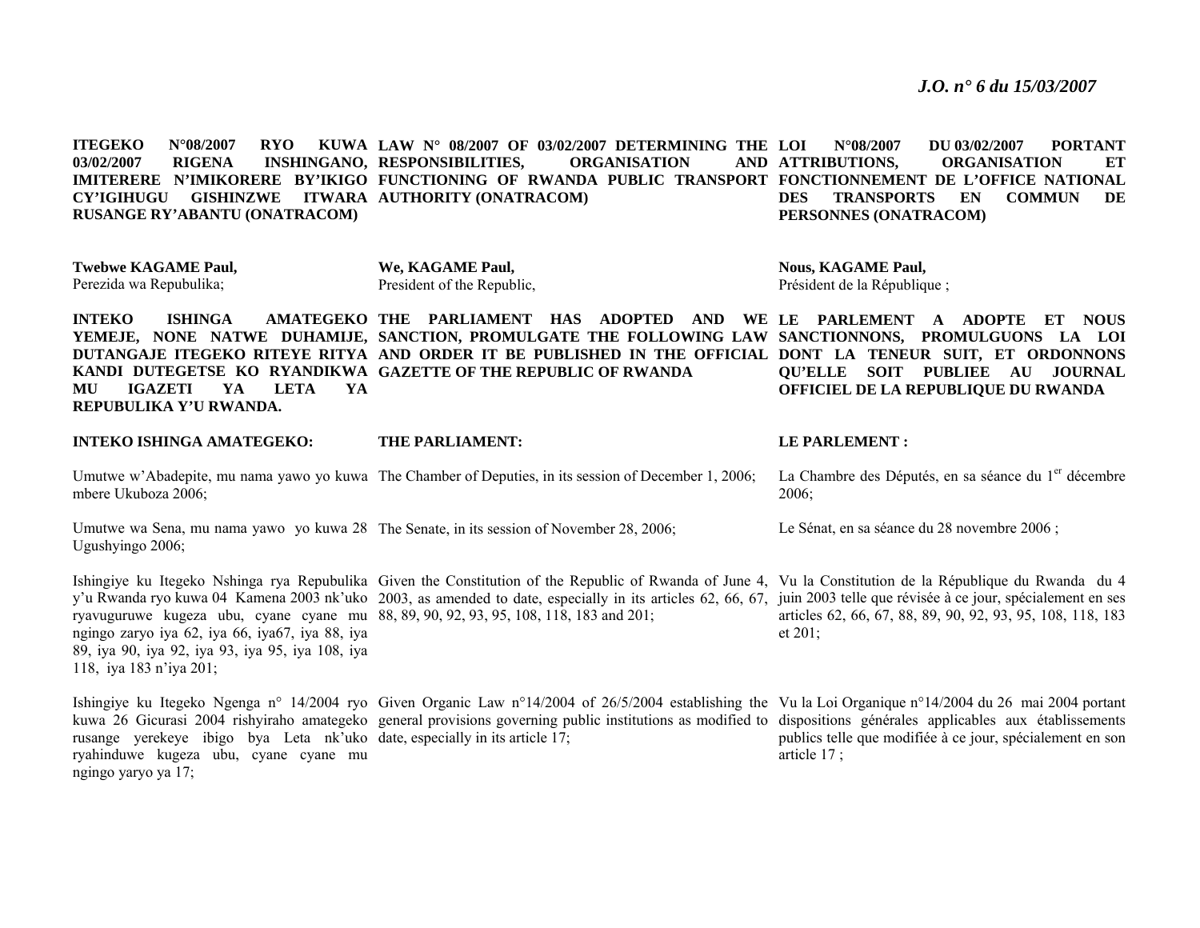**ITEGEKO N°08/2007 RYO KUWA 03/02/2007 RIGENA INSHINGANO, IMITERERE N'IMIKORERE BY'IKIGO CY'IGIHUGU GISHINZWE ITWARA RUSANGE RY'ABANTU (ONATRACOM)**

**Twebwe KAGAME Paul,**
Perezida wa Repubulika;

**INTEKO ISHINGA AMATEGEKO YEMEJE, NONE NATWE DUHAMIJE, DUTANGAJE ITEGEKO RITEYE RITYA KANDI DUTEGETSE KO RYANDIKWA MU IGAZETI YA LETA YA REPUBULIKA Y'U RWANDA.**

**INTEKO ISHINGA AMATEGEKO:**

Umutwe w'Abadepite, mu nama yawo yo kuwa mbere Ukuboza 2006;

Umutwe wa Sena, mu nama yawo yo kuwa 28 Ugushyingo 2006;

Ishingiye ku Itegeko Nshinga rya Repubulika y'u Rwanda ryo kuwa 04 Kamena 2003 nk'uko ryavuguruwe kugeza ubu, cyane cyane mu ngingo zaryo iya 62, iya 66, iya67, iya 88, iya 89, iya 90, iya 92, iya 93, iya 95, iya 108, iya 118, iya 183 n'iya 201;

Ishingiye ku Itegeko Ngenga n° 14/2004 ryo kuwa 26 Gicurasi 2004 rishyiraho amategeko rusange yerekeye ibigo bya Leta nk'uko ryahinduwe kugeza ubu, cyane cyane mu ngingo yaryo ya 17;

**LAW N° 08/2007 OF 03/02/2007 DETERMINING THE RESPONSIBILITIES, ORGANISATION AND FUNCTIONING OF RWANDA PUBLIC TRANSPORT AUTHORITY (ONATRACOM)**

**We, KAGAME Paul,**
President of the Republic,

**THE PARLIAMENT HAS ADOPTED AND WE SANCTION, PROMULGATE THE FOLLOWING LAW AND ORDER IT BE PUBLISHED IN THE OFFICIAL GAZETTE OF THE REPUBLIC OF RWANDA**

**THE PARLIAMENT:**

The Chamber of Deputies, in its session of December 1, 2006;

The Senate, in its session of November 28, 2006;

Given the Constitution of the Republic of Rwanda of June 4, 2003, as amended to date, especially in its articles 62, 66, 67, 88, 89, 90, 92, 93, 95, 108, 118, 183 and 201;

Given Organic Law n°14/2004 of 26/5/2004 establishing the general provisions governing public institutions as modified to date, especially in its article 17;

**LOI N°08/2007 DU 03/02/2007 PORTANT ATTRIBUTIONS, ORGANISATION ET FONCTIONNEMENT DE L'OFFICE NATIONAL DES TRANSPORTS EN COMMUN DE PERSONNES (ONATRACOM)**

**Nous, KAGAME Paul,**
Président de la République ;

**LE PARLEMENT A ADOPTE ET NOUS SANCTIONNONS, PROMULGUONS LA LOI DONT LA TENEUR SUIT, ET ORDONNONS QU'ELLE SOIT PUBLIEE AU JOURNAL OFFICIEL DE LA REPUBLIQUE DU RWANDA**

**LE PARLEMENT :**

La Chambre des Députés, en sa séance du 1er décembre 2006;

Le Sénat, en sa séance du 28 novembre 2006 ;

Vu la Constitution de la République du Rwanda du 4 juin 2003 telle que révisée à ce jour, spécialement en ses articles 62, 66, 67, 88, 89, 90, 92, 93, 95, 108, 118, 183 et 201;

Vu la Loi Organique n°14/2004 du 26 mai 2004 portant dispositions générales applicables aux établissements publics telle que modifiée à ce jour, spécialement en son article 17 ;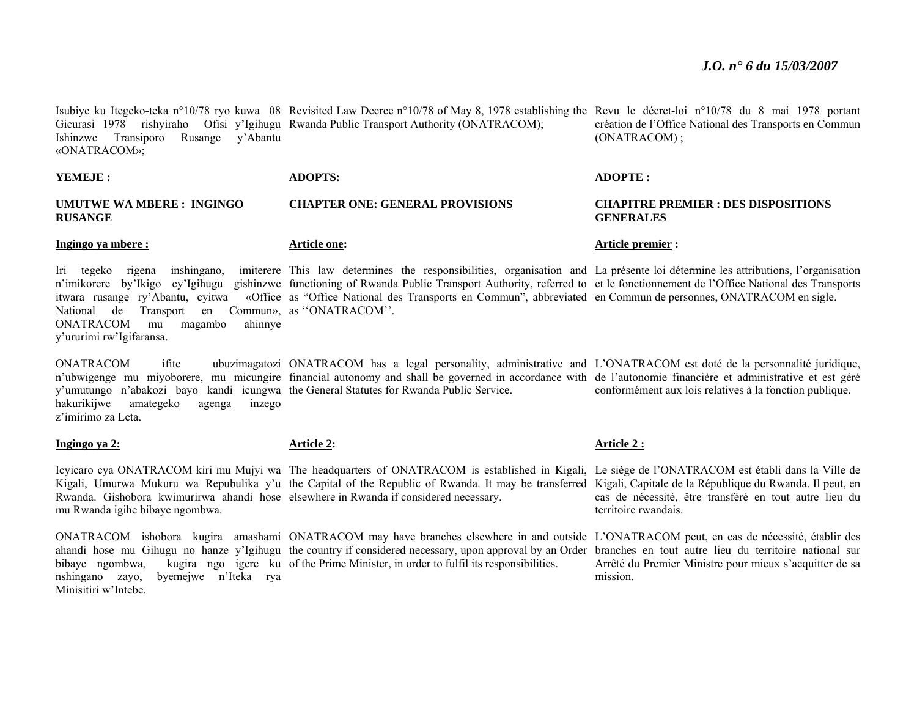Isubiye ku Itegeko-teka n°10/78 ryo kuwa 08 Gicurasi 1978 rishyiraho Ofisi y'Igihugu Ishinzwe Transiporo Rusange y'Abantu «ONATRACOM»;

**YEMEJE :**

**UMUTWE WA MBERE : INGINGO RUSANGE**

**Ingingo ya mbere :**

Iri tegeko rigena inshingano, imiterere n'imikorere by'Ikigo cy'Igihugu gishinzwe itwara rusange ry'Abantu, cyitwa «Office National de Transport en Commun», ONATRACOM mu magambo ahinnye y'ururimi rw'Igifaransa.

ONATRACOM ifite ubuzimagatozi n'ubwigenge mu miyoborere, mu micungire y'umutungo n'abakozi bayo kandi icungwa hakurikijwe amategeko agenga inzego z'imirimo za Leta.

**Ingingo ya 2:**

Icyicaro cya ONATRACOM kiri mu Mujyi wa Kigali, Umurwa Mukuru wa Repubulika y'u Rwanda. Gishobora kwimurirwa ahandi hose mu Rwanda igihe bibaye ngombwa.

ONATRACOM ishobora kugira amashami ahandi hose mu Gihugu no hanze y'Igihugu bibaye ngombwa, kugira ngo igere ku nshingano zayo, byemejwe n'Iteka rya Minisitiri w'Intebe.

---

Revisited Law Decree n°10/78 of May 8, 1978 establishing the Rwanda Public Transport Authority (ONATRACOM);

**ADOPTS:**

**CHAPTER ONE: GENERAL PROVISIONS**

**Article one:**

This law determines the responsibilities, organisation and functioning of Rwanda Public Transport Authority, referred to as "Office National des Transports en Commun", abbreviated as ''ONATRACOM''.

ONATRACOM has a legal personality, administrative and financial autonomy and shall be governed in accordance with the General Statutes for Rwanda Public Service.

**Article 2:**

The headquarters of ONATRACOM is established in Kigali, the Capital of the Republic of Rwanda. It may be transferred elsewhere in Rwanda if considered necessary.

ONATRACOM may have branches elsewhere in and outside the country if considered necessary, upon approval by an Order of the Prime Minister, in order to fulfil its responsibilities.

---

Revu le décret-loi n°10/78 du 8 mai 1978 portant création de l'Office National des Transports en Commun (ONATRACOM) ;

**ADOPTE :**

**CHAPITRE PREMIER : DES DISPOSITIONS GENERALES**

**Article premier :**

La présente loi détermine les attributions, l'organisation et le fonctionnement de l'Office National des Transports en Commun de personnes, ONATRACOM en sigle.

L'ONATRACOM est doté de la personnalité juridique, de l'autonomie financière et administrative et est géré conformément aux lois relatives à la fonction publique.

**Article 2 :**

Le siège de l'ONATRACOM est établi dans la Ville de Kigali, Capitale de la République du Rwanda. Il peut, en cas de nécessité, être transféré en tout autre lieu du territoire rwandais.

L'ONATRACOM peut, en cas de nécessité, établir des branches en tout autre lieu du territoire national sur Arrêté du Premier Ministre pour mieux s'acquitter de sa mission.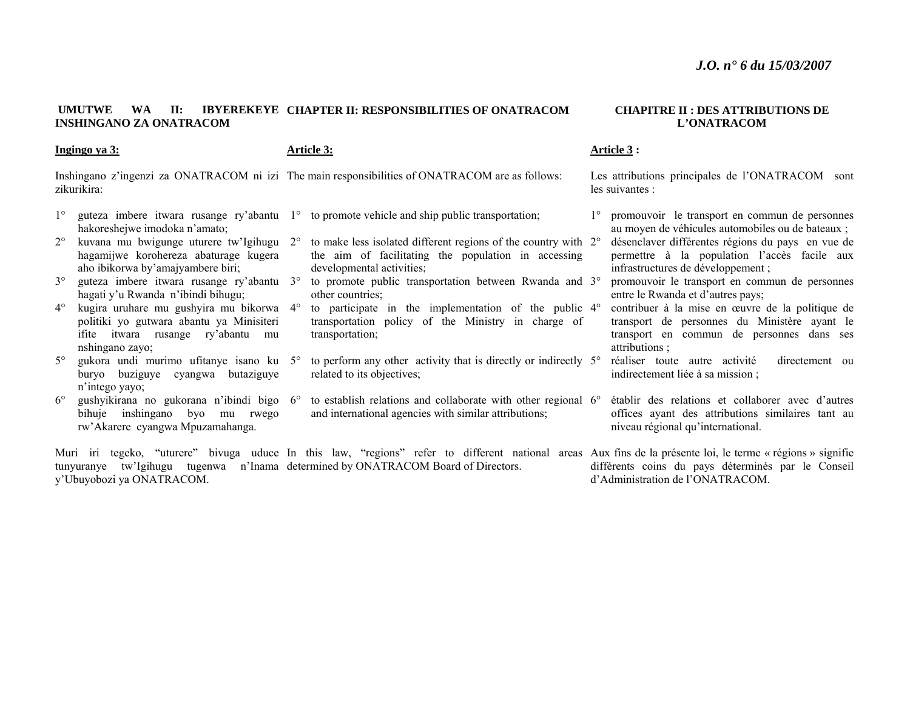**UMUTWE WA II: IBYEREKEYE INSHINGANO ZA ONATRACOM**

**Ingingo ya 3:**

Inshingano z'ingenzi za ONATRACOM ni izi zikurikira:

1° guteza imbere itwara rusange ry'abantu hakoreshejwe imodoka n'amato;
2° kuvana mu bwigunge uturere tw'Igihugu hagamijwe koroherza abaturage kugera aho ibikorwa by'amajyambere biri;
3° guteza imbere itwara rusange ry'abantu hagati y'u Rwanda n'ibindi bihugu;
4° kugira uruhare mu gushyira mu bikorwa politiki yo gutwara abantu ya Minisiteri ifite itwara rusange ry'abantu mu nshingano zayo;
5° gukora undi murimo ufitanye isano ku buryo buziguye cyangwa butaziguye n'intego yayo;
6° gushyikirana no gukorana n'ibindi bigo bihuje inshingano byo mu rwego rw'Akarere cyangwa Mpuzamahanga.

Muri iri tegeko, "uturere" bivuga uduce tunyuranye tw'Igihugu tugenwa n'Inama y'Ubuyobozi ya ONATRACOM.

**CHAPTER II: RESPONSIBILITIES OF ONATRACOM**

**Article 3:**

The main responsibilities of ONATRACOM are as follows:

1° to promote vehicle and ship public transportation;
2° to make less isolated different regions of the country with the aim of facilitating the population in accessing developmental activities;
3° to promote public transportation between Rwanda and other countries;
4° to participate in the implementation of the public transportation policy of the Ministry in charge of transportation;
5° to perform any other activity that is directly or indirectly related to its objectives;
6° to establish relations and collaborate with other regional and international agencies with similar attributions;

In this law, "regions" refer to different national areas determined by ONATRACOM Board of Directors.

**CHAPITRE II : DES ATTRIBUTIONS DE L'ONATRACOM**

**Article 3 :**

Les attributions principales de l'ONATRACOM sont les suivantes :

1° promouvoir le transport en commun de personnes au moyen de véhicules automobiles ou de bateaux ;
2° désenclaver différentes régions du pays en vue de permettre à la population l'accès facile aux infrastructures de développement ;
3° promouvoir le transport en commun de personnes entre le Rwanda et d'autres pays;
4° contribuer à la mise en œuvre de la politique de transport de personnes du Ministère ayant le transport en commun de personnes dans ses attributions ;
5° réaliser toute autre activité directement ou indirectement liée à sa mission ;
6° établir des relations et collaborer avec d'autres offices ayant des attributions similaires tant au niveau régional qu'international.

Aux fins de la présente loi, le terme « régions » signifie différents coins du pays déterminés par le Conseil d'Administration de l'ONATRACOM.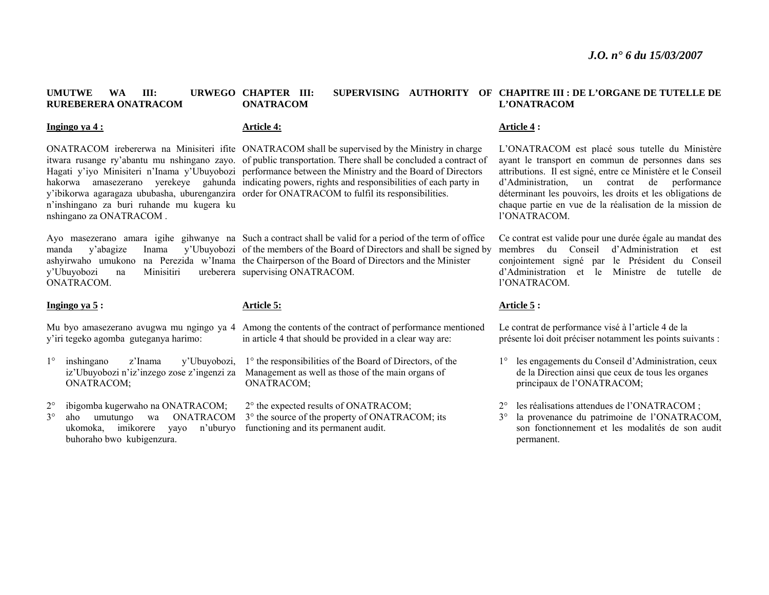**UMUTWE WA III: URWEGO RUREBERERA ONATRACOM**

**Ingingo ya 4 :**

ONATRACOM irebererwa na Minisiteri ifite itwara rusange ry'abantu mu nshingano zayo. Hagati y'iyo Minisiteri n'Inama y'Ubuyobozi hakorwa amasezerano yerekeye gahunda y'ibikorwa agaragaza ububasha, uburenganzira n'inshingano za buri ruhande mu kugera ku nshingano za ONATRACOM .

Ayo masezerano amara igihe gihwanye na manda y'abagize Inama y'Ubuyobozi ashyirwaho umukono na Perezida w'Inama y'Ubuyobozi na Minisitiri ureberera ONATRACOM.

**Ingingo ya 5 :**

Mu byo amasezerano avugwa mu ngingo ya 4 y'iri tegeko agomba guteganya harimo:

1° inshingano z'Inama y'Ubuyobozi, iz'Ubuyobozi n'iz'inzego zose z'ingenzi za ONATRACOM;

2° ibigomba kugerwaho na ONATRACOM;

3° aho umutungo wa ONATRACOM ukomoka, imikorere yayo n'uburyo buhoraho bwo kubigenzura.

**CHAPTER III: SUPERVISING AUTHORITY OF ONATRACOM**

**Article 4:**

ONATRACOM shall be supervised by the Ministry in charge of public transportation. There shall be concluded a contract of performance between the Ministry and the Board of Directors indicating powers, rights and responsibilities of each party in order for ONATRACOM to fulfil its responsibilities.

Such a contract shall be valid for a period of the term of office of the members of the Board of Directors and shall be signed by the Chairperson of the Board of Directors and the Minister supervising ONATRACOM.

**Article 5:**

Among the contents of the contract of performance mentioned in article 4 that should be provided in a clear way are:

1° the responsibilities of the Board of Directors, of the Management as well as those of the main organs of ONATRACOM;

2° the expected results of ONATRACOM;

3° the source of the property of ONATRACOM; its functioning and its permanent audit.

**CHAPITRE III : DE L'ORGANE DE TUTELLE DE L'ONATRACOM**

**Article 4 :**

L'ONATRACOM est placé sous tutelle du Ministère ayant le transport en commun de personnes dans ses attributions. Il est signé, entre ce Ministère et le Conseil d'Administration, un contrat de performance déterminant les pouvoirs, les droits et les obligations de chaque partie en vue de la réalisation de la mission de l'ONATRACOM.

Ce contrat est valide pour une durée égale au mandat des membres du Conseil d'Administration et est conjointement signé par le Président du Conseil d'Administration et le Ministre de tutelle de l'ONATRACOM.

**Article 5 :**

Le contrat de performance visé à l'article 4 de la présente loi doit préciser notamment les points suivants :

1° les engagements du Conseil d'Administration, ceux de la Direction ainsi que ceux de tous les organes principaux de l'ONATRACOM;

2° les réalisations attendues de l'ONATRACOM ;

3° la provenance du patrimoine de l'ONATRACOM, son fonctionnement et les modalités de son audit permanent.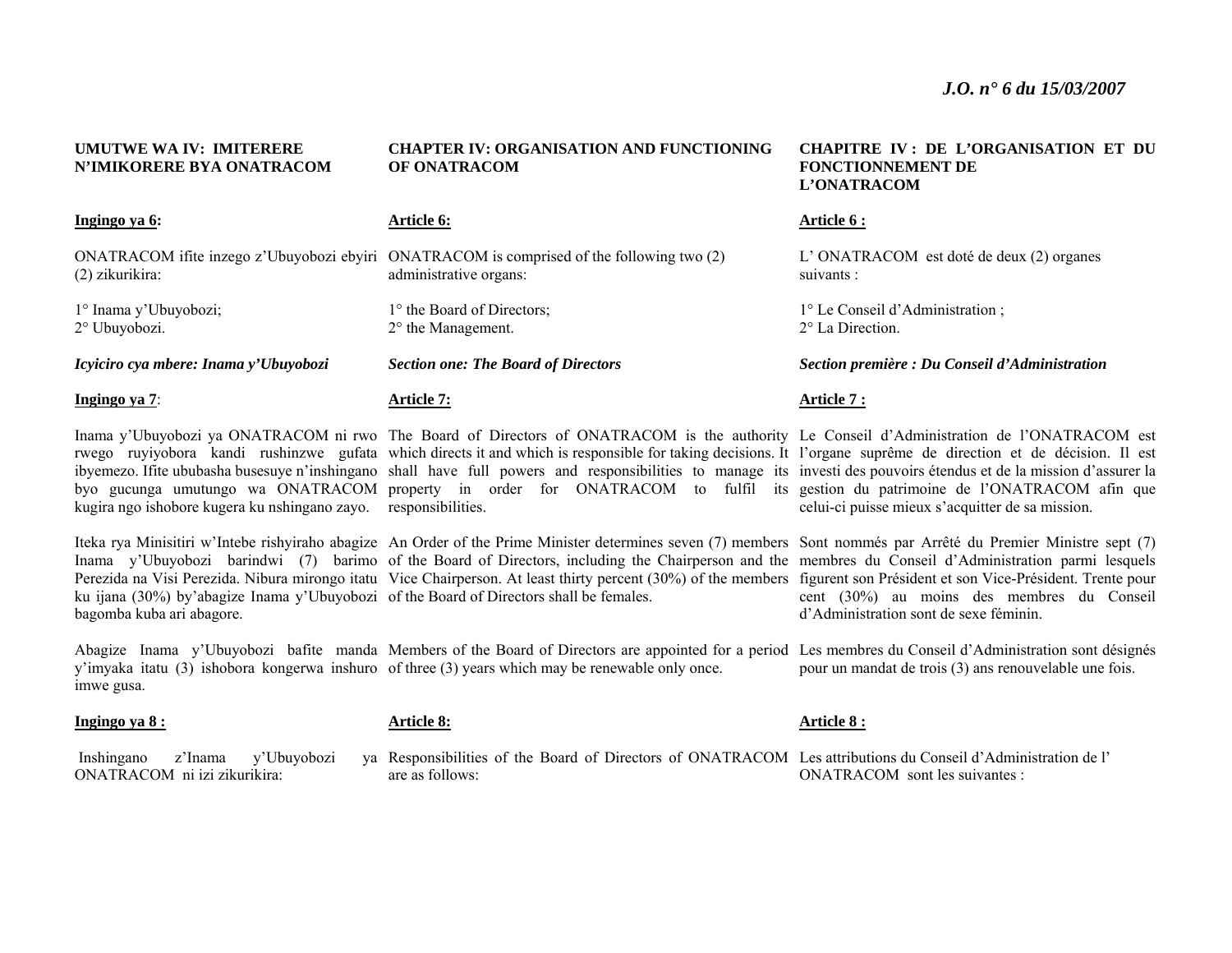**UMUTWE WA IV: IMITERERE N'IMIKORERE BYA ONATRACOM**

**Ingingo ya 6:**

ONATRACOM ifite inzego z'Ubuyobozi ebyiri (2) zikurikira:

1° Inama y'Ubuyobozi;
2° Ubuyobozi.

***Icyiciro cya mbere: Inama y'Ubuyobozi***

**Ingingo ya 7**:

Inama y'Ubuyobozi ya ONATRACOM ni rwo rwego ruyiyobora kandi rushinzwe gufata ibyemezo. Ifite ububasha busesuye n'inshingano byo gucunga umutungo wa ONATRACOM kugira ngo ishobore kugera ku nshingano zayo.

Iteka rya Minisitiri w'Intebe rishyiraho abagize Inama y'Ubuyobozi barindwi (7) barimo Perezida na Visi Perezida. Nibura mirongo itatu ku ijana (30%) by'abagize Inama y'Ubuyobozi bagomba kuba ari abagore.

Abagize Inama y'Ubuyobozi bafite manda y'imyaka itatu (3) ishobora kongerwa inshuro imwe gusa.

**Ingingo ya 8 :**

Inshingano z'Inama y'Ubuyobozi ya ONATRACOM ni izi zikurikira:

**CHAPTER IV: ORGANISATION AND FUNCTIONING OF ONATRACOM**

**Article 6:**

ONATRACOM is comprised of the following two (2) administrative organs:

1° the Board of Directors;
2° the Management.

***Section one: The Board of Directors***

**Article 7:**

The Board of Directors of ONATRACOM is the authority which directs it and which is responsible for taking decisions. It shall have full powers and responsibilities to manage its property in order for ONATRACOM to fulfil its responsibilities.

An Order of the Prime Minister determines seven (7) members of the Board of Directors, including the Chairperson and the Vice Chairperson. At least thirty percent (30%) of the members of the Board of Directors shall be females.

Members of the Board of Directors are appointed for a period of three (3) years which may be renewable only once.

**Article 8:**

Responsibilities of the Board of Directors of ONATRACOM are as follows:

**CHAPITRE IV : DE L'ORGANISATION ET DU FONCTIONNEMENT DE L'ONATRACOM**

**Article 6 :**

L' ONATRACOM est doté de deux (2) organes suivants :

1° Le Conseil d'Administration ;
2° La Direction.

***Section première : Du Conseil d'Administration***

**Article 7 :**

Le Conseil d'Administration de l'ONATRACOM est l'organe suprême de direction et de décision. Il est investi des pouvoirs étendus et de la mission d'assurer la gestion du patrimoine de l'ONATRACOM afin que celui-ci puisse mieux s'acquitter de sa mission.

Sont nommés par Arrêté du Premier Ministre sept (7) membres du Conseil d'Administration parmi lesquels figurent son Président et son Vice-Président. Trente pour cent (30%) au moins des membres du Conseil d'Administration sont de sexe féminin.

Les membres du Conseil d'Administration sont désignés pour un mandat de trois (3) ans renouvelable une fois.

**Article 8 :**

Les attributions du Conseil d'Administration de l' ONATRACOM sont les suivantes :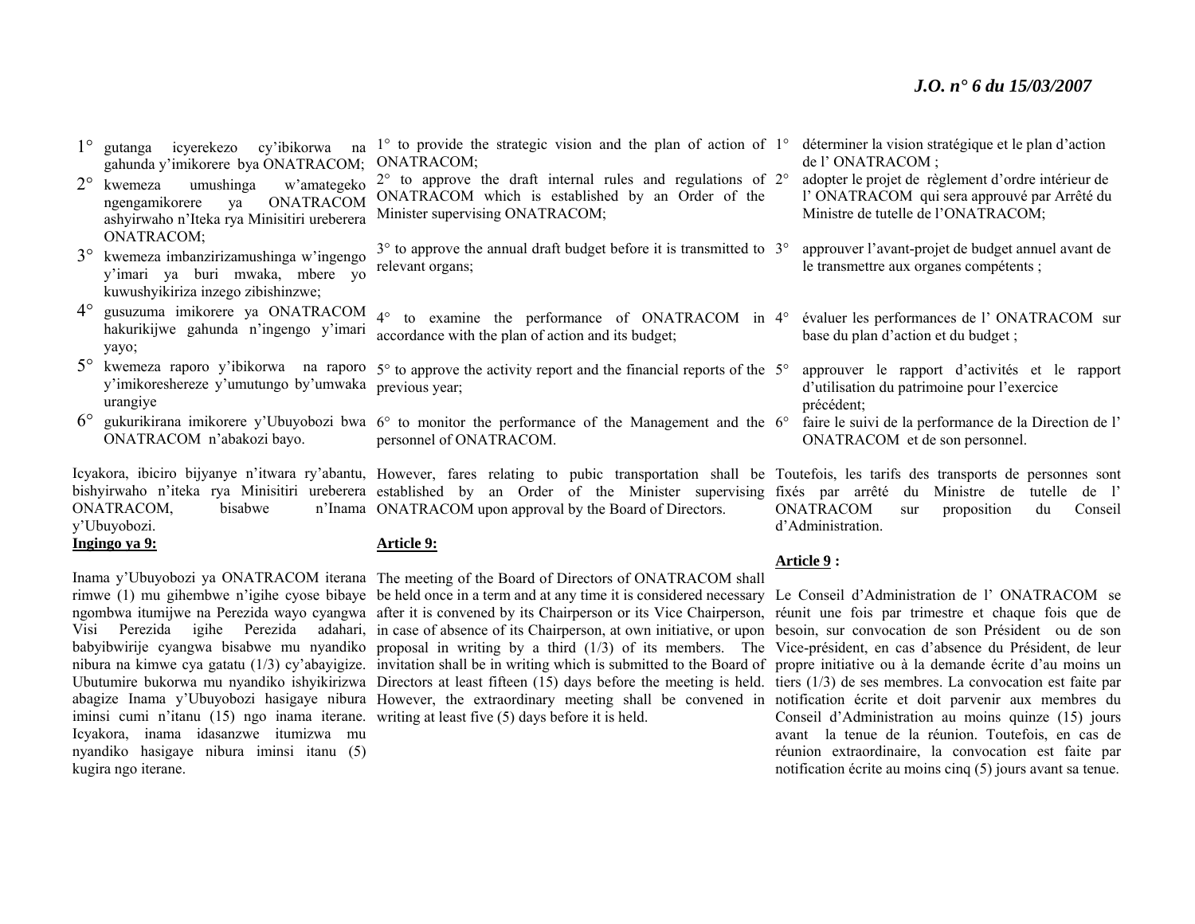1° gutanga icyerekezo cy'ibikorwa na gahunda y'imikorere bya ONATRACOM;

2° kwemeza umushinga w'amategeko ngengamikorere ya ONATRACOM ashyirwaho n'Iteka rya Minisitiri ureberera ONATRACOM;

3° kwemeza imbanzirizamushinga w'ingengo y'imari ya buri mwaka, mbere yo kuwushyikiriza inzego zibishinzwe;

4° gusuzuma imikorere ya ONATRACOM hakurikijwe gahunda n'ingengo y'imari yayo;

5° kwemeza raporo y'ibikorwa na raporo y'imikoreshereze y'umutungo by'umwaka urangiye

6° gukurikirana imikorere y'Ubuyobozi bwa ONATRACOM n'abakozi bayo.

Icyakora, ibiciro bijyanye n'itwara ry'abantu, bishyirwaho n'iteka rya Minisitiri ureberera ONATRACOM, bisabwe n'Inama y'Ubuyobozi.

**Ingingo ya 9:**

Inama y'Ubuyobozi ya ONATRACOM iterana rimwe (1) mu gihembwe n'igihe cyose bibaye ngombwa itumijwe na Perezida wayo cyangwa Visi Perezida igihe Perezida adahari, babyibwirije cyangwa bisabwe mu nyandiko nibura na kimwe cya gatatu (1/3) cy'abayigize. Ubutumire bukorwa mu nyandiko ishyikirizwa abagize Inama y'Ubuyobozi hasigaye nibura iminsi cumi n'itanu (15) ngo inama iterane. Icyakora, inama idasanzwe itumizwa mu nyandiko hasigaye nibura iminsi itanu (5) kugira ngo iterane.

1° to provide the strategic vision and the plan of action of ONATRACOM;

2° to approve the draft internal rules and regulations of ONATRACOM which is established by an Order of the Minister supervising ONATRACOM;

3° to approve the annual draft budget before it is transmitted to relevant organs;

4° to examine the performance of ONATRACOM in accordance with the plan of action and its budget;

5° to approve the activity report and the financial reports of the previous year;

6° to monitor the performance of the Management and the personnel of ONATRACOM.

However, fares relating to pubic transportation shall be established by an Order of the Minister supervising ONATRACOM upon approval by the Board of Directors.

**Article 9:**

The meeting of the Board of Directors of ONATRACOM shall be held once in a term and at any time it is considered necessary after it is convened by its Chairperson or its Vice Chairperson, in case of absence of its Chairperson, at own initiative, or upon proposal in writing by a third (1/3) of its members. The invitation shall be in writing which is submitted to the Board of Directors at least fifteen (15) days before the meeting is held. However, the extraordinary meeting shall be convened in writing at least five (5) days before it is held.

1° déterminer la vision stratégique et le plan d'action de l' ONATRACOM ;

2° adopter le projet de règlement d'ordre intérieur de l' ONATRACOM qui sera approuvé par Arrêté du Ministre de tutelle de l'ONATRACOM;

3° approuver l'avant-projet de budget annuel avant de le transmettre aux organes compétents ;

4° évaluer les performances de l' ONATRACOM sur base du plan d'action et du budget ;

5° approuver le rapport d'activités et le rapport d'utilisation du patrimoine pour l'exercice précédent;

6° faire le suivi de la performance de la Direction de l' ONATRACOM et de son personnel.

Toutefois, les tarifs des transports de personnes sont fixés par arrêté du Ministre de tutelle de l' ONATRACOM sur proposition du Conseil d'Administration.

**Article 9 :**

Le Conseil d'Administration de l' ONATRACOM se réunit une fois par trimestre et chaque fois que de besoin, sur convocation de son Président ou de son Vice-président, en cas d'absence du Président, de leur propre initiative ou à la demande écrite d'au moins un tiers (1/3) de ses membres. La convocation est faite par notification écrite et doit parvenir aux membres du Conseil d'Administration au moins quinze (15) jours avant la tenue de la réunion. Toutefois, en cas de réunion extraordinaire, la convocation est faite par notification écrite au moins cinq (5) jours avant sa tenue.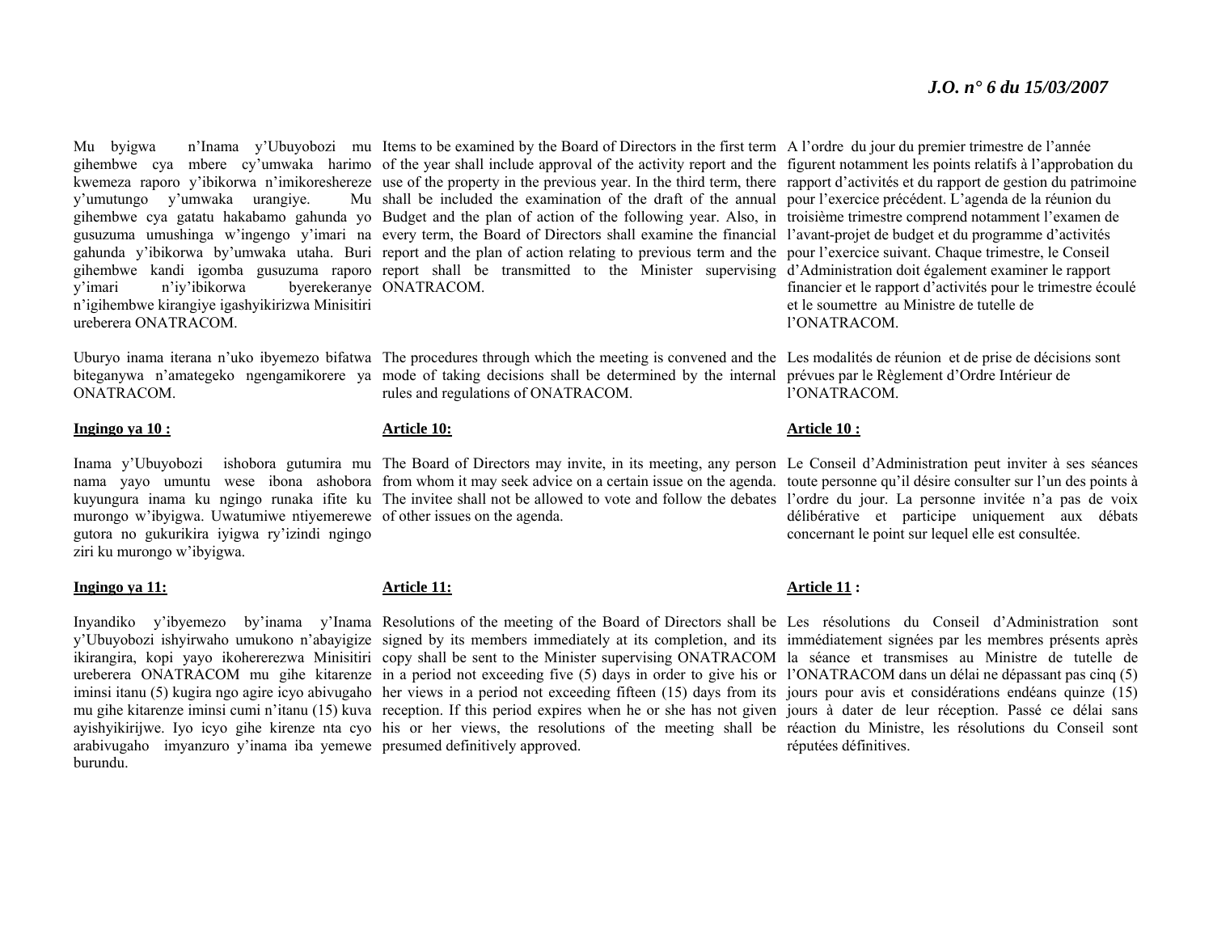Mu byigwa n'Inama y'Ubuyobozi mu gihembwe cya mbere cy'umwaka harimo kwemeza raporo y'ibikorwa n'imikoreshereze y'umutungo y'umwaka urangiye. Mu gihembwe cya gatatu hakabamo gahunda yo gusuzuma umushinga w'ingengo y'imari na gahunda y'ibikorwa by'umwaka utaha. Buri gihembwe kandi igomba gusuzuma raporo y'imari n'iy'ibikorwa byerekeranye n'igihembwe kirangiye igashyikirizwa Minisitiri ureberera ONATRACOM.

Uburyo inama iterana n'uko ibyemezo bifatwa biteganywa n'amategeko ngengamikorere ya ONATRACOM.

**Ingingo ya 10 :**

Inama y'Ubuyobozi ishobora gutumira mu nama yayo umuntu wese ibona ashobora kuyungura inama ku ngingo runaka ifite ku murongo w'ibyigwa. Uwatumiwe ntiyemerewe gutora no gukurikira iyigwa ry'izindi ngingo ziri ku murongo w'ibyigwa.

**Ingingo ya 11:**

Inyandiko y'ibyemezo by'inama y'Inama y'Ubuyobozi ishyirwaho umukono n'abayigize ikirangira, kopi yayo ikohererezwa Minisitiri ureberera ONATRACOM mu gihe kitarenze iminsi itanu (5) kugira ngo agire icyo abivugaho mu gihe kitarenze iminsi cumi n'itanu (15) kuva ayishyikirijwe. Iyo icyo gihe kirenze nta cyo arabivugaho imyanzuro y'inama iba yemewe burundu.

Items to be examined by the Board of Directors in the first term of the year shall include approval of the activity report and the use of the property in the previous year. In the third term, there shall be included the examination of the draft of the annual Budget and the plan of action of the following year. Also, in every term, the Board of Directors shall examine the financial report and the plan of action relating to previous term and the report shall be transmitted to the Minister supervising ONATRACOM.

The procedures through which the meeting is convened and the mode of taking decisions shall be determined by the internal rules and regulations of ONATRACOM.

**Article 10:**

The Board of Directors may invite, in its meeting, any person from whom it may seek advice on a certain issue on the agenda. The invitee shall not be allowed to vote and follow the debates of other issues on the agenda.

**Article 11:**

Resolutions of the meeting of the Board of Directors shall be signed by its members immediately at its completion, and its copy shall be sent to the Minister supervising ONATRACOM in a period not exceeding five (5) days in order to give his or her views in a period not exceeding fifteen (15) days from its reception. If this period expires when he or she has not given his or her views, the resolutions of the meeting shall be presumed definitively approved.

A l'ordre du jour du premier trimestre de l'année figurent notamment les points relatifs à l'approbation du rapport d'activités et du rapport de gestion du patrimoine pour l'exercice précédent. L'agenda de la réunion du troisième trimestre comprend notamment l'examen de l'avant-projet de budget et du programme d'activités pour l'exercice suivant. Chaque trimestre, le Conseil d'Administration doit également examiner le rapport financier et le rapport d'activités pour le trimestre écoulé et le soumettre au Ministre de tutelle de l'ONATRACOM.

Les modalités de réunion et de prise de décisions sont prévues par le Règlement d'Ordre Intérieur de l'ONATRACOM.

**Article 10 :**

Le Conseil d'Administration peut inviter à ses séances toute personne qu'il désire consulter sur l'un des points à l'ordre du jour. La personne invitée n'a pas de voix délibérative et participe uniquement aux débats concernant le point sur lequel elle est consultée.

**Article 11 :**

Les résolutions du Conseil d'Administration sont immédiatement signées par les membres présents après la séance et transmises au Ministre de tutelle de l'ONATRACOM dans un délai ne dépassant pas cinq (5) jours pour avis et considérations endéans quinze (15) jours à dater de leur réception. Passé ce délai sans réaction du Ministre, les résolutions du Conseil sont réputées définitives.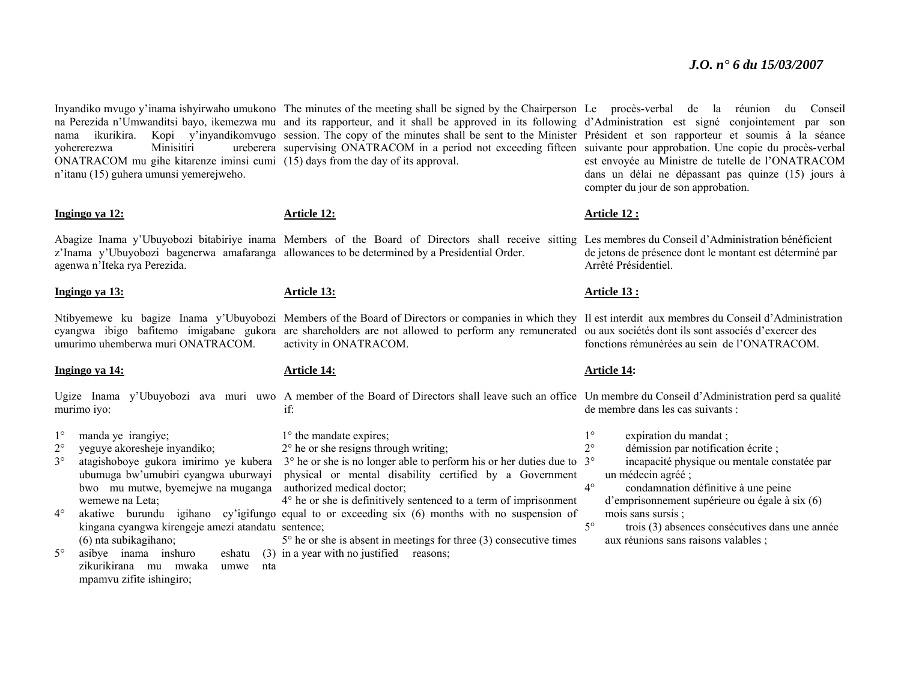Inyandiko mvugo y'inama ishyirwaho umukono na Perezida n'Umwanditsi bayo, ikemezwa mu nama ikurikira. Kopi y'inyandikomvugo yohererezwa Minisitiri ureberera ONATRACOM mu gihe kitarenze iminsi cumi n'itanu (15) guhera umunsi yemerejweho.

**Ingingo ya 12:**

Abagize Inama y'Ubuyobozi bitabiriye inama z'Inama y'Ubuyobozi bagenerwa amafaranga agenwa n'Iteka rya Perezida.

**Ingingo ya 13:**

Ntibyemewe ku bagize Inama y'Ubuyobozi cyangwa ibigo bafitemo imigabane gukora umurimo uhemberwa muri ONATRACOM.

**Ingingo ya 14:**

Ugize Inama y'Ubuyobozi ava muri uwo murimo iyo:

1° manda ye irangiye;
2° yeguye akoresheje inyandiko;
3° atagishoboye gukora imirimo ye kubera ubumuga bw'umubiri cyangwa uburwayi bwo mu mutwe, byemejwe na muganga wemewe na Leta;
4° akatiwe burundu igihano cy'igifungo kingana cyangwa kirengeje amezi atandatu (6) nta subikagihano;
5° asibye inama inshuro eshatu (3) zikurikirana mu mwaka umwe nta mpamvu zifite ishingiro;

The minutes of the meeting shall be signed by the Chairperson and its rapporteur, and it shall be approved in its following session. The copy of the minutes shall be sent to the Minister supervising ONATRACOM in a period not exceeding fifteen (15) days from the day of its approval.

**Article 12:**

Members of the Board of Directors shall receive sitting allowances to be determined by a Presidential Order.

**Article 13:**

Members of the Board of Directors or companies in which they are shareholders are not allowed to perform any remunerated activity in ONATRACOM.

**Article 14:**

A member of the Board of Directors shall leave such an office if:

1° the mandate expires;
2° he or she resigns through writing;
3° he or she is no longer able to perform his or her duties due to physical or mental disability certified by a Government authorized medical doctor;
4° he or she is definitively sentenced to a term of imprisonment equal to or exceeding six (6) months with no suspension of sentence;
5° he or she is absent in meetings for three (3) consecutive times in a year with no justified reasons;

Le procès-verbal de la réunion du Conseil d'Administration est signé conjointement par son Président et son rapporteur et soumis à la séance suivante pour approbation. Une copie du procès-verbal est envoyée au Ministre de tutelle de l'ONATRACOM dans un délai ne dépassant pas quinze (15) jours à compter du jour de son approbation.

**Article 12 :**

Les membres du Conseil d'Administration bénéficient de jetons de présence dont le montant est déterminé par Arrêté Présidentiel.

**Article 13 :**

Il est interdit aux membres du Conseil d'Administration ou aux sociétés dont ils sont associés d'exercer des fonctions rémunérées au sein de l'ONATRACOM.

**Article 14:**

Un membre du Conseil d'Administration perd sa qualité de membre dans les cas suivants :

1° expiration du mandat ;
2° démission par notification écrite ;
3° incapacité physique ou mentale constatée par un médecin agréé ;
4° condamnation définitive à une peine d'emprisonnement supérieure ou égale à six (6) mois sans sursis ;
5° trois (3) absences consécutives dans une année aux réunions sans raisons valables ;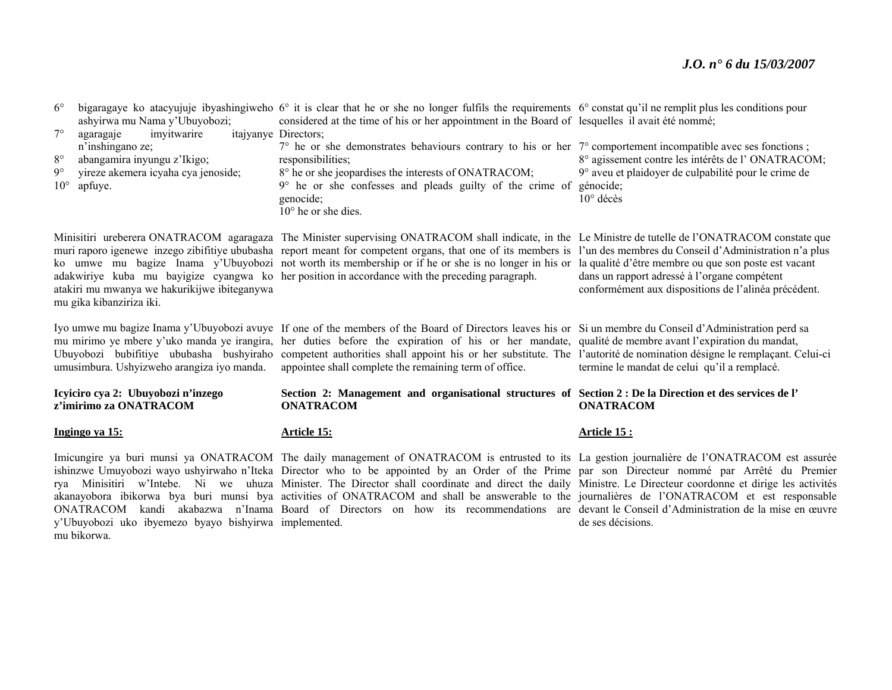6° bigaragaye ko atacyujuje ibyashingiweho ashyirwa mu Nama y'Ubuyobozi;
7° agaragaje imyitwarire itajyanye n'inshingano ze;
8° abangamira inyungu z'Ikigo;
9° yireze akemera icyaha cya jenoside;
10° apfuye.

Minisitiri ureberera ONATRACOM agaragaza muri raporo igenewe inzego zibifitiye ububasha ko umwe mu bagize Inama y'Ubuyobozi adakwiriye kuba mu bayigize cyangwa ko atakiri mu mwanya we hakurikijwe ibiteganywa mu gika kibanziriza iki.

Iyo umwe mu bagize Inama y'Ubuyobozi avuye mu mirimo ye mbere y'uko manda ye irangira, Ubuyobozi bubifitiye ububasha bushyiraho umusimbura. Ushyizweho arangiza iyo manda.

**Icyiciro cya 2: Ubuyobozi n'inzego z'imirimo za ONATRACOM**

**Ingingo ya 15:**

Imicungire ya buri munsi ya ONATRACOM ishinzwe Umuyobozi wayo ushyirwaho n'Iteka rya Minisitiri w'Intebe. Ni we uhuza akanayobora ibikorwa bya buri munsi bya ONATRACOM kandi akabazwa n'Inama y'Ubuyobozi uko ibyemezo byayo bishyirwa mu bikorwa.

6° it is clear that he or she no longer fulfils the requirements considered at the time of his or her appointment in the Board of Directors;
7° he or she demonstrates behaviours contrary to his or her responsibilities;
8° he or she jeopardises the interests of ONATRACOM;
9° he or she confesses and pleads guilty of the crime of genocide;
10° he or she dies.

The Minister supervising ONATRACOM shall indicate, in the report meant for competent organs, that one of its members is not worth its membership or if he or she is no longer in his or her position in accordance with the preceding paragraph.

If one of the members of the Board of Directors leaves his or her duties before the expiration of his or her mandate, competent authorities shall appoint his or her substitute. The appointee shall complete the remaining term of office.

**Section 2: Management and organisational structures of ONATRACOM**

**Article 15:**

The daily management of ONATRACOM is entrusted to its Director who to be appointed by an Order of the Prime Minister. The Director shall coordinate and direct the daily activities of ONATRACOM and shall be answerable to the Board of Directors on how its recommendations are implemented.

6° constat qu'il ne remplit plus les conditions pour lesquelles il avait été nommé;
7° comportement incompatible avec ses fonctions ;
8° agissement contre les intérêts de l' ONATRACOM;
9° aveu et plaidoyer de culpabilité pour le crime de génocide;
10° décès

Le Ministre de tutelle de l'ONATRACOM constate que l'un des membres du Conseil d'Administration n'a plus la qualité d'être membre ou que son poste est vacant dans un rapport adressé à l'organe compétent conformément aux dispositions de l'alinéa précédent.

Si un membre du Conseil d'Administration perd sa qualité de membre avant l'expiration du mandat, l'autorité de nomination désigne le remplaçant. Celui-ci termine le mandat de celui qu'il a remplacé.

**Section 2 : De la Direction et des services de l' ONATRACOM**

**Article 15 :**

La gestion journalière de l'ONATRACOM est assurée par son Directeur nommé par Arrêté du Premier Ministre. Le Directeur coordonne et dirige les activités journalières de l'ONATRACOM et est responsable devant le Conseil d'Administration de la mise en œuvre de ses décisions.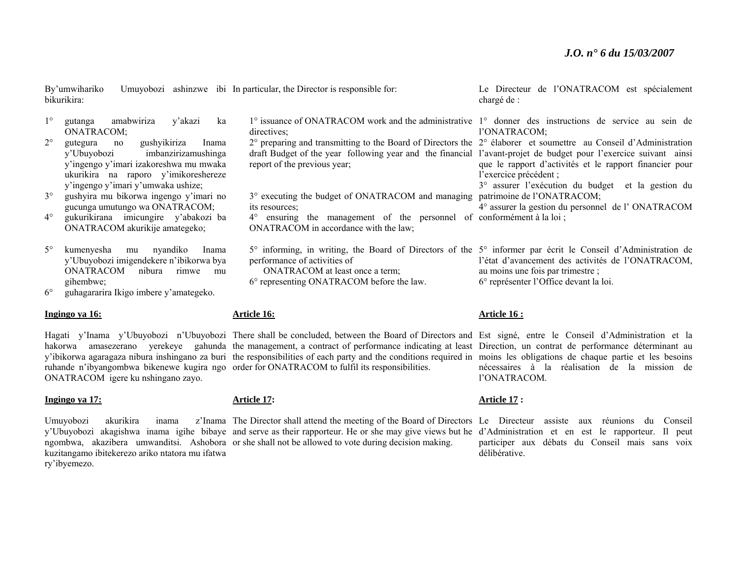By'umwihariko Umuyobozi ashinzwe ibi bikurikira:

1° gutanga amabwiriza y'akazi ka ONATRACOM;
2° gutegura no gushyikiriza Inama y'Ubuyobozi imbanzirizamushinga y'ingengo y'imari izakoreshwa mu mwaka ukurikira na raporo y'imikoreshereze y'ingengo y'imari y'umwaka ushize;
3° gushyira mu bikorwa ingengo y'imari no gucunga umutungo wa ONATRACOM;
4° gukurikirana imicungire y'abakozi ba ONATRACOM akurikije amategeko;
5° kumenyesha mu nyandiko Inama y'Ubuyobozi imigendekere n'ibikorwa bya ONATRACOM nibura rimwe mu gihembwe;
6° guhagararira Ikigo imbere y'amategeko.

**Ingingo ya 16:**

Hagati y'Inama y'Ubuyobozi n'Ubuyobozi hakorwa amasezerano yerekeye gahunda y'ibikorwa agaragaza nibura inshingano za buri ruhande n'ibyangombwa bikenewe kugira ngo ONATRACOM igere ku nshingano zayo.

**Ingingo ya 17:**

Umuyobozi akurikira inama z'Inama y'Ubuyobozi akagishwa inama igihe bibaye ngombwa, akazibera umwanditsi. Ashobora kuzitangamo ibitekerezo ariko ntatora mu ifatwa ry'ibyemezo.

In particular, the Director is responsible for:

1° issuance of ONATRACOM work and the administrative directives;
2° preparing and transmitting to the Board of Directors the draft Budget of the year following year and the financial report of the previous year;
3° executing the budget of ONATRACOM and managing its resources;
4° ensuring the management of the personnel of ONATRACOM in accordance with the law;
5° informing, in writing, the Board of Directors of the performance of activities of ONATRACOM at least once a term;
6° representing ONATRACOM before the law.

**Article 16:**

There shall be concluded, between the Board of Directors and the management, a contract of performance indicating at least the responsibilities of each party and the conditions required in order for ONATRACOM to fulfil its responsibilities.

**Article 17:**

The Director shall attend the meeting of the Board of Directors and serve as their rapporteur. He or she may give views but he or she shall not be allowed to vote during decision making.

Le Directeur de l'ONATRACOM est spécialement chargé de :

1° donner des instructions de service au sein de l'ONATRACOM;
2° élaborer et soumettre au Conseil d'Administration l'avant-projet de budget pour l'exercice suivant ainsi que le rapport d'activités et le rapport financier pour l'exercice précédent ;
3° assurer l'exécution du budget et la gestion du patrimoine de l'ONATRACOM;
4° assurer la gestion du personnel de l' ONATRACOM conformément à la loi ;
5° informer par écrit le Conseil d'Administration de l'état d'avancement des activités de l'ONATRACOM, au moins une fois par trimestre ;
6° représenter l'Office devant la loi.

**Article 16 :**

Est signé, entre le Conseil d'Administration et la Direction, un contrat de performance déterminant au moins les obligations de chaque partie et les besoins nécessaires à la réalisation de la mission de l'ONATRACOM.

**Article 17 :**

Le Directeur assiste aux réunions du Conseil d'Administration et en est le rapporteur. Il peut participer aux débats du Conseil mais sans voix délibérative.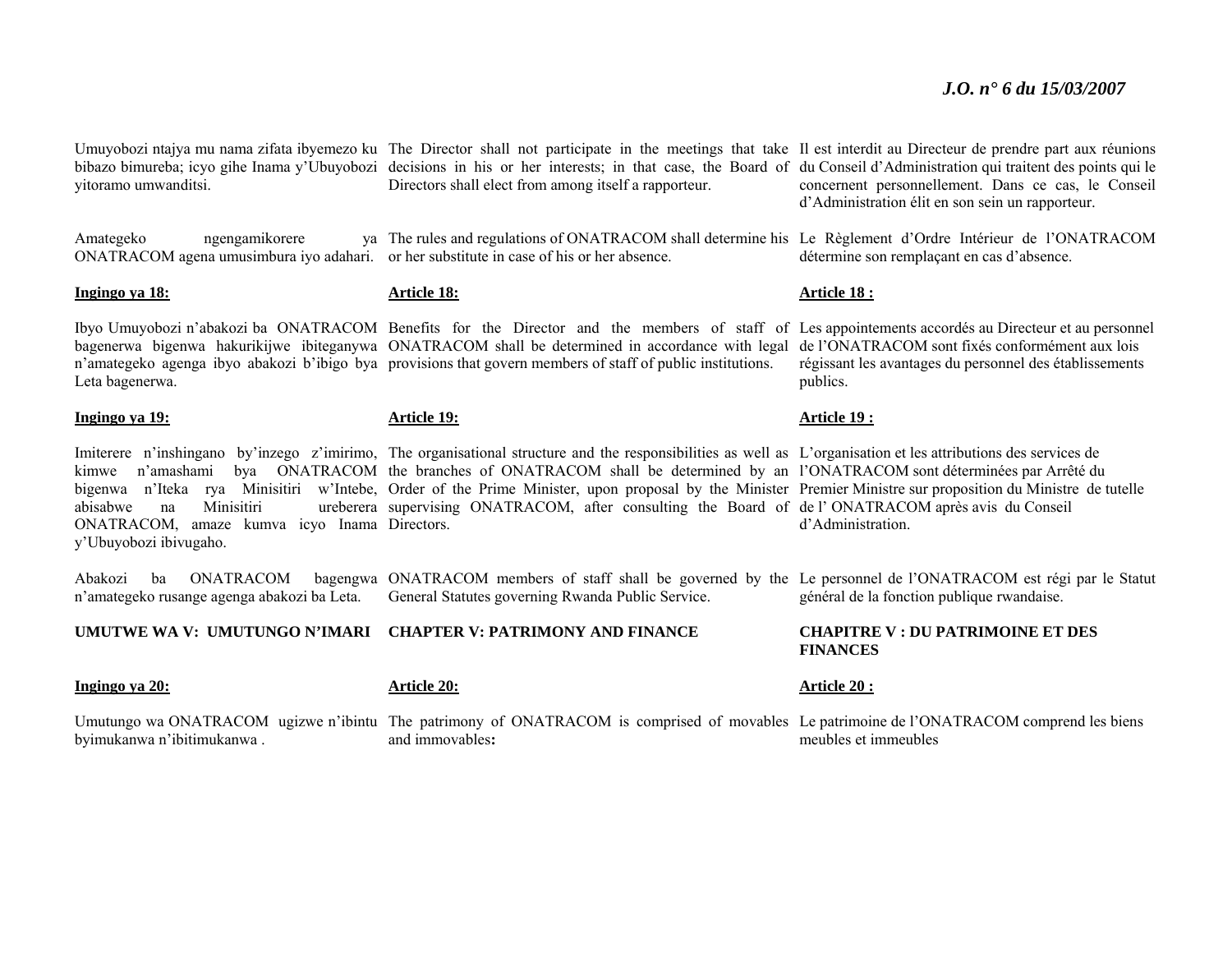Umuyobozi ntajya mu nama zifata ibyemezo ku bibazo bimureba; icyo gihe Inama y'Ubuyobozi yitoramo umwanditsi.

Amategeko ngengamikorere ya ONATRACOM agena umusimbura iyo adahari.

**Ingingo ya 18:**

Ibyo Umuyobozi n'abakozi ba ONATRACOM bagenerwa bigenwa hakurikijwe ibiteganywa n'amategeko agenga ibyo abakozi b'ibigo bya Leta bagenerwa.

**Ingingo ya 19:**

Imiterere n'inshingano by'inzego z'imirimo, kimwe n'amashami bya ONATRACOM bigenwa n'Iteka rya Minisitiri w'Intebe, abisabwe na Minisitiri ureberera ONATRACOM, amaze kumva icyo Inama y'Ubuyobozi ibivugaho.

Abakozi ba ONATRACOM bagengwa n'amategeko rusange agenga abakozi ba Leta.

**UMUTWE WA V: UMUTUNGO N'IMARI**

**Ingingo ya 20:**

Umutungo wa ONATRACOM ugizwe n'ibintu byimukanwa n'ibitimukanwa .

The Director shall not participate in the meetings that take decisions in his or her interests; in that case, the Board of Directors shall elect from among itself a rapporteur.

The rules and regulations of ONATRACOM shall determine his or her substitute in case of his or her absence.

**Article 18:**

Benefits for the Director and the members of staff of ONATRACOM shall be determined in accordance with legal provisions that govern members of staff of public institutions.

**Article 19:**

The organisational structure and the responsibilities as well as the branches of ONATRACOM shall be determined by an Order of the Prime Minister, upon proposal by the Minister supervising ONATRACOM, after consulting the Board of Directors.

ONATRACOM members of staff shall be governed by the General Statutes governing Rwanda Public Service.

**CHAPTER V: PATRIMONY AND FINANCE**

**Article 20:**

The patrimony of ONATRACOM is comprised of movables and immovables**:**

Il est interdit au Directeur de prendre part aux réunions du Conseil d'Administration qui traitent des points qui le concernent personnellement. Dans ce cas, le Conseil d'Administration élit en son sein un rapporteur.

Le Règlement d'Ordre Intérieur de l'ONATRACOM détermine son remplaçant en cas d'absence.

**Article 18 :**

Les appointements accordés au Directeur et au personnel de l'ONATRACOM sont fixés conformément aux lois régissant les avantages du personnel des établissements publics.

**Article 19 :**

L'organisation et les attributions des services de l'ONATRACOM sont déterminées par Arrêté du Premier Ministre sur proposition du Ministre de tutelle de l' ONATRACOM après avis du Conseil d'Administration.

Le personnel de l'ONATRACOM est régi par le Statut général de la fonction publique rwandaise.

**CHAPITRE V : DU PATRIMOINE ET DES FINANCES**

**Article 20 :**

Le patrimoine de l'ONATRACOM comprend les biens meubles et immeubles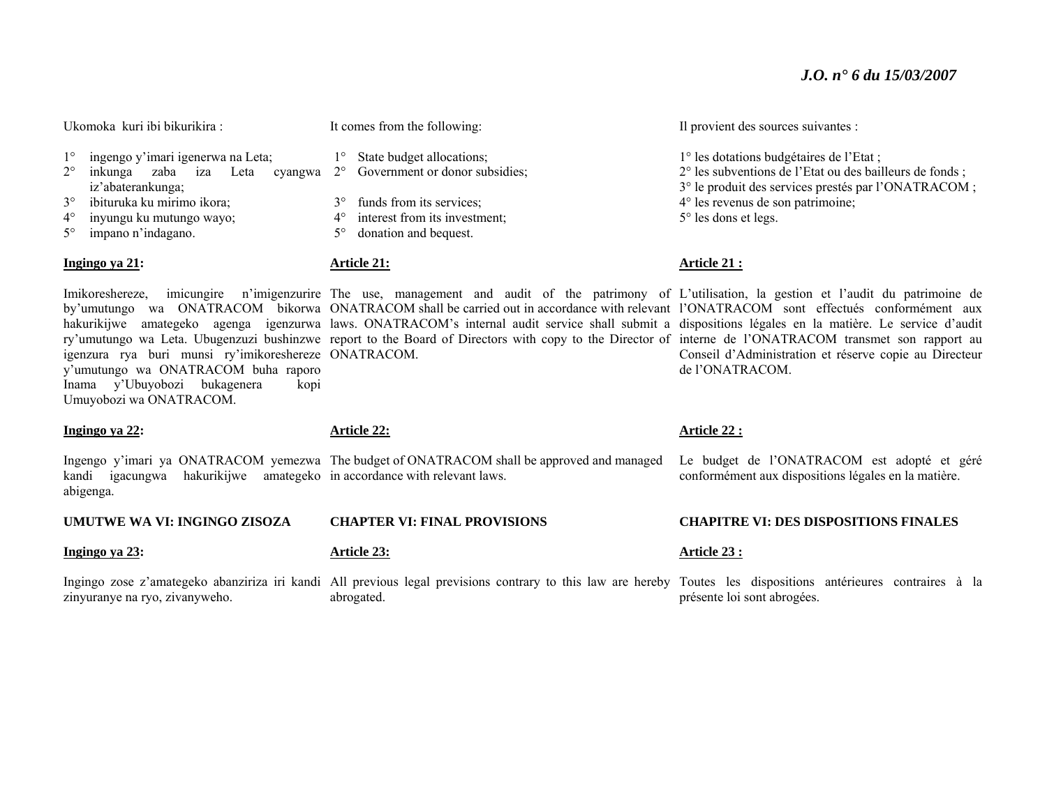Ukomoka kuri ibi bikurikira :

1° ingengo y'imari igenerwa na Leta;
2° inkunga zaba iza Leta cyangwa iz'abaterankunga;
3° ibituruka ku mirimo ikora;
4° inyungu ku mutungo wayo;
5° impano n'indagano.

**Ingingo ya 21:**

Imikoreshereze, imicungire n'imigenzurire by'umutungo wa ONATRACOM bikorwa hakurikijwe amategeko agenga igenzurwa ry'umutungo wa Leta. Ubugenzuzi bushinzwe igenzura rya buri munsi ry'imikoreshereze y'umutungo wa ONATRACOM buha raporo Inama y'Ubuyobozi bukagenera kopi Umuyobozi wa ONATRACOM.

**Ingingo ya 22:**

Ingengo y'imari ya ONATRACOM yemezwa kandi igacungwa hakurikijwe amategeko abigenga.

**UMUTWE WA VI: INGINGO ZISOZA**

**Ingingo ya 23:**

Ingingo zose z'amategeko abanziriza iri kandi zinyuranye na ryo, zivanyweho.

It comes from the following:

1° State budget allocations;
2° Government or donor subsidies;
3° funds from its services;
4° interest from its investment;
5° donation and bequest.

**Article 21:**

The use, management and audit of the patrimony of ONATRACOM shall be carried out in accordance with relevant laws. ONATRACOM's internal audit service shall submit a report to the Board of Directors with copy to the Director of ONATRACOM.

**Article 22:**

The budget of ONATRACOM shall be approved and managed in accordance with relevant laws.

**CHAPTER VI: FINAL PROVISIONS**

**Article 23:**

All previous legal previsions contrary to this law are hereby abrogated.

Il provient des sources suivantes :

1° les dotations budgétaires de l'Etat ;
2° les subventions de l'Etat ou des bailleurs de fonds ;
3° le produit des services prestés par l'ONATRACOM ;
4° les revenus de son patrimoine;
5° les dons et legs.

**Article 21 :**

L'utilisation, la gestion et l'audit du patrimoine de l'ONATRACOM sont effectués conformément aux dispositions légales en la matière. Le service d'audit interne de l'ONATRACOM transmet son rapport au Conseil d'Administration et réserve copie au Directeur de l'ONATRACOM.

**Article 22 :**

Le budget de l'ONATRACOM est adopté et géré conformément aux dispositions légales en la matière.

**CHAPITRE VI: DES DISPOSITIONS FINALES**

**Article 23 :**

Toutes les dispositions antérieures contraires à la présente loi sont abrogées.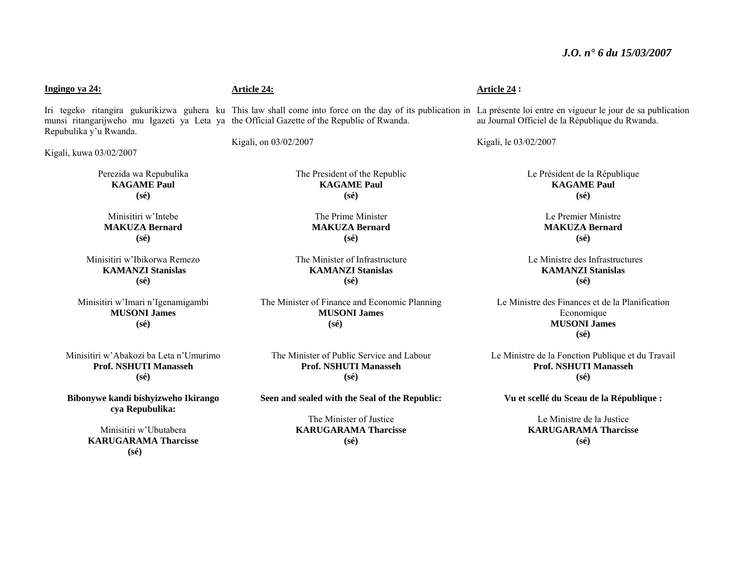**Ingingo ya 24:**

Iri tegeko ritangira gukurikizwa guhera ku munsi ritangarijweho mu Igazeti ya Leta ya Repubulika y'u Rwanda.

Kigali, kuwa 03/02/2007

Perezida wa Repubulika
**KAGAME Paul**
**(sé)**

Minisitiri w'Intebe
**MAKUZA Bernard**
**(sé)**

Minisitiri w'Ibikorwa Remezo
**KAMANZI Stanislas**
**(sé)**

Minisitiri w'Imari n'Igenamigambi
**MUSONI James**
**(sé)**

Minisitiri w'Abakozi ba Leta n'Umurimo
**Prof. NSHUTI Manasseh**
**(sé)**

**Bibonywe kandi bishyizweho Ikirango cya Repubulika:**

Minisitiri w'Ubutabera
**KARUGARAMA Tharcisse**
**(sé)**

**Article 24:**

This law shall come into force on the day of its publication in the Official Gazette of the Republic of Rwanda.

Kigali, on 03/02/2007

The President of the Republic
**KAGAME Paul**
**(sé)**

The Prime Minister
**MAKUZA Bernard**
**(sé)**

The Minister of Infrastructure
**KAMANZI Stanislas**
**(sé)**

The Minister of Finance and Economic Planning
**MUSONI James**
**(sé)**

The Minister of Public Service and Labour
**Prof. NSHUTI Manasseh**
**(sé)**

**Seen and sealed with the Seal of the Republic:**

The Minister of Justice
**KARUGARAMA Tharcisse**
**(sé)**

**Article 24 :**

La présente loi entre en vigueur le jour de sa publication au Journal Officiel de la République du Rwanda.

Kigali, le 03/02/2007

Le Président de la République
**KAGAME Paul**
**(sé)**

Le Premier Ministre
**MAKUZA Bernard**
**(sé)**

Le Ministre des Infrastructures
**KAMANZI Stanislas**
**(sé)**

Le Ministre des Finances et de la Planification Economique
**MUSONI James**
**(sé)**

Le Ministre de la Fonction Publique et du Travail
**Prof. NSHUTI Manasseh**
**(sé)**

**Vu et scellé du Sceau de la République :**

Le Ministre de la Justice
**KARUGARAMA Tharcisse**
**(sé)**